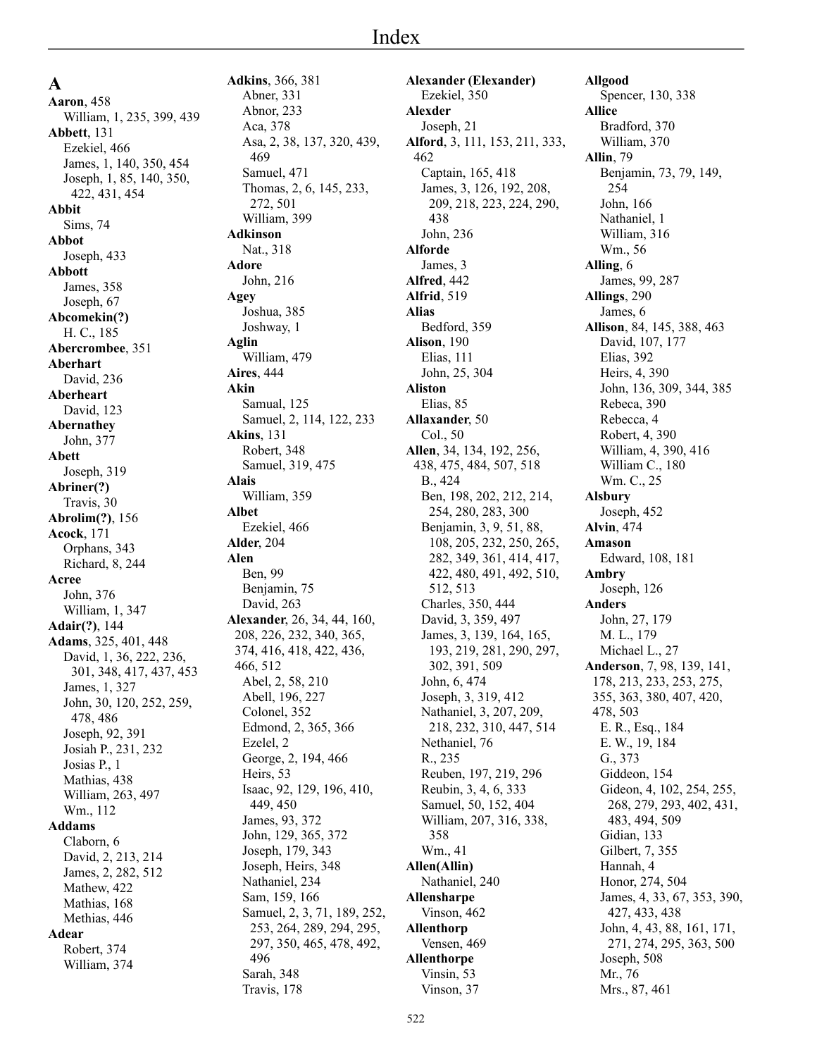# Index

## A

**Aaron**, 458
William, 1, 235, 399, 439

**Abbett**, 131
Ezekiel, 466
James, 1, 140, 350, 454
Joseph, 1, 85, 140, 350, 422, 431, 454

**Abbit**
Sims, 74

**Abbot**
Joseph, 433

**Abbott**
James, 358
Joseph, 67

**Abcomekin(?)**
H. C., 185

**Abercrombee**, 351

**Aberhart**
David, 236

**Aberheart**
David, 123

**Abernathey**
John, 377

**Abett**
Joseph, 319

**Abriner(?)**
Travis, 30

**Abrolim(?)**, 156

**Acock**, 171
Orphans, 343
Richard, 8, 244

**Acree**
John, 376
William, 1, 347

**Adair(?)**, 144

**Adams**, 325, 401, 448
David, 1, 36, 222, 236, 301, 348, 417, 437, 453
James, 1, 327
John, 30, 120, 252, 259, 478, 486
Joseph, 92, 391
Josiah P., 231, 232
Josias P., 1
Mathias, 438
William, 263, 497
Wm., 112

**Addams**
Claborn, 6
David, 2, 213, 214
James, 2, 282, 512
Mathew, 422
Mathias, 168
Methias, 446

**Adear**
Robert, 374
William, 374

**Adkins**, 366, 381
Abner, 331
Abnor, 233
Aca, 378
Asa, 2, 38, 137, 320, 439, 469
Samuel, 471
Thomas, 2, 6, 145, 233, 272, 501
William, 399

**Adkinson**
Nat., 318

**Adore**
John, 216

**Agey**
Joshua, 385
Joshway, 1

**Aglin**
William, 479

**Aires**, 444

**Akin**
Samual, 125
Samuel, 2, 114, 122, 233

**Akins**, 131
Robert, 348
Samuel, 319, 475

**Alais**
William, 359

**Albet**
Ezekiel, 466

**Alder**, 204

**Alen**
Ben, 99
Benjamin, 75
David, 263

**Alexander**, 26, 34, 44, 160, 208, 226, 232, 340, 365, 374, 416, 418, 422, 436, 466, 512
Abel, 2, 58, 210
Abell, 196, 227
Colonel, 352
Edmond, 2, 365, 366
Ezelel, 2
George, 2, 194, 466
Heirs, 53
Isaac, 92, 129, 196, 410, 449, 450
James, 93, 372
John, 129, 365, 372
Joseph, 179, 343
Joseph, Heirs, 348
Nathaniel, 234
Sam, 159, 166
Samuel, 2, 3, 71, 189, 252, 253, 264, 289, 294, 295, 297, 350, 465, 478, 492, 496
Sarah, 348
Travis, 178

**Alexander (Elexander)**
Ezekiel, 350

**Alexder**
Joseph, 21

**Alford**, 3, 111, 153, 211, 333, 462
Captain, 165, 418
James, 3, 126, 192, 208, 209, 218, 223, 224, 290, 438
John, 236

**Alforde**
James, 3

**Alfred**, 442

**Alfrid**, 519

**Alias**
Bedford, 359

**Alison**, 190
Elias, 111
John, 25, 304

**Aliston**
Elias, 85

**Allaxander**, 50
Col., 50

**Allen**, 34, 134, 192, 256, 438, 475, 484, 507, 518
B., 424
Ben, 198, 202, 212, 214, 254, 280, 283, 300
Benjamin, 3, 9, 51, 88, 108, 205, 232, 250, 265, 282, 349, 361, 414, 417, 422, 480, 491, 492, 510, 512, 513
Charles, 350, 444
David, 3, 359, 497
James, 3, 139, 164, 165, 193, 219, 281, 290, 297, 302, 391, 509
John, 6, 474
Joseph, 3, 319, 412
Nathaniel, 3, 207, 209, 218, 232, 310, 447, 514
Nethaniel, 76
R., 235
Reuben, 197, 219, 296
Reubin, 3, 4, 6, 333
Samuel, 50, 152, 404
William, 207, 316, 338, 358
Wm., 41

**Allen(Allin)**
Nathaniel, 240

**Allensharpe**
Vinson, 462

**Allenthorp**
Vensen, 469

**Allenthorpe**
Vinsin, 53
Vinson, 37

**Allgood**
Spencer, 130, 338

**Allice**
Bradford, 370
William, 370

**Allin**, 79
Benjamin, 73, 79, 149, 254
John, 166
Nathaniel, 1
William, 316
Wm., 56

**Alling**, 6
James, 99, 287

**Allings**, 290
James, 6

**Allison**, 84, 145, 388, 463
David, 107, 177
Elias, 392
Heirs, 4, 390
John, 136, 309, 344, 385
Rebeca, 390
Rebecca, 4
Robert, 4, 390
William, 4, 390, 416
William C., 180
Wm. C., 25

**Alsbury**
Joseph, 452

**Alvin**, 474

**Amason**
Edward, 108, 181

**Ambry**
Joseph, 126

**Anders**
John, 27, 179
M. L., 179
Michael L., 27

**Anderson**, 7, 98, 139, 141, 178, 213, 233, 253, 275, 355, 363, 380, 407, 420, 478, 503
E. R., Esq., 184
E. W., 19, 184
G., 373
Giddeon, 154
Gideon, 4, 102, 254, 255, 268, 279, 293, 402, 431, 483, 494, 509
Gidian, 133
Gilbert, 7, 355
Hannah, 4
Honor, 274, 504
James, 4, 33, 67, 353, 390, 427, 433, 438
John, 4, 43, 88, 161, 171, 271, 274, 295, 363, 500
Joseph, 508
Mr., 76
Mrs., 87, 461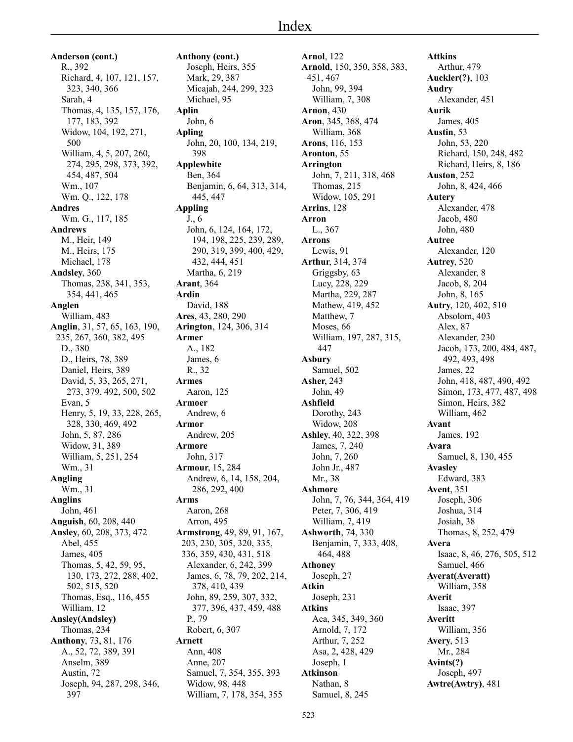# Index

**Anderson (cont.)**
R., 392
Richard, 4, 107, 121, 157, 323, 340, 366
Sarah, 4
Thomas, 4, 135, 157, 176, 177, 183, 392
Widow, 104, 192, 271, 500
William, 4, 5, 207, 260, 274, 295, 298, 373, 392, 454, 487, 504
Wm., 107
Wm. Q., 122, 178

**Andres**
Wm. G., 117, 185

**Andrews**
M., Heir, 149
M., Heirs, 175
Michael, 178

**Andsley**, 360
Thomas, 238, 341, 353, 354, 441, 465

**Anglen**
William, 483

**Anglin**, 31, 57, 65, 163, 190, 235, 267, 360, 382, 495
D., 380
D., Heirs, 78, 389
Daniel, Heirs, 389
David, 5, 33, 265, 271, 273, 379, 492, 500, 502
Evan, 5
Henry, 5, 19, 33, 228, 265, 328, 330, 469, 492
John, 5, 87, 286
Widow, 31, 389
William, 5, 251, 254
Wm., 31

**Angling**
Wm., 31

**Anglins**
John, 461

**Anguish**, 60, 208, 440

**Ansley**, 60, 208, 373, 472
Abel, 455
James, 405
Thomas, 5, 42, 59, 95, 130, 173, 272, 288, 402, 502, 515, 520
Thomas, Esq., 116, 455
William, 12

**Ansley(Andsley)**
Thomas, 234

**Anthony**, 73, 81, 176
A., 52, 72, 389, 391
Anselm, 389
Austin, 72
Joseph, 94, 287, 298, 346, 397

**Anthony (cont.)**
Joseph, Heirs, 355
Mark, 29, 387
Micajah, 244, 299, 323
Michael, 95

**Aplin**
John, 6

**Apling**
John, 20, 100, 134, 219, 398

**Applewhite**
Ben, 364
Benjamin, 6, 64, 313, 314, 445, 447

**Appling**
J., 6
John, 6, 124, 164, 172, 194, 198, 225, 239, 289, 290, 319, 399, 400, 429, 432, 444, 451
Martha, 6, 219

**Arant**, 364

**Ardin**
David, 188

**Ares**, 43, 280, 290

**Arington**, 124, 306, 314

**Armer**
A., 182
James, 6
R., 32

**Armes**
Aaron, 125

**Armoer**
Andrew, 6

**Armor**
Andrew, 205

**Armore**
John, 317

**Armour**, 15, 284
Andrew, 6, 14, 158, 204, 286, 292, 400

**Arms**
Aaron, 268
Arron, 495

**Armstrong**, 49, 89, 91, 167, 203, 230, 305, 320, 335, 336, 359, 430, 431, 518
Alexander, 6, 242, 399
James, 6, 78, 79, 202, 214, 378, 410, 439
John, 89, 259, 307, 332, 377, 396, 437, 459, 488
P., 79
Robert, 6, 307

**Arnett**
Ann, 408
Anne, 207
Samuel, 7, 354, 355, 393
Widow, 98, 448
William, 7, 178, 354, 355

**Arnol**, 122

**Arnold**, 150, 350, 358, 383, 451, 467
John, 99, 394
William, 7, 308

**Arnon**, 430

**Aron**, 345, 368, 474
William, 368

**Arons**, 116, 153

**Aronton**, 55

**Arrington**
John, 7, 211, 318, 468
Thomas, 215
Widow, 105, 291

**Arrins**, 128

**Arron**
L., 367

**Arrons**
Lewis, 91

**Arthur**, 314, 374
Griggsby, 63
Lucy, 228, 229
Martha, 229, 287
Mathew, 419, 452
Matthew, 7
Moses, 66
William, 197, 287, 315, 447

**Asbury**
Samuel, 502

**Asher**, 243
John, 49

**Ashfield**
Dorothy, 243
Widow, 208

**Ashley**, 40, 322, 398
James, 7, 240
John, 7, 260
John Jr., 487
Mr., 38

**Ashmore**
John, 7, 76, 344, 364, 419
Peter, 7, 306, 419
William, 7, 419

**Ashworth**, 74, 330
Benjamin, 7, 333, 408, 464, 488

**Athoney**
Joseph, 27

**Atkin**
Joseph, 231

**Atkins**
Aca, 345, 349, 360
Arnold, 7, 172
Arthur, 7, 252
Asa, 2, 428, 429
Joseph, 1

**Atkinson**
Nathan, 8
Samuel, 8, 245

**Attkins**
Arthur, 479

**Auckler(?)**, 103

**Audry**
Alexander, 451

**Aurik**
James, 405

**Austin**, 53
John, 53, 220
Richard, 150, 248, 482
Richard, Heirs, 8, 186

**Auston**, 252
John, 8, 424, 466

**Autery**
Alexander, 478
Jacob, 480
John, 480

**Autree**
Alexander, 120

**Autrey**, 520
Alexander, 8
Jacob, 8, 204
John, 8, 165

**Autry**, 120, 402, 510
Absolom, 403
Alex, 87
Alexander, 230
Jacob, 173, 200, 484, 487, 492, 493, 498
James, 22
John, 418, 487, 490, 492
Simon, 173, 477, 487, 498
Simon, Heirs, 382
William, 462

**Avant**
James, 192

**Avara**
Samuel, 8, 130, 455

**Avasley**
Edward, 383

**Avent**, 351
Joseph, 306
Joshua, 314
Josiah, 38
Thomas, 8, 252, 479

**Avera**
Isaac, 8, 46, 276, 505, 512
Samuel, 466

**Averat(Averatt)**
William, 358

**Averit**
Isaac, 397

**Averitt**
William, 356

**Avery**, 513
Mr., 284

**Avints(?)**
Joseph, 497

**Awtre(Awtry)**, 481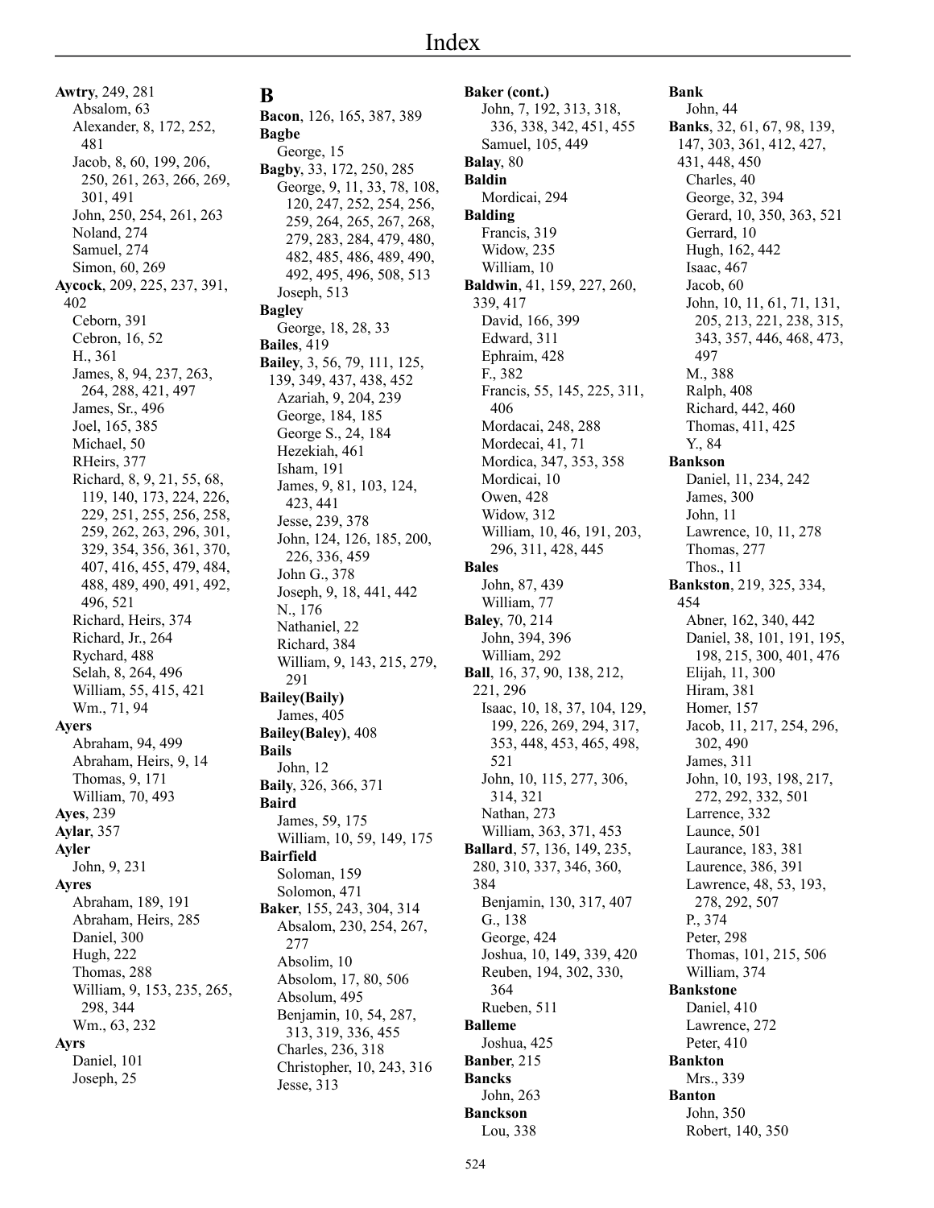**Awtry**, 249, 281
Absalom, 63
Alexander, 8, 172, 252, 481
Jacob, 8, 60, 199, 206, 250, 261, 263, 266, 269, 301, 491
John, 250, 254, 261, 263
Noland, 274
Samuel, 274
Simon, 60, 269
**Aycock**, 209, 225, 237, 391, 402
Ceborn, 391
Cebron, 16, 52
H., 361
James, 8, 94, 237, 263, 264, 288, 421, 497
James, Sr., 496
Joel, 165, 385
Michael, 50
RHeirs, 377
Richard, 8, 9, 21, 55, 68, 119, 140, 173, 224, 226, 229, 251, 255, 256, 258, 259, 262, 263, 296, 301, 329, 354, 356, 361, 370, 407, 416, 455, 479, 484, 488, 489, 490, 491, 492, 496, 521
Richard, Heirs, 374
Richard, Jr., 264
Rychard, 488
Selah, 8, 264, 496
William, 55, 415, 421
Wm., 71, 94
**Ayers**
Abraham, 94, 499
Abraham, Heirs, 9, 14
Thomas, 9, 171
William, 70, 493
**Ayes**, 239
**Aylar**, 357
**Ayler**
John, 9, 231
**Ayres**
Abraham, 189, 191
Abraham, Heirs, 285
Daniel, 300
Hugh, 222
Thomas, 288
William, 9, 153, 235, 265, 298, 344
Wm., 63, 232
**Ayrs**
Daniel, 101
Joseph, 25

# B

**Bacon**, 126, 165, 387, 389
**Bagbe**
George, 15
**Bagby**, 33, 172, 250, 285
George, 9, 11, 33, 78, 108, 120, 247, 252, 254, 256, 259, 264, 265, 267, 268, 279, 283, 284, 479, 480, 482, 485, 486, 489, 490, 492, 495, 496, 508, 513
Joseph, 513
**Bagley**
George, 18, 28, 33
**Bailes**, 419
**Bailey**, 3, 56, 79, 111, 125, 139, 349, 437, 438, 452
Azariah, 9, 204, 239
George, 184, 185
George S., 24, 184
Hezekiah, 461
Isham, 191
James, 9, 81, 103, 124, 423, 441
Jesse, 239, 378
John, 124, 126, 185, 200, 226, 336, 459
John G., 378
Joseph, 9, 18, 441, 442
N., 176
Nathaniel, 22
Richard, 384
William, 9, 143, 215, 279, 291
**Bailey(Baily)**
James, 405
**Bailey(Baley)**, 408
**Bails**
John, 12
**Baily**, 326, 366, 371
**Baird**
James, 59, 175
William, 10, 59, 149, 175
**Bairfield**
Soloman, 159
Solomon, 471
**Baker**, 155, 243, 304, 314
Absalom, 230, 254, 267, 277
Absolim, 10
Absolom, 17, 80, 506
Absolum, 495
Benjamin, 10, 54, 287, 313, 319, 336, 455
Charles, 236, 318
Christopher, 10, 243, 316
Jesse, 313

**Baker (cont.)**
John, 7, 192, 313, 318, 336, 338, 342, 451, 455
Samuel, 105, 449
**Balay**, 80
**Baldin**
Mordicai, 294
**Balding**
Francis, 319
Widow, 235
William, 10
**Baldwin**, 41, 159, 227, 260, 339, 417
David, 166, 399
Edward, 311
Ephraim, 428
F., 382
Francis, 55, 145, 225, 311, 406
Mordacai, 248, 288
Mordecai, 41, 71
Mordica, 347, 353, 358
Mordicai, 10
Owen, 428
Widow, 312
William, 10, 46, 191, 203, 296, 311, 428, 445
**Bales**
John, 87, 439
William, 77
**Baley**, 70, 214
John, 394, 396
William, 292
**Ball**, 16, 37, 90, 138, 212, 221, 296
Isaac, 10, 18, 37, 104, 129, 199, 226, 269, 294, 317, 353, 448, 453, 465, 498, 521
John, 10, 115, 277, 306, 314, 321
Nathan, 273
William, 363, 371, 453
**Ballard**, 57, 136, 149, 235, 280, 310, 337, 346, 360, 384
Benjamin, 130, 317, 407
G., 138
George, 424
Joshua, 10, 149, 339, 420
Reuben, 194, 302, 330, 364
Rueben, 511
**Balleme**
Joshua, 425
**Banber**, 215
**Bancks**
John, 263
**Banckson**
Lou, 338

**Bank**
John, 44
**Banks**, 32, 61, 67, 98, 139, 147, 303, 361, 412, 427, 431, 448, 450
Charles, 40
George, 32, 394
Gerard, 10, 350, 363, 521
Gerrard, 10
Hugh, 162, 442
Isaac, 467
Jacob, 60
John, 10, 11, 61, 71, 131, 205, 213, 221, 238, 315, 343, 357, 446, 468, 473, 497
M., 388
Ralph, 408
Richard, 442, 460
Thomas, 411, 425
Y., 84
**Bankson**
Daniel, 11, 234, 242
James, 300
John, 11
Lawrence, 10, 11, 278
Thomas, 277
Thos., 11
**Bankston**, 219, 325, 334, 454
Abner, 162, 340, 442
Daniel, 38, 101, 191, 195, 198, 215, 300, 401, 476
Elijah, 11, 300
Hiram, 381
Homer, 157
Jacob, 11, 217, 254, 296, 302, 490
James, 311
John, 10, 193, 198, 217, 272, 292, 332, 501
Larrence, 332
Launce, 501
Laurance, 183, 381
Laurence, 386, 391
Lawrence, 48, 53, 193, 278, 292, 507
P., 374
Peter, 298
Thomas, 101, 215, 506
William, 374
**Bankstone**
Daniel, 410
Lawrence, 272
Peter, 410
**Bankton**
Mrs., 339
**Banton**
John, 350
Robert, 140, 350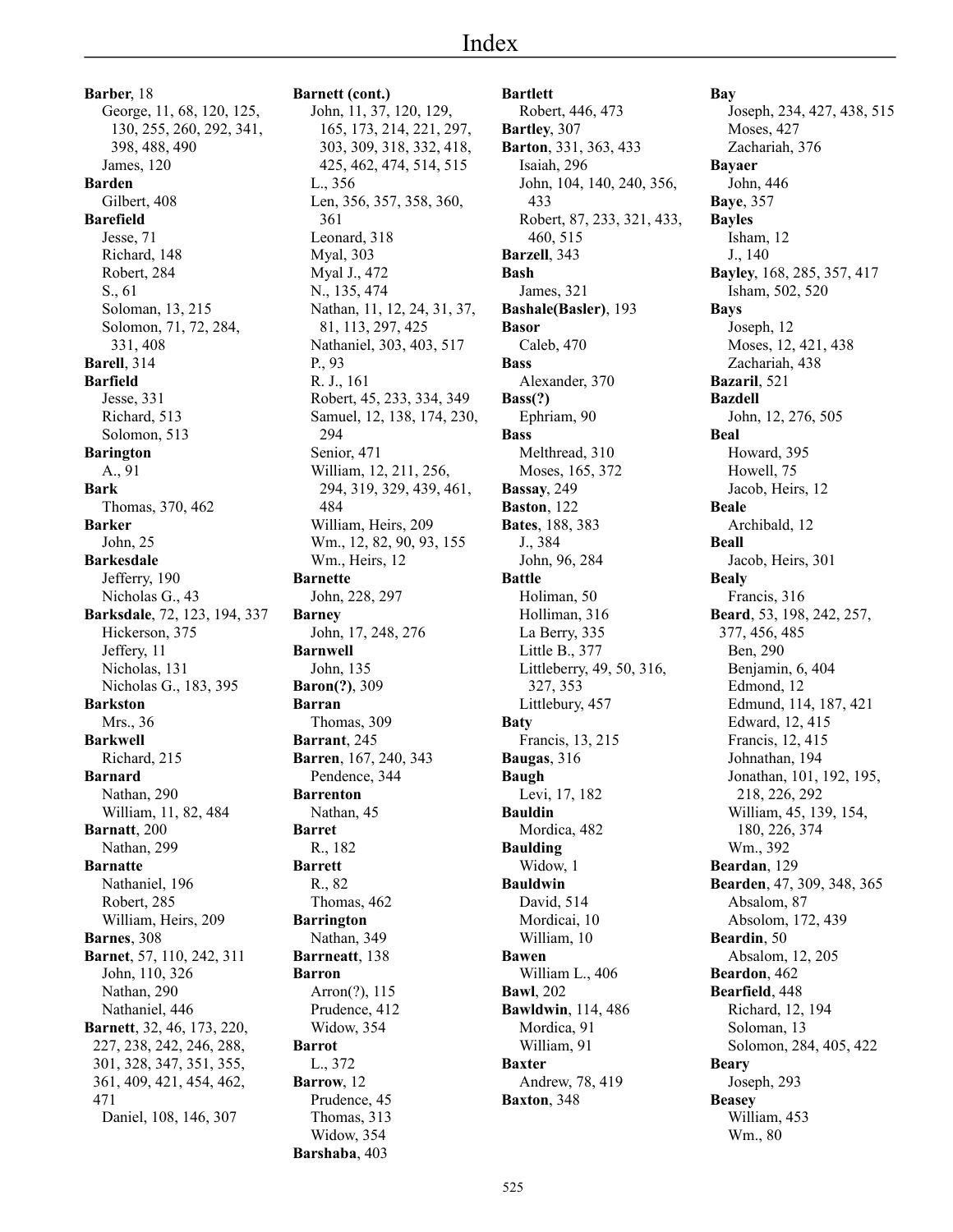# Index

**Barber**, 18
- George, 11, 68, 120, 125, 130, 255, 260, 292, 341, 398, 488, 490
- James, 120

**Barden**
- Gilbert, 408

**Barefield**
- Jesse, 71
- Richard, 148
- Robert, 284
- S., 61
- Soloman, 13, 215
- Solomon, 71, 72, 284, 331, 408

**Barell**, 314

**Barfield**
- Jesse, 331
- Richard, 513
- Solomon, 513

**Barington**
- A., 91

**Bark**
- Thomas, 370, 462

**Barker**
- John, 25

**Barkesdale**
- Jefferry, 190
- Nicholas G., 43

**Barksdale**, 72, 123, 194, 337
- Hickerson, 375
- Jeffery, 11
- Nicholas, 131
- Nicholas G., 183, 395

**Barkston**
- Mrs., 36

**Barkwell**
- Richard, 215

**Barnard**
- Nathan, 290
- William, 11, 82, 484

**Barnatt**, 200
- Nathan, 299

**Barnatte**
- Nathaniel, 196
- Robert, 285
- William, Heirs, 209

**Barnes**, 308

**Barnet**, 57, 110, 242, 311
- John, 110, 326
- Nathan, 290
- Nathaniel, 446

**Barnett**, 32, 46, 173, 220, 227, 238, 242, 246, 288, 301, 328, 347, 351, 355, 361, 409, 421, 454, 462, 471
- Daniel, 108, 146, 307

**Barnett (cont.)**
- John, 11, 37, 120, 129, 165, 173, 214, 221, 297, 303, 309, 318, 332, 418, 425, 462, 474, 514, 515
- L., 356
- Len, 356, 357, 358, 360, 361
- Leonard, 318
- Myal, 303
- Myal J., 472
- N., 135, 474
- Nathan, 11, 12, 24, 31, 37, 81, 113, 297, 425
- Nathaniel, 303, 403, 517
- P., 93
- R. J., 161
- Robert, 45, 233, 334, 349
- Samuel, 12, 138, 174, 230, 294
- Senior, 471
- William, 12, 211, 256, 294, 319, 329, 439, 461, 484
- William, Heirs, 209
- Wm., 12, 82, 90, 93, 155
- Wm., Heirs, 12

**Barnette**
- John, 228, 297

**Barney**
- John, 17, 248, 276

**Barnwell**
- John, 135

**Baron(?)**, 309

**Barran**
- Thomas, 309

**Barrant**, 245

**Barren**, 167, 240, 343
- Pendence, 344

**Barrenton**
- Nathan, 45

**Barret**
- R., 182

**Barrett**
- R., 82
- Thomas, 462

**Barrington**
- Nathan, 349

**Barrneatt**, 138

**Barron**
- Arron(?), 115
- Prudence, 412
- Widow, 354

**Barrot**
- L., 372

**Barrow**, 12
- Prudence, 45
- Thomas, 313
- Widow, 354

**Barshaba**, 403

**Bartlett**
- Robert, 446, 473

**Bartley**, 307

**Barton**, 331, 363, 433
- Isaiah, 296
- John, 104, 140, 240, 356, 433
- Robert, 87, 233, 321, 433, 460, 515

**Barzell**, 343

**Bash**
- James, 321

**Bashale(Basler)**, 193

**Basor**
- Caleb, 470

**Bass**
- Alexander, 370

**Bass(?)**
- Ephriam, 90

**Bass**
- Melthread, 310
- Moses, 165, 372

**Bassay**, 249

**Baston**, 122

**Bates**, 188, 383
- J., 384
- John, 96, 284

**Battle**
- Holiman, 50
- Holliman, 316
- La Berry, 335
- Little B., 377
- Littleberry, 49, 50, 316, 327, 353
- Littlebury, 457

**Baty**
- Francis, 13, 215

**Baugas**, 316

**Baugh**
- Levi, 17, 182

**Bauldin**
- Mordica, 482

**Baulding**
- Widow, 1

**Bauldwin**
- David, 514
- Mordicai, 10
- William, 10

**Bawen**
- William L., 406

**Bawl**, 202

**Bawldwin**, 114, 486
- Mordica, 91
- William, 91

**Baxter**
- Andrew, 78, 419

**Baxton**, 348

**Bay**
- Joseph, 234, 427, 438, 515
- Moses, 427
- Zachariah, 376

**Bayaer**
- John, 446

**Baye**, 357

**Bayles**
- Isham, 12
- J., 140

**Bayley**, 168, 285, 357, 417
- Isham, 502, 520

**Bays**
- Joseph, 12
- Moses, 12, 421, 438
- Zachariah, 438

**Bazaril**, 521

**Bazdell**
- John, 12, 276, 505

**Beal**
- Howard, 395
- Howell, 75
- Jacob, Heirs, 12

**Beale**
- Archibald, 12

**Beall**
- Jacob, Heirs, 301

**Bealy**
- Francis, 316

**Beard**, 53, 198, 242, 257, 377, 456, 485
- Ben, 290
- Benjamin, 6, 404
- Edmond, 12
- Edmund, 114, 187, 421
- Edward, 12, 415
- Francis, 12, 415
- Johnathan, 194
- Jonathan, 101, 192, 195, 218, 226, 292
- William, 45, 139, 154, 180, 226, 374
- Wm., 392

**Beardan**, 129

**Bearden**, 47, 309, 348, 365
- Absalom, 87
- Absolom, 172, 439

**Beardin**, 50
- Absalom, 12, 205

**Beardon**, 462

**Bearfield**, 448
- Richard, 12, 194
- Soloman, 13
- Solomon, 284, 405, 422

**Beary**
- Joseph, 293

**Beasey**
- William, 453
- Wm., 80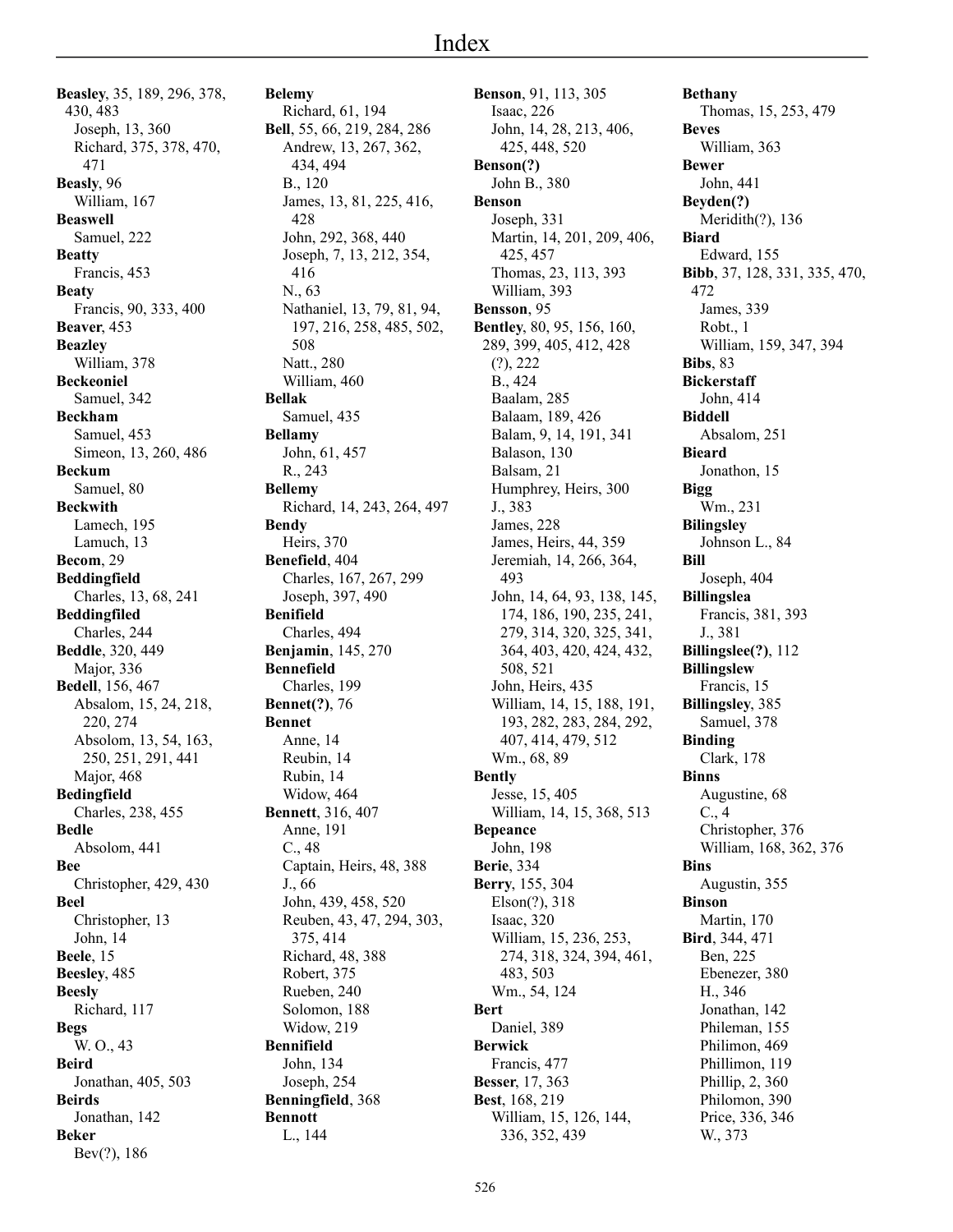# Index

**Beasley**, 35, 189, 296, 378, 430, 483
  Joseph, 13, 360
  Richard, 375, 378, 470, 471
**Beasly**, 96
  William, 167
**Beaswell**
  Samuel, 222
**Beatty**
  Francis, 453
**Beaty**
  Francis, 90, 333, 400
**Beaver**, 453
**Beazley**
  William, 378
**Beckeoniel**
  Samuel, 342
**Beckham**
  Samuel, 453
  Simeon, 13, 260, 486
**Beckum**
  Samuel, 80
**Beckwith**
  Lamech, 195
  Lamuch, 13
**Becom**, 29
**Beddingfield**
  Charles, 13, 68, 241
**Beddingfiled**
  Charles, 244
**Beddle**, 320, 449
  Major, 336
**Bedell**, 156, 467
  Absalom, 15, 24, 218, 220, 274
  Absolom, 13, 54, 163, 250, 251, 291, 441
  Major, 468
**Bedingfield**
  Charles, 238, 455
**Bedle**
  Absolom, 441
**Bee**
  Christopher, 429, 430
**Beel**
  Christopher, 13
  John, 14
**Beele**, 15
**Beesley**, 485
**Beesly**
  Richard, 117
**Begs**
  W. O., 43
**Beird**
  Jonathan, 405, 503
**Beirds**
  Jonathan, 142
**Beker**
  Bev(?), 186

**Belemy**
  Richard, 61, 194
**Bell**, 55, 66, 219, 284, 286
  Andrew, 13, 267, 362, 434, 494
  B., 120
  James, 13, 81, 225, 416, 428
  John, 292, 368, 440
  Joseph, 7, 13, 212, 354, 416
  N., 63
  Nathaniel, 13, 79, 81, 94, 197, 216, 258, 485, 502, 508
  Natt., 280
  William, 460
**Bellak**
  Samuel, 435
**Bellamy**
  John, 61, 457
  R., 243
**Bellemy**
  Richard, 14, 243, 264, 497
**Bendy**
  Heirs, 370
**Benefield**, 404
  Charles, 167, 267, 299
  Joseph, 397, 490
**Benifield**
  Charles, 494
**Benjamin**, 145, 270
**Bennefield**
  Charles, 199
**Bennet(?)**, 76
**Bennet**
  Anne, 14
  Reubin, 14
  Rubin, 14
  Widow, 464
**Bennett**, 316, 407
  Anne, 191
  C., 48
  Captain, Heirs, 48, 388
  J., 66
  John, 439, 458, 520
  Reuben, 43, 47, 294, 303, 375, 414
  Richard, 48, 388
  Robert, 375
  Rueben, 240
  Solomon, 188
  Widow, 219
**Bennifield**
  John, 134
  Joseph, 254
**Benningfield**, 368
**Bennott**
  L., 144

**Benson**, 91, 113, 305
  Isaac, 226
  John, 14, 28, 213, 406, 425, 448, 520
**Benson(?)**
  John B., 380
**Benson**
  Joseph, 331
  Martin, 14, 201, 209, 406, 425, 457
  Thomas, 23, 113, 393
  William, 393
**Bensson**, 95
**Bentley**, 80, 95, 156, 160, 289, 399, 405, 412, 428
  (?), 222
  B., 424
  Baalam, 285
  Balaam, 189, 426
  Balam, 9, 14, 191, 341
  Balason, 130
  Balsam, 21
  Humphrey, Heirs, 300
  J., 383
  James, 228
  James, Heirs, 44, 359
  Jeremiah, 14, 266, 364, 493
  John, 14, 64, 93, 138, 145, 174, 186, 190, 235, 241, 279, 314, 320, 325, 341, 364, 403, 420, 424, 432, 508, 521
  John, Heirs, 435
  William, 14, 15, 188, 191, 193, 282, 283, 284, 292, 407, 414, 479, 512
  Wm., 68, 89
**Bently**
  Jesse, 15, 405
  William, 14, 15, 368, 513
**Bepeance**
  John, 198
**Berie**, 334
**Berry**, 155, 304
  Elson(?), 318
  Isaac, 320
  William, 15, 236, 253, 274, 318, 324, 394, 461, 483, 503
  Wm., 54, 124
**Bert**
  Daniel, 389
**Berwick**
  Francis, 477
**Besser**, 17, 363
**Best**, 168, 219
  William, 15, 126, 144, 336, 352, 439

**Bethany**
  Thomas, 15, 253, 479
**Beves**
  William, 363
**Bewer**
  John, 441
**Beyden(?)**
  Meridith(?), 136
**Biard**
  Edward, 155
**Bibb**, 37, 128, 331, 335, 470, 472
  James, 339
  Robt., 1
  William, 159, 347, 394
**Bibs**, 83
**Bickerstaff**
  John, 414
**Biddell**
  Absalom, 251
**Bieard**
  Jonathon, 15
**Bigg**
  Wm., 231
**Bilingsley**
  Johnson L., 84
**Bill**
  Joseph, 404
**Billingslea**
  Francis, 381, 393
  J., 381
**Billingslee(?)**, 112
**Billingslew**
  Francis, 15
**Billingsley**, 385
  Samuel, 378
**Binding**
  Clark, 178
**Binns**
  Augustine, 68
  C., 4
  Christopher, 376
  William, 168, 362, 376
**Bins**
  Augustin, 355
**Binson**
  Martin, 170
**Bird**, 344, 471
  Ben, 225
  Ebenezer, 380
  H., 346
  Jonathan, 142
  Phileman, 155
  Philimon, 469
  Phillimon, 119
  Phillip, 2, 360
  Philomon, 390
  Price, 336, 346
  W., 373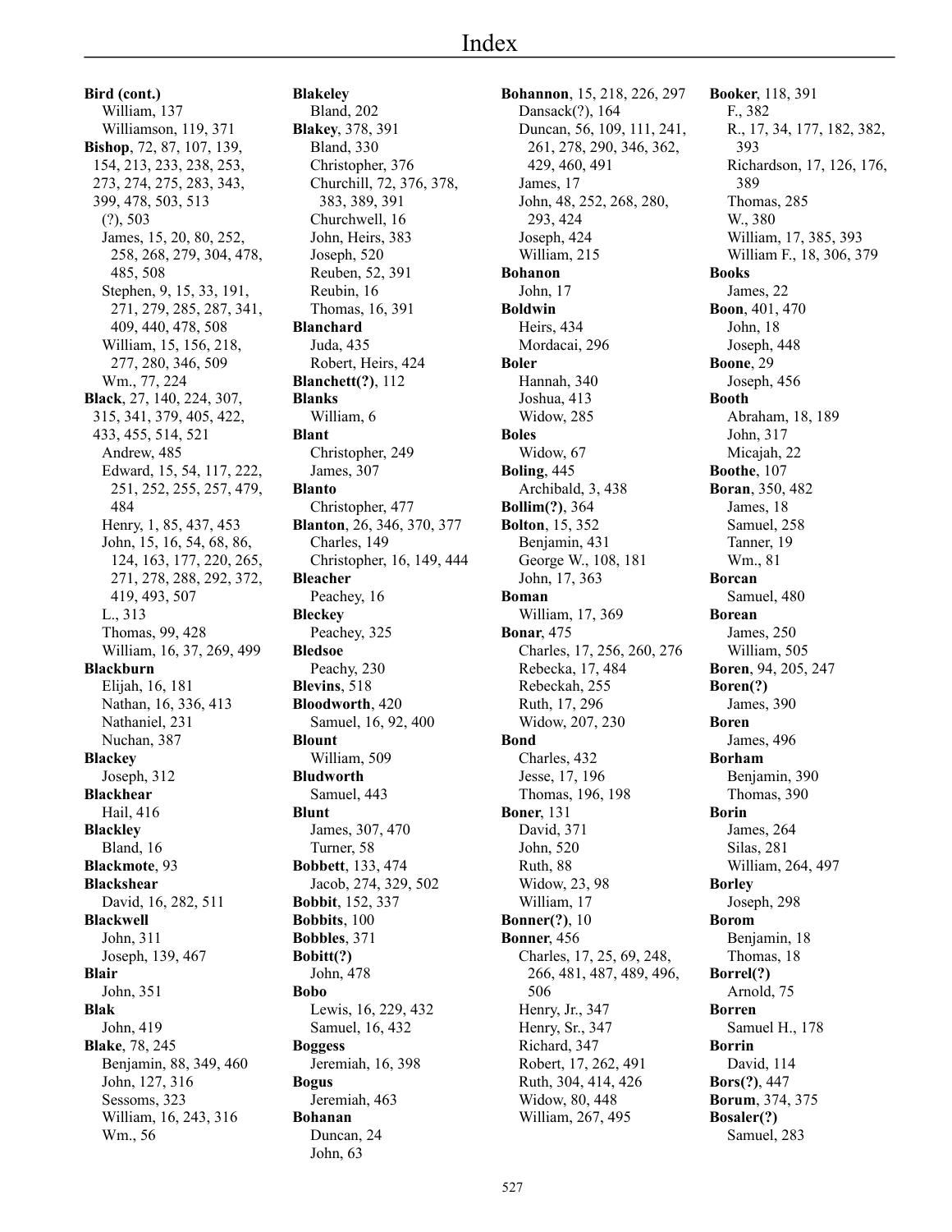# Index

**Bird (cont.)**
William, 137
Williamson, 119, 371

**Bishop**, 72, 87, 107, 139, 154, 213, 233, 238, 253, 273, 274, 275, 283, 343, 399, 478, 503, 513
(?), 503
James, 15, 20, 80, 252, 258, 268, 279, 304, 478, 485, 508
Stephen, 9, 15, 33, 191, 271, 279, 285, 287, 341, 409, 440, 478, 508
William, 15, 156, 218, 277, 280, 346, 509
Wm., 77, 224

**Black**, 27, 140, 224, 307, 315, 341, 379, 405, 422, 433, 455, 514, 521
Andrew, 485
Edward, 15, 54, 117, 222, 251, 252, 255, 257, 479, 484
Henry, 1, 85, 437, 453
John, 15, 16, 54, 68, 86, 124, 163, 177, 220, 265, 271, 278, 288, 292, 372, 419, 493, 507
L., 313
Thomas, 99, 428
William, 16, 37, 269, 499

**Blackburn**
Elijah, 16, 181
Nathan, 16, 336, 413
Nathaniel, 231
Nuchan, 387

**Blackey**
Joseph, 312

**Blackhear**
Hail, 416

**Blackley**
Bland, 16

**Blackmote**, 93

**Blackshear**
David, 16, 282, 511

**Blackwell**
John, 311
Joseph, 139, 467

**Blair**
John, 351

**Blak**
John, 419

**Blake**, 78, 245
Benjamin, 88, 349, 460
John, 127, 316
Sessoms, 323
William, 16, 243, 316
Wm., 56

**Blakeley**
Bland, 202

**Blakey**, 378, 391
Bland, 330
Christopher, 376
Churchill, 72, 376, 378, 383, 389, 391
Churchwell, 16
John, Heirs, 383
Joseph, 520
Reuben, 52, 391
Reubin, 16
Thomas, 16, 391

**Blanchard**
Juda, 435
Robert, Heirs, 424

**Blanchett(?)**, 112

**Blanks**
William, 6

**Blant**
Christopher, 249
James, 307

**Blanto**
Christopher, 477

**Blanton**, 26, 346, 370, 377
Charles, 149
Christopher, 16, 149, 444

**Bleacher**
Peachey, 16

**Bleckey**
Peachey, 325

**Bledsoe**
Peachy, 230

**Blevins**, 518

**Bloodworth**, 420
Samuel, 16, 92, 400

**Blount**
William, 509

**Bludworth**
Samuel, 443

**Blunt**
James, 307, 470
Turner, 58

**Bobbett**, 133, 474
Jacob, 274, 329, 502

**Bobbit**, 152, 337

**Bobbits**, 100

**Bobbles**, 371

**Bobitt(?)**
John, 478

**Bobo**
Lewis, 16, 229, 432
Samuel, 16, 432

**Boggess**
Jeremiah, 16, 398

**Bogus**
Jeremiah, 463

**Bohanan**
Duncan, 24
John, 63

**Bohannon**, 15, 218, 226, 297
Dansack(?), 164
Duncan, 56, 109, 111, 241, 261, 278, 290, 346, 362, 429, 460, 491
James, 17
John, 48, 252, 268, 280, 293, 424
Joseph, 424
William, 215

**Bohanon**
John, 17

**Boldwin**
Heirs, 434
Mordacai, 296

**Boler**
Hannah, 340
Joshua, 413
Widow, 285

**Boles**
Widow, 67

**Boling**, 445
Archibald, 3, 438

**Bollim(?)**, 364

**Bolton**, 15, 352
Benjamin, 431
George W., 108, 181
John, 17, 363

**Boman**
William, 17, 369

**Bonar**, 475
Charles, 17, 256, 260, 276
Rebecka, 17, 484
Rebeckah, 255
Ruth, 17, 296
Widow, 207, 230

**Bond**
Charles, 432
Jesse, 17, 196
Thomas, 196, 198

**Boner**, 131
David, 371
John, 520
Ruth, 88
Widow, 23, 98
William, 17

**Bonner(?)**, 10

**Bonner**, 456
Charles, 17, 25, 69, 248, 266, 481, 487, 489, 496, 506
Henry, Jr., 347
Henry, Sr., 347
Richard, 347
Robert, 17, 262, 491
Ruth, 304, 414, 426
Widow, 80, 448
William, 267, 495

**Booker**, 118, 391
F., 382
R., 17, 34, 177, 182, 382, 393
Richardson, 17, 126, 176, 389
Thomas, 285
W., 380
William, 17, 385, 393
William F., 18, 306, 379

**Books**
James, 22

**Boon**, 401, 470
John, 18
Joseph, 448

**Boone**, 29
Joseph, 456

**Booth**
Abraham, 18, 189
John, 317
Micajah, 22

**Boothe**, 107

**Boran**, 350, 482
James, 18
Samuel, 258
Tanner, 19
Wm., 81

**Borcan**
Samuel, 480

**Borean**
James, 250
William, 505

**Boren**, 94, 205, 247

**Boren(?)**
James, 390

**Boren**
James, 496

**Borham**
Benjamin, 390
Thomas, 390

**Borin**
James, 264
Silas, 281
William, 264, 497

**Borley**
Joseph, 298

**Borom**
Benjamin, 18
Thomas, 18

**Borrel(?)**
Arnold, 75

**Borren**
Samuel H., 178

**Borrin**
David, 114

**Bors(?)**, 447

**Borum**, 374, 375

**Bosaler(?)**
Samuel, 283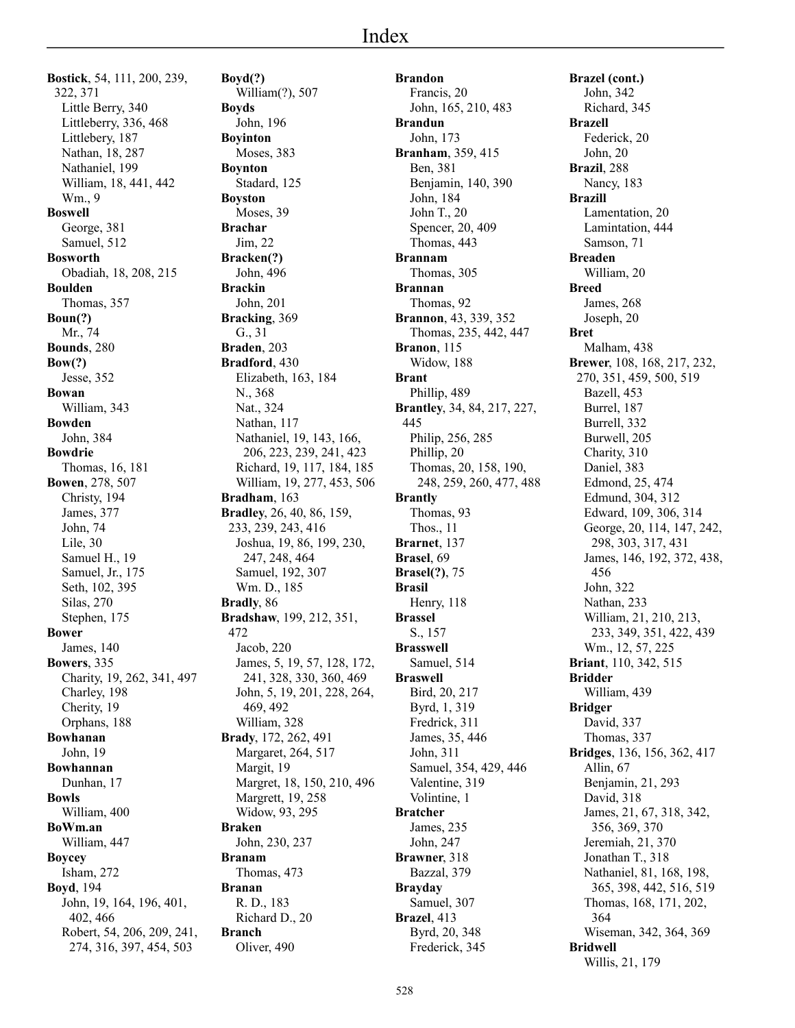# Index

**Bostick**, 54, 111, 200, 239, 322, 371
- Little Berry, 340
- Littleberry, 336, 468
- Littlebery, 187
- Nathan, 18, 287
- Nathaniel, 199
- William, 18, 441, 442
- Wm., 9

**Boswell**
- George, 381
- Samuel, 512

**Bosworth**
- Obadiah, 18, 208, 215

**Boulden**
- Thomas, 357

**Boun(?)**
- Mr., 74

**Bounds**, 280

**Bow(?)**
- Jesse, 352

**Bowan**
- William, 343

**Bowden**
- John, 384

**Bowdrie**
- Thomas, 16, 181

**Bowen**, 278, 507
- Christy, 194
- James, 377
- John, 74
- Lile, 30
- Samuel H., 19
- Samuel, Jr., 175
- Seth, 102, 395
- Silas, 270
- Stephen, 175

**Bower**
- James, 140

**Bowers**, 335
- Charity, 19, 262, 341, 497
- Charley, 198
- Cherity, 19
- Orphans, 188

**Bowhanan**
- John, 19

**Bowhannan**
- Dunhan, 17

**Bowls**
- William, 400

**BoWm.an**
- William, 447

**Boycey**
- Isham, 272

**Boyd**, 194
- John, 19, 164, 196, 401, 402, 466
- Robert, 54, 206, 209, 241, 274, 316, 397, 454, 503

**Boyd(?)**
- William(?), 507

**Boyds**
- John, 196

**Boyinton**
- Moses, 383

**Boynton**
- Stadard, 125

**Boyston**
- Moses, 39

**Brachar**
- Jim, 22

**Bracken(?)**
- John, 496

**Brackin**
- John, 201

**Bracking**, 369
- G., 31

**Braden**, 203

**Bradford**, 430
- Elizabeth, 163, 184
- N., 368
- Nat., 324
- Nathan, 117
- Nathaniel, 19, 143, 166, 206, 223, 239, 241, 423
- Richard, 19, 117, 184, 185
- William, 19, 277, 453, 506

**Bradham**, 163

**Bradley**, 26, 40, 86, 159, 233, 239, 243, 416
- Joshua, 19, 86, 199, 230, 247, 248, 464
- Samuel, 192, 307
- Wm. D., 185

**Bradly**, 86

**Bradshaw**, 199, 212, 351, 472
- Jacob, 220
- James, 5, 19, 57, 128, 172, 241, 328, 330, 360, 469
- John, 5, 19, 201, 228, 264, 469, 492
- William, 328

**Brady**, 172, 262, 491
- Margaret, 264, 517
- Margit, 19
- Margret, 18, 150, 210, 496
- Margrett, 19, 258
- Widow, 93, 295

**Braken**
- John, 230, 237

**Branam**
- Thomas, 473

**Branan**
- R. D., 183
- Richard D., 20

**Branch**
- Oliver, 490

**Brandon**
- Francis, 20
- John, 165, 210, 483

**Brandun**
- John, 173

**Branham**, 359, 415
- Ben, 381
- Benjamin, 140, 390
- John, 184
- John T., 20
- Spencer, 20, 409
- Thomas, 443

**Brannam**
- Thomas, 305

**Brannan**
- Thomas, 92

**Brannon**, 43, 339, 352
- Thomas, 235, 442, 447

**Branon**, 115
- Widow, 188

**Brant**
- Phillip, 489

**Brantley**, 34, 84, 217, 227, 445
- Philip, 256, 285
- Phillip, 20
- Thomas, 20, 158, 190, 248, 259, 260, 477, 488

**Brantly**
- Thomas, 93
- Thos., 11

**Brarnet**, 137

**Brasel**, 69

**Brasel(?)**, 75

**Brasil**
- Henry, 118

**Brassel**
- S., 157

**Brasswell**
- Samuel, 514

**Braswell**
- Bird, 20, 217
- Byrd, 1, 319
- Fredrick, 311
- James, 35, 446
- John, 311
- Samuel, 354, 429, 446
- Valentine, 319
- Volintine, 1

**Bratcher**
- James, 235
- John, 247

**Brawner**, 318
- Bazzal, 379

**Brayday**
- Samuel, 307

**Brazel**, 413
- Byrd, 20, 348
- Frederick, 345

**Brazel (cont.)**
- John, 342
- Richard, 345

**Brazell**
- Federick, 20
- John, 20

**Brazil**, 288
- Nancy, 183

**Brazill**
- Lamentation, 20
- Lamintation, 444
- Samson, 71

**Breaden**
- William, 20

**Breed**
- James, 268
- Joseph, 20

**Bret**
- Malham, 438

**Brewer**, 108, 168, 217, 232, 270, 351, 459, 500, 519
- Bazell, 453
- Burrel, 187
- Burrell, 332
- Burwell, 205
- Charity, 310
- Daniel, 383
- Edmond, 25, 474
- Edmund, 304, 312
- Edward, 109, 306, 314
- George, 20, 114, 147, 242, 298, 303, 317, 431
- James, 146, 192, 372, 438, 456
- John, 322
- Nathan, 233
- William, 21, 210, 213, 233, 349, 351, 422, 439
- Wm., 12, 57, 225

**Briant**, 110, 342, 515

**Bridder**
- William, 439

**Bridger**
- David, 337
- Thomas, 337

**Bridges**, 136, 156, 362, 417
- Allin, 67
- Benjamin, 21, 293
- David, 318
- James, 21, 67, 318, 342, 356, 369, 370
- Jeremiah, 21, 370
- Jonathan T., 318
- Nathaniel, 81, 168, 198, 365, 398, 442, 516, 519
- Thomas, 168, 171, 202, 364
- Wiseman, 342, 364, 369

**Bridwell**
- Willis, 21, 179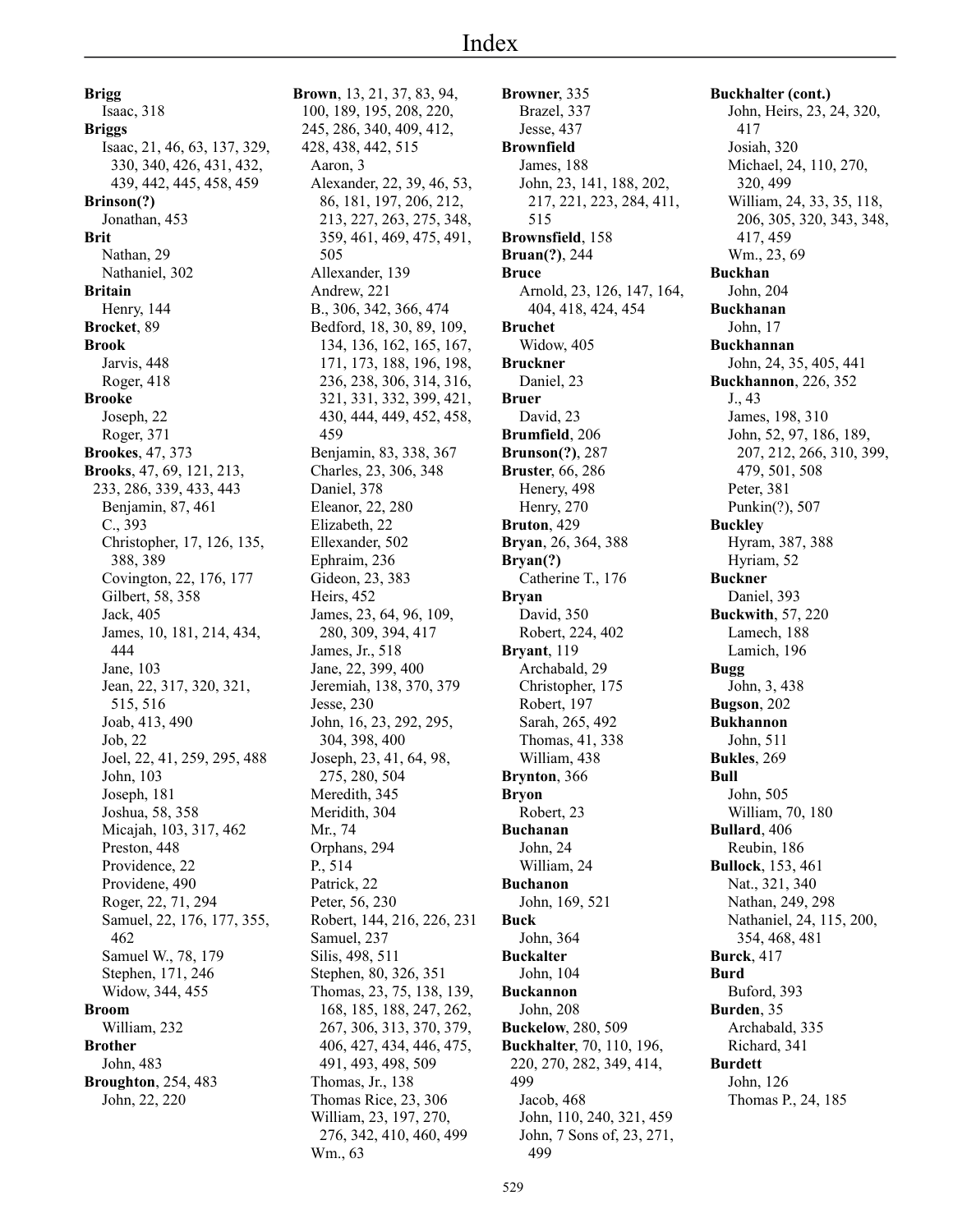# Index

**Brigg**
- Isaac, 318

**Briggs**
- Isaac, 21, 46, 63, 137, 329, 330, 340, 426, 431, 432, 439, 442, 445, 458, 459

**Brinson(?)**
- Jonathan, 453

**Brit**
- Nathan, 29
- Nathaniel, 302

**Britain**
- Henry, 144

**Brocket**, 89

**Brook**
- Jarvis, 448
- Roger, 418

**Brooke**
- Joseph, 22
- Roger, 371

**Brookes**, 47, 373

**Brooks**, 47, 69, 121, 213, 233, 286, 339, 433, 443
- Benjamin, 87, 461
- C., 393
- Christopher, 17, 126, 135, 388, 389
- Covington, 22, 176, 177
- Gilbert, 58, 358
- Jack, 405
- James, 10, 181, 214, 434, 444
- Jane, 103
- Jean, 22, 317, 320, 321, 515, 516
- Joab, 413, 490
- Job, 22
- Joel, 22, 41, 259, 295, 488
- John, 103
- Joseph, 181
- Joshua, 58, 358
- Micajah, 103, 317, 462
- Preston, 448
- Providence, 22
- Providene, 490
- Roger, 22, 71, 294
- Samuel, 22, 176, 177, 355, 462
- Samuel W., 78, 179
- Stephen, 171, 246
- Widow, 344, 455

**Broom**
- William, 232

**Brother**
- John, 483

**Broughton**, 254, 483
- John, 22, 220

**Brown**, 13, 21, 37, 83, 94, 100, 189, 195, 208, 220, 245, 286, 340, 409, 412, 428, 438, 442, 515
- Aaron, 3
- Alexander, 22, 39, 46, 53, 86, 181, 197, 206, 212, 213, 227, 263, 275, 348, 359, 461, 469, 475, 491, 505
- Allexander, 139
- Andrew, 221
- B., 306, 342, 366, 474
- Bedford, 18, 30, 89, 109, 134, 136, 162, 165, 167, 171, 173, 188, 196, 198, 236, 238, 306, 314, 316, 321, 331, 332, 399, 421, 430, 444, 449, 452, 458, 459
- Benjamin, 83, 338, 367
- Charles, 23, 306, 348
- Daniel, 378
- Eleanor, 22, 280
- Elizabeth, 22
- Ellexander, 502
- Ephraim, 236
- Gideon, 23, 383
- Heirs, 452
- James, 23, 64, 96, 109, 280, 309, 394, 417
- James, Jr., 518
- Jane, 22, 399, 400
- Jeremiah, 138, 370, 379
- Jesse, 230
- John, 16, 23, 292, 295, 304, 398, 400
- Joseph, 23, 41, 64, 98, 275, 280, 504
- Meredith, 345
- Meridith, 304
- Mr., 74
- Orphans, 294
- P., 514
- Patrick, 22
- Peter, 56, 230
- Robert, 144, 216, 226, 231
- Samuel, 237
- Silis, 498, 511
- Stephen, 80, 326, 351
- Thomas, 23, 75, 138, 139, 168, 185, 188, 247, 262, 267, 306, 313, 370, 379, 406, 427, 434, 446, 475, 491, 493, 498, 509
- Thomas, Jr., 138
- Thomas Rice, 23, 306
- William, 23, 197, 270, 276, 342, 410, 460, 499
- Wm., 63

**Browner**, 335
- Brazel, 337
- Jesse, 437

**Brownfield**
- James, 188
- John, 23, 141, 188, 202, 217, 221, 223, 284, 411, 515

**Brownsfield**, 158

**Bruan(?)**, 244

**Bruce**
- Arnold, 23, 126, 147, 164, 404, 418, 424, 454

**Bruchet**
- Widow, 405

**Bruckner**
- Daniel, 23

**Bruer**
- David, 23

**Brumfield**, 206

**Brunson(?)**, 287

**Bruster**, 66, 286
- Henery, 498
- Henry, 270

**Bruton**, 429

**Bryan**, 26, 364, 388

**Bryan(?)**
- Catherine T., 176

**Bryan**
- David, 350
- Robert, 224, 402

**Bryant**, 119
- Archabald, 29
- Christopher, 175
- Robert, 197
- Sarah, 265, 492
- Thomas, 41, 338
- William, 438

**Brynton**, 366

**Bryon**
- Robert, 23

**Buchanan**
- John, 24
- William, 24

**Buchanon**
- John, 169, 521

**Buck**
- John, 364

**Buckalter**
- John, 104

**Buckannon**
- John, 208

**Buckelow**, 280, 509

**Buckhalter**, 70, 110, 196, 220, 270, 282, 349, 414, 499
- Jacob, 468
- John, 110, 240, 321, 459
- John, 7 Sons of, 23, 271, 499

**Buckhalter (cont.)**
- John, Heirs, 23, 24, 320, 417
- Josiah, 320
- Michael, 24, 110, 270, 320, 499
- William, 24, 33, 35, 118, 206, 305, 320, 343, 348, 417, 459
- Wm., 23, 69

**Buckhan**
- John, 204

**Buckhanan**
- John, 17

**Buckhannan**
- John, 24, 35, 405, 441

**Buckhannon**, 226, 352
- J., 43
- James, 198, 310
- John, 52, 97, 186, 189, 207, 212, 266, 310, 399, 479, 501, 508
- Peter, 381
- Punkin(?), 507

**Buckley**
- Hyram, 387, 388
- Hyriam, 52

**Buckner**
- Daniel, 393

**Buckwith**, 57, 220
- Lamech, 188
- Lamich, 196

**Bugg**
- John, 3, 438

**Bugson**, 202

**Bukhannon**
- John, 511

**Bukles**, 269

**Bull**
- John, 505
- William, 70, 180

**Bullard**, 406
- Reubin, 186

**Bullock**, 153, 461
- Nat., 321, 340
- Nathan, 249, 298
- Nathaniel, 24, 115, 200, 354, 468, 481

**Burck**, 417

**Burd**
- Buford, 393

**Burden**, 35
- Archabald, 335
- Richard, 341

**Burdett**
- John, 126
- Thomas P., 24, 185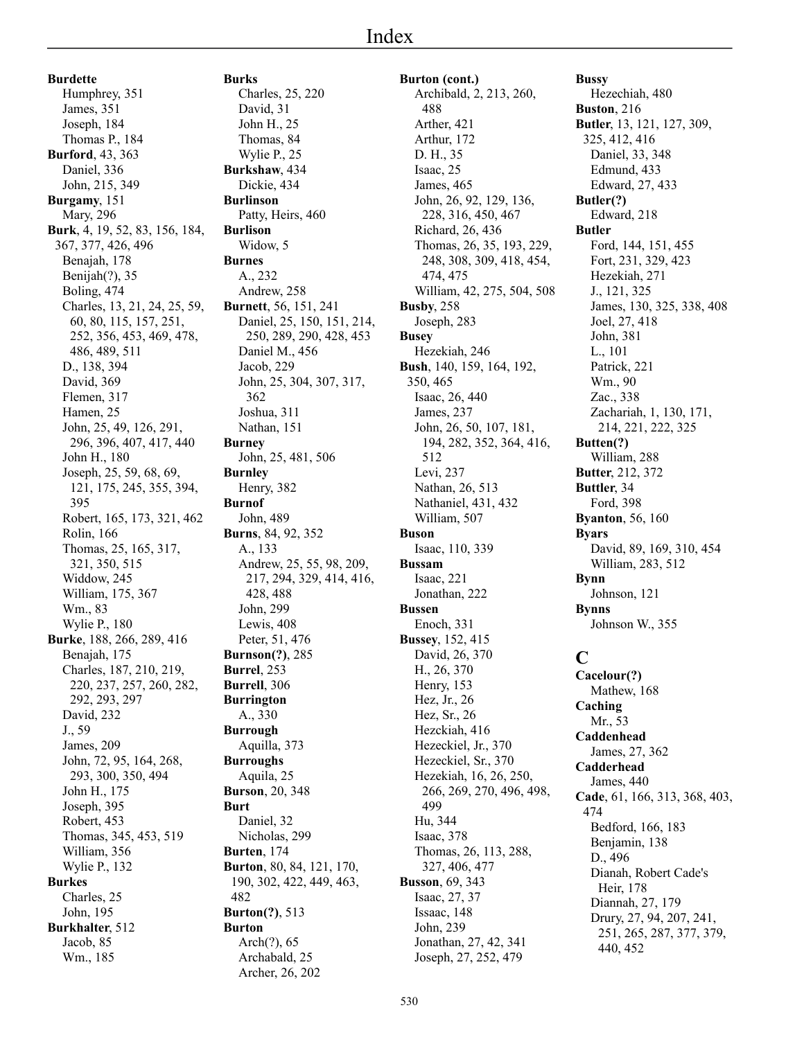# Index

**Burdette**
- Humphrey, 351
- James, 351
- Joseph, 184
- Thomas P., 184

**Burford**, 43, 363
- Daniel, 336
- John, 215, 349

**Burgamy**, 151
- Mary, 296

**Burk**, 4, 19, 52, 83, 156, 184, 367, 377, 426, 496
- Benajah, 178
- Benijah(?), 35
- Boling, 474
- Charles, 13, 21, 24, 25, 59, 60, 80, 115, 157, 251, 252, 356, 453, 469, 478, 486, 489, 511
- D., 138, 394
- David, 369
- Flemen, 317
- Hamen, 25
- John, 25, 49, 126, 291, 296, 396, 407, 417, 440
- John H., 180
- Joseph, 25, 59, 68, 69, 121, 175, 245, 355, 394, 395
- Robert, 165, 173, 321, 462
- Rolin, 166
- Thomas, 25, 165, 317, 321, 350, 515
- Widdow, 245
- William, 175, 367
- Wm., 83
- Wylie P., 180

**Burke**, 188, 266, 289, 416
- Benajah, 175
- Charles, 187, 210, 219, 220, 237, 257, 260, 282, 292, 293, 297
- David, 232
- J., 59
- James, 209
- John, 72, 95, 164, 268, 293, 300, 350, 494
- John H., 175
- Joseph, 395
- Robert, 453
- Thomas, 345, 453, 519
- William, 356
- Wylie P., 132

**Burkes**
- Charles, 25
- John, 195

**Burkhalter**, 512
- Jacob, 85
- Wm., 185

**Burks**
- Charles, 25, 220
- David, 31
- John H., 25
- Thomas, 84
- Wylie P., 25

**Burkshaw**, 434
- Dickie, 434

**Burlinson**
- Patty, Heirs, 460

**Burlison**
- Widow, 5

**Burnes**
- A., 232
- Andrew, 258

**Burnett**, 56, 151, 241
- Daniel, 25, 150, 151, 214, 250, 289, 290, 428, 453
- Daniel M., 456
- Jacob, 229
- John, 25, 304, 307, 317, 362
- Joshua, 311
- Nathan, 151

**Burney**
- John, 25, 481, 506

**Burnley**
- Henry, 382

**Burnof**
- John, 489

**Burns**, 84, 92, 352
- A., 133
- Andrew, 25, 55, 98, 209, 217, 294, 329, 414, 416, 428, 488
- John, 299
- Lewis, 408
- Peter, 51, 476

**Burnson(?)**, 285

**Burrel**, 253

**Burrell**, 306

**Burrington**
- A., 330

**Burrough**
- Aquilla, 373

**Burroughs**
- Aquila, 25

**Burson**, 20, 348

**Burt**
- Daniel, 32
- Nicholas, 299

**Burten**, 174

**Burton**, 80, 84, 121, 170, 190, 302, 422, 449, 463, 482

**Burton(?)**, 513

**Burton**
- Arch(?), 65
- Archabald, 25
- Archer, 26, 202

**Burton (cont.)**
- Archibald, 2, 213, 260, 488
- Arther, 421
- Arthur, 172
- D. H., 35
- Isaac, 25
- James, 465
- John, 26, 92, 129, 136, 228, 316, 450, 467
- Richard, 26, 436
- Thomas, 26, 35, 193, 229, 248, 308, 309, 418, 454, 474, 475
- William, 42, 275, 504, 508

**Busby**, 258
- Joseph, 283

**Busey**
- Hezekiah, 246

**Bush**, 140, 159, 164, 192, 350, 465
- Isaac, 26, 440
- James, 237
- John, 26, 50, 107, 181, 194, 282, 352, 364, 416, 512
- Levi, 237
- Nathan, 26, 513
- Nathaniel, 431, 432
- William, 507

**Buson**
- Isaac, 110, 339

**Bussam**
- Isaac, 221
- Jonathan, 222

**Bussen**
- Enoch, 331

**Bussey**, 152, 415
- David, 26, 370
- H., 26, 370
- Henry, 153
- Hez, Jr., 26
- Hez, Sr., 26
- Hezckiah, 416
- Hezeckiel, Jr., 370
- Hezeckiel, Sr., 370
- Hezekiah, 16, 26, 250, 266, 269, 270, 496, 498, 499
- Hu, 344
- Isaac, 378
- Thomas, 26, 113, 288, 327, 406, 477

**Busson**, 69, 343
- Isaac, 27, 37
- Issaac, 148
- John, 239
- Jonathan, 27, 42, 341
- Joseph, 27, 252, 479

**Bussy**
- Hezechiah, 480

**Buston**, 216

**Butler**, 13, 121, 127, 309, 325, 412, 416
- Daniel, 33, 348
- Edmund, 433
- Edward, 27, 433

**Butler(?)**
- Edward, 218

**Butler**
- Ford, 144, 151, 455
- Fort, 231, 329, 423
- Hezekiah, 271
- J., 121, 325
- James, 130, 325, 338, 408
- Joel, 27, 418
- John, 381
- L., 101
- Patrick, 221
- Wm., 90
- Zac., 338
- Zachariah, 1, 130, 171, 214, 221, 222, 325

**Butten(?)**
- William, 288

**Butter**, 212, 372

**Buttler**, 34
- Ford, 398

**Byanton**, 56, 160

**Byars**
- David, 89, 169, 310, 454
- William, 283, 512

**Bynn**
- Johnson, 121

**Bynns**
- Johnson W., 355

## C

**Cacelour(?)**
- Mathew, 168

**Caching**
- Mr., 53

**Caddenhead**
- James, 27, 362

**Cadderhead**
- James, 440

**Cade**, 61, 166, 313, 368, 403, 474
- Bedford, 166, 183
- Benjamin, 138
- D., 496
- Dianah, Robert Cade's Heir, 178
- Diannah, 27, 179
- Drury, 27, 94, 207, 241, 251, 265, 287, 377, 379, 440, 452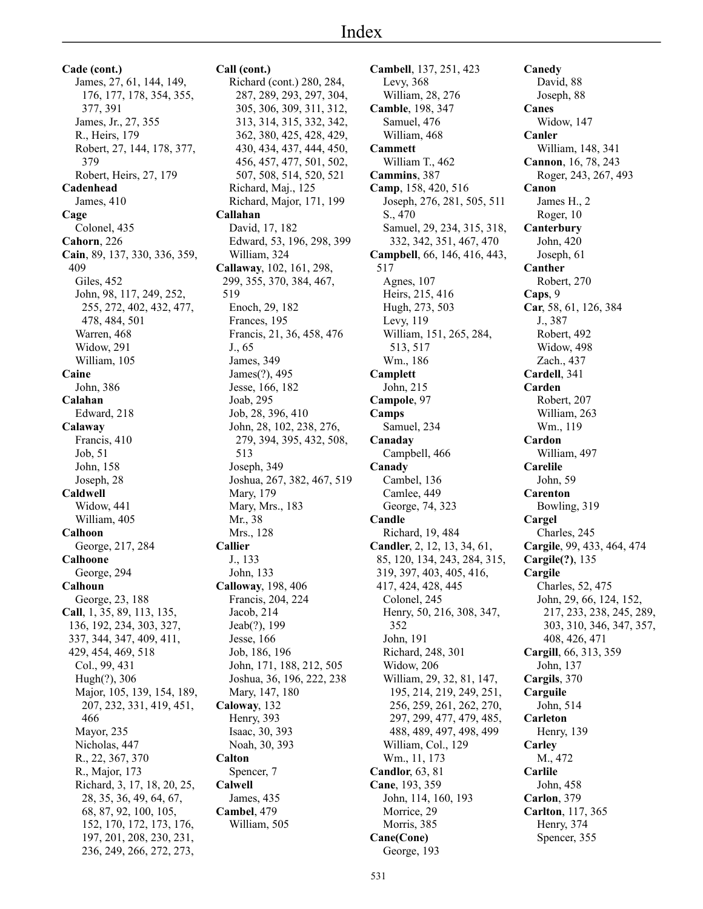# Index

**Cade (cont.)**
James, 27, 61, 144, 149, 176, 177, 178, 354, 355, 377, 391
James, Jr., 27, 355
R., Heirs, 179
Robert, 27, 144, 178, 377, 379
Robert, Heirs, 27, 179

**Cadenhead**
James, 410

**Cage**
Colonel, 435

**Cahorn**, 226

**Cain**, 89, 137, 330, 336, 359, 409
Giles, 452
John, 98, 117, 249, 252, 255, 272, 402, 432, 477, 478, 484, 501
Warren, 468
Widow, 291
William, 105

**Caine**
John, 386

**Calahan**
Edward, 218

**Calaway**
Francis, 410
Job, 51
John, 158
Joseph, 28

**Caldwell**
Widow, 441
William, 405

**Calhoon**
George, 217, 284

**Calhoone**
George, 294

**Calhoun**
George, 23, 188

**Call**, 1, 35, 89, 113, 135, 136, 192, 234, 303, 327, 337, 344, 347, 409, 411, 429, 454, 469, 518
Col., 99, 431
Hugh(?), 306
Major, 105, 139, 154, 189, 207, 232, 331, 419, 451, 466
Mayor, 235
Nicholas, 447
R., 22, 367, 370
R., Major, 173
Richard, 3, 17, 18, 20, 25, 28, 35, 36, 49, 64, 67, 68, 87, 92, 100, 105, 152, 170, 172, 173, 176, 197, 201, 208, 230, 231, 236, 249, 266, 272, 273,

**Call (cont.)**
Richard (cont.) 280, 284, 287, 289, 293, 297, 304, 305, 306, 309, 311, 312, 313, 314, 315, 332, 342, 362, 380, 425, 428, 429, 430, 434, 437, 444, 450, 456, 457, 477, 501, 502, 507, 508, 514, 520, 521
Richard, Maj., 125
Richard, Major, 171, 199

**Callahan**
David, 17, 182
Edward, 53, 196, 298, 399
William, 324

**Callaway**, 102, 161, 298, 299, 355, 370, 384, 467, 519
Enoch, 29, 182
Frances, 195
Francis, 21, 36, 458, 476
J., 65
James, 349
James(?), 495
Jesse, 166, 182
Joab, 295
Job, 28, 396, 410
John, 28, 102, 238, 276, 279, 394, 395, 432, 508, 513
Joseph, 349
Joshua, 267, 382, 467, 519
Mary, 179
Mary, Mrs., 183
Mr., 38
Mrs., 128

**Callier**
J., 133
John, 133

**Calloway**, 198, 406
Francis, 204, 224
Jacob, 214
Jeab(?), 199
Jesse, 166
Job, 186, 196
John, 171, 188, 212, 505
Joshua, 36, 196, 222, 238
Mary, 147, 180

**Caloway**, 132
Henry, 393
Isaac, 30, 393
Noah, 30, 393

**Calton**
Spencer, 7

**Calwell**
James, 435

**Cambel**, 479
William, 505

**Cambell**, 137, 251, 423
Levy, 368
William, 28, 276

**Camble**, 198, 347
Samuel, 476
William, 468

**Cammett**
William T., 462

**Cammins**, 387

**Camp**, 158, 420, 516
Joseph, 276, 281, 505, 511
S., 470
Samuel, 29, 234, 315, 318, 332, 342, 351, 467, 470

**Campbell**, 66, 146, 416, 443, 517
Agnes, 107
Heirs, 215, 416
Hugh, 273, 503
Levy, 119
William, 151, 265, 284, 513, 517
Wm., 186

**Camplett**
John, 215

**Campole**, 97

**Camps**
Samuel, 234

**Canaday**
Campbell, 466

**Canady**
Cambel, 136
Camlee, 449
George, 74, 323

**Candle**
Richard, 19, 484

**Candler**, 2, 12, 13, 34, 61, 85, 120, 134, 243, 284, 315, 319, 397, 403, 405, 416, 417, 424, 428, 445
Colonel, 245
Henry, 50, 216, 308, 347, 352
John, 191
Richard, 248, 301
Widow, 206
William, 29, 32, 81, 147, 195, 214, 219, 249, 251, 256, 259, 261, 262, 270, 297, 299, 477, 479, 485, 488, 489, 497, 498, 499
William, Col., 129
Wm., 11, 173

**Candlor**, 63, 81

**Cane**, 193, 359
John, 114, 160, 193
Morrice, 29
Morris, 385

**Cane(Cone)**
George, 193

**Canedy**
David, 88
Joseph, 88

**Canes**
Widow, 147

**Canler**
William, 148, 341

**Cannon**, 16, 78, 243
Roger, 243, 267, 493

**Canon**
James H., 2
Roger, 10

**Canterbury**
John, 420
Joseph, 61

**Canther**
Robert, 270

**Caps**, 9

**Car**, 58, 61, 126, 384
J., 387
Robert, 492
Widow, 498
Zach., 437

**Cardell**, 341

**Carden**
Robert, 207
William, 263
Wm., 119

**Cardon**
William, 497

**Carelile**
John, 59

**Carenton**
Bowling, 319

**Cargel**
Charles, 245

**Cargile**, 99, 433, 464, 474

**Cargile(?)**, 135

**Cargile**
Charles, 52, 475
John, 29, 66, 124, 152, 217, 233, 238, 245, 289, 303, 310, 346, 347, 357, 408, 426, 471

**Cargill**, 66, 313, 359
John, 137

**Cargils**, 370

**Carguile**
John, 514

**Carleton**
Henry, 139

**Carley**
M., 472

**Carlile**
John, 458

**Carlon**, 379

**Carlton**, 117, 365
Henry, 374
Spencer, 355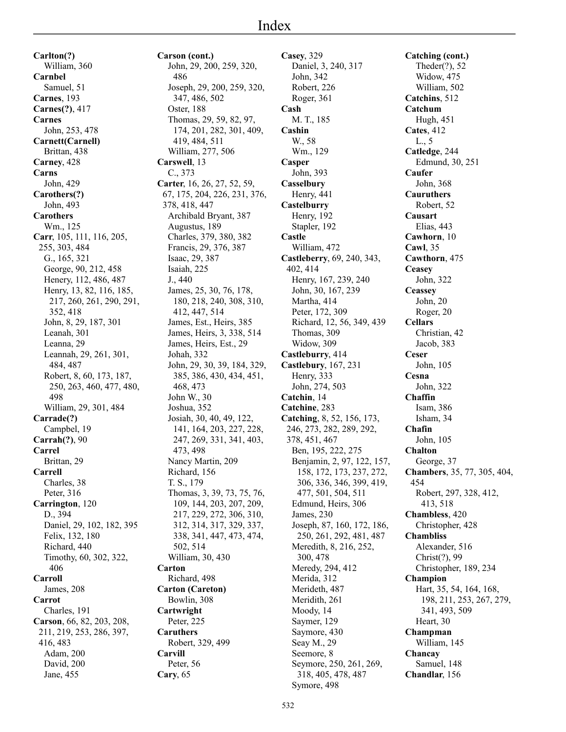# Index

**Carlton(?)**
William, 360
**Carnbel**
Samuel, 51
**Carnes**, 193
**Carnes(?)**, 417
**Carnes**
John, 253, 478
**Carnett(Carnell)**
Brittan, 438
**Carney**, 428
**Carns**
John, 429
**Carothers(?)**
John, 493
**Carothers**
Wm., 125
**Carr**, 105, 111, 116, 205, 255, 303, 484
G., 165, 321
George, 90, 212, 458
Henery, 112, 486, 487
Henry, 13, 82, 116, 185, 217, 260, 261, 290, 291, 352, 418
John, 8, 29, 187, 301
Leanah, 301
Leanna, 29
Leannah, 29, 261, 301, 484, 487
Robert, 8, 60, 173, 187, 250, 263, 460, 477, 480, 498
William, 29, 301, 484
**Carrade(?)**
Campbel, 19
**Carrah(?)**, 90
**Carrel**
Brittan, 29
**Carrell**
Charles, 38
Peter, 316
**Carrington**, 120
D., 394
Daniel, 29, 102, 182, 395
Felix, 132, 180
Richard, 440
Timothy, 60, 302, 322, 406
**Carroll**
James, 208
**Carrot**
Charles, 191
**Carson**, 66, 82, 203, 208, 211, 219, 253, 286, 397, 416, 483
Adam, 200
David, 200
Jane, 455
**Carson (cont.)**
John, 29, 200, 259, 320, 486
Joseph, 29, 200, 259, 320, 347, 486, 502
Oster, 188
Thomas, 29, 59, 82, 97, 174, 201, 282, 301, 409, 419, 484, 511
William, 277, 506
**Carswell**, 13
C., 373
**Carter**, 16, 26, 27, 52, 59, 67, 175, 204, 226, 231, 376, 378, 418, 447
Archibald Bryant, 387
Augustus, 189
Charles, 379, 380, 382
Francis, 29, 376, 387
Isaac, 29, 387
Isaiah, 225
J., 440
James, 25, 30, 76, 178, 180, 218, 240, 308, 310, 412, 447, 514
James, Est., Heirs, 385
James, Heirs, 3, 338, 514
James, Heirs, Est., 29
Johah, 332
John, 29, 30, 39, 184, 329, 385, 386, 430, 434, 451, 468, 473
John W., 30
Joshua, 352
Josiah, 30, 40, 49, 122, 141, 164, 203, 227, 228, 247, 269, 331, 341, 403, 473, 498
Nancy Martin, 209
Richard, 156
T. S., 179
Thomas, 3, 39, 73, 75, 76, 109, 144, 203, 207, 209, 217, 229, 272, 306, 310, 312, 314, 317, 329, 337, 338, 341, 447, 473, 474, 502, 514
William, 30, 430
**Carton**
Richard, 498
**Carton (Careton)**
Bowlin, 308
**Cartwright**
Peter, 225
**Caruthers**
Robert, 329, 499
**Carvill**
Peter, 56
**Cary**, 65
**Casey**, 329
Daniel, 3, 240, 317
John, 342
Robert, 226
Roger, 361
**Cash**
M. T., 185
**Cashin**
W., 58
Wm., 129
**Casper**
John, 393
**Casselbury**
Henry, 441
**Castelburry**
Henry, 192
Stapler, 192
**Castle**
William, 472
**Castleberry**, 69, 240, 343, 402, 414
Henry, 167, 239, 240
John, 30, 167, 239
Martha, 414
Peter, 172, 309
Richard, 12, 56, 349, 439
Thomas, 309
Widow, 309
**Castleburry**, 414
**Castlebury**, 167, 231
Henry, 333
John, 274, 503
**Catchin**, 14
**Catchine**, 283
**Catching**, 8, 52, 156, 173, 246, 273, 282, 289, 292, 378, 451, 467
Ben, 195, 222, 275
Benjamin, 2, 97, 122, 157, 158, 172, 173, 237, 272, 306, 336, 346, 399, 419, 477, 501, 504, 511
Edmund, Heirs, 306
James, 230
Joseph, 87, 160, 172, 186, 250, 261, 292, 481, 487
Meredith, 8, 216, 252, 300, 478
Meredy, 294, 412
Merida, 312
Merideth, 487
Meridith, 261
Moody, 14
Saymer, 129
Saymore, 430
Seay M., 29
Seemore, 8
Seymore, 250, 261, 269, 318, 405, 478, 487
Symore, 498
**Catching (cont.)**
Theder(?), 52
Widow, 475
William, 502
**Catchins**, 512
**Catchum**
Hugh, 451
**Cates**, 412
L., 5
**Catledge**, 244
Edmund, 30, 251
**Caufer**
John, 368
**Cauruthers**
Robert, 52
**Causart**
Elias, 443
**Cawhorn**, 10
**Cawl**, 35
**Cawthorn**, 475
**Ceasey**
John, 322
**Ceassey**
John, 20
Roger, 20
**Cellars**
Christian, 42
Jacob, 383
**Ceser**
John, 105
**Cesna**
John, 322
**Chaffin**
Isam, 386
Isham, 34
**Chafin**
John, 105
**Chalton**
George, 37
**Chambers**, 35, 77, 305, 404, 454
Robert, 297, 328, 412, 413, 518
**Chambless**, 420
Christopher, 428
**Chambliss**
Alexander, 516
Christ(?), 99
Christopher, 189, 234
**Champion**
Hart, 35, 54, 164, 168, 198, 211, 253, 267, 279, 341, 493, 509
Heart, 30
**Champman**
William, 145
**Chancay**
Samuel, 148
**Chandlar**, 156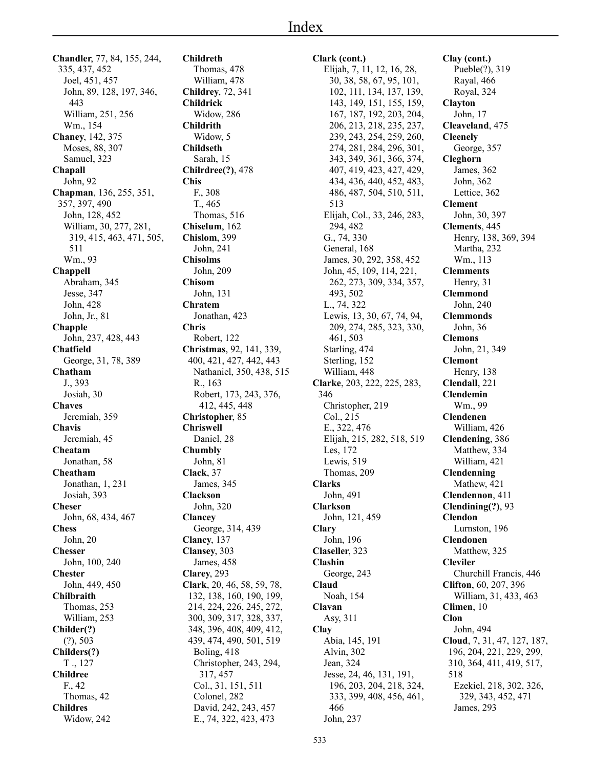# Index

**Chandler**, 77, 84, 155, 244, 335, 437, 452
- Joel, 451, 457
- John, 89, 128, 197, 346, 443
- William, 251, 256
- Wm., 154

**Chaney**, 142, 375
- Moses, 88, 307
- Samuel, 323

**Chapall**
- John, 92

**Chapman**, 136, 255, 351, 357, 397, 490
- John, 128, 452
- William, 30, 277, 281, 319, 415, 463, 471, 505, 511
- Wm., 93

**Chappell**
- Abraham, 345
- Jesse, 347
- John, 428
- John, Jr., 81

**Chapple**
- John, 237, 428, 443

**Chatfield**
- George, 31, 78, 389

**Chatham**
- J., 393
- Josiah, 30

**Chaves**
- Jeremiah, 359

**Chavis**
- Jeremiah, 45

**Cheatam**
- Jonathan, 58

**Cheatham**
- Jonathan, 1, 231
- Josiah, 393

**Cheser**
- John, 68, 434, 467

**Chess**
- John, 20

**Chesser**
- John, 100, 240

**Chester**
- John, 449, 450

**Chilbraith**
- Thomas, 253
- William, 253

**Childer(?)**
- (?), 503

**Childers(?)**
- T ., 127

**Childree**
- F., 42
- Thomas, 42

**Childres**
- Widow, 242

**Childreth**
- Thomas, 478
- William, 478

**Childrey**, 72, 341

**Childrick**
- Widow, 286

**Childrith**
- Widow, 5

**Childseth**
- Sarah, 15

**Chilrdree(?)**, 478

**Chis**
- F., 308
- T., 465
- Thomas, 516

**Chiselum**, 162

**Chislom**, 399
- John, 241

**Chisolms**
- John, 209

**Chisom**
- John, 131

**Chratem**
- Jonathan, 423

**Chris**
- Robert, 122

**Christmas**, 92, 141, 339, 400, 421, 427, 442, 443
- Nathaniel, 350, 438, 515
- R., 163
- Robert, 173, 243, 376, 412, 445, 448

**Christopher**, 85

**Chriswell**
- Daniel, 28

**Chumbly**
- John, 81

**Clack**, 37
- James, 345

**Clackson**
- John, 320

**Clancey**
- George, 314, 439

**Clancy**, 137

**Clansey**, 303
- James, 458

**Clarey**, 293

**Clark**, 20, 46, 58, 59, 78, 132, 138, 160, 190, 199, 214, 224, 226, 245, 272, 300, 309, 317, 328, 337, 348, 396, 408, 409, 412, 439, 474, 490, 501, 519
- Boling, 418
- Christopher, 243, 294, 317, 457
- Col., 31, 151, 511
- Colonel, 282
- David, 242, 243, 457
- E., 74, 322, 423, 473

**Clark (cont.)**
- Elijah, 7, 11, 12, 16, 28, 30, 38, 58, 67, 95, 101, 102, 111, 134, 137, 139, 143, 149, 151, 155, 159, 167, 187, 192, 203, 204, 206, 213, 218, 235, 237, 239, 243, 254, 259, 260, 274, 281, 284, 296, 301, 343, 349, 361, 366, 374, 407, 419, 423, 427, 429, 434, 436, 440, 452, 483, 486, 487, 504, 510, 511, 513
- Elijah, Col., 33, 246, 283, 294, 482
- G., 74, 330
- General, 168
- James, 30, 292, 358, 452
- John, 45, 109, 114, 221, 262, 273, 309, 334, 357, 493, 502
- L., 74, 322
- Lewis, 13, 30, 67, 74, 94, 209, 274, 285, 323, 330, 461, 503
- Starling, 474
- Sterling, 152
- William, 448

**Clarke**, 203, 222, 225, 283, 346
- Christopher, 219
- Col., 215
- E., 322, 476
- Elijah, 215, 282, 518, 519
- Les, 172
- Lewis, 519
- Thomas, 209

**Clarks**
- John, 491

**Clarkson**
- John, 121, 459

**Clary**
- John, 196

**Claseller**, 323

**Clashin**
- George, 243

**Claud**
- Noah, 154

**Clavan**
- Asy, 311

**Clay**
- Abia, 145, 191
- Alvin, 302
- Jean, 324
- Jesse, 24, 46, 131, 191, 196, 203, 204, 218, 324, 333, 399, 408, 456, 461, 466
- John, 237

**Clay (cont.)**
- Pueble(?), 319
- Rayal, 466
- Royal, 324

**Clayton**
- John, 17

**Cleaveland**, 475

**Cleenely**
- George, 357

**Cleghorn**
- James, 362
- John, 362
- Lettice, 362

**Clement**
- John, 30, 397

**Clements**, 445
- Henry, 138, 369, 394
- Martha, 232
- Wm., 113

**Clemments**
- Henry, 31

**Clemmond**
- John, 240

**Clemmonds**
- John, 36

**Clemons**
- John, 21, 349

**Clemont**
- Henry, 138

**Clendall**, 221

**Clendemin**
- Wm., 99

**Clendenen**
- William, 426

**Clendening**, 386
- Matthew, 334
- William, 421

**Clendenning**
- Mathew, 421

**Clendennon**, 411

**Clendining(?)**, 93

**Clendon**
- Lurnston, 196

**Clendonen**
- Matthew, 325

**Cleviler**
- Churchill Francis, 446

**Clifton**, 60, 207, 396
- William, 31, 433, 463

**Climen**, 10

**Clon**
- John, 494

**Cloud**, 7, 31, 47, 127, 187, 196, 204, 221, 229, 299, 310, 364, 411, 419, 517, 518
- Ezekiel, 218, 302, 326, 329, 343, 452, 471
- James, 293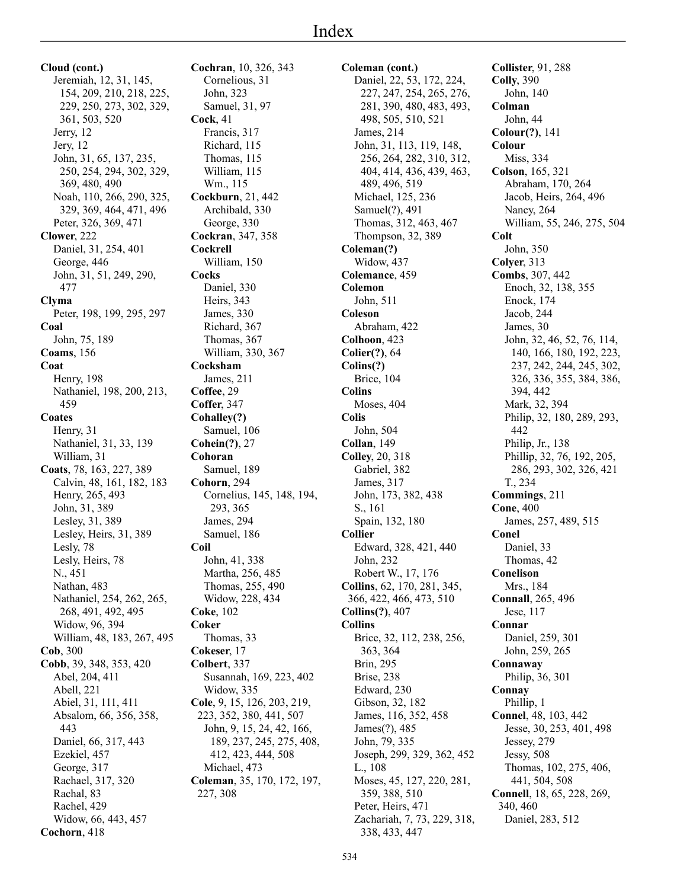# Index

**Cloud (cont.)**
- Jeremiah, 12, 31, 145, 154, 209, 210, 218, 225, 229, 250, 273, 302, 329, 361, 503, 520
- Jerry, 12
- Jery, 12
- John, 31, 65, 137, 235, 250, 254, 294, 302, 329, 369, 480, 490
- Noah, 110, 266, 290, 325, 329, 369, 464, 471, 496
- Peter, 326, 369, 471

**Clower**, 222
- Daniel, 31, 254, 401
- George, 446
- John, 31, 51, 249, 290, 477

**Clyma**
- Peter, 198, 199, 295, 297

**Coal**
- John, 75, 189

**Coams**, 156

**Coat**
- Henry, 198
- Nathaniel, 198, 200, 213, 459

**Coates**
- Henry, 31
- Nathaniel, 31, 33, 139
- William, 31

**Coats**, 78, 163, 227, 389
- Calvin, 48, 161, 182, 183
- Henry, 265, 493
- John, 31, 389
- Lesley, 31, 389
- Lesley, Heirs, 31, 389
- Lesly, 78
- Lesly, Heirs, 78
- N., 451
- Nathan, 483
- Nathaniel, 254, 262, 265, 268, 491, 492, 495
- Widow, 96, 394
- William, 48, 183, 267, 495

**Cob**, 300

**Cobb**, 39, 348, 353, 420
- Abel, 204, 411
- Abell, 221
- Abiel, 31, 111, 411
- Absalom, 66, 356, 358, 443
- Daniel, 66, 317, 443
- Ezekiel, 457
- George, 317
- Rachael, 317, 320
- Rachal, 83
- Rachel, 429
- Widow, 66, 443, 457

**Cochorn**, 418

**Cochran**, 10, 326, 343
- Cornelious, 31
- John, 323
- Samuel, 31, 97

**Cock**, 41
- Francis, 317
- Richard, 115
- Thomas, 115
- William, 115
- Wm., 115

**Cockburn**, 21, 442
- Archibald, 330
- George, 330

**Cockran**, 347, 358

**Cockrell**
- William, 150

**Cocks**
- Daniel, 330
- Heirs, 343
- James, 330
- Richard, 367
- Thomas, 367
- William, 330, 367

**Cocksham**
- James, 211

**Coffee**, 29

**Coffer**, 347

**Cohalley(?)**
- Samuel, 106

**Cohein(?)**, 27

**Cohoran**
- Samuel, 189

**Cohorn**, 294
- Cornelius, 145, 148, 194, 293, 365
- James, 294
- Samuel, 186

**Coil**
- John, 41, 338
- Martha, 256, 485
- Thomas, 255, 490
- Widow, 228, 434

**Coke**, 102

**Coker**
- Thomas, 33

**Cokeser**, 17

**Colbert**, 337
- Susannah, 169, 223, 402
- Widow, 335

**Cole**, 9, 15, 126, 203, 219, 223, 352, 380, 441, 507
- John, 9, 15, 24, 42, 166, 189, 237, 245, 275, 408, 412, 423, 444, 508
- Michael, 473

**Coleman**, 35, 170, 172, 197, 227, 308

**Coleman (cont.)**
- Daniel, 22, 53, 172, 224, 227, 247, 254, 265, 276, 281, 390, 480, 483, 493, 498, 505, 510, 521
- James, 214
- John, 31, 113, 119, 148, 256, 264, 282, 310, 312, 404, 414, 436, 439, 463, 489, 496, 519
- Michael, 125, 236
- Samuel(?), 491
- Thomas, 312, 463, 467
- Thompson, 32, 389

**Coleman(?)**
- Widow, 437

**Colemance**, 459

**Colemon**
- John, 511

**Coleson**
- Abraham, 422

**Colhoon**, 423

**Colier(?)**, 64

**Colins(?)**
- Brice, 104

**Colins**
- Moses, 404

**Colis**
- John, 504

**Collan**, 149

**Colley**, 20, 318
- Gabriel, 382
- James, 317
- John, 173, 382, 438
- S., 161
- Spain, 132, 180

**Collier**
- Edward, 328, 421, 440
- John, 232
- Robert W., 17, 176

**Collins**, 62, 170, 281, 345, 366, 422, 466, 473, 510

**Collins(?)**, 407

**Collins**
- Brice, 32, 112, 238, 256, 363, 364
- Brin, 295
- Brise, 238
- Edward, 230
- Gibson, 32, 182
- James, 116, 352, 458
- James(?), 485
- John, 79, 335
- Joseph, 299, 329, 362, 452
- L., 108
- Moses, 45, 127, 220, 281, 359, 388, 510
- Peter, Heirs, 471
- Zachariah, 7, 73, 229, 318, 338, 433, 447

**Collister**, 91, 288

**Colly**, 390
- John, 140

**Colman**
- John, 44

**Colour(?)**, 141

**Colour**
- Miss, 334

**Colson**, 165, 321
- Abraham, 170, 264
- Jacob, Heirs, 264, 496
- Nancy, 264
- William, 55, 246, 275, 504

**Colt**
- John, 350

**Colyer**, 313

**Combs**, 307, 442
- Enoch, 32, 138, 355
- Enock, 174
- Jacob, 244
- James, 30
- John, 32, 46, 52, 76, 114, 140, 166, 180, 192, 223, 237, 242, 244, 245, 302, 326, 336, 355, 384, 386, 394, 442
- Mark, 32, 394
- Philip, 32, 180, 289, 293, 442
- Philip, Jr., 138
- Phillip, 32, 76, 192, 205, 286, 293, 302, 326, 421
- T., 234

**Commings**, 211

**Cone**, 400
- James, 257, 489, 515

**Conel**
- Daniel, 33
- Thomas, 42

**Conelison**
- Mrs., 184

**Connall**, 265, 496
- Jese, 117

**Connar**
- Daniel, 259, 301
- John, 259, 265

**Connaway**
- Philip, 36, 301

**Connay**
- Phillip, 1

**Connel**, 48, 103, 442
- Jesse, 30, 253, 401, 498
- Jessey, 279
- Jessy, 508
- Thomas, 102, 275, 406, 441, 504, 508

**Connell**, 18, 65, 228, 269, 340, 460
- Daniel, 283, 512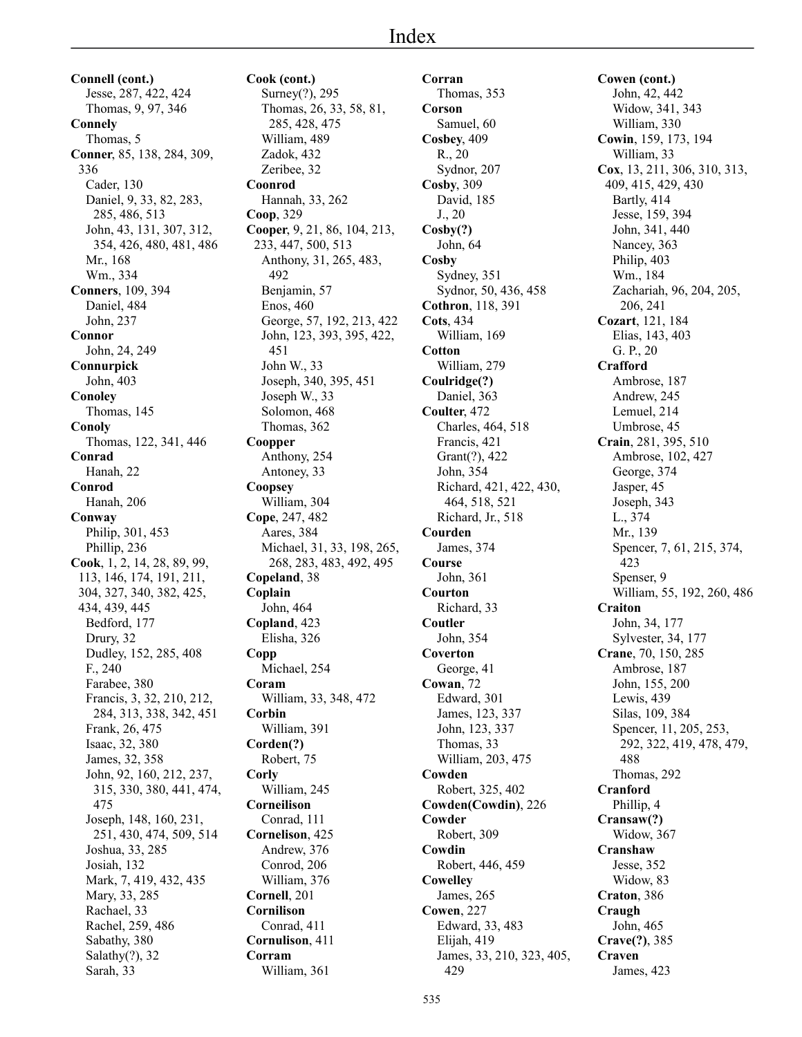# Index

**Connell (cont.)**
Jesse, 287, 422, 424
Thomas, 9, 97, 346
**Connely**
Thomas, 5
**Conner**, 85, 138, 284, 309, 336
Cader, 130
Daniel, 9, 33, 82, 283, 285, 486, 513
John, 43, 131, 307, 312, 354, 426, 480, 481, 486
Mr., 168
Wm., 334
**Conners**, 109, 394
Daniel, 484
John, 237
**Connor**
John, 24, 249
**Connurpick**
John, 403
**Conoley**
Thomas, 145
**Conoly**
Thomas, 122, 341, 446
**Conrad**
Hanah, 22
**Conrod**
Hanah, 206
**Conway**
Philip, 301, 453
Phillip, 236
**Cook**, 1, 2, 14, 28, 89, 99, 113, 146, 174, 191, 211, 304, 327, 340, 382, 425, 434, 439, 445
Bedford, 177
Drury, 32
Dudley, 152, 285, 408
F., 240
Farabee, 380
Francis, 3, 32, 210, 212, 284, 313, 338, 342, 451
Frank, 26, 475
Isaac, 32, 380
James, 32, 358
John, 92, 160, 212, 237, 315, 330, 380, 441, 474, 475
Joseph, 148, 160, 231, 251, 430, 474, 509, 514
Joshua, 33, 285
Josiah, 132
Mark, 7, 419, 432, 435
Mary, 33, 285
Rachael, 33
Rachel, 259, 486
Sabathy, 380
Salathy(?), 32
Sarah, 33

**Cook (cont.)**
Surney(?), 295
Thomas, 26, 33, 58, 81, 285, 428, 475
William, 489
Zadok, 432
Zeribee, 32
**Coonrod**
Hannah, 33, 262
**Coop**, 329
**Cooper**, 9, 21, 86, 104, 213, 233, 447, 500, 513
Anthony, 31, 265, 483, 492
Benjamin, 57
Enos, 460
George, 57, 192, 213, 422
John, 123, 393, 395, 422, 451
John W., 33
Joseph, 340, 395, 451
Joseph W., 33
Solomon, 468
Thomas, 362
**Coopper**
Anthony, 254
Antoney, 33
**Coopsey**
William, 304
**Cope**, 247, 482
Aares, 384
Michael, 31, 33, 198, 265, 268, 283, 483, 492, 495
**Copeland**, 38
**Coplain**
John, 464
**Copland**, 423
Elisha, 326
**Copp**
Michael, 254
**Coram**
William, 33, 348, 472
**Corbin**
William, 391
**Corden(?)**
Robert, 75
**Corly**
William, 245
**Corneilison**
Conrad, 111
**Cornelison**, 425
Andrew, 376
Conrod, 206
William, 376
**Cornell**, 201
**Cornilison**
Conrad, 411
**Cornulison**, 411
**Corram**
William, 361

**Corran**
Thomas, 353
**Corson**
Samuel, 60
**Cosbey**, 409
R., 20
Sydnor, 207
**Cosby**, 309
David, 185
J., 20
**Cosby(?)**
John, 64
**Cosby**
Sydney, 351
Sydnor, 50, 436, 458
**Cothron**, 118, 391
**Cots**, 434
William, 169
**Cotton**
William, 279
**Coulridge(?)**
Daniel, 363
**Coulter**, 472
Charles, 464, 518
Francis, 421
Grant(?), 422
John, 354
Richard, 421, 422, 430, 464, 518, 521
Richard, Jr., 518
**Courden**
James, 374
**Course**
John, 361
**Courton**
Richard, 33
**Coutler**
John, 354
**Coverton**
George, 41
**Cowan**, 72
Edward, 301
James, 123, 337
John, 123, 337
Thomas, 33
William, 203, 475
**Cowden**
Robert, 325, 402
**Cowden(Cowdin)**, 226
**Cowder**
Robert, 309
**Cowdin**
Robert, 446, 459
**Cowelley**
James, 265
**Cowen**, 227
Edward, 33, 483
Elijah, 419
James, 33, 210, 323, 405, 429

**Cowen (cont.)**
John, 42, 442
Widow, 341, 343
William, 330
**Cowin**, 159, 173, 194
William, 33
**Cox**, 13, 211, 306, 310, 313, 409, 415, 429, 430
Bartly, 414
Jesse, 159, 394
John, 341, 440
Nancey, 363
Philip, 403
Wm., 184
Zachariah, 96, 204, 205, 206, 241
**Cozart**, 121, 184
Elias, 143, 403
G. P., 20
**Crafford**
Ambrose, 187
Andrew, 245
Lemuel, 214
Umbrose, 45
**Crain**, 281, 395, 510
Ambrose, 102, 427
George, 374
Jasper, 45
Joseph, 343
L., 374
Mr., 139
Spencer, 7, 61, 215, 374, 423
Spenser, 9
William, 55, 192, 260, 486
**Craiton**
John, 34, 177
Sylvester, 34, 177
**Crane**, 70, 150, 285
Ambrose, 187
John, 155, 200
Lewis, 439
Silas, 109, 384
Spencer, 11, 205, 253, 292, 322, 419, 478, 479, 488
Thomas, 292
**Cranford**
Phillip, 4
**Cransaw(?)**
Widow, 367
**Cranshaw**
Jesse, 352
Widow, 83
**Craton**, 386
**Craugh**
John, 465
**Crave(?)**, 385
**Craven**
James, 423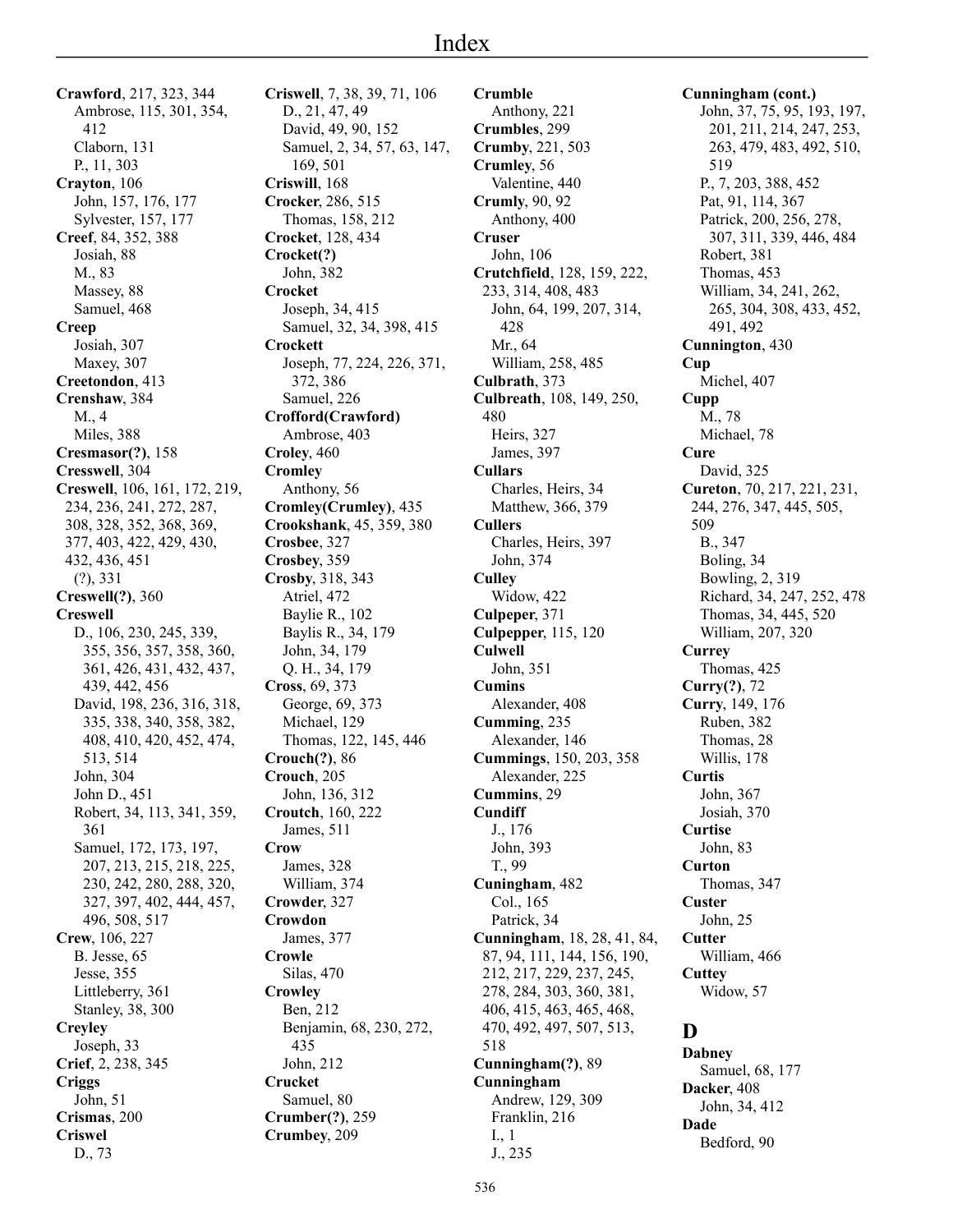# Index

**Crawford**, 217, 323, 344
  Ambrose, 115, 301, 354, 412
  Claborn, 131
  P., 11, 303
**Crayton**, 106
  John, 157, 176, 177
  Sylvester, 157, 177
**Creef**, 84, 352, 388
  Josiah, 88
  M., 83
  Massey, 88
  Samuel, 468
**Creep**
  Josiah, 307
  Maxey, 307
**Creetondon**, 413
**Crenshaw**, 384
  M., 4
  Miles, 388
**Cresmasor(?)**, 158
**Cresswell**, 304
**Creswell**, 106, 161, 172, 219, 234, 236, 241, 272, 287, 308, 328, 352, 368, 369, 377, 403, 422, 429, 430, 432, 436, 451
  (?), 331
**Creswell(?)**, 360
**Creswell**
  D., 106, 230, 245, 339, 355, 356, 357, 358, 360, 361, 426, 431, 432, 437, 439, 442, 456
  David, 198, 236, 316, 318, 335, 338, 340, 358, 382, 408, 410, 420, 452, 474, 513, 514
  John, 304
  John D., 451
  Robert, 34, 113, 341, 359, 361
  Samuel, 172, 173, 197, 207, 213, 215, 218, 225, 230, 242, 280, 288, 320, 327, 397, 402, 444, 457, 496, 508, 517
**Crew**, 106, 227
  B. Jesse, 65
  Jesse, 355
  Littleberry, 361
  Stanley, 38, 300
**Creyley**
  Joseph, 33
**Crief**, 2, 238, 345
**Criggs**
  John, 51
**Crismas**, 200
**Criswel**
  D., 73
**Criswell**, 7, 38, 39, 71, 106
  D., 21, 47, 49
  David, 49, 90, 152
  Samuel, 2, 34, 57, 63, 147, 169, 501
**Criswill**, 168
**Crocker**, 286, 515
  Thomas, 158, 212
**Crocket**, 128, 434
**Crocket(?)**
  John, 382
**Crocket**
  Joseph, 34, 415
  Samuel, 32, 34, 398, 415
**Crockett**
  Joseph, 77, 224, 226, 371, 372, 386
  Samuel, 226
**Crofford(Crawford)**
  Ambrose, 403
**Croley**, 460
**Cromley**
  Anthony, 56
**Cromley(Crumley)**, 435
**Crookshank**, 45, 359, 380
**Crosbee**, 327
**Crosbey**, 359
**Crosby**, 318, 343
  Atriel, 472
  Baylie R., 102
  Baylis R., 34, 179
  John, 34, 179
  Q. H., 34, 179
**Cross**, 69, 373
  George, 69, 373
  Michael, 129
  Thomas, 122, 145, 446
**Crouch(?)**, 86
**Crouch**, 205
  John, 136, 312
**Croutch**, 160, 222
  James, 511
**Crow**
  James, 328
  William, 374
**Crowder**, 327
**Crowdon**
  James, 377
**Crowle**
  Silas, 470
**Crowley**
  Ben, 212
  Benjamin, 68, 230, 272, 435
  John, 212
**Crucket**
  Samuel, 80
**Crumber(?)**, 259
**Crumbey**, 209
**Crumble**
  Anthony, 221
**Crumbles**, 299
**Crumby**, 221, 503
**Crumley**, 56
  Valentine, 440
**Crumly**, 90, 92
  Anthony, 400
**Cruser**
  John, 106
**Crutchfield**, 128, 159, 222, 233, 314, 408, 483
  John, 64, 199, 207, 314, 428
  Mr., 64
  William, 258, 485
**Culbrath**, 373
**Culbreath**, 108, 149, 250, 480
  Heirs, 327
  James, 397
**Cullars**
  Charles, Heirs, 34
  Matthew, 366, 379
**Cullers**
  Charles, Heirs, 397
  John, 374
**Culley**
  Widow, 422
**Culpeper**, 371
**Culpepper**, 115, 120
**Culwell**
  John, 351
**Cumins**
  Alexander, 408
**Cumming**, 235
  Alexander, 146
**Cummings**, 150, 203, 358
  Alexander, 225
**Cummins**, 29
**Cundiff**
  J., 176
  John, 393
  T., 99
**Cuningham**, 482
  Col., 165
  Patrick, 34
**Cunningham**, 18, 28, 41, 84, 87, 94, 111, 144, 156, 190, 212, 217, 229, 237, 245, 278, 284, 303, 360, 381, 406, 415, 463, 465, 468, 470, 492, 497, 507, 513, 518
**Cunningham(?)**, 89
**Cunningham**
  Andrew, 129, 309
  Franklin, 216
  I., 1
  J., 235
**Cunningham (cont.)**
  John, 37, 75, 95, 193, 197, 201, 211, 214, 247, 253, 263, 479, 483, 492, 510, 519
  P., 7, 203, 388, 452
  Pat, 91, 114, 367
  Patrick, 200, 256, 278, 307, 311, 339, 446, 484
  Robert, 381
  Thomas, 453
  William, 34, 241, 262, 265, 304, 308, 433, 452, 491, 492
**Cunnington**, 430
**Cup**
  Michel, 407
**Cupp**
  M., 78
  Michael, 78
**Cure**
  David, 325
**Cureton**, 70, 217, 221, 231, 244, 276, 347, 445, 505, 509
  B., 347
  Boling, 34
  Bowling, 2, 319
  Richard, 34, 247, 252, 478
  Thomas, 34, 445, 520
  William, 207, 320
**Currey**
  Thomas, 425
**Curry(?)**, 72
**Curry**, 149, 176
  Ruben, 382
  Thomas, 28
  Willis, 178
**Curtis**
  John, 367
  Josiah, 370
**Curtise**
  John, 83
**Curton**
  Thomas, 347
**Custer**
  John, 25
**Cutter**
  William, 466
**Cuttey**
  Widow, 57

## D

**Dabney**
  Samuel, 68, 177
**Dacker**, 408
  John, 34, 412
**Dade**
  Bedford, 90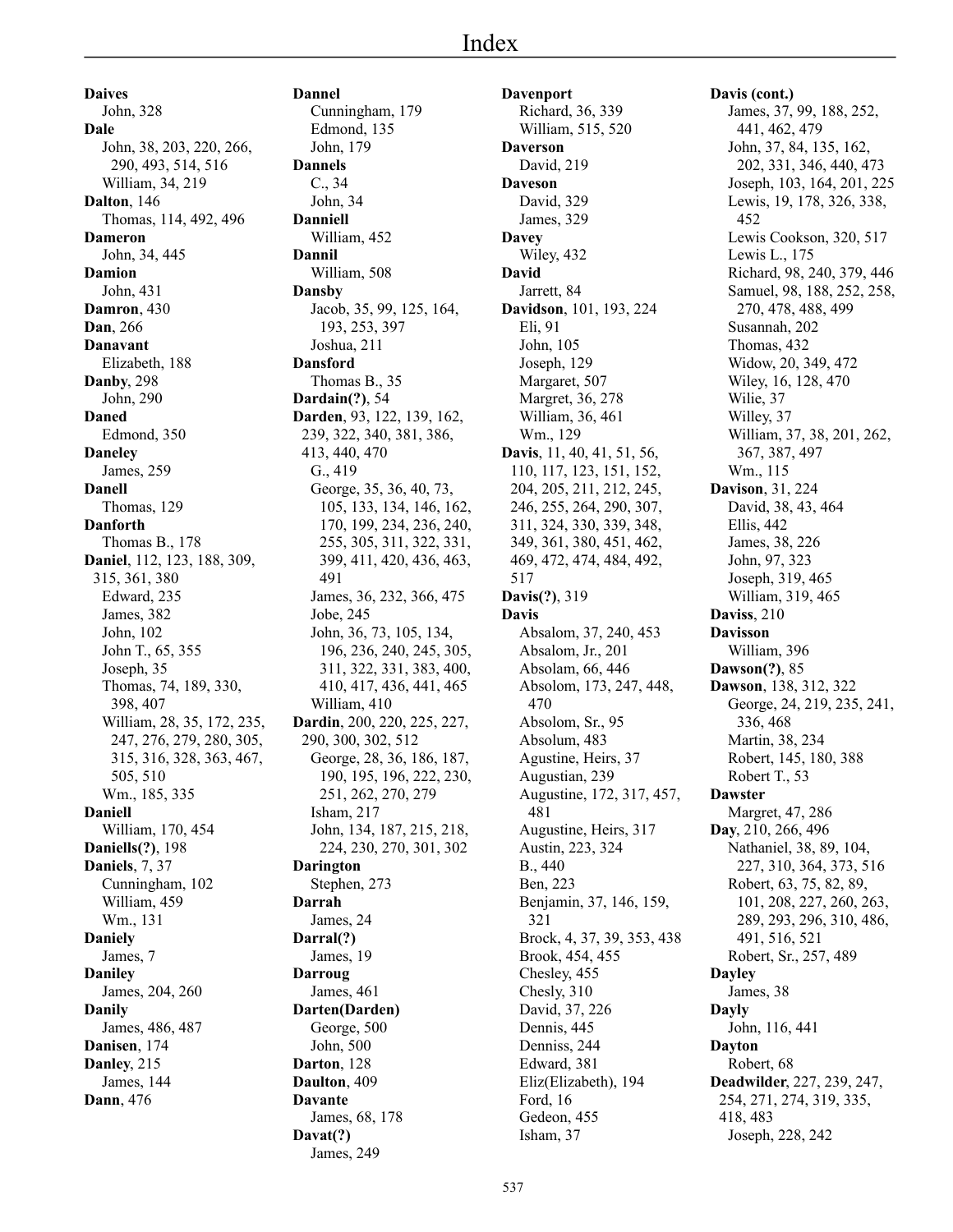# Index

**Daives**
John, 328
**Dale**
John, 38, 203, 220, 266, 290, 493, 514, 516
William, 34, 219
**Dalton**, 146
Thomas, 114, 492, 496
**Dameron**
John, 34, 445
**Damion**
John, 431
**Damron**, 430
**Dan**, 266
**Danavant**
Elizabeth, 188
**Danby**, 298
John, 290
**Daned**
Edmond, 350
**Daneley**
James, 259
**Danell**
Thomas, 129
**Danforth**
Thomas B., 178
**Daniel**, 112, 123, 188, 309, 315, 361, 380
Edward, 235
James, 382
John, 102
John T., 65, 355
Joseph, 35
Thomas, 74, 189, 330, 398, 407
William, 28, 35, 172, 235, 247, 276, 279, 280, 305, 315, 316, 328, 363, 467, 505, 510
Wm., 185, 335
**Daniell**
William, 170, 454
**Daniells(?)**, 198
**Daniels**, 7, 37
Cunningham, 102
William, 459
Wm., 131
**Daniely**
James, 7
**Daniley**
James, 204, 260
**Danily**
James, 486, 487
**Danisen**, 174
**Danley**, 215
James, 144
**Dann**, 476

**Dannel**
Cunningham, 179
Edmond, 135
John, 179
**Dannels**
C., 34
John, 34
**Danniell**
William, 452
**Dannil**
William, 508
**Dansby**
Jacob, 35, 99, 125, 164, 193, 253, 397
Joshua, 211
**Dansford**
Thomas B., 35
**Dardain(?)**, 54
**Darden**, 93, 122, 139, 162, 239, 322, 340, 381, 386, 413, 440, 470
G., 419
George, 35, 36, 40, 73, 105, 133, 134, 146, 162, 170, 199, 234, 236, 240, 255, 305, 311, 322, 331, 399, 411, 420, 436, 463, 491
James, 36, 232, 366, 475
Jobe, 245
John, 36, 73, 105, 134, 196, 236, 240, 245, 305, 311, 322, 331, 383, 400, 410, 417, 436, 441, 465
William, 410
**Dardin**, 200, 220, 225, 227, 290, 300, 302, 512
George, 28, 36, 186, 187, 190, 195, 196, 222, 230, 251, 262, 270, 279
Isham, 217
John, 134, 187, 215, 218, 224, 230, 270, 301, 302
**Darington**
Stephen, 273
**Darrah**
James, 24
**Darral(?)**
James, 19
**Darroug**
James, 461
**Darten(Darden)**
George, 500
John, 500
**Darton**, 128
**Daulton**, 409
**Davante**
James, 68, 178
**Davat(?)**
James, 249

**Davenport**
Richard, 36, 339
William, 515, 520
**Daverson**
David, 219
**Daveson**
David, 329
James, 329
**Davey**
Wiley, 432
**David**
Jarrett, 84
**Davidson**, 101, 193, 224
Eli, 91
John, 105
Joseph, 129
Margaret, 507
Margret, 36, 278
William, 36, 461
Wm., 129
**Davis**, 11, 40, 41, 51, 56, 110, 117, 123, 151, 152, 204, 205, 211, 212, 245, 246, 255, 264, 290, 307, 311, 324, 330, 339, 348, 349, 361, 380, 451, 462, 469, 472, 474, 484, 492, 517
**Davis(?)**, 319
**Davis**
Absalom, 37, 240, 453
Absalom, Jr., 201
Absolam, 66, 446
Absolom, 173, 247, 448, 470
Absolom, Sr., 95
Absulom, 483
Agustine, Heirs, 37
Augustian, 239
Augustine, 172, 317, 457, 481
Augustine, Heirs, 317
Austin, 223, 324
B., 440
Ben, 223
Benjamin, 37, 146, 159, 321
Brock, 4, 37, 39, 353, 438
Brook, 454, 455
Chesley, 455
Chesly, 310
David, 37, 226
Dennis, 445
Denniss, 244
Edward, 381
Eliz(Elizabeth), 194
Ford, 16
Gedeon, 455
Isham, 37

**Davis (cont.)**
James, 37, 99, 188, 252, 441, 462, 479
John, 37, 84, 135, 162, 202, 331, 346, 440, 473
Joseph, 103, 164, 201, 225
Lewis, 19, 178, 326, 338, 452
Lewis Cookson, 320, 517
Lewis L., 175
Richard, 98, 240, 379, 446
Samuel, 98, 188, 252, 258, 270, 478, 488, 499
Susannah, 202
Thomas, 432
Widow, 20, 349, 472
Wiley, 16, 128, 470
Wilie, 37
Willey, 37
William, 37, 38, 201, 262, 367, 387, 497
Wm., 115
**Davison**, 31, 224
David, 38, 43, 464
Ellis, 442
James, 38, 226
John, 97, 323
Joseph, 319, 465
William, 319, 465
**Daviss**, 210
**Davisson**
William, 396
**Dawson(?)**, 85
**Dawson**, 138, 312, 322
George, 24, 219, 235, 241, 336, 468
Martin, 38, 234
Robert, 145, 180, 388
Robert T., 53
**Dawster**
Margret, 47, 286
**Day**, 210, 266, 496
Nathaniel, 38, 89, 104, 227, 310, 364, 373, 516
Robert, 63, 75, 82, 89, 101, 208, 227, 260, 263, 289, 293, 296, 310, 486, 491, 516, 521
Robert, Sr., 257, 489
**Dayley**
James, 38
**Dayly**
John, 116, 441
**Dayton**
Robert, 68
**Deadwilder**, 227, 239, 247, 254, 271, 274, 319, 335, 418, 483
Joseph, 228, 242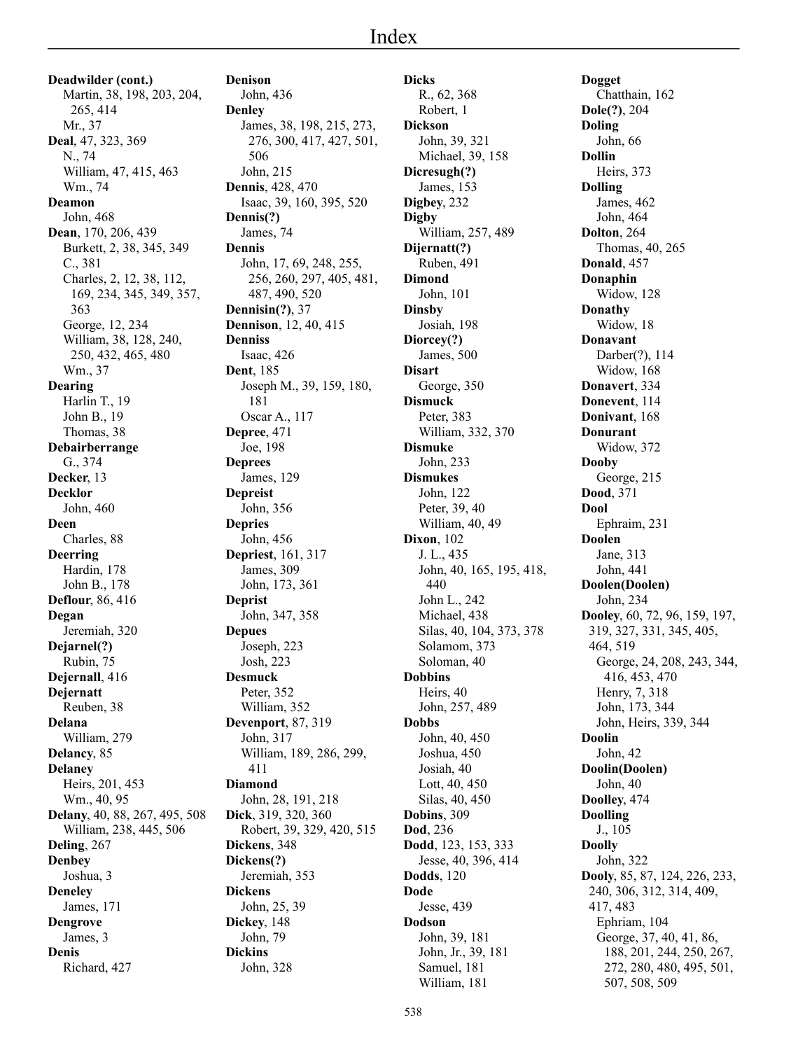# Index

**Deadwilder (cont.)**
Martin, 38, 198, 203, 204, 265, 414
Mr., 37
**Deal**, 47, 323, 369
N., 74
William, 47, 415, 463
Wm., 74
**Deamon**
John, 468
**Dean**, 170, 206, 439
Burkett, 2, 38, 345, 349
C., 381
Charles, 2, 12, 38, 112, 169, 234, 345, 349, 357, 363
George, 12, 234
William, 38, 128, 240, 250, 432, 465, 480
Wm., 37
**Dearing**
Harlin T., 19
John B., 19
Thomas, 38
**Debairberrange**
G., 374
**Decker**, 13
**Decklor**
John, 460
**Deen**
Charles, 88
**Deerring**
Hardin, 178
John B., 178
**Deflour**, 86, 416
**Degan**
Jeremiah, 320
**Dejarnel(?)**
Rubin, 75
**Dejernall**, 416
**Dejernatt**
Reuben, 38
**Delana**
William, 279
**Delancy**, 85
**Delaney**
Heirs, 201, 453
Wm., 40, 95
**Delany**, 40, 88, 267, 495, 508
William, 238, 445, 506
**Deling**, 267
**Denbey**
Joshua, 3
**Deneley**
James, 171
**Dengrove**
James, 3
**Denis**
Richard, 427

**Denison**
John, 436
**Denley**
James, 38, 198, 215, 273, 276, 300, 417, 427, 501, 506
John, 215
**Dennis**, 428, 470
Isaac, 39, 160, 395, 520
**Dennis(?)**
James, 74
**Dennis**
John, 17, 69, 248, 255, 256, 260, 297, 405, 481, 487, 490, 520
**Dennisin(?)**, 37
**Dennison**, 12, 40, 415
**Denniss**
Isaac, 426
**Dent**, 185
Joseph M., 39, 159, 180, 181
Oscar A., 117
**Depree**, 471
Joe, 198
**Deprees**
James, 129
**Depreist**
John, 356
**Depries**
John, 456
**Depriest**, 161, 317
James, 309
John, 173, 361
**Deprist**
John, 347, 358
**Depues**
Joseph, 223
Josh, 223
**Desmuck**
Peter, 352
William, 352
**Devenport**, 87, 319
John, 317
William, 189, 286, 299, 411
**Diamond**
John, 28, 191, 218
**Dick**, 319, 320, 360
Robert, 39, 329, 420, 515
**Dickens**, 348
**Dickens(?)**
Jeremiah, 353
**Dickens**
John, 25, 39
**Dickey**, 148
John, 79
**Dickins**
John, 328

**Dicks**
R., 62, 368
Robert, 1
**Dickson**
John, 39, 321
Michael, 39, 158
**Dicresugh(?)**
James, 153
**Digbey**, 232
**Digby**
William, 257, 489
**Dijernatt(?)**
Ruben, 491
**Dimond**
John, 101
**Dinsby**
Josiah, 198
**Diorcey(?)**
James, 500
**Disart**
George, 350
**Dismuck**
Peter, 383
William, 332, 370
**Dismuke**
John, 233
**Dismukes**
John, 122
Peter, 39, 40
William, 40, 49
**Dixon**, 102
J. L., 435
John, 40, 165, 195, 418, 440
John L., 242
Michael, 438
Silas, 40, 104, 373, 378
Solamom, 373
Soloman, 40
**Dobbins**
Heirs, 40
John, 257, 489
**Dobbs**
John, 40, 450
Joshua, 450
Josiah, 40
Lott, 40, 450
Silas, 40, 450
**Dobins**, 309
**Dod**, 236
**Dodd**, 123, 153, 333
Jesse, 40, 396, 414
**Dodds**, 120
**Dode**
Jesse, 439
**Dodson**
John, 39, 181
John, Jr., 39, 181
Samuel, 181
William, 181

**Dogget**
Chatthain, 162
**Dole(?)**, 204
**Doling**
John, 66
**Dollin**
Heirs, 373
**Dolling**
James, 462
John, 464
**Dolton**, 264
Thomas, 40, 265
**Donald**, 457
**Donaphin**
Widow, 128
**Donathy**
Widow, 18
**Donavant**
Darber(?), 114
Widow, 168
**Donavert**, 334
**Donevent**, 114
**Donivant**, 168
**Donurant**
Widow, 372
**Dooby**
George, 215
**Dood**, 371
**Dool**
Ephraim, 231
**Doolen**
Jane, 313
John, 441
**Doolen(Doolen)**
John, 234
**Dooley**, 60, 72, 96, 159, 197, 319, 327, 331, 345, 405, 464, 519
George, 24, 208, 243, 344, 416, 453, 470
Henry, 7, 318
John, 173, 344
John, Heirs, 339, 344
**Doolin**
John, 42
**Doolin(Doolen)**
John, 40
**Doolley**, 474
**Doolling**
J., 105
**Doolly**
John, 322
**Dooly**, 85, 87, 124, 226, 233, 240, 306, 312, 314, 409, 417, 483
Ephriam, 104
George, 37, 40, 41, 86, 188, 201, 244, 250, 267, 272, 280, 480, 495, 501, 507, 508, 509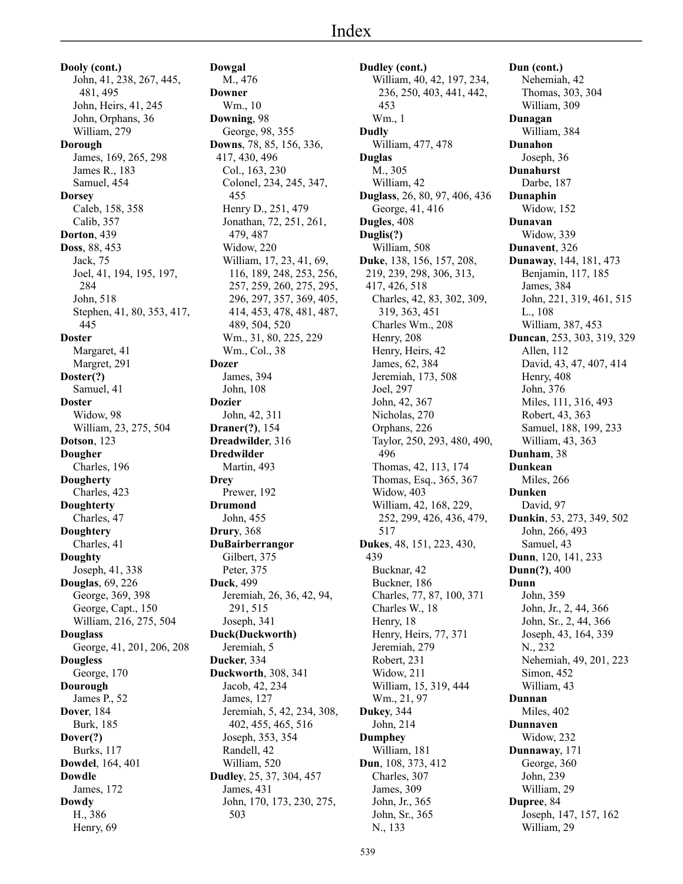# Index

**Dooly (cont.)**
John, 41, 238, 267, 445, 481, 495
John, Heirs, 41, 245
John, Orphans, 36
William, 279

**Dorough**
James, 169, 265, 298
James R., 183
Samuel, 454

**Dorsey**
Caleb, 158, 358
Calib, 357

**Dorton**, 439

**Doss**, 88, 453
Jack, 75
Joel, 41, 194, 195, 197, 284
John, 518
Stephen, 41, 80, 353, 417, 445

**Doster**
Margaret, 41
Margret, 291

**Doster(?)**
Samuel, 41

**Doster**
Widow, 98
William, 23, 275, 504

**Dotson**, 123

**Dougher**
Charles, 196

**Dougherty**
Charles, 423

**Doughterty**
Charles, 47

**Doughtery**
Charles, 41

**Doughty**
Joseph, 41, 338

**Douglas**, 69, 226
George, 369, 398
George, Capt., 150
William, 216, 275, 504

**Douglass**
George, 41, 201, 206, 208

**Dougless**
George, 170

**Dourough**
James P., 52

**Dover**, 184
Burk, 185

**Dover(?)**
Burks, 117

**Dowdel**, 164, 401

**Dowdle**
James, 172

**Dowdy**
H., 386
Henry, 69

**Dowgal**
M., 476

**Downer**
Wm., 10

**Downing**, 98
George, 98, 355

**Downs**, 78, 85, 156, 336, 417, 430, 496
Col., 163, 230
Colonel, 234, 245, 347, 455
Henry D., 251, 479
Jonathan, 72, 251, 261, 479, 487
Widow, 220
William, 17, 23, 41, 69, 116, 189, 248, 253, 256, 257, 259, 260, 275, 295, 296, 297, 357, 369, 405, 414, 453, 478, 481, 487, 489, 504, 520
Wm., 31, 80, 225, 229
Wm., Col., 38

**Dozer**
James, 394
John, 108

**Dozier**
John, 42, 311

**Draner(?)**, 154

**Dreadwilder**, 316

**Dredwilder**
Martin, 493

**Drey**
Prewer, 192

**Drumond**
John, 455

**Drury**, 368

**DuBairberrangor**
Gilbert, 375
Peter, 375

**Duck**, 499
Jeremiah, 26, 36, 42, 94, 291, 515
Joseph, 341

**Duck(Duckworth)**
Jeremiah, 5

**Ducker**, 334

**Duckworth**, 308, 341
Jacob, 42, 234
James, 127
Jeremiah, 5, 42, 234, 308, 402, 455, 465, 516
Joseph, 353, 354
Randell, 42
William, 520

**Dudley**, 25, 37, 304, 457
James, 431
John, 170, 173, 230, 275, 503

**Dudley (cont.)**
William, 40, 42, 197, 234, 236, 250, 403, 441, 442, 453
Wm., 1

**Dudly**
William, 477, 478

**Duglas**
M., 305
William, 42

**Duglass**, 26, 80, 97, 406, 436
George, 41, 416

**Dugles**, 408

**Duglis(?)**
William, 508

**Duke**, 138, 156, 157, 208, 219, 239, 298, 306, 313, 417, 426, 518
Charles, 42, 83, 302, 309, 319, 363, 451
Charles Wm., 208
Henry, 208
Henry, Heirs, 42
James, 62, 384
Jeremiah, 173, 508
Joel, 297
John, 42, 367
Nicholas, 270
Orphans, 226
Taylor, 250, 293, 480, 490, 496
Thomas, 42, 113, 174
Thomas, Esq., 365, 367
Widow, 403
William, 42, 168, 229, 252, 299, 426, 436, 479, 517

**Dukes**, 48, 151, 223, 430, 439
Bucknar, 42
Buckner, 186
Charles, 77, 87, 100, 371
Charles W., 18
Henry, 18
Henry, Heirs, 77, 371
Jeremiah, 279
Robert, 231
Widow, 211
William, 15, 319, 444
Wm., 21, 97

**Dukey**, 344
John, 214

**Dumphey**
William, 181

**Dun**, 108, 373, 412
Charles, 307
James, 309
John, Jr., 365
John, Sr., 365
N., 133

**Dun (cont.)**
Nehemiah, 42
Thomas, 303, 304
William, 309

**Dunagan**
William, 384

**Dunahon**
Joseph, 36

**Dunahurst**
Darbe, 187

**Dunaphin**
Widow, 152

**Dunavan**
Widow, 339

**Dunavent**, 326

**Dunaway**, 144, 181, 473
Benjamin, 117, 185
James, 384
John, 221, 319, 461, 515
L., 108
William, 387, 453

**Duncan**, 253, 303, 319, 329
Allen, 112
David, 43, 47, 407, 414
Henry, 408
John, 376
Miles, 111, 316, 493
Robert, 43, 363
Samuel, 188, 199, 233
William, 43, 363

**Dunham**, 38

**Dunkean**
Miles, 266

**Dunken**
David, 97

**Dunkin**, 53, 273, 349, 502
John, 266, 493
Samuel, 43

**Dunn**, 120, 141, 233

**Dunn(?)**, 400

**Dunn**
John, 359
John, Jr., 2, 44, 366
John, Sr., 2, 44, 366
Joseph, 43, 164, 339
N., 232
Nehemiah, 49, 201, 223
Simon, 452
William, 43

**Dunnan**
Miles, 402

**Dunnaven**
Widow, 232

**Dunnaway**, 171
George, 360
John, 239
William, 29

**Dupree**, 84
Joseph, 147, 157, 162
William, 29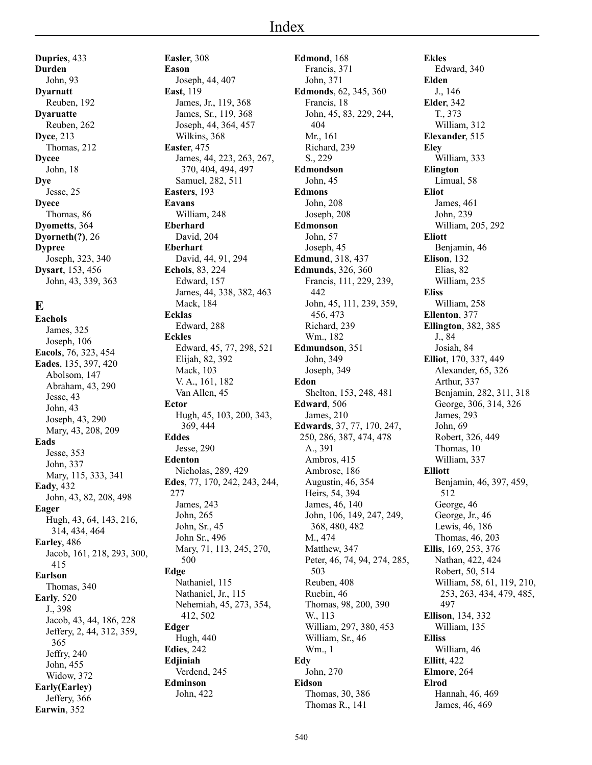**Dupries**, 433
**Durden**
John, 93
**Dyarnatt**
Reuben, 192
**Dyaruatte**
Reuben, 262
**Dyce**, 213
Thomas, 212
**Dycee**
John, 18
**Dye**
Jesse, 25
**Dyece**
Thomas, 86
**Dyometts**, 364
**Dyorneth(?)**, 26
**Dypree**
Joseph, 323, 340
**Dysart**, 153, 456
John, 43, 339, 363

## E

**Eachols**
James, 325
Joseph, 106
**Eacols**, 76, 323, 454
**Eades**, 135, 397, 420
Abolsom, 147
Abraham, 43, 290
Jesse, 43
John, 43
Joseph, 43, 290
Mary, 43, 208, 209
**Eads**
Jesse, 353
John, 337
Mary, 115, 333, 341
**Eady**, 432
John, 43, 82, 208, 498
**Eager**
Hugh, 43, 64, 143, 216, 314, 434, 464
**Earley**, 486
Jacob, 161, 218, 293, 300, 415
**Earlson**
Thomas, 340
**Early**, 520
J., 398
Jacob, 43, 44, 186, 228
Jeffery, 2, 44, 312, 359, 365
Jeffry, 240
John, 455
Widow, 372
**Early(Earley)**
Jeffery, 366
**Earwin**, 352
**Easler**, 308
**Eason**
Joseph, 44, 407
**East**, 119
James, Jr., 119, 368
James, Sr., 119, 368
Joseph, 44, 364, 457
Wilkins, 368
**Easter**, 475
James, 44, 223, 263, 267, 370, 404, 494, 497
Samuel, 282, 511
**Easters**, 193
**Eavans**
William, 248
**Eberhard**
David, 204
**Eberhart**
David, 44, 91, 294
**Echols**, 83, 224
Edward, 157
James, 44, 338, 382, 463
Mack, 184
**Ecklas**
Edward, 288
**Eckles**
Edward, 45, 77, 298, 521
Elijah, 82, 392
Mack, 103
V. A., 161, 182
Van Allen, 45
**Ector**
Hugh, 45, 103, 200, 343, 369, 444
**Eddes**
Jesse, 290
**Edenton**
Nicholas, 289, 429
**Edes**, 77, 170, 242, 243, 244, 277
James, 243
John, 265
John, Sr., 45
John Sr., 496
Mary, 71, 113, 245, 270, 500
**Edge**
Nathaniel, 115
Nathaniel, Jr., 115
Nehemiah, 45, 273, 354, 412, 502
**Edger**
Hugh, 440
**Edies**, 242
**Edjiniah**
Verdend, 245
**Edminson**
John, 422
**Edmond**, 168
Francis, 371
John, 371
**Edmonds**, 62, 345, 360
Francis, 18
John, 45, 83, 229, 244, 404
Mr., 161
Richard, 239
S., 229
**Edmondson**
John, 45
**Edmons**
John, 208
Joseph, 208
**Edmonson**
John, 57
Joseph, 45
**Edmund**, 318, 437
**Edmunds**, 326, 360
Francis, 111, 229, 239, 442
John, 45, 111, 239, 359, 456, 473
Richard, 239
Wm., 182
**Edmundson**, 351
John, 349
Joseph, 349
**Edon**
Shelton, 153, 248, 481
**Edward**, 506
James, 210
**Edwards**, 37, 77, 170, 247, 250, 286, 387, 474, 478
A., 391
Ambros, 415
Ambrose, 186
Augustin, 46, 354
Heirs, 54, 394
James, 46, 140
John, 106, 149, 247, 249, 368, 480, 482
M., 474
Matthew, 347
Peter, 46, 74, 94, 274, 285, 503
Reuben, 408
Ruebin, 46
Thomas, 98, 200, 390
W., 113
William, 297, 380, 453
William, Sr., 46
Wm., 1
**Edy**
John, 270
**Eidson**
Thomas, 30, 386
Thomas R., 141
**Ekles**
Edward, 340
**Elden**
J., 146
**Elder**, 342
T., 373
William, 312
**Elexander**, 515
**Eley**
William, 333
**Elington**
Limual, 58
**Eliot**
James, 461
John, 239
William, 205, 292
**Eliott**
Benjamin, 46
**Elison**, 132
Elias, 82
William, 235
**Eliss**
William, 258
**Ellenton**, 377
**Ellington**, 382, 385
J., 84
Josiah, 84
**Elliot**, 170, 337, 449
Alexander, 65, 326
Arthur, 337
Benjamin, 282, 311, 318
George, 306, 314, 326
James, 293
John, 69
Robert, 326, 449
Thomas, 10
William, 337
**Elliott**
Benjamin, 46, 397, 459, 512
George, 46
George, Jr., 46
Lewis, 46, 186
Thomas, 46, 203
**Ellis**, 169, 253, 376
Nathan, 422, 424
Robert, 50, 514
William, 58, 61, 119, 210, 253, 263, 434, 479, 485, 497
**Ellison**, 134, 332
William, 135
**Elliss**
William, 46
**Ellitt**, 422
**Elmore**, 264
**Elrod**
Hannah, 46, 469
James, 46, 469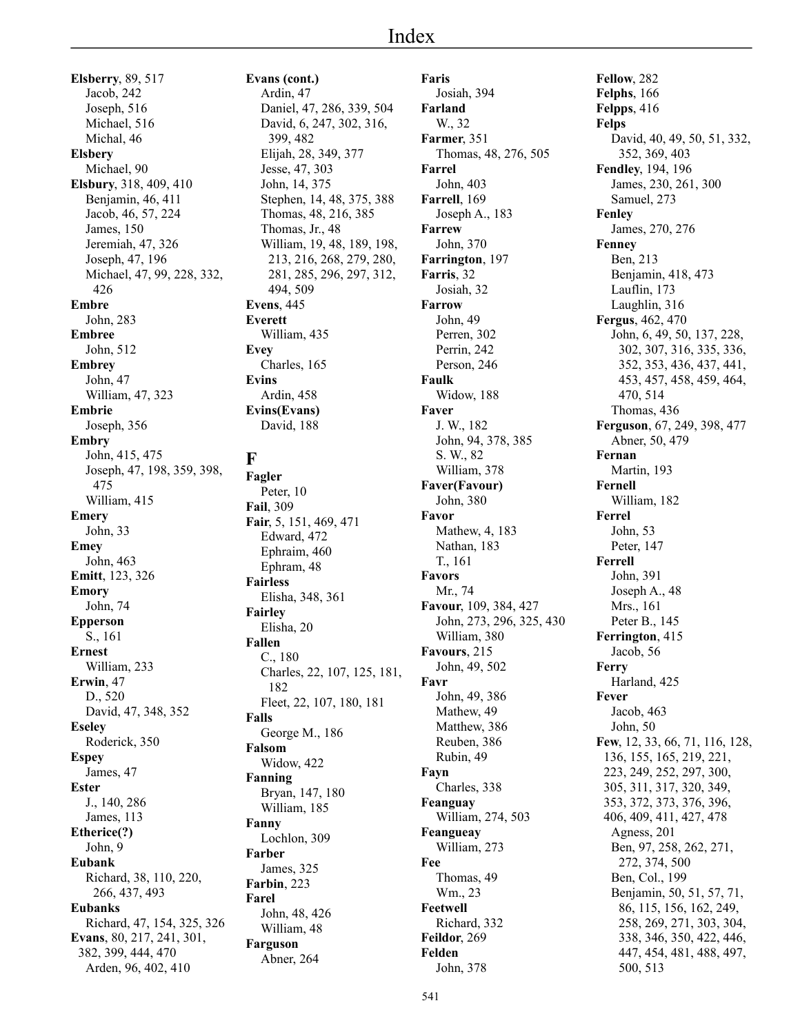# Index

**Elsberry**, 89, 517
Jacob, 242
Joseph, 516
Michael, 516
Michal, 46
**Elsbery**
Michael, 90
**Elsbury**, 318, 409, 410
Benjamin, 46, 411
Jacob, 46, 57, 224
James, 150
Jeremiah, 47, 326
Joseph, 47, 196
Michael, 47, 99, 228, 332, 426
**Embre**
John, 283
**Embree**
John, 512
**Embrey**
John, 47
William, 47, 323
**Embrie**
Joseph, 356
**Embry**
John, 415, 475
Joseph, 47, 198, 359, 398, 475
William, 415
**Emery**
John, 33
**Emey**
John, 463
**Emitt**, 123, 326
**Emory**
John, 74
**Epperson**
S., 161
**Ernest**
William, 233
**Erwin**, 47
D., 520
David, 47, 348, 352
**Eseley**
Roderick, 350
**Espey**
James, 47
**Ester**
J., 140, 286
James, 113
**Etherice(?)**
John, 9
**Eubank**
Richard, 38, 110, 220, 266, 437, 493
**Eubanks**
Richard, 47, 154, 325, 326
**Evans**, 80, 217, 241, 301, 382, 399, 444, 470
Arden, 96, 402, 410

**Evans (cont.)**
Ardin, 47
Daniel, 47, 286, 339, 504
David, 6, 247, 302, 316, 399, 482
Elijah, 28, 349, 377
Jesse, 47, 303
John, 14, 375
Stephen, 14, 48, 375, 388
Thomas, 48, 216, 385
Thomas, Jr., 48
William, 19, 48, 189, 198, 213, 216, 268, 279, 280, 281, 285, 296, 297, 312, 494, 509
**Evens**, 445
**Everett**
William, 435
**Evey**
Charles, 165
**Evins**
Ardin, 458
**Evins(Evans)**
David, 188

## F

**Fagler**
Peter, 10
**Fail**, 309
**Fair**, 5, 151, 469, 471
Edward, 472
Ephraim, 460
Ephram, 48
**Fairless**
Elisha, 348, 361
**Fairley**
Elisha, 20
**Fallen**
C., 180
Charles, 22, 107, 125, 181, 182
Fleet, 22, 107, 180, 181
**Falls**
George M., 186
**Falsom**
Widow, 422
**Fanning**
Bryan, 147, 180
William, 185
**Fanny**
Lochlon, 309
**Farber**
James, 325
**Farbin**, 223
**Farel**
John, 48, 426
William, 48
**Farguson**
Abner, 264

**Faris**
Josiah, 394
**Farland**
W., 32
**Farmer**, 351
Thomas, 48, 276, 505
**Farrel**
John, 403
**Farrell**, 169
Joseph A., 183
**Farrew**
John, 370
**Farrington**, 197
**Farris**, 32
Josiah, 32
**Farrow**
John, 49
Perren, 302
Perrin, 242
Person, 246
**Faulk**
Widow, 188
**Faver**
J. W., 182
John, 94, 378, 385
S. W., 82
William, 378
**Faver(Favour)**
John, 380
**Favor**
Mathew, 4, 183
Nathan, 183
T., 161
**Favors**
Mr., 74
**Favour**, 109, 384, 427
John, 273, 296, 325, 430
William, 380
**Favours**, 215
John, 49, 502
**Favr**
John, 49, 386
Mathew, 49
Matthew, 386
Reuben, 386
Rubin, 49
**Fayn**
Charles, 338
**Feanguay**
William, 274, 503
**Feangueay**
William, 273
**Fee**
Thomas, 49
Wm., 23
**Feetwell**
Richard, 332
**Feildor**, 269
**Felden**
John, 378

**Fellow**, 282
**Felphs**, 166
**Felpps**, 416
**Felps**
David, 40, 49, 50, 51, 332, 352, 369, 403
**Fendley**, 194, 196
James, 230, 261, 300
Samuel, 273
**Fenley**
James, 270, 276
**Fenney**
Ben, 213
Benjamin, 418, 473
Lauflin, 173
Laughlin, 316
**Fergus**, 462, 470
John, 6, 49, 50, 137, 228, 302, 307, 316, 335, 336, 352, 353, 436, 437, 441, 453, 457, 458, 459, 464, 470, 514
Thomas, 436
**Ferguson**, 67, 249, 398, 477
Abner, 50, 479
**Fernan**
Martin, 193
**Fernell**
William, 182
**Ferrel**
John, 53
Peter, 147
**Ferrell**
John, 391
Joseph A., 48
Mrs., 161
Peter B., 145
**Ferrington**, 415
Jacob, 56
**Ferry**
Harland, 425
**Fever**
Jacob, 463
John, 50
**Few**, 12, 33, 66, 71, 116, 128, 136, 155, 165, 219, 221, 223, 249, 252, 297, 300, 305, 311, 317, 320, 349, 353, 372, 373, 376, 396, 406, 409, 411, 427, 478
Agness, 201
Ben, 97, 258, 262, 271, 272, 374, 500
Ben, Col., 199
Benjamin, 50, 51, 57, 71, 86, 115, 156, 162, 249, 258, 269, 271, 303, 304, 338, 346, 350, 422, 446, 447, 454, 481, 488, 497, 500, 513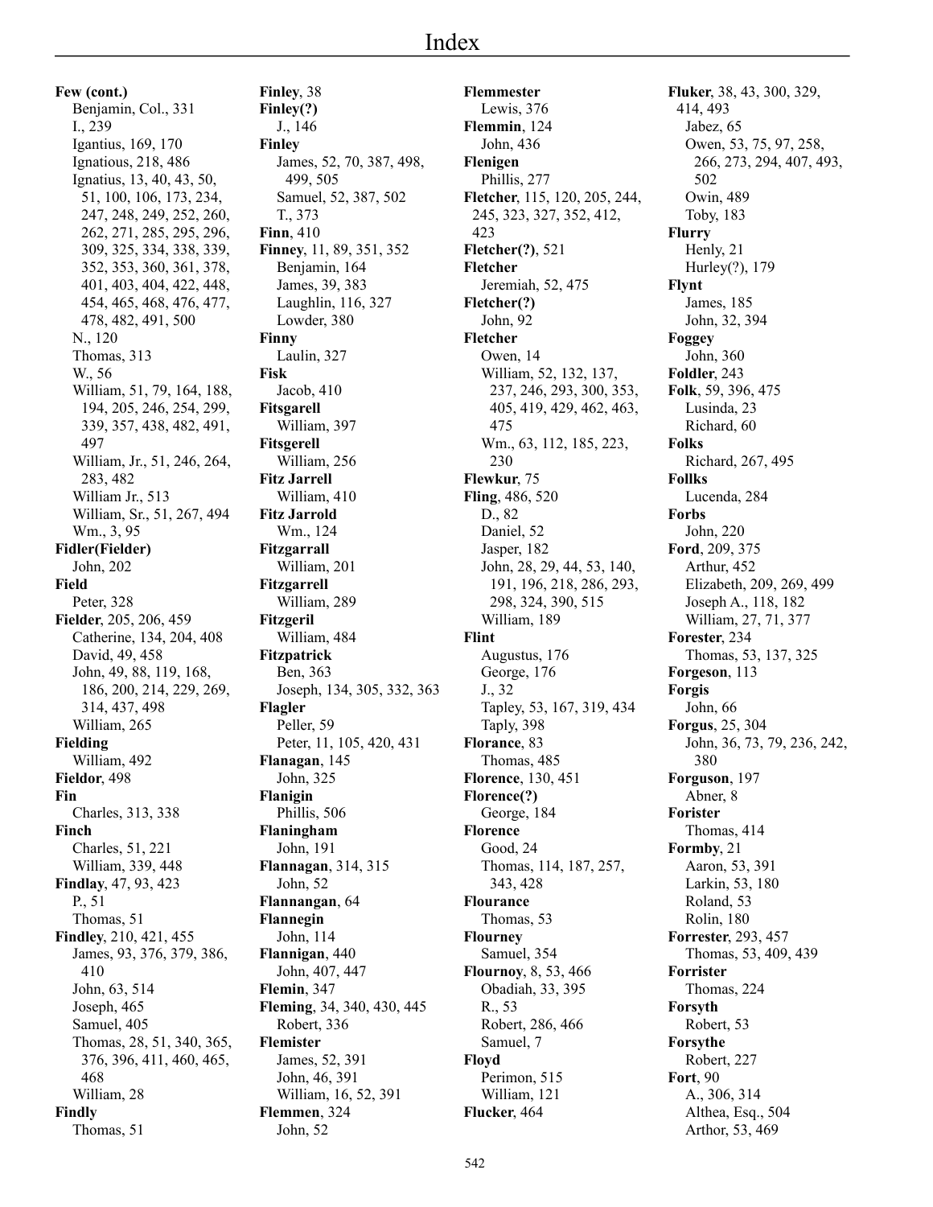# Index

**Few (cont.)**
Benjamin, Col., 331
I., 239
Igantius, 169, 170
Ignatious, 218, 486
Ignatius, 13, 40, 43, 50, 51, 100, 106, 173, 234, 247, 248, 249, 252, 260, 262, 271, 285, 295, 296, 309, 325, 334, 338, 339, 352, 353, 360, 361, 378, 401, 403, 404, 422, 448, 454, 465, 468, 476, 477, 478, 482, 491, 500
N., 120
Thomas, 313
W., 56
William, 51, 79, 164, 188, 194, 205, 246, 254, 299, 339, 357, 438, 482, 491, 497
William, Jr., 51, 246, 264, 283, 482
William Jr., 513
William, Sr., 51, 267, 494
Wm., 3, 95

**Fidler(Fielder)**
John, 202

**Field**
Peter, 328

**Fielder**, 205, 206, 459
Catherine, 134, 204, 408
David, 49, 458
John, 49, 88, 119, 168, 186, 200, 214, 229, 269, 314, 437, 498
William, 265

**Fielding**
William, 492

**Fieldor**, 498

**Fin**
Charles, 313, 338

**Finch**
Charles, 51, 221
William, 339, 448

**Findlay**, 47, 93, 423
P., 51
Thomas, 51

**Findley**, 210, 421, 455
James, 93, 376, 379, 386, 410
John, 63, 514
Joseph, 465
Samuel, 405
Thomas, 28, 51, 340, 365, 376, 396, 411, 460, 465, 468
William, 28

**Findly**
Thomas, 51

**Finley**, 38

**Finley(?)**
J., 146

**Finley**
James, 52, 70, 387, 498, 499, 505
Samuel, 52, 387, 502
T., 373

**Finn**, 410

**Finney**, 11, 89, 351, 352
Benjamin, 164
James, 39, 383
Laughlin, 116, 327
Lowder, 380

**Finny**
Laulin, 327

**Fisk**
Jacob, 410

**Fitsgarell**
William, 397

**Fitsgerell**
William, 256

**Fitz Jarrell**
William, 410

**Fitz Jarrold**
Wm., 124

**Fitzgarrall**
William, 201

**Fitzgarrell**
William, 289

**Fitzgeril**
William, 484

**Fitzpatrick**
Ben, 363
Joseph, 134, 305, 332, 363

**Flagler**
Peller, 59
Peter, 11, 105, 420, 431

**Flanagan**, 145
John, 325

**Flanigin**
Phillis, 506

**Flaningham**
John, 191

**Flannagan**, 314, 315
John, 52

**Flannangan**, 64

**Flannegin**
John, 114

**Flannigan**, 440
John, 407, 447

**Flemin**, 347

**Fleming**, 34, 340, 430, 445
Robert, 336

**Flemister**
James, 52, 391
John, 46, 391
William, 16, 52, 391

**Flemmen**, 324
John, 52

**Flemmester**
Lewis, 376

**Flemmin**, 124
John, 436

**Flenigen**
Phillis, 277

**Fletcher**, 115, 120, 205, 244, 245, 323, 327, 352, 412, 423

**Fletcher(?)**, 521

**Fletcher**
Jeremiah, 52, 475

**Fletcher(?)**
John, 92

**Fletcher**
Owen, 14
William, 52, 132, 137, 237, 246, 293, 300, 353, 405, 419, 429, 462, 463, 475
Wm., 63, 112, 185, 223, 230

**Flewkur**, 75

**Fling**, 486, 520
D., 82
Daniel, 52
Jasper, 182
John, 28, 29, 44, 53, 140, 191, 196, 218, 286, 293, 298, 324, 390, 515
William, 189

**Flint**
Augustus, 176
George, 176
J., 32
Tapley, 53, 167, 319, 434
Taply, 398

**Florance**, 83
Thomas, 485

**Florence**, 130, 451

**Florence(?)**
George, 184

**Florence**
Good, 24
Thomas, 114, 187, 257, 343, 428

**Flourance**
Thomas, 53

**Flourney**
Samuel, 354

**Flournoy**, 8, 53, 466
Obadiah, 33, 395
R., 53
Robert, 286, 466
Samuel, 7

**Floyd**
Perimon, 515
William, 121

**Flucker**, 464

**Fluker**, 38, 43, 300, 329, 414, 493
Jabez, 65
Owen, 53, 75, 97, 258, 266, 273, 294, 407, 493, 502
Owin, 489
Toby, 183

**Flurry**
Henly, 21
Hurley(?), 179

**Flynt**
James, 185
John, 32, 394

**Foggey**
John, 360

**Foldler**, 243

**Folk**, 59, 396, 475
Lusinda, 23
Richard, 60

**Folks**
Richard, 267, 495

**Follks**
Lucenda, 284

**Forbs**
John, 220

**Ford**, 209, 375
Arthur, 452
Elizabeth, 209, 269, 499
Joseph A., 118, 182
William, 27, 71, 377

**Forester**, 234
Thomas, 53, 137, 325

**Forgeson**, 113

**Forgis**
John, 66

**Forgus**, 25, 304
John, 36, 73, 79, 236, 242, 380

**Forguson**, 197
Abner, 8

**Forister**
Thomas, 414

**Formby**, 21
Aaron, 53, 391
Larkin, 53, 180
Roland, 53
Rolin, 180

**Forrester**, 293, 457
Thomas, 53, 409, 439

**Forrister**
Thomas, 224

**Forsyth**
Robert, 53

**Forsythe**
Robert, 227

**Fort**, 90
A., 306, 314
Althea, Esq., 504
Arthor, 53, 469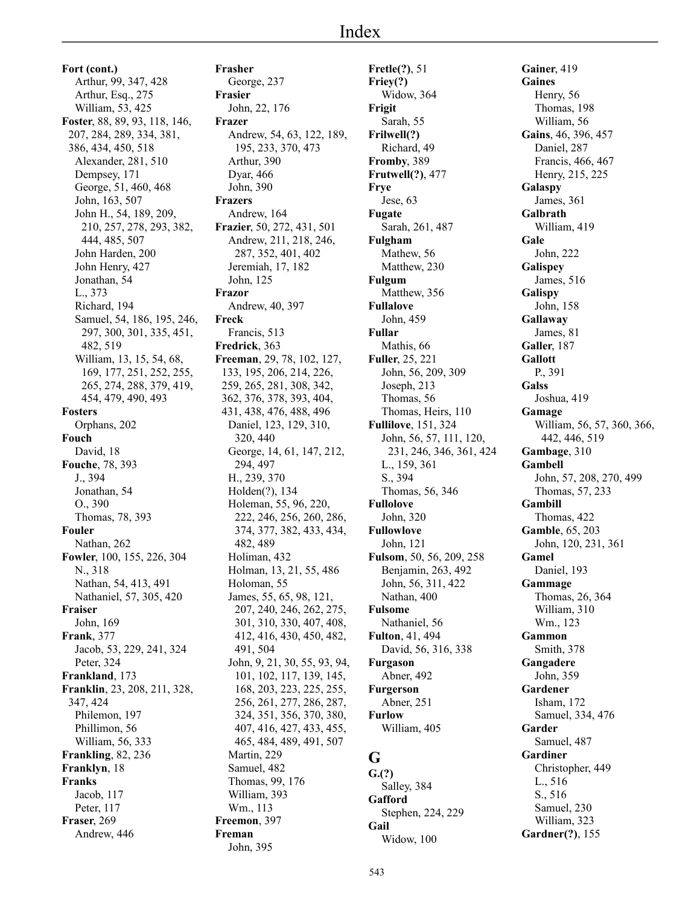# Index

**Fort (cont.)**
Arthur, 99, 347, 428
Arthur, Esq., 275
William, 53, 425
**Foster**, 88, 89, 93, 118, 146, 207, 284, 289, 334, 381, 386, 434, 450, 518
Alexander, 281, 510
Dempsey, 171
George, 51, 460, 468
John, 163, 507
John H., 54, 189, 209, 210, 257, 278, 293, 382, 444, 485, 507
John Harden, 200
John Henry, 427
Jonathan, 54
L., 373
Richard, 194
Samuel, 54, 186, 195, 246, 297, 300, 301, 335, 451, 482, 519
William, 13, 15, 54, 68, 169, 177, 251, 252, 255, 265, 274, 288, 379, 419, 454, 479, 490, 493
**Fosters**
Orphans, 202
**Fouch**
David, 18
**Fouche**, 78, 393
J., 394
Jonathan, 54
O., 390
Thomas, 78, 393
**Fouler**
Nathan, 262
**Fowler**, 100, 155, 226, 304
N., 318
Nathan, 54, 413, 491
Nathaniel, 57, 305, 420
**Fraiser**
John, 169
**Frank**, 377
Jacob, 53, 229, 241, 324
Peter, 324
**Frankland**, 173
**Franklin**, 23, 208, 211, 328, 347, 424
Philemon, 197
Phillimon, 56
William, 56, 333
**Frankling**, 82, 236
**Franklyn**, 18
**Franks**
Jacob, 117
Peter, 117
**Fraser**, 269
Andrew, 446

**Frasher**
George, 237
**Frasier**
John, 22, 176
**Frazer**
Andrew, 54, 63, 122, 189, 195, 233, 370, 473
Arthur, 390
Dyar, 466
John, 390
**Frazers**
Andrew, 164
**Frazier**, 50, 272, 431, 501
Andrew, 211, 218, 246, 287, 352, 401, 402
Jeremiah, 17, 182
John, 125
**Frazor**
Andrew, 40, 397
**Freck**
Francis, 513
**Fredrick**, 363
**Freeman**, 29, 78, 102, 127, 133, 195, 206, 214, 226, 259, 265, 281, 308, 342, 362, 376, 378, 393, 404, 431, 438, 476, 488, 496
Daniel, 123, 129, 310, 320, 440
George, 14, 61, 147, 212, 294, 497
H., 239, 370
Holden(?), 134
Holeman, 55, 96, 220, 222, 246, 256, 260, 286, 374, 377, 382, 433, 434, 482, 489
Holiman, 432
Holman, 13, 21, 55, 486
Holoman, 55
James, 55, 65, 98, 121, 207, 240, 246, 262, 275, 301, 310, 330, 407, 408, 412, 416, 430, 450, 482, 491, 504
John, 9, 21, 30, 55, 93, 94, 101, 102, 117, 139, 145, 168, 203, 223, 225, 255, 256, 261, 277, 286, 287, 324, 351, 356, 370, 380, 407, 416, 427, 433, 455, 465, 484, 489, 491, 507
Martin, 229
Samuel, 482
Thomas, 99, 176
William, 393
Wm., 113
**Freemon**, 397
**Freman**
John, 395

**Fretle(?)**, 51
**Friey(?)**
Widow, 364
**Frigit**
Sarah, 55
**Frilwell(?)**
Richard, 49
**Fromby**, 389
**Frutwell(?)**, 477
**Frye**
Jese, 63
**Fugate**
Sarah, 261, 487
**Fulgham**
Mathew, 56
Matthew, 230
**Fulgum**
Matthew, 356
**Fullalove**
John, 459
**Fullar**
Mathis, 66
**Fuller**, 25, 221
John, 56, 209, 309
Joseph, 213
Thomas, 56
Thomas, Heirs, 110
**Fullilove**, 151, 324
John, 56, 57, 111, 120, 231, 246, 346, 361, 424
L., 159, 361
S., 394
Thomas, 56, 346
**Fullolove**
John, 320
**Fullowlove**
John, 121
**Fulsom**, 50, 56, 209, 258
Benjamin, 263, 492
John, 56, 311, 422
Nathan, 400
**Fulsome**
Nathaniel, 56
**Fulton**, 41, 494
David, 56, 316, 338
**Furgason**
Abner, 492
**Furgerson**
Abner, 251
**Furlow**
William, 405

## G

**G.(?)**
Salley, 384
**Gafford**
Stephen, 224, 229
**Gail**
Widow, 100

**Gainer**, 419
**Gaines**
Henry, 56
Thomas, 198
William, 56
**Gains**, 46, 396, 457
Daniel, 287
Francis, 466, 467
Henry, 215, 225
**Galaspy**
James, 361
**Galbrath**
William, 419
**Gale**
John, 222
**Galispey**
James, 516
**Galispy**
John, 158
**Gallaway**
James, 81
**Galler**, 187
**Gallott**
P., 391
**Galss**
Joshua, 419
**Gamage**
William, 56, 57, 360, 366, 442, 446, 519
**Gambage**, 310
**Gambell**
John, 57, 208, 270, 499
Thomas, 57, 233
**Gambill**
Thomas, 422
**Gamble**, 65, 203
John, 120, 231, 361
**Gamel**
Daniel, 193
**Gammage**
Thomas, 26, 364
William, 310
Wm., 123
**Gammon**
Smith, 378
**Gangadere**
John, 359
**Gardener**
Isham, 172
Samuel, 334, 476
**Garder**
Samuel, 487
**Gardiner**
Christopher, 449
L., 516
S., 516
Samuel, 230
William, 323
**Gardner(?)**, 155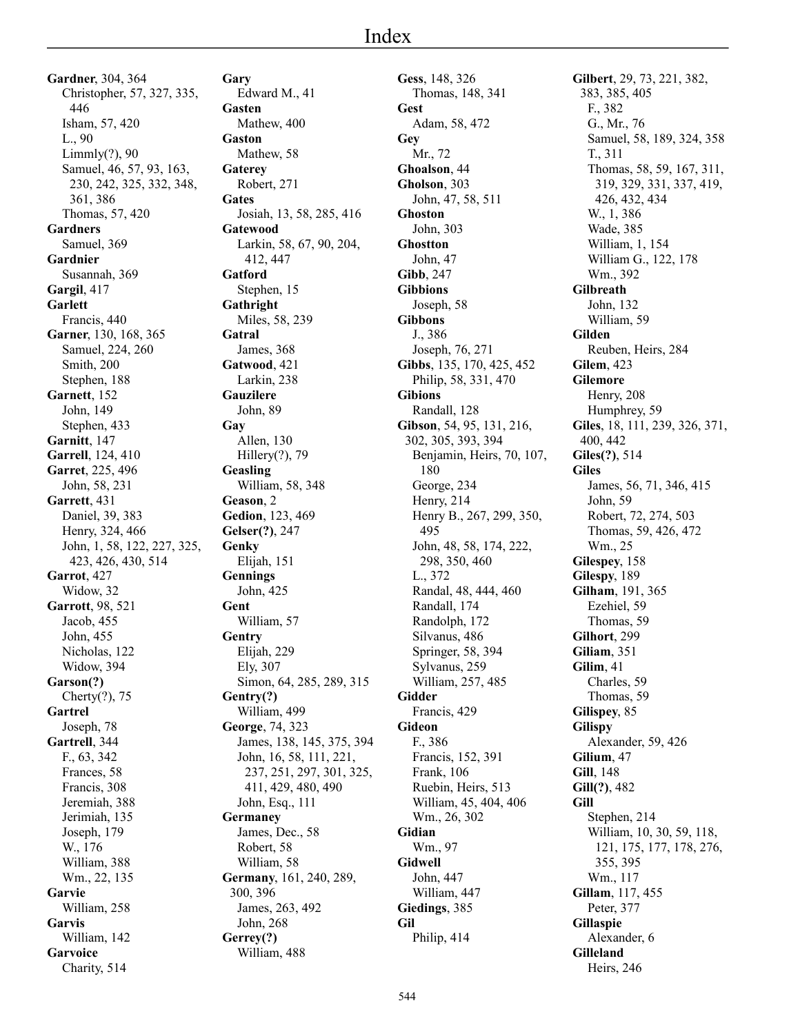# Index

**Gardner**, 304, 364
Christopher, 57, 327, 335, 446
Isham, 57, 420
L., 90
Limmly(?), 90
Samuel, 46, 57, 93, 163, 230, 242, 325, 332, 348, 361, 386
Thomas, 57, 420

**Gardners**
Samuel, 369

**Gardnier**
Susannah, 369

**Gargil**, 417

**Garlett**
Francis, 440

**Garner**, 130, 168, 365
Samuel, 224, 260
Smith, 200
Stephen, 188

**Garnett**, 152
John, 149
Stephen, 433

**Garnitt**, 147

**Garrell**, 124, 410

**Garret**, 225, 496
John, 58, 231

**Garrett**, 431
Daniel, 39, 383
Henry, 324, 466
John, 1, 58, 122, 227, 325, 423, 426, 430, 514

**Garrot**, 427
Widow, 32

**Garrott**, 98, 521
Jacob, 455
John, 455
Nicholas, 122
Widow, 394

**Garson(?)**
Cherty(?), 75

**Gartrel**
Joseph, 78

**Gartrell**, 344
F., 63, 342
Frances, 58
Francis, 308
Jeremiah, 388
Jerimiah, 135
Joseph, 179
W., 176
William, 388
Wm., 22, 135

**Garvie**
William, 258

**Garvis**
William, 142

**Garvoice**
Charity, 514

**Gary**
Edward M., 41

**Gasten**
Mathew, 400

**Gaston**
Mathew, 58

**Gaterey**
Robert, 271

**Gates**
Josiah, 13, 58, 285, 416

**Gatewood**
Larkin, 58, 67, 90, 204, 412, 447

**Gatford**
Stephen, 15

**Gathright**
Miles, 58, 239

**Gatral**
James, 368

**Gatwood**, 421
Larkin, 238

**Gauzilere**
John, 89

**Gay**
Allen, 130
Hillery(?), 79

**Geasling**
William, 58, 348

**Geason**, 2

**Gedion**, 123, 469

**Gelser(?)**, 247

**Genky**
Elijah, 151

**Gennings**
John, 425

**Gent**
William, 57

**Gentry**
Elijah, 229
Ely, 307
Simon, 64, 285, 289, 315

**Gentry(?)**
William, 499

**George**, 74, 323
James, 138, 145, 375, 394
John, 16, 58, 111, 221, 237, 251, 297, 301, 325, 411, 429, 480, 490
John, Esq., 111

**Germaney**
James, Dec., 58
Robert, 58
William, 58

**Germany**, 161, 240, 289, 300, 396
James, 263, 492
John, 268

**Gerrey(?)**
William, 488

**Gess**, 148, 326
Thomas, 148, 341

**Gest**
Adam, 58, 472

**Gey**
Mr., 72

**Ghoalson**, 44

**Gholson**, 303
John, 47, 58, 511

**Ghoston**
John, 303

**Ghostton**
John, 47

**Gibb**, 247

**Gibbions**
Joseph, 58

**Gibbons**
J., 386
Joseph, 76, 271

**Gibbs**, 135, 170, 425, 452
Philip, 58, 331, 470

**Gibions**
Randall, 128

**Gibson**, 54, 95, 131, 216, 302, 305, 393, 394
Benjamin, Heirs, 70, 107, 180
George, 234
Henry, 214
Henry B., 267, 299, 350, 495
John, 48, 58, 174, 222, 298, 350, 460
L., 372
Randal, 48, 444, 460
Randall, 174
Randolph, 172
Silvanus, 486
Springer, 58, 394
Sylvanus, 259
William, 257, 485

**Gidder**
Francis, 429

**Gideon**
F., 386
Francis, 152, 391
Frank, 106
Ruebin, Heirs, 513
William, 45, 404, 406
Wm., 26, 302

**Gidian**
Wm., 97

**Gidwell**
John, 447
William, 447

**Giedings**, 385

**Gil**
Philip, 414

**Gilbert**, 29, 73, 221, 382, 383, 385, 405
F., 382
G., Mr., 76
Samuel, 58, 189, 324, 358
T., 311
Thomas, 58, 59, 167, 311, 319, 329, 331, 337, 419, 426, 432, 434
W., 1, 386
Wade, 385
William, 1, 154
William G., 122, 178
Wm., 392

**Gilbreath**
John, 132
William, 59

**Gilden**
Reuben, Heirs, 284

**Gilem**, 423

**Gilemore**
Henry, 208
Humphrey, 59

**Giles**, 18, 111, 239, 326, 371, 400, 442

**Giles(?)**, 514

**Giles**
James, 56, 71, 346, 415
John, 59
Robert, 72, 274, 503
Thomas, 59, 426, 472
Wm., 25

**Gilespey**, 158

**Gilespy**, 189

**Gilham**, 191, 365
Ezehiel, 59
Thomas, 59

**Gilhort**, 299

**Giliam**, 351

**Gilim**, 41
Charles, 59
Thomas, 59

**Gilispey**, 85

**Gilispy**
Alexander, 59, 426

**Gilium**, 47

**Gill**, 148

**Gill(?)**, 482

**Gill**
Stephen, 214
William, 10, 30, 59, 118, 121, 175, 177, 178, 276, 355, 395
Wm., 117

**Gillam**, 117, 455
Peter, 377

**Gillaspie**
Alexander, 6

**Gilleland**
Heirs, 246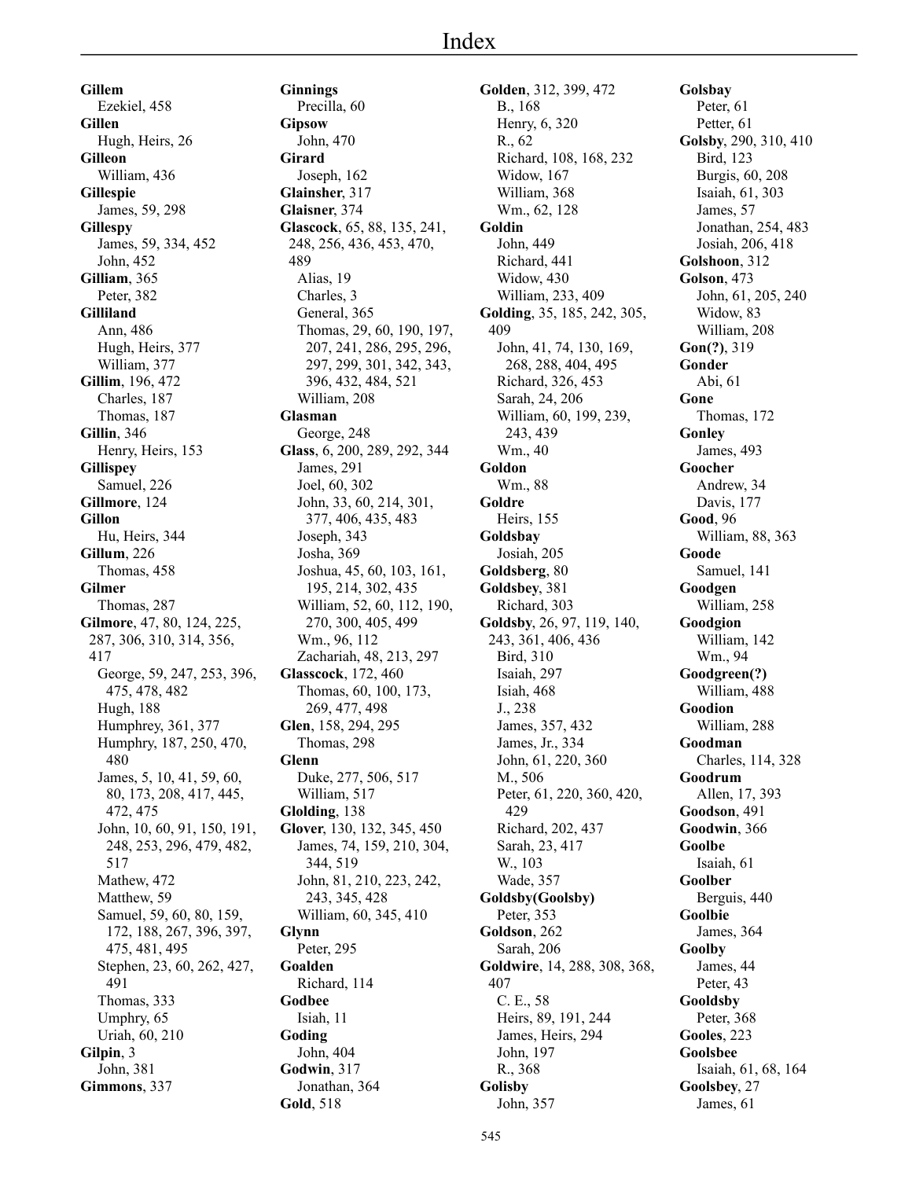# Index

**Gillem**
Ezekiel, 458

**Gillen**
Hugh, Heirs, 26

**Gilleon**
William, 436

**Gillespie**
James, 59, 298

**Gillespy**
James, 59, 334, 452
John, 452

**Gilliam**, 365
Peter, 382

**Gilliland**
Ann, 486
Hugh, Heirs, 377
William, 377

**Gillim**, 196, 472
Charles, 187
Thomas, 187

**Gillin**, 346
Henry, Heirs, 153

**Gillispey**
Samuel, 226

**Gillmore**, 124

**Gillon**
Hu, Heirs, 344

**Gillum**, 226
Thomas, 458

**Gilmer**
Thomas, 287

**Gilmore**, 47, 80, 124, 225, 287, 306, 310, 314, 356, 417
George, 59, 247, 253, 396, 475, 478, 482
Hugh, 188
Humphrey, 361, 377
Humphry, 187, 250, 470, 480
James, 5, 10, 41, 59, 60, 80, 173, 208, 417, 445, 472, 475
John, 10, 60, 91, 150, 191, 248, 253, 296, 479, 482, 517
Mathew, 472
Matthew, 59
Samuel, 59, 60, 80, 159, 172, 188, 267, 396, 397, 475, 481, 495
Stephen, 23, 60, 262, 427, 491
Thomas, 333
Umphry, 65
Uriah, 60, 210

**Gilpin**, 3
John, 381

**Gimmons**, 337

**Ginnings**
Precilla, 60

**Gipsow**
John, 470

**Girard**
Joseph, 162

**Glainsher**, 317

**Glaisner**, 374

**Glascock**, 65, 88, 135, 241, 248, 256, 436, 453, 470, 489
Alias, 19
Charles, 3
General, 365
Thomas, 29, 60, 190, 197, 207, 241, 286, 295, 296, 297, 299, 301, 342, 343, 396, 432, 484, 521
William, 208

**Glasman**
George, 248

**Glass**, 6, 200, 289, 292, 344
James, 291
Joel, 60, 302
John, 33, 60, 214, 301, 377, 406, 435, 483
Joseph, 343
Josha, 369
Joshua, 45, 60, 103, 161, 195, 214, 302, 435
William, 52, 60, 112, 190, 270, 300, 405, 499
Wm., 96, 112
Zachariah, 48, 213, 297

**Glasscock**, 172, 460
Thomas, 60, 100, 173, 269, 477, 498

**Glen**, 158, 294, 295
Thomas, 298

**Glenn**
Duke, 277, 506, 517
William, 517

**Glolding**, 138

**Glover**, 130, 132, 345, 450
James, 74, 159, 210, 304, 344, 519
John, 81, 210, 223, 242, 243, 345, 428
William, 60, 345, 410

**Glynn**
Peter, 295

**Goalden**
Richard, 114

**Godbee**
Isiah, 11

**Goding**
John, 404

**Godwin**, 317
Jonathan, 364

**Gold**, 518

**Golden**, 312, 399, 472
B., 168
Henry, 6, 320
R., 62
Richard, 108, 168, 232
Widow, 167
William, 368
Wm., 62, 128

**Goldin**
John, 449
Richard, 441
Widow, 430
William, 233, 409

**Golding**, 35, 185, 242, 305, 409
John, 41, 74, 130, 169, 268, 288, 404, 495
Richard, 326, 453
Sarah, 24, 206
William, 60, 199, 239, 243, 439
Wm., 40

**Goldon**
Wm., 88

**Goldre**
Heirs, 155

**Goldsbay**
Josiah, 205

**Goldsberg**, 80

**Goldsbey**, 381
Richard, 303

**Goldsby**, 26, 97, 119, 140, 243, 361, 406, 436
Bird, 310
Isaiah, 297
Isiah, 468
J., 238
James, 357, 432
James, Jr., 334
John, 61, 220, 360
M., 506
Peter, 61, 220, 360, 420, 429
Richard, 202, 437
Sarah, 23, 417
W., 103
Wade, 357

**Goldsby(Goolsby)**
Peter, 353

**Goldson**, 262
Sarah, 206

**Goldwire**, 14, 288, 308, 368, 407
C. E., 58
Heirs, 89, 191, 244
James, Heirs, 294
John, 197
R., 368

**Golisby**
John, 357

**Golsbay**
Peter, 61
Petter, 61

**Golsby**, 290, 310, 410
Bird, 123
Burgis, 60, 208
Isaiah, 61, 303
James, 57
Jonathan, 254, 483
Josiah, 206, 418

**Golshoon**, 312

**Golson**, 473
John, 61, 205, 240
Widow, 83
William, 208

**Gon(?)**, 319

**Gonder**
Abi, 61

**Gone**
Thomas, 172

**Gonley**
James, 493

**Goocher**
Andrew, 34
Davis, 177

**Good**, 96
William, 88, 363

**Goode**
Samuel, 141

**Goodgen**
William, 258

**Goodgion**
William, 142
Wm., 94

**Goodgreen(?)**
William, 488

**Goodion**
William, 288

**Goodman**
Charles, 114, 328

**Goodrum**
Allen, 17, 393

**Goodson**, 491

**Goodwin**, 366

**Goolbe**
Isaiah, 61

**Goolber**
Berguis, 440

**Goolbie**
James, 364

**Goolby**
James, 44
Peter, 43

**Gooldsby**
Peter, 368

**Gooles**, 223

**Goolsbee**
Isaiah, 61, 68, 164

**Goolsbey**, 27
James, 61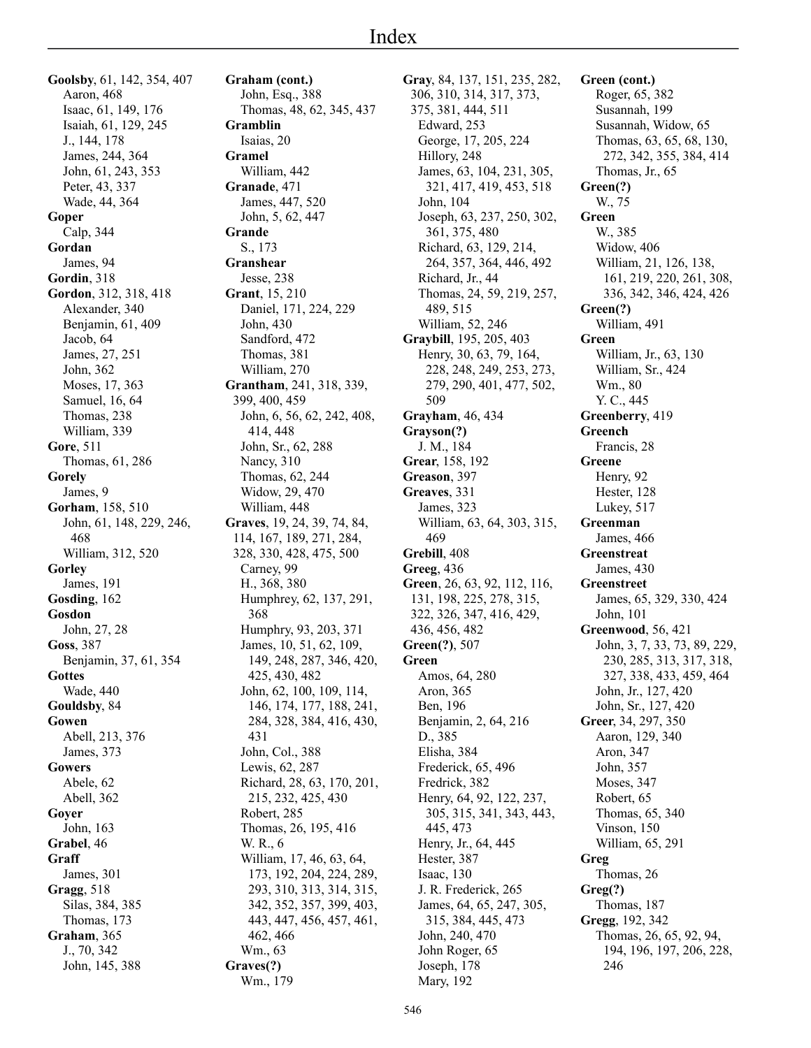# Index

**Goolsby**, 61, 142, 354, 407
- Aaron, 468
- Isaac, 61, 149, 176
- Isaiah, 61, 129, 245
- J., 144, 178
- James, 244, 364
- John, 61, 243, 353
- Peter, 43, 337
- Wade, 44, 364

**Goper**
- Calp, 344

**Gordan**
- James, 94

**Gordin**, 318

**Gordon**, 312, 318, 418
- Alexander, 340
- Benjamin, 61, 409
- Jacob, 64
- James, 27, 251
- John, 362
- Moses, 17, 363
- Samuel, 16, 64
- Thomas, 238
- William, 339

**Gore**, 511
- Thomas, 61, 286

**Gorely**
- James, 9

**Gorham**, 158, 510
- John, 61, 148, 229, 246, 468
- William, 312, 520

**Gorley**
- James, 191

**Gosding**, 162

**Gosdon**
- John, 27, 28

**Goss**, 387
- Benjamin, 37, 61, 354

**Gottes**
- Wade, 440

**Gouldsby**, 84

**Gowen**
- Abell, 213, 376
- James, 373

**Gowers**
- Abele, 62
- Abell, 362

**Goyer**
- John, 163

**Grabel**, 46

**Graff**
- James, 301

**Gragg**, 518
- Silas, 384, 385
- Thomas, 173

**Graham**, 365
- J., 70, 342
- John, 145, 388

**Graham (cont.)**
- John, Esq., 388
- Thomas, 48, 62, 345, 437

**Gramblin**
- Isaias, 20

**Gramel**
- William, 442

**Granade**, 471
- James, 447, 520
- John, 5, 62, 447

**Grande**
- S., 173

**Granshear**
- Jesse, 238

**Grant**, 15, 210
- Daniel, 171, 224, 229
- John, 430
- Sandford, 472
- Thomas, 381
- William, 270

**Grantham**, 241, 318, 339, 399, 400, 459
- John, 6, 56, 62, 242, 408, 414, 448
- John, Sr., 62, 288
- Nancy, 310
- Thomas, 62, 244
- Widow, 29, 470
- William, 448

**Graves**, 19, 24, 39, 74, 84, 114, 167, 189, 271, 284, 328, 330, 428, 475, 500
- Carney, 99
- H., 368, 380
- Humphrey, 62, 137, 291, 368
- Humphry, 93, 203, 371
- James, 10, 51, 62, 109, 149, 248, 287, 346, 420, 425, 430, 482
- John, 62, 100, 109, 114, 146, 174, 177, 188, 241, 284, 328, 384, 416, 430, 431
- John, Col., 388
- Lewis, 62, 287
- Richard, 28, 63, 170, 201, 215, 232, 425, 430
- Robert, 285
- Thomas, 26, 195, 416
- W. R., 6
- William, 17, 46, 63, 64, 173, 192, 204, 224, 289, 293, 310, 313, 314, 315, 342, 352, 357, 399, 403, 443, 447, 456, 457, 461, 462, 466
- Wm., 63

**Graves(?)**
- Wm., 179

**Gray**, 84, 137, 151, 235, 282, 306, 310, 314, 317, 373, 375, 381, 444, 511
- Edward, 253
- George, 17, 205, 224
- Hillory, 248
- James, 63, 104, 231, 305, 321, 417, 419, 453, 518
- John, 104
- Joseph, 63, 237, 250, 302, 361, 375, 480
- Richard, 63, 129, 214, 264, 357, 364, 446, 492
- Richard, Jr., 44
- Thomas, 24, 59, 219, 257, 489, 515
- William, 52, 246

**Graybill**, 195, 205, 403
- Henry, 30, 63, 79, 164, 228, 248, 249, 253, 273, 279, 290, 401, 477, 502, 509

**Grayham**, 46, 434

**Grayson(?)**
- J. M., 184

**Grear**, 158, 192

**Greason**, 397

**Greaves**, 331
- James, 323
- William, 63, 64, 303, 315, 469

**Grebill**, 408

**Greeg**, 436

**Green**, 26, 63, 92, 112, 116, 131, 198, 225, 278, 315, 322, 326, 347, 416, 429, 436, 456, 482

**Green(?)**, 507

**Green**
- Amos, 64, 280
- Aron, 365
- Ben, 196
- Benjamin, 2, 64, 216
- D., 385
- Elisha, 384
- Frederick, 65, 496
- Fredrick, 382
- Henry, 64, 92, 122, 237, 305, 315, 341, 343, 443, 445, 473
- Henry, Jr., 64, 445
- Hester, 387
- Isaac, 130
- J. R. Frederick, 265
- James, 64, 65, 247, 305, 315, 384, 445, 473
- John, 240, 470
- John Roger, 65
- Joseph, 178
- Mary, 192

**Green (cont.)**
- Roger, 65, 382
- Susannah, 199
- Susannah, Widow, 65
- Thomas, 63, 65, 68, 130, 272, 342, 355, 384, 414
- Thomas, Jr., 65

**Green(?)**
- W., 75

**Green**
- W., 385
- Widow, 406
- William, 21, 126, 138, 161, 219, 220, 261, 308, 336, 342, 346, 424, 426

**Green(?)**
- William, 491

**Green**
- William, Jr., 63, 130
- William, Sr., 424
- Wm., 80
- Y. C., 445

**Greenberry**, 419

**Greench**
- Francis, 28

**Greene**
- Henry, 92
- Hester, 128
- Lukey, 517

**Greenman**
- James, 466

**Greenstreat**
- James, 430

**Greenstreet**
- James, 65, 329, 330, 424
- John, 101

**Greenwood**, 56, 421
- John, 3, 7, 33, 73, 89, 229, 230, 285, 313, 317, 318, 327, 338, 433, 459, 464
- John, Jr., 127, 420
- John, Sr., 127, 420

**Greer**, 34, 297, 350
- Aaron, 129, 340
- Aron, 347
- John, 357
- Moses, 347
- Robert, 65
- Thomas, 65, 340
- Vinson, 150
- William, 65, 291

**Greg**
- Thomas, 26

**Greg(?)**
- Thomas, 187

**Gregg**, 192, 342
- Thomas, 26, 65, 92, 94, 194, 196, 197, 206, 228, 246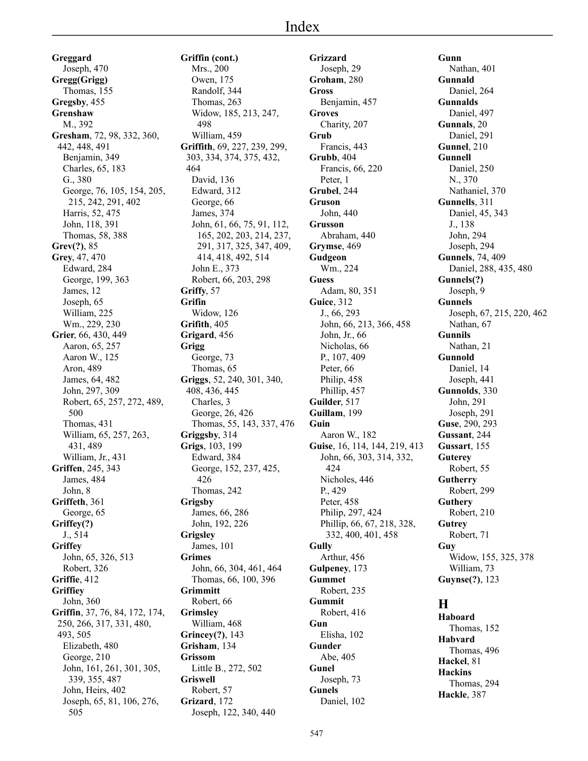# Index

**Greggard**
Joseph, 470
**Gregg(Grigg)**
Thomas, 155
**Gregsby**, 455
**Grenshaw**
M., 392
**Gresham**, 72, 98, 332, 360, 442, 448, 491
Benjamin, 349
Charles, 65, 183
G., 380
George, 76, 105, 154, 205, 215, 242, 291, 402
Harris, 52, 475
John, 118, 391
Thomas, 58, 388
**Grev(?)**, 85
**Grey**, 47, 470
Edward, 284
George, 199, 363
James, 12
Joseph, 65
William, 225
Wm., 229, 230
**Grier**, 66, 430, 449
Aaron, 65, 257
Aaron W., 125
Aron, 489
James, 64, 482
John, 297, 309
Robert, 65, 257, 272, 489, 500
Thomas, 431
William, 65, 257, 263, 431, 489
William, Jr., 431
**Griffen**, 245, 343
James, 484
John, 8
**Griffeth**, 361
George, 65
**Griffey(?)**
J., 514
**Griffey**
John, 65, 326, 513
Robert, 326
**Griffie**, 412
**Griffiey**
John, 360
**Griffin**, 37, 76, 84, 172, 174, 250, 266, 317, 331, 480, 493, 505
Elizabeth, 480
George, 210
John, 161, 261, 301, 305, 339, 355, 487
John, Heirs, 402
Joseph, 65, 81, 106, 276, 505

**Griffin (cont.)**
Mrs., 200
Owen, 175
Randolf, 344
Thomas, 263
Widow, 185, 213, 247, 498
William, 459
**Griffith**, 69, 227, 239, 299, 303, 334, 374, 375, 432, 464
David, 136
Edward, 312
George, 66
James, 374
John, 61, 66, 75, 91, 112, 165, 202, 203, 214, 237, 291, 317, 325, 347, 409, 414, 418, 492, 514
John E., 373
Robert, 66, 203, 298
**Griffy**, 57
**Grifin**
Widow, 126
**Grifith**, 405
**Grigard**, 456
**Grigg**
George, 73
Thomas, 65
**Griggs**, 52, 240, 301, 340, 408, 436, 445
Charles, 3
George, 26, 426
Thomas, 55, 143, 337, 476
**Griggsby**, 314
**Grigs**, 103, 199
Edward, 384
George, 152, 237, 425, 426
Thomas, 242
**Grigsby**
James, 66, 286
John, 192, 226
**Grigsley**
James, 101
**Grimes**
John, 66, 304, 461, 464
Thomas, 66, 100, 396
**Grimmitt**
Robert, 66
**Grimsley**
William, 468
**Grincey(?)**, 143
**Grisham**, 134
**Grissom**
Little B., 272, 502
**Griswell**
Robert, 57
**Grizard**, 172
Joseph, 122, 340, 440

**Grizzard**
Joseph, 29
**Groham**, 280
**Gross**
Benjamin, 457
**Groves**
Charity, 207
**Grub**
Francis, 443
**Grubb**, 404
Francis, 66, 220
Peter, 1
**Grubel**, 244
**Gruson**
John, 440
**Grusson**
Abraham, 440
**Grymse**, 469
**Gudgeon**
Wm., 224
**Guess**
Adam, 80, 351
**Guice**, 312
J., 66, 293
John, 66, 213, 366, 458
John, Jr., 66
Nicholas, 66
P., 107, 409
Peter, 66
Philip, 458
Phillip, 457
**Guilder**, 517
**Guillam**, 199
**Guin**
Aaron W., 182
**Guise**, 16, 114, 144, 219, 413
John, 66, 303, 314, 332, 424
Nicholes, 446
P., 429
Peter, 458
Philip, 297, 424
Phillip, 66, 67, 218, 328, 332, 400, 401, 458
**Gully**
Arthur, 456
**Gulpeney**, 173
**Gummet**
Robert, 235
**Gummit**
Robert, 416
**Gun**
Elisha, 102
**Gunder**
Abe, 405
**Gunel**
Joseph, 73
**Gunels**
Daniel, 102

**Gunn**
Nathan, 401
**Gunnald**
Daniel, 264
**Gunnalds**
Daniel, 497
**Gunnals**, 20
Daniel, 291
**Gunnel**, 210
**Gunnell**
Daniel, 250
N., 370
Nathaniel, 370
**Gunnells**, 311
Daniel, 45, 343
J., 138
John, 294
Joseph, 294
**Gunnels**, 74, 409
Daniel, 288, 435, 480
**Gunnels(?)**
Joseph, 9
**Gunnels**
Joseph, 67, 215, 220, 462
Nathan, 67
**Gunnils**
Nathan, 21
**Gunnold**
Daniel, 14
Joseph, 441
**Gunnolds**, 330
John, 291
Joseph, 291
**Guse**, 290, 293
**Gussant**, 244
**Gussart**, 155
**Guterey**
Robert, 55
**Gutherry**
Robert, 299
**Guthery**
Robert, 210
**Gutrey**
Robert, 71
**Guy**
Widow, 155, 325, 378
William, 73
**Guynse(?)**, 123

## H

**Haboard**
Thomas, 152
**Habvard**
Thomas, 496
**Hackel**, 81
**Hackins**
Thomas, 294
**Hackle**, 387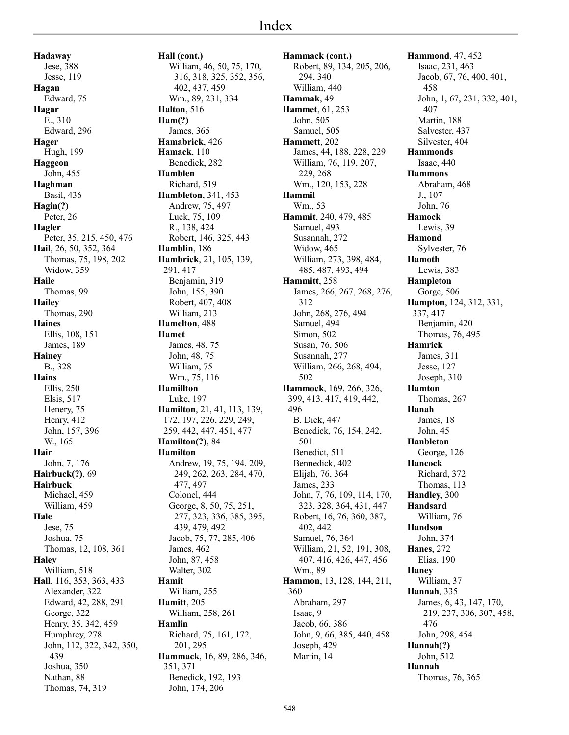# Index

**Hadaway**
Jese, 388
Jesse, 119
**Hagan**
Edward, 75
**Hagar**
E., 310
Edward, 296
**Hager**
Hugh, 199
**Haggeon**
John, 455
**Haghman**
Basil, 436
**Hagin(?)**
Peter, 26
**Hagler**
Peter, 35, 215, 450, 476
**Hail**, 26, 50, 352, 364
Thomas, 75, 198, 202
Widow, 359
**Haile**
Thomas, 99
**Hailey**
Thomas, 290
**Haines**
Ellis, 108, 151
James, 189
**Hainey**
B., 328
**Hains**
Ellis, 250
Elsis, 517
Henery, 75
Henry, 412
John, 157, 396
W., 165
**Hair**
John, 7, 176
**Hairbuck(?)**, 69
**Hairbuck**
Michael, 459
William, 459
**Hale**
Jese, 75
Joshua, 75
Thomas, 12, 108, 361
**Haley**
William, 518
**Hall**, 116, 353, 363, 433
Alexander, 322
Edward, 42, 288, 291
George, 322
Henry, 35, 342, 459
Humphrey, 278
John, 112, 322, 342, 350, 439
Joshua, 350
Nathan, 88
Thomas, 74, 319

**Hall (cont.)**
William, 46, 50, 75, 170, 316, 318, 325, 352, 356, 402, 437, 459
Wm., 89, 231, 334
**Halton**, 516
**Ham(?)**
James, 365
**Hamabrick**, 426
**Hamack**, 110
Benedick, 282
**Hamblen**
Richard, 519
**Hambleton**, 341, 453
Andrew, 75, 497
Luck, 75, 109
R., 138, 424
Robert, 146, 325, 443
**Hamblin**, 186
**Hambrick**, 21, 105, 139, 291, 417
Benjamin, 319
John, 155, 390
Robert, 407, 408
William, 213
**Hamelton**, 488
**Hamet**
James, 48, 75
John, 48, 75
William, 75
Wm., 75, 116
**Hamillton**
Luke, 197
**Hamilton**, 21, 41, 113, 139, 172, 197, 226, 229, 249, 259, 442, 447, 451, 477
**Hamilton(?)**, 84
**Hamilton**
Andrew, 19, 75, 194, 209, 249, 262, 263, 284, 470, 477, 497
Colonel, 444
George, 8, 50, 75, 251, 277, 323, 336, 385, 395, 439, 479, 492
Jacob, 75, 77, 285, 406
James, 462
John, 87, 458
Walter, 302
**Hamit**
William, 255
**Hamitt**, 205
William, 258, 261
**Hamlin**
Richard, 75, 161, 172, 201, 295
**Hammack**, 16, 89, 286, 346, 351, 371
Benedick, 192, 193
John, 174, 206

**Hammack (cont.)**
Robert, 89, 134, 205, 206, 294, 340
William, 440
**Hammak**, 49
**Hammet**, 61, 253
John, 505
Samuel, 505
**Hammett**, 202
James, 44, 188, 228, 229
William, 76, 119, 207, 229, 268
Wm., 120, 153, 228
**Hammil**
Wm., 53
**Hammit**, 240, 479, 485
Samuel, 493
Susannah, 272
Widow, 465
William, 273, 398, 484, 485, 487, 493, 494
**Hammitt**, 258
James, 266, 267, 268, 276, 312
John, 268, 276, 494
Samuel, 494
Simon, 502
Susan, 76, 506
Susannah, 277
William, 266, 268, 494, 502
**Hammock**, 169, 266, 326, 399, 413, 417, 419, 442, 496
B. Dick, 447
Benedick, 76, 154, 242, 501
Benedict, 511
Bennedick, 402
Elijah, 76, 364
James, 233
John, 7, 76, 109, 114, 170, 323, 328, 364, 431, 447
Robert, 16, 76, 360, 387, 402, 442
Samuel, 76, 364
William, 21, 52, 191, 308, 407, 416, 426, 447, 456
Wm., 89
**Hammon**, 13, 128, 144, 211, 360
Abraham, 297
Isaac, 9
Jacob, 66, 386
John, 9, 66, 385, 440, 458
Joseph, 429
Martin, 14

**Hammond**, 47, 452
Isaac, 231, 463
Jacob, 67, 76, 400, 401, 458
John, 1, 67, 231, 332, 401, 407
Martin, 188
Salvester, 437
Silvester, 404
**Hammonds**
Isaac, 440
**Hammons**
Abraham, 468
J., 107
John, 76
**Hamock**
Lewis, 39
**Hamond**
Sylvester, 76
**Hamoth**
Lewis, 383
**Hampleton**
Gorge, 506
**Hampton**, 124, 312, 331, 337, 417
Benjamin, 420
Thomas, 76, 495
**Hamrick**
James, 311
Jesse, 127
Joseph, 310
**Hamton**
Thomas, 267
**Hanah**
James, 18
John, 45
**Hanbleton**
George, 126
**Hancock**
Richard, 372
Thomas, 113
**Handley**, 300
**Handsard**
William, 76
**Handson**
John, 374
**Hanes**, 272
Elias, 190
**Haney**
William, 37
**Hannah**, 335
James, 6, 43, 147, 170, 219, 237, 306, 307, 458, 476
John, 298, 454
**Hannah(?)**
John, 512
**Hannah**
Thomas, 76, 365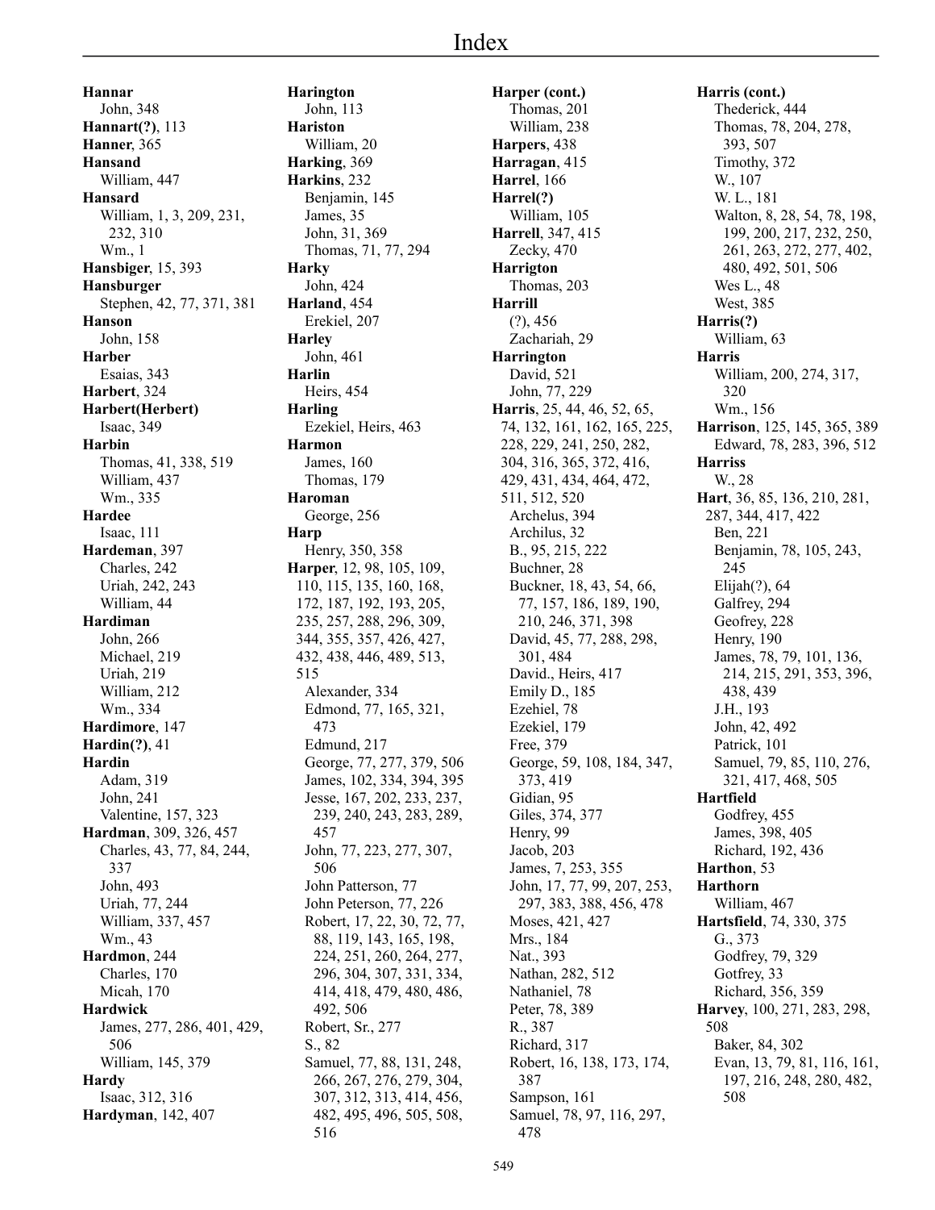# Index

**Hannar**
John, 348
**Hannart(?)**, 113
**Hanner**, 365
**Hansand**
William, 447
**Hansard**
William, 1, 3, 209, 231, 232, 310
Wm., 1
**Hansbiger**, 15, 393
**Hansburger**
Stephen, 42, 77, 371, 381
**Hanson**
John, 158
**Harber**
Esaias, 343
**Harbert**, 324
**Harbert(Herbert)**
Isaac, 349
**Harbin**
Thomas, 41, 338, 519
William, 437
Wm., 335
**Hardee**
Isaac, 111
**Hardeman**, 397
Charles, 242
Uriah, 242, 243
William, 44
**Hardiman**
John, 266
Michael, 219
Uriah, 219
William, 212
Wm., 334
**Hardimore**, 147
**Hardin(?)**, 41
**Hardin**
Adam, 319
John, 241
Valentine, 157, 323
**Hardman**, 309, 326, 457
Charles, 43, 77, 84, 244, 337
John, 493
Uriah, 77, 244
William, 337, 457
Wm., 43
**Hardmon**, 244
Charles, 170
Micah, 170
**Hardwick**
James, 277, 286, 401, 429, 506
William, 145, 379
**Hardy**
Isaac, 312, 316
**Hardyman**, 142, 407
**Harington**
John, 113
**Hariston**
William, 20
**Harking**, 369
**Harkins**, 232
Benjamin, 145
James, 35
John, 31, 369
Thomas, 71, 77, 294
**Harky**
John, 424
**Harland**, 454
Erekiel, 207
**Harley**
John, 461
**Harlin**
Heirs, 454
**Harling**
Ezekiel, Heirs, 463
**Harmon**
James, 160
Thomas, 179
**Haroman**
George, 256
**Harp**
Henry, 350, 358
**Harper**, 12, 98, 105, 109, 110, 115, 135, 160, 168, 172, 187, 192, 193, 205, 235, 257, 288, 296, 309, 344, 355, 357, 426, 427, 432, 438, 446, 489, 513, 515
Alexander, 334
Edmond, 77, 165, 321, 473
Edmund, 217
George, 77, 277, 379, 506
James, 102, 334, 394, 395
Jesse, 167, 202, 233, 237, 239, 240, 243, 283, 289, 457
John, 77, 223, 277, 307, 506
John Patterson, 77
John Peterson, 77, 226
Robert, 17, 22, 30, 72, 77, 88, 119, 143, 165, 198, 224, 251, 260, 264, 277, 296, 304, 307, 331, 334, 414, 418, 479, 480, 486, 492, 506
Robert, Sr., 277
S., 82
Samuel, 77, 88, 131, 248, 266, 267, 276, 279, 304, 307, 312, 313, 414, 456, 482, 495, 496, 505, 508, 516
**Harper (cont.)**
Thomas, 201
William, 238
**Harpers**, 438
**Harragan**, 415
**Harrel**, 166
**Harrel(?)**
William, 105
**Harrell**, 347, 415
Zecky, 470
**Harrigton**
Thomas, 203
**Harrill**
(?), 456
Zachariah, 29
**Harrington**
David, 521
John, 77, 229
**Harris**, 25, 44, 46, 52, 65, 74, 132, 161, 162, 165, 225, 228, 229, 241, 250, 282, 304, 316, 365, 372, 416, 429, 431, 434, 464, 472, 511, 512, 520
Archelus, 394
Archilus, 32
B., 95, 215, 222
Buchner, 28
Buckner, 18, 43, 54, 66, 77, 157, 186, 189, 190, 210, 246, 371, 398
David, 45, 77, 288, 298, 301, 484
David., Heirs, 417
Emily D., 185
Ezehiel, 78
Ezekiel, 179
Free, 379
George, 59, 108, 184, 347, 373, 419
Gidian, 95
Giles, 374, 377
Henry, 99
Jacob, 203
James, 7, 253, 355
John, 17, 77, 99, 207, 253, 297, 383, 388, 456, 478
Moses, 421, 427
Mrs., 184
Nat., 393
Nathan, 282, 512
Nathaniel, 78
Peter, 78, 389
R., 387
Richard, 317
Robert, 16, 138, 173, 174, 387
Sampson, 161
Samuel, 78, 97, 116, 297, 478
**Harris (cont.)**
Thederick, 444
Thomas, 78, 204, 278, 393, 507
Timothy, 372
W., 107
W. L., 181
Walton, 8, 28, 54, 78, 198, 199, 200, 217, 232, 250, 261, 263, 272, 277, 402, 480, 492, 501, 506
Wes L., 48
West, 385
**Harris(?)**
William, 63
**Harris**
William, 200, 274, 317, 320
Wm., 156
**Harrison**, 125, 145, 365, 389
Edward, 78, 283, 396, 512
**Harriss**
W., 28
**Hart**, 36, 85, 136, 210, 281, 287, 344, 417, 422
Ben, 221
Benjamin, 78, 105, 243, 245
Elijah(?), 64
Galfrey, 294
Geofrey, 228
Henry, 190
James, 78, 79, 101, 136, 214, 215, 291, 353, 396, 438, 439
J.H., 193
John, 42, 492
Patrick, 101
Samuel, 79, 85, 110, 276, 321, 417, 468, 505
**Hartfield**
Godfrey, 455
James, 398, 405
Richard, 192, 436
**Harthon**, 53
**Harthorn**
William, 467
**Hartsfield**, 74, 330, 375
G., 373
Godfrey, 79, 329
Gotfrey, 33
Richard, 356, 359
**Harvey**, 100, 271, 283, 298, 508
Baker, 84, 302
Evan, 13, 79, 81, 116, 161, 197, 216, 248, 280, 482, 508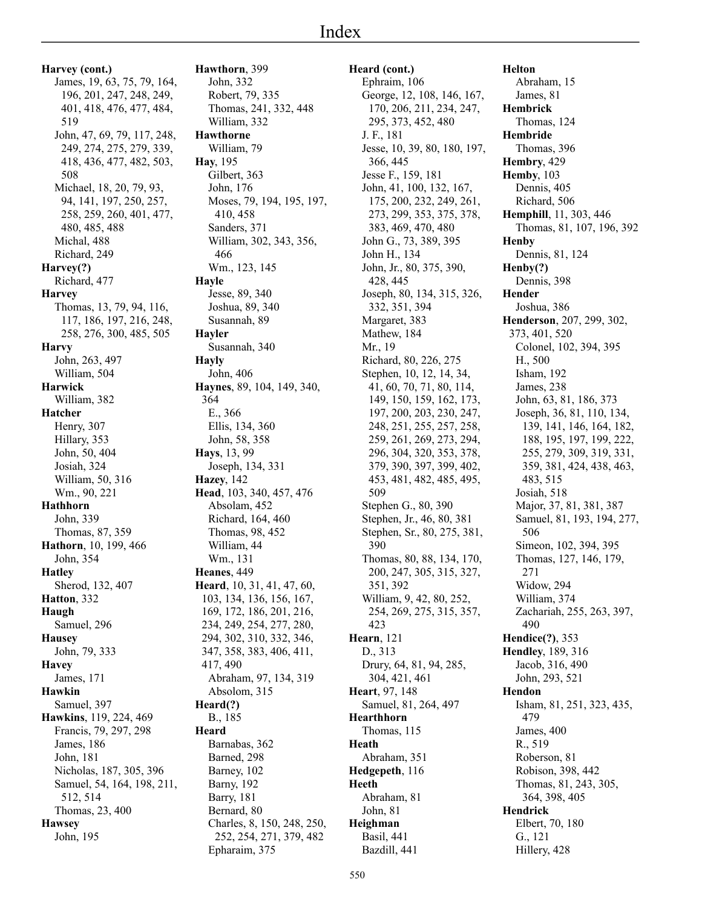# Index

**Harvey (cont.)**
James, 19, 63, 75, 79, 164, 196, 201, 247, 248, 249, 401, 418, 476, 477, 484, 519
John, 47, 69, 79, 117, 248, 249, 274, 275, 279, 339, 418, 436, 477, 482, 503, 508
Michael, 18, 20, 79, 93, 94, 141, 197, 250, 257, 258, 259, 260, 401, 477, 480, 485, 488
Michal, 488
Richard, 249

**Harvey(?)**
Richard, 477

**Harvey**
Thomas, 13, 79, 94, 116, 117, 186, 197, 216, 248, 258, 276, 300, 485, 505

**Harvy**
John, 263, 497
William, 504

**Harwick**
William, 382

**Hatcher**
Henry, 307
Hillary, 353
John, 50, 404
Josiah, 324
William, 50, 316
Wm., 90, 221

**Hathhorn**
John, 339
Thomas, 87, 359

**Hathorn**, 10, 199, 466
John, 354

**Hatley**
Sherod, 132, 407

**Hatton**, 332

**Haugh**
Samuel, 296

**Hausey**
John, 79, 333

**Havey**
James, 171

**Hawkin**
Samuel, 397

**Hawkins**, 119, 224, 469
Francis, 79, 297, 298
James, 186
John, 181
Nicholas, 187, 305, 396
Samuel, 54, 164, 198, 211, 512, 514
Thomas, 23, 400

**Hawsey**
John, 195

**Hawthorn**, 399
John, 332
Robert, 79, 335
Thomas, 241, 332, 448
William, 332

**Hawthorne**
William, 79

**Hay**, 195
Gilbert, 363
John, 176
Moses, 79, 194, 195, 197, 410, 458
Sanders, 371
William, 302, 343, 356, 466
Wm., 123, 145

**Hayle**
Jesse, 89, 340
Joshua, 89, 340
Susannah, 89

**Hayler**
Susannah, 340

**Hayly**
John, 406

**Haynes**, 89, 104, 149, 340, 364
E., 366
Ellis, 134, 360
John, 58, 358

**Hays**, 13, 99
Joseph, 134, 331

**Hazey**, 142

**Head**, 103, 340, 457, 476
Absolam, 452
Richard, 164, 460
Thomas, 98, 452
William, 44
Wm., 131

**Heanes**, 449

**Heard**, 10, 31, 41, 47, 60, 103, 134, 136, 156, 167, 169, 172, 186, 201, 216, 234, 249, 254, 277, 280, 294, 302, 310, 332, 346, 347, 358, 383, 406, 411, 417, 490
Abraham, 97, 134, 319
Absolom, 315

**Heard(?)**
B., 185

**Heard**
Barnabas, 362
Barned, 298
Barney, 102
Barny, 192
Barry, 181
Bernard, 80
Charles, 8, 150, 248, 250, 252, 254, 271, 379, 482
Epharaim, 375

**Heard (cont.)**
Ephraim, 106
George, 12, 108, 146, 167, 170, 206, 211, 234, 247, 295, 373, 452, 480
J. F., 181
Jesse, 10, 39, 80, 180, 197, 366, 445
Jesse F., 159, 181
John, 41, 100, 132, 167, 175, 200, 232, 249, 261, 273, 299, 353, 375, 378, 383, 469, 470, 480
John G., 73, 389, 395
John H., 134
John, Jr., 80, 375, 390, 428, 445
Joseph, 80, 134, 315, 326, 332, 351, 394
Margaret, 383
Mathew, 184
Mr., 19
Richard, 80, 226, 275
Stephen, 10, 12, 14, 34, 41, 60, 70, 71, 80, 114, 149, 150, 159, 162, 173, 197, 200, 203, 230, 247, 248, 251, 255, 257, 258, 259, 261, 269, 273, 294, 296, 304, 320, 353, 378, 379, 390, 397, 399, 402, 453, 481, 482, 485, 495, 509
Stephen G., 80, 390
Stephen, Jr., 46, 80, 381
Stephen, Sr., 80, 275, 381, 390
Thomas, 80, 88, 134, 170, 200, 247, 305, 315, 327, 351, 392
William, 9, 42, 80, 252, 254, 269, 275, 315, 357, 423

**Hearn**, 121
D., 313
Drury, 64, 81, 94, 285, 304, 421, 461

**Heart**, 97, 148
Samuel, 81, 264, 497

**Hearthhorn**
Thomas, 115

**Heath**
Abraham, 351

**Hedgepeth**, 116

**Heeth**
Abraham, 81
John, 81

**Heighman**
Basil, 441
Bazdill, 441

**Helton**
Abraham, 15
James, 81

**Hembrick**
Thomas, 124

**Hembride**
Thomas, 396

**Hembry**, 429

**Hemby**, 103
Dennis, 405
Richard, 506

**Hemphill**, 11, 303, 446
Thomas, 81, 107, 196, 392

**Henby**
Dennis, 81, 124

**Henby(?)**
Dennis, 398

**Hender**
Joshua, 386

**Henderson**, 207, 299, 302, 373, 401, 520
Colonel, 102, 394, 395
H., 500
Isham, 192
James, 238
John, 63, 81, 186, 373
Joseph, 36, 81, 110, 134, 139, 141, 146, 164, 182, 188, 195, 197, 199, 222, 255, 279, 309, 319, 331, 359, 381, 424, 438, 463, 483, 515
Josiah, 518
Major, 37, 81, 381, 387
Samuel, 81, 193, 194, 277, 506
Simeon, 102, 394, 395
Thomas, 127, 146, 179, 271
Widow, 294
William, 374
Zachariah, 255, 263, 397, 490

**Hendice(?)**, 353

**Hendley**, 189, 316
Jacob, 316, 490
John, 293, 521

**Hendon**
Isham, 81, 251, 323, 435, 479
James, 400
R., 519
Roberson, 81
Robison, 398, 442
Thomas, 81, 243, 305, 364, 398, 405

**Hendrick**
Elbert, 70, 180
G., 121
Hillery, 428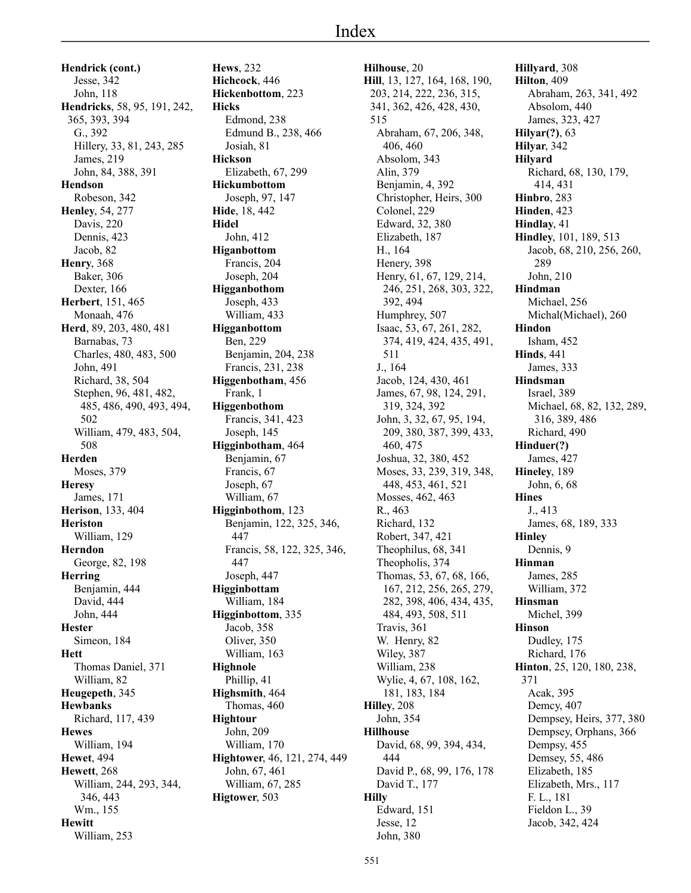# Index

**Hendrick (cont.)**
Jesse, 342
John, 118
**Hendricks**, 58, 95, 191, 242, 365, 393, 394
G., 392
Hillery, 33, 81, 243, 285
James, 219
John, 84, 388, 391
**Hendson**
Robeson, 342
**Henley**, 54, 277
Davis, 220
Dennis, 423
Jacob, 82
**Henry**, 368
Baker, 306
Dexter, 166
**Herbert**, 151, 465
Monaah, 476
**Herd**, 89, 203, 480, 481
Barnabas, 73
Charles, 480, 483, 500
John, 491
Richard, 38, 504
Stephen, 96, 481, 482, 485, 486, 490, 493, 494, 502
William, 479, 483, 504, 508
**Herden**
Moses, 379
**Heresy**
James, 171
**Herison**, 133, 404
**Heriston**
William, 129
**Herndon**
George, 82, 198
**Herring**
Benjamin, 444
David, 444
John, 444
**Hester**
Simeon, 184
**Hett**
Thomas Daniel, 371
William, 82
**Heugepeth**, 345
**Hewbanks**
Richard, 117, 439
**Hewes**
William, 194
**Hewet**, 494
**Hewett**, 268
William, 244, 293, 344, 346, 443
Wm., 155
**Hewitt**
William, 253
**Hews**, 232
**Hichcock**, 446
**Hickenbottom**, 223
**Hicks**
Edmond, 238
Edmund B., 238, 466
Josiah, 81
**Hickson**
Elizabeth, 67, 299
**Hickumbottom**
Joseph, 97, 147
**Hide**, 18, 442
**Hidel**
John, 412
**Higanbottom**
Francis, 204
Joseph, 204
**Higganbothom**
Joseph, 433
William, 433
**Higganbottom**
Ben, 229
Benjamin, 204, 238
Francis, 231, 238
**Higgenbotham**, 456
Frank, 1
**Higgenbothom**
Francis, 341, 423
Joseph, 145
**Higginbotham**, 464
Benjamin, 67
Francis, 67
Joseph, 67
William, 67
**Higginbothom**, 123
Benjamin, 122, 325, 346, 447
Francis, 58, 122, 325, 346, 447
Joseph, 447
**Higginbottam**
William, 184
**Higginbottom**, 335
Jacob, 358
Oliver, 350
William, 163
**Highnole**
Phillip, 41
**Highsmith**, 464
Thomas, 460
**Hightour**
John, 209
William, 170
**Hightower**, 46, 121, 274, 449
John, 67, 461
William, 67, 285
**Higtower**, 503
**Hilhouse**, 20
**Hill**, 13, 127, 164, 168, 190, 203, 214, 222, 236, 315, 341, 362, 426, 428, 430, 515
Abraham, 67, 206, 348, 406, 460
Absolom, 343
Alin, 379
Benjamin, 4, 392
Christopher, Heirs, 300
Colonel, 229
Edward, 32, 380
Elizabeth, 187
H., 164
Henery, 398
Henry, 61, 67, 129, 214, 246, 251, 268, 303, 322, 392, 494
Humphrey, 507
Isaac, 53, 67, 261, 282, 374, 419, 424, 435, 491, 511
J., 164
Jacob, 124, 430, 461
James, 67, 98, 124, 291, 319, 324, 392
John, 3, 32, 67, 95, 194, 209, 380, 387, 399, 433, 460, 475
Joshua, 32, 380, 452
Moses, 33, 239, 319, 348, 448, 453, 461, 521
Mosses, 462, 463
R., 463
Richard, 132
Robert, 347, 421
Theophilus, 68, 341
Theopholis, 374
Thomas, 53, 67, 68, 166, 167, 212, 256, 265, 279, 282, 398, 406, 434, 435, 484, 493, 508, 511
Travis, 361
W. Henry, 82
Wiley, 387
William, 238
Wylie, 4, 67, 108, 162, 181, 183, 184
**Hilley**, 208
John, 354
**Hillhouse**
David, 68, 99, 394, 434, 444
David P., 68, 99, 176, 178
David T., 177
**Hilly**
Edward, 151
Jesse, 12
John, 380
**Hillyard**, 308
**Hilton**, 409
Abraham, 263, 341, 492
Absolom, 440
James, 323, 427
**Hilyar(?)**, 63
**Hilyar**, 342
**Hilyard**
Richard, 68, 130, 179, 414, 431
**Hinbro**, 283
**Hinden**, 423
**Hindlay**, 41
**Hindley**, 101, 189, 513
Jacob, 68, 210, 256, 260, 289
John, 210
**Hindman**
Michael, 256
Michal(Michael), 260
**Hindon**
Isham, 452
**Hinds**, 441
James, 333
**Hindsman**
Israel, 389
Michael, 68, 82, 132, 289, 316, 389, 486
Richard, 490
**Hinduer(?)**
James, 427
**Hineley**, 189
John, 6, 68
**Hines**
J., 413
James, 68, 189, 333
**Hinley**
Dennis, 9
**Hinman**
James, 285
William, 372
**Hinsman**
Michel, 399
**Hinson**
Dudley, 175
Richard, 176
**Hinton**, 25, 120, 180, 238, 371
Acak, 395
Demcy, 407
Dempsey, Heirs, 377, 380
Dempsey, Orphans, 366
Dempsy, 455
Demsey, 55, 486
Elizabeth, 185
Elizabeth, Mrs., 117
F. L., 181
Fieldon L., 39
Jacob, 342, 424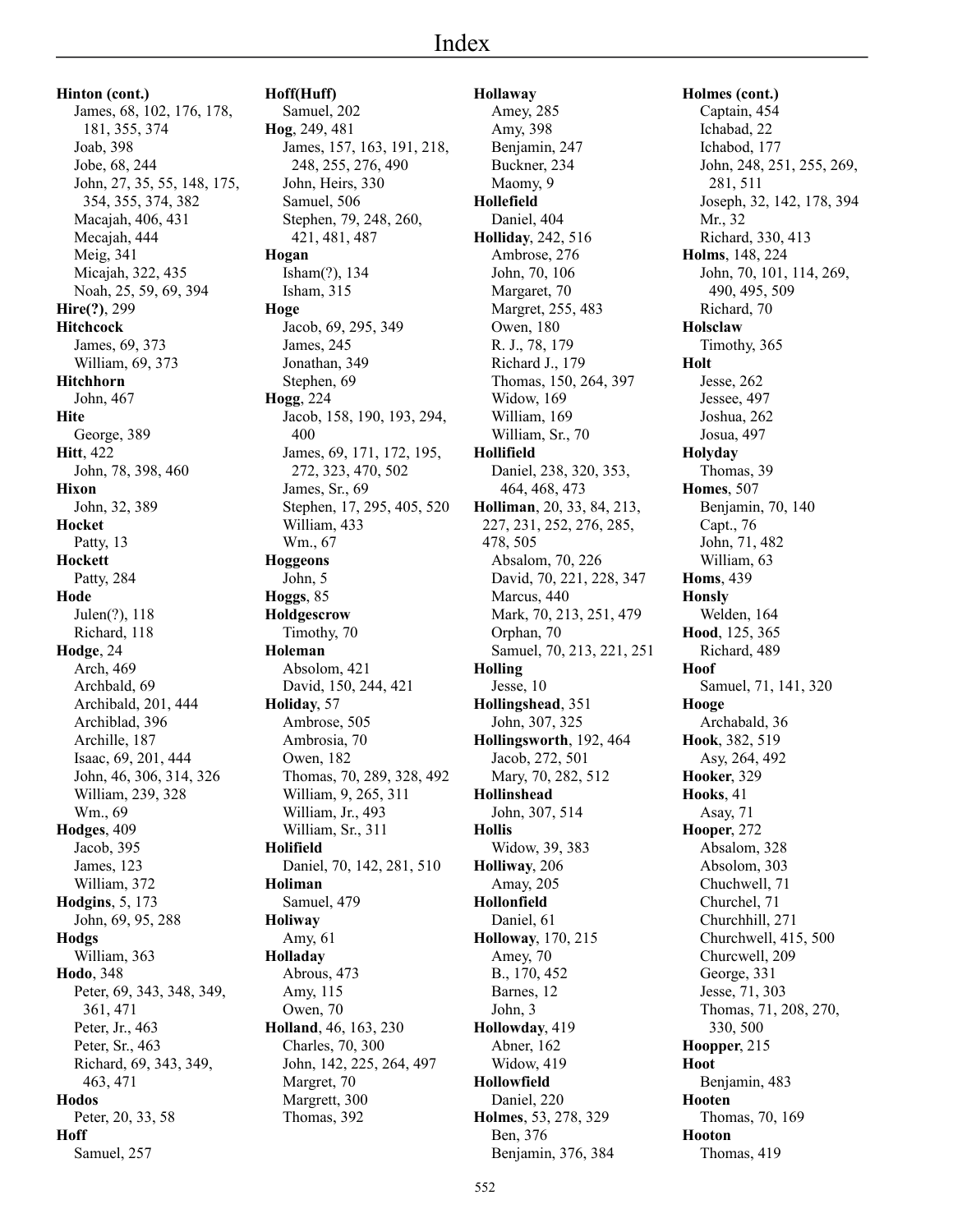# Index

**Hinton (cont.)**
James, 68, 102, 176, 178, 181, 355, 374
Joab, 398
Jobe, 68, 244
John, 27, 35, 55, 148, 175, 354, 355, 374, 382
Macajah, 406, 431
Mecajah, 444
Meig, 341
Micajah, 322, 435
Noah, 25, 59, 69, 394

**Hire(?)**, 299

**Hitchcock**
James, 69, 373
William, 69, 373

**Hitchhorn**
John, 467

**Hite**
George, 389

**Hitt**, 422
John, 78, 398, 460

**Hixon**
John, 32, 389

**Hocket**
Patty, 13

**Hockett**
Patty, 284

**Hode**
Julen(?), 118
Richard, 118

**Hodge**, 24
Arch, 469
Archbald, 69
Archibald, 201, 444
Archiblad, 396
Archille, 187
Isaac, 69, 201, 444
John, 46, 306, 314, 326
William, 239, 328
Wm., 69

**Hodges**, 409
Jacob, 395
James, 123
William, 372

**Hodgins**, 5, 173
John, 69, 95, 288

**Hodgs**
William, 363

**Hodo**, 348
Peter, 69, 343, 348, 349, 361, 471
Peter, Jr., 463
Peter, Sr., 463
Richard, 69, 343, 349, 463, 471

**Hodos**
Peter, 20, 33, 58

**Hoff**
Samuel, 257

**Hoff(Huff)**
Samuel, 202

**Hog**, 249, 481
James, 157, 163, 191, 218, 248, 255, 276, 490
John, Heirs, 330
Samuel, 506
Stephen, 79, 248, 260, 421, 481, 487

**Hogan**
Isham(?), 134
Isham, 315

**Hoge**
Jacob, 69, 295, 349
James, 245
Jonathan, 349
Stephen, 69

**Hogg**, 224
Jacob, 158, 190, 193, 294, 400
James, 69, 171, 172, 195, 272, 323, 470, 502
James, Sr., 69
Stephen, 17, 295, 405, 520
William, 433
Wm., 67

**Hoggeons**
John, 5

**Hoggs**, 85

**Holdgescrow**
Timothy, 70

**Holeman**
Absolom, 421
David, 150, 244, 421

**Holiday**, 57
Ambrose, 505
Ambrosia, 70
Owen, 182
Thomas, 70, 289, 328, 492
William, 9, 265, 311
William, Jr., 493
William, Sr., 311

**Holifield**
Daniel, 70, 142, 281, 510

**Holiman**
Samuel, 479

**Holiway**
Amy, 61

**Holladay**
Abrous, 473
Amy, 115
Owen, 70

**Holland**, 46, 163, 230
Charles, 70, 300
John, 142, 225, 264, 497
Margret, 70
Margrett, 300
Thomas, 392

**Hollaway**
Amey, 285
Amy, 398
Benjamin, 247
Buckner, 234
Maomy, 9

**Hollefield**
Daniel, 404

**Holliday**, 242, 516
Ambrose, 276
John, 70, 106
Margaret, 70
Margret, 255, 483
Owen, 180
R. J., 78, 179
Richard J., 179
Thomas, 150, 264, 397
Widow, 169
William, 169
William, Sr., 70

**Hollifield**
Daniel, 238, 320, 353, 464, 468, 473

**Holliman**, 20, 33, 84, 213, 227, 231, 252, 276, 285, 478, 505
Absalom, 70, 226
David, 70, 221, 228, 347
Marcus, 440
Mark, 70, 213, 251, 479
Orphan, 70
Samuel, 70, 213, 221, 251

**Holling**
Jesse, 10

**Hollingshead**, 351
John, 307, 325

**Hollingsworth**, 192, 464
Jacob, 272, 501
Mary, 70, 282, 512

**Hollinshead**
John, 307, 514

**Hollis**
Widow, 39, 383

**Holliway**, 206
Amay, 205

**Hollonfield**
Daniel, 61

**Holloway**, 170, 215
Amey, 70
B., 170, 452
Barnes, 12
John, 3

**Hollowday**, 419
Abner, 162
Widow, 419

**Hollowfield**
Daniel, 220

**Holmes**, 53, 278, 329
Ben, 376
Benjamin, 376, 384

**Holmes (cont.)**
Captain, 454
Ichabad, 22
Ichabod, 177
John, 248, 251, 255, 269, 281, 511
Joseph, 32, 142, 178, 394
Mr., 32
Richard, 330, 413

**Holms**, 148, 224
John, 70, 101, 114, 269, 490, 495, 509
Richard, 70

**Holsclaw**
Timothy, 365

**Holt**
Jesse, 262
Jessee, 497
Joshua, 262
Josua, 497

**Holyday**
Thomas, 39

**Homes**, 507
Benjamin, 70, 140
Capt., 76
John, 71, 482
William, 63

**Homs**, 439

**Honsly**
Welden, 164

**Hood**, 125, 365
Richard, 489

**Hoof**
Samuel, 71, 141, 320

**Hooge**
Archabald, 36

**Hook**, 382, 519
Asy, 264, 492

**Hooker**, 329

**Hooks**, 41
Asay, 71

**Hooper**, 272
Absalom, 328
Absolom, 303
Chuchwell, 71
Churchel, 71
Churchhill, 271
Churchwell, 415, 500
Churcwell, 209
George, 331
Jesse, 71, 303
Thomas, 71, 208, 270, 330, 500

**Hoopper**, 215

**Hoot**
Benjamin, 483

**Hooten**
Thomas, 70, 169

**Hooton**
Thomas, 419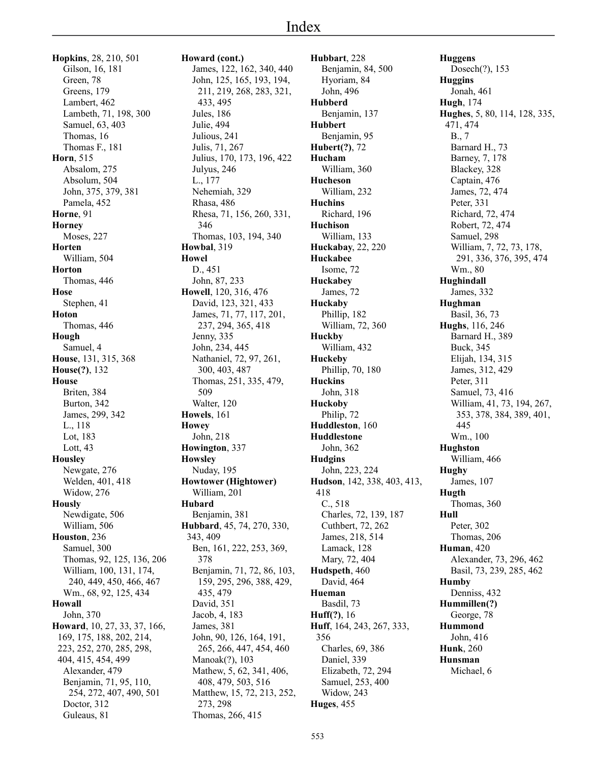# Index

**Hopkins**, 28, 210, 501
Gilson, 16, 181
Green, 78
Greens, 179
Lambert, 462
Lambeth, 71, 198, 300
Samuel, 63, 403
Thomas, 16
Thomas F., 181

**Horn**, 515
Absalom, 275
Absolum, 504
John, 375, 379, 381
Pamela, 452

**Horne**, 91

**Horney**
Moses, 227

**Horten**
William, 504

**Horton**
Thomas, 446

**Hose**
Stephen, 41

**Hoton**
Thomas, 446

**Hough**
Samuel, 4

**House**, 131, 315, 368

**House(?)**, 132

**House**
Briten, 384
Burton, 342
James, 299, 342
L., 118
Lot, 183
Lott, 43

**Housley**
Newgate, 276
Welden, 401, 418
Widow, 276

**Hously**
Newdigate, 506
William, 506

**Houston**, 236
Samuel, 300
Thomas, 92, 125, 136, 206
William, 100, 131, 174, 240, 449, 450, 466, 467
Wm., 68, 92, 125, 434

**Howall**
John, 370

**Howard**, 10, 27, 33, 37, 166, 169, 175, 188, 202, 214, 223, 252, 270, 285, 298, 404, 415, 454, 499
Alexander, 479
Benjamin, 71, 95, 110, 254, 272, 407, 490, 501
Doctor, 312
Guleaus, 81

**Howard (cont.)**
James, 122, 162, 340, 440
John, 125, 165, 193, 194, 211, 219, 268, 283, 321, 433, 495
Jules, 186
Julie, 494
Julious, 241
Julis, 71, 267
Julius, 170, 173, 196, 422
Julyus, 246
L., 177
Nehemiah, 329
Rhasa, 486
Rhesa, 71, 156, 260, 331, 346
Thomas, 103, 194, 340

**Howbal**, 319

**Howel**
D., 451
John, 87, 233

**Howell**, 120, 316, 476
David, 123, 321, 433
James, 71, 77, 117, 201, 237, 294, 365, 418
Jenny, 335
John, 234, 445
Nathaniel, 72, 97, 261, 300, 403, 487
Thomas, 251, 335, 479, 509
Walter, 120

**Howels**, 161

**Howey**
John, 218

**Howington**, 337

**Howsley**
Nuday, 195

**Howtower (Hightower)**
William, 201

**Hubard**
Benjamin, 381

**Hubbard**, 45, 74, 270, 330, 343, 409
Ben, 161, 222, 253, 369, 378
Benjamin, 71, 72, 86, 103, 159, 295, 296, 388, 429, 435, 479
David, 351
Jacob, 4, 183
James, 381
John, 90, 126, 164, 191, 265, 266, 447, 454, 460
Manoak(?), 103
Mathew, 5, 62, 341, 406, 408, 479, 503, 516
Matthew, 15, 72, 213, 252, 273, 298
Thomas, 266, 415

**Hubbart**, 228
Benjamin, 84, 500
Hyoriam, 84
John, 496

**Hubberd**
Benjamin, 137

**Hubbert**
Benjamin, 95

**Hubert(?)**, 72

**Hucham**
William, 360

**Hucheson**
William, 232

**Huchins**
Richard, 196

**Huchison**
William, 133

**Huckabay**, 22, 220

**Huckabee**
Isome, 72

**Huckabey**
James, 72

**Huckaby**
Phillip, 182
William, 72, 360

**Huckby**
William, 432

**Huckeby**
Phillip, 70, 180

**Huckins**
John, 318

**Huckoby**
Philip, 72

**Huddleston**, 160

**Huddlestone**
John, 362

**Hudgins**
John, 223, 224

**Hudson**, 142, 338, 403, 413, 418
C., 518
Charles, 72, 139, 187
Cuthbert, 72, 262
James, 218, 514
Lamack, 128
Mary, 72, 404

**Hudspeth**, 460
David, 464

**Hueman**
Basdil, 73

**Huff(?)**, 16

**Huff**, 164, 243, 267, 333, 356
Charles, 69, 386
Daniel, 339
Elizabeth, 72, 294
Samuel, 253, 400
Widow, 243

**Huges**, 455

**Huggens**
Dosech(?), 153

**Huggins**
Jonah, 461

**Hugh**, 174

**Hughes**, 5, 80, 114, 128, 335, 471, 474
B., 7
Barnard H., 73
Barney, 7, 178
Blackey, 328
Captain, 476
James, 72, 474
Peter, 331
Richard, 72, 474
Robert, 72, 474
Samuel, 298
William, 7, 72, 73, 178, 291, 336, 376, 395, 474
Wm., 80

**Hughindall**
James, 332

**Hughman**
Basil, 36, 73

**Hughs**, 116, 246
Barnard H., 389
Buck, 345
Elijah, 134, 315
James, 312, 429
Peter, 311
Samuel, 73, 416
William, 41, 73, 194, 267, 353, 378, 384, 389, 401, 445
Wm., 100

**Hughston**
William, 466

**Hughy**
James, 107

**Hugth**
Thomas, 360

**Hull**
Peter, 302
Thomas, 206

**Human**, 420
Alexander, 73, 296, 462
Basil, 73, 239, 285, 462

**Humby**
Denniss, 432

**Hummillen(?)**
George, 78

**Hummond**
John, 416

**Hunk**, 260

**Hunsman**
Michael, 6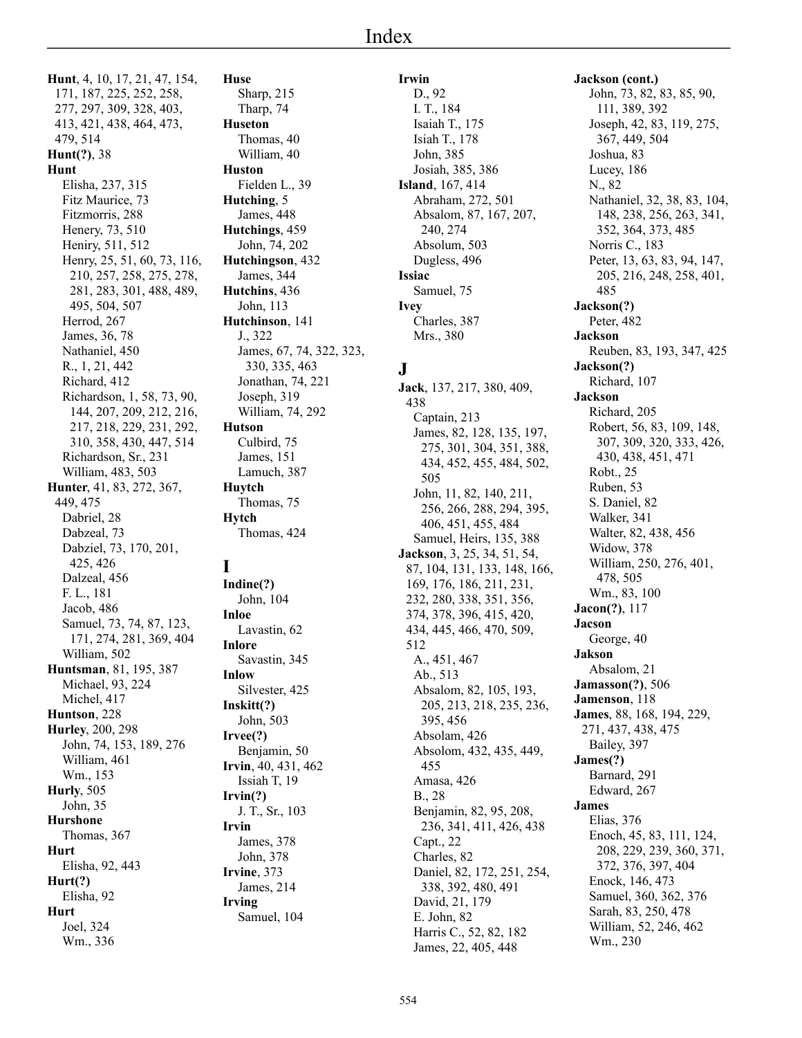# Index

**Hunt**, 4, 10, 17, 21, 47, 154, 171, 187, 225, 252, 258, 277, 297, 309, 328, 403, 413, 421, 438, 464, 473, 479, 514

**Hunt(?)**, 38

**Hunt**
- Elisha, 237, 315
- Fitz Maurice, 73
- Fitzmorris, 288
- Henery, 73, 510
- Heniry, 511, 512
- Henry, 25, 51, 60, 73, 116, 210, 257, 258, 275, 278, 281, 283, 301, 488, 489, 495, 504, 507
- Herrod, 267
- James, 36, 78
- Nathaniel, 450
- R., 1, 21, 442
- Richard, 412
- Richardson, 1, 58, 73, 90, 144, 207, 209, 212, 216, 217, 218, 229, 231, 292, 310, 358, 430, 447, 514
- Richardson, Sr., 231
- William, 483, 503

**Hunter**, 41, 83, 272, 367, 449, 475
- Dabriel, 28
- Dabzeal, 73
- Dabziel, 73, 170, 201, 425, 426
- Dalzeal, 456
- F. L., 181
- Jacob, 486
- Samuel, 73, 74, 87, 123, 171, 274, 281, 369, 404
- William, 502

**Huntsman**, 81, 195, 387
- Michael, 93, 224
- Michel, 417

**Huntson**, 228

**Hurley**, 200, 298
- John, 74, 153, 189, 276
- William, 461
- Wm., 153

**Hurly**, 505
- John, 35

**Hurshone**
- Thomas, 367

**Hurt**
- Elisha, 92, 443

**Hurt(?)**
- Elisha, 92

**Hurt**
- Joel, 324
- Wm., 336

**Huse**
- Sharp, 215
- Tharp, 74

**Huseton**
- Thomas, 40
- William, 40

**Huston**
- Fielden L., 39

**Hutching**, 5
- James, 448

**Hutchings**, 459
- John, 74, 202

**Hutchingson**, 432
- James, 344

**Hutchins**, 436
- John, 113

**Hutchinson**, 141
- J., 322
- James, 67, 74, 322, 323, 330, 335, 463
- Jonathan, 74, 221
- Joseph, 319
- William, 74, 292

**Hutson**
- Culbird, 75
- James, 151
- Lamuch, 387

**Huytch**
- Thomas, 75

**Hytch**
- Thomas, 424

## I

**Indine(?)**
- John, 104

**Inloe**
- Lavastin, 62

**Inlore**
- Savastin, 345

**Inlow**
- Silvester, 425

**Inskitt(?)**
- John, 503

**Irvee(?)**
- Benjamin, 50

**Irvin**, 40, 431, 462
- Issiah T, 19

**Irvin(?)**
- J. T., Sr., 103

**Irvin**
- James, 378
- John, 378

**Irvine**, 373
- James, 214

**Irving**
- Samuel, 104

**Irwin**
- D., 92
- I. T., 184
- Isaiah T., 175
- Isiah T., 178
- John, 385
- Josiah, 385, 386

**Island**, 167, 414
- Abraham, 272, 501
- Absalom, 87, 167, 207, 240, 274
- Absolum, 503
- Dugless, 496

**Issiac**
- Samuel, 75

**Ivey**
- Charles, 387
- Mrs., 380

## J

**Jack**, 137, 217, 380, 409, 438
- Captain, 213
- James, 82, 128, 135, 197, 275, 301, 304, 351, 388, 434, 452, 455, 484, 502, 505
- John, 11, 82, 140, 211, 256, 266, 288, 294, 395, 406, 451, 455, 484
- Samuel, Heirs, 135, 388

**Jackson**, 3, 25, 34, 51, 54, 87, 104, 131, 133, 148, 166, 169, 176, 186, 211, 231, 232, 280, 338, 351, 356, 374, 378, 396, 415, 420, 434, 445, 466, 470, 509, 512
- A., 451, 467
- Ab., 513
- Absalom, 82, 105, 193, 205, 213, 218, 235, 236, 395, 456
- Absolam, 426
- Absolom, 432, 435, 449, 455
- Amasa, 426
- B., 28
- Benjamin, 82, 95, 208, 236, 341, 411, 426, 438
- Capt., 22
- Charles, 82
- Daniel, 82, 172, 251, 254, 338, 392, 480, 491
- David, 21, 179
- E. John, 82
- Harris C., 52, 82, 182
- James, 22, 405, 448

**Jackson (cont.)**
- John, 73, 82, 83, 85, 90, 111, 389, 392
- Joseph, 42, 83, 119, 275, 367, 449, 504
- Joshua, 83
- Lucey, 186
- N., 82
- Nathaniel, 32, 38, 83, 104, 148, 238, 256, 263, 341, 352, 364, 373, 485
- Norris C., 183
- Peter, 13, 63, 83, 94, 147, 205, 216, 248, 258, 401, 485

**Jackson(?)**
- Peter, 482

**Jackson**
- Reuben, 83, 193, 347, 425

**Jackson(?)**
- Richard, 107

**Jackson**
- Richard, 205
- Robert, 56, 83, 109, 148, 307, 309, 320, 333, 426, 430, 438, 451, 471
- Robt., 25
- Ruben, 53
- S. Daniel, 82
- Walker, 341
- Walter, 82, 438, 456
- Widow, 378
- William, 250, 276, 401, 478, 505
- Wm., 83, 100

**Jacon(?)**, 117

**Jacson**
- George, 40

**Jakson**
- Absalom, 21

**Jamasson(?)**, 506

**Jamenson**, 118

**James**, 88, 168, 194, 229, 271, 437, 438, 475
- Bailey, 397

**James(?)**
- Barnard, 291
- Edward, 267

**James**
- Elias, 376
- Enoch, 45, 83, 111, 124, 208, 229, 239, 360, 371, 372, 376, 397, 404
- Enock, 146, 473
- Samuel, 360, 362, 376
- Sarah, 83, 250, 478
- William, 52, 246, 462
- Wm., 230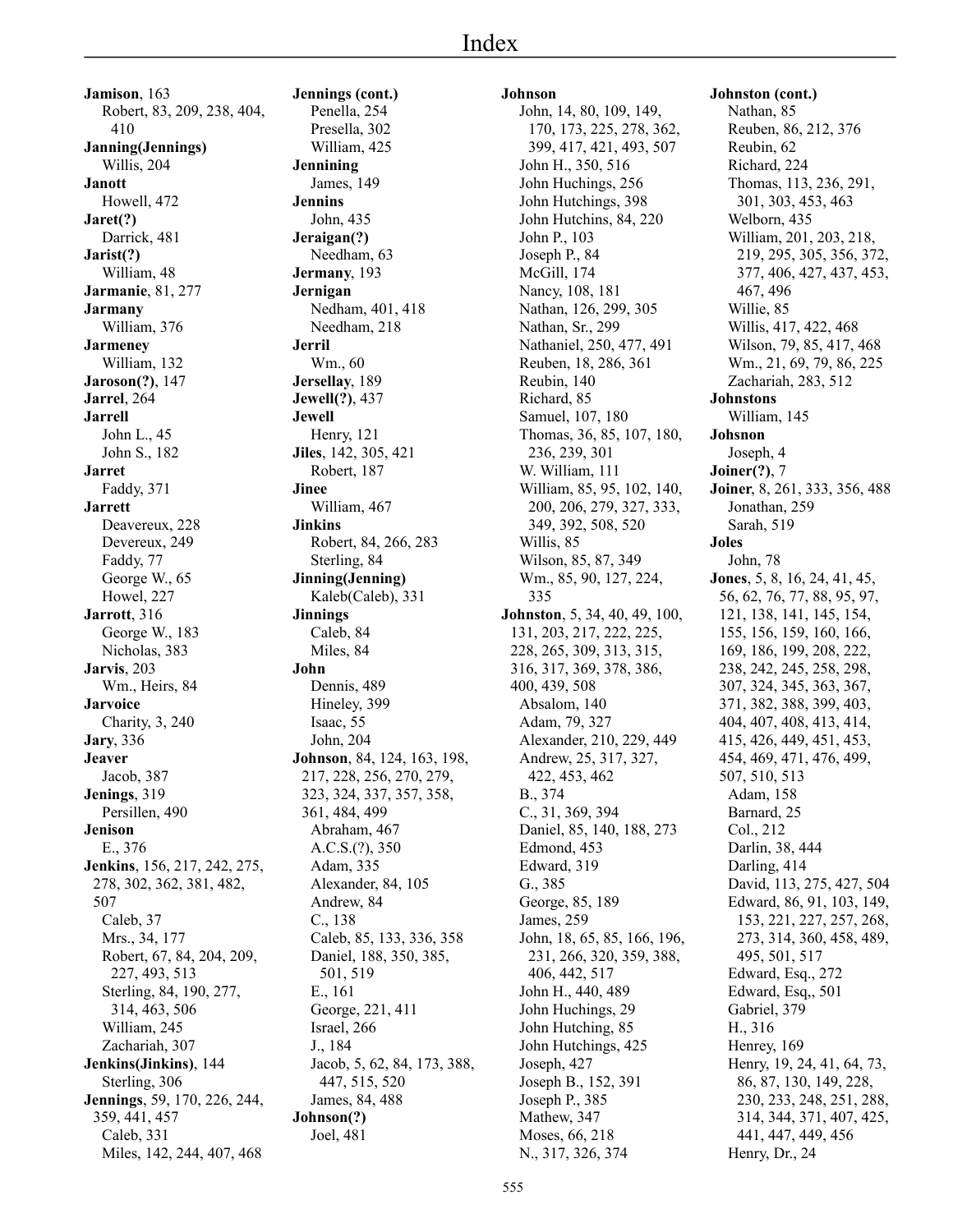# Index

**Jamison**, 163
Robert, 83, 209, 238, 404, 410
**Janning(Jennings)**
Willis, 204
**Janott**
Howell, 472
**Jaret(?)**
Darrick, 481
**Jarist(?)**
William, 48
**Jarmanie**, 81, 277
**Jarmany**
William, 376
**Jarmeney**
William, 132
**Jaroson(?)**, 147
**Jarrel**, 264
**Jarrell**
John L., 45
John S., 182
**Jarret**
Faddy, 371
**Jarrett**
Deavereux, 228
Devereux, 249
Faddy, 77
George W., 65
Howel, 227
**Jarrott**, 316
George W., 183
Nicholas, 383
**Jarvis**, 203
Wm., Heirs, 84
**Jarvoice**
Charity, 3, 240
**Jary**, 336
**Jeaver**
Jacob, 387
**Jenings**, 319
Persillen, 490
**Jenison**
E., 376
**Jenkins**, 156, 217, 242, 275, 278, 302, 362, 381, 482, 507
Caleb, 37
Mrs., 34, 177
Robert, 67, 84, 204, 209, 227, 493, 513
Sterling, 84, 190, 277, 314, 463, 506
William, 245
Zachariah, 307
**Jenkins(Jinkins)**, 144
Sterling, 306
**Jennings**, 59, 170, 226, 244, 359, 441, 457
Caleb, 331
Miles, 142, 244, 407, 468
**Jennings (cont.)**
Penella, 254
Presella, 302
William, 425
**Jennining**
James, 149
**Jennins**
John, 435
**Jeraigan(?)**
Needham, 63
**Jermany**, 193
**Jernigan**
Nedham, 401, 418
Needham, 218
**Jerril**
Wm., 60
**Jersellay**, 189
**Jewell(?)**, 437
**Jewell**
Henry, 121
**Jiles**, 142, 305, 421
Robert, 187
**Jinee**
William, 467
**Jinkins**
Robert, 84, 266, 283
Sterling, 84
**Jinning(Jenning)**
Kaleb(Caleb), 331
**Jinnings**
Caleb, 84
Miles, 84
**John**
Dennis, 489
Hineley, 399
Isaac, 55
John, 204
**Johnson**, 84, 124, 163, 198, 217, 228, 256, 270, 279, 323, 324, 337, 357, 358, 361, 484, 499
Abraham, 467
A.C.S.(?), 350
Adam, 335
Alexander, 84, 105
Andrew, 84
C., 138
Caleb, 85, 133, 336, 358
Daniel, 188, 350, 385, 501, 519
E., 161
George, 221, 411
Israel, 266
J., 184
Jacob, 5, 62, 84, 173, 388, 447, 515, 520
James, 84, 488
**Johnson(?)**
Joel, 481
**Johnson**
John, 14, 80, 109, 149, 170, 173, 225, 278, 362, 399, 417, 421, 493, 507
John H., 350, 516
John Huchings, 256
John Hutchings, 398
John Hutchins, 84, 220
John P., 103
Joseph P., 84
McGill, 174
Nancy, 108, 181
Nathan, 126, 299, 305
Nathan, Sr., 299
Nathaniel, 250, 477, 491
Reuben, 18, 286, 361
Reubin, 140
Richard, 85
Samuel, 107, 180
Thomas, 36, 85, 107, 180, 236, 239, 301
W. William, 111
William, 85, 95, 102, 140, 200, 206, 279, 327, 333, 349, 392, 508, 520
Willis, 85
Wilson, 85, 87, 349
Wm., 85, 90, 127, 224, 335
**Johnston**, 5, 34, 40, 49, 100, 131, 203, 217, 222, 225, 228, 265, 309, 313, 315, 316, 317, 369, 378, 386, 400, 439, 508
Absalom, 140
Adam, 79, 327
Alexander, 210, 229, 449
Andrew, 25, 317, 327, 422, 453, 462
B., 374
C., 31, 369, 394
Daniel, 85, 140, 188, 273
Edmond, 453
Edward, 319
G., 385
George, 85, 189
James, 259
John, 18, 65, 85, 166, 196, 231, 266, 320, 359, 388, 406, 442, 517
John H., 440, 489
John Huchings, 29
John Hutching, 85
John Hutchings, 425
Joseph, 427
Joseph B., 152, 391
Joseph P., 385
Mathew, 347
Moses, 66, 218
N., 317, 326, 374
**Johnston (cont.)**
Nathan, 85
Reuben, 86, 212, 376
Reubin, 62
Richard, 224
Thomas, 113, 236, 291, 301, 303, 453, 463
Welborn, 435
William, 201, 203, 218, 219, 295, 305, 356, 372, 377, 406, 427, 437, 453, 467, 496
Willie, 85
Willis, 417, 422, 468
Wilson, 79, 85, 417, 468
Wm., 21, 69, 79, 86, 225
Zachariah, 283, 512
**Johnstons**
William, 145
**Johsnon**
Joseph, 4
**Joiner(?)**, 7
**Joiner**, 8, 261, 333, 356, 488
Jonathan, 259
Sarah, 519
**Joles**
John, 78
**Jones**, 5, 8, 16, 24, 41, 45, 56, 62, 76, 77, 88, 95, 97, 121, 138, 141, 145, 154, 155, 156, 159, 160, 166, 169, 186, 199, 208, 222, 238, 242, 245, 258, 298, 307, 324, 345, 363, 367, 371, 382, 388, 399, 403, 404, 407, 408, 413, 414, 415, 426, 449, 451, 453, 454, 469, 471, 476, 499, 507, 510, 513
Adam, 158
Barnard, 25
Col., 212
Darlin, 38, 444
Darling, 414
David, 113, 275, 427, 504
Edward, 86, 91, 103, 149, 153, 221, 227, 257, 268, 273, 314, 360, 458, 489, 495, 501, 517
Edward, Esq., 272
Edward, Esq,, 501
Gabriel, 379
H., 316
Henrey, 169
Henry, 19, 24, 41, 64, 73, 86, 87, 130, 149, 228, 230, 233, 248, 251, 288, 314, 344, 371, 407, 425, 441, 447, 449, 456
Henry, Dr., 24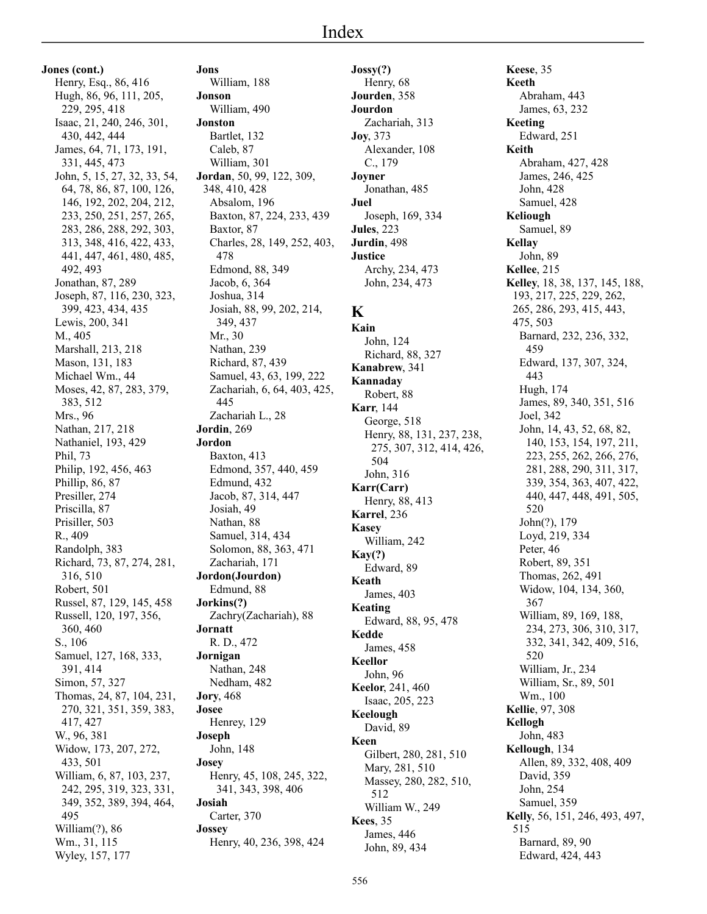# Index

**Jones (cont.)**
- Henry, Esq., 86, 416
- Hugh, 86, 96, 111, 205, 229, 295, 418
- Isaac, 21, 240, 246, 301, 430, 442, 444
- James, 64, 71, 173, 191, 331, 445, 473
- John, 5, 15, 27, 32, 33, 54, 64, 78, 86, 87, 100, 126, 146, 192, 202, 204, 212, 233, 250, 251, 257, 265, 283, 286, 288, 292, 303, 313, 348, 416, 422, 433, 441, 447, 461, 480, 485, 492, 493
- Jonathan, 87, 289
- Joseph, 87, 116, 230, 323, 399, 423, 434, 435
- Lewis, 200, 341
- M., 405
- Marshall, 213, 218
- Mason, 131, 183
- Michael Wm., 44
- Moses, 42, 87, 283, 379, 383, 512
- Mrs., 96
- Nathan, 217, 218
- Nathaniel, 193, 429
- Phil, 73
- Philip, 192, 456, 463
- Phillip, 86, 87
- Presiller, 274
- Priscilla, 87
- Prisiller, 503
- R., 409
- Randolph, 383
- Richard, 73, 87, 274, 281, 316, 510
- Robert, 501
- Russel, 87, 129, 145, 458
- Russell, 120, 197, 356, 360, 460
- S., 106
- Samuel, 127, 168, 333, 391, 414
- Simon, 57, 327
- Thomas, 24, 87, 104, 231, 270, 321, 351, 359, 383, 417, 427
- W., 96, 381
- Widow, 173, 207, 272, 433, 501
- William, 6, 87, 103, 237, 242, 295, 319, 323, 331, 349, 352, 389, 394, 464, 495
- William(?), 86
- Wm., 31, 115
- Wyley, 157, 177

**Jons**
- William, 188

**Jonson**
- William, 490

**Jonston**
- Bartlet, 132
- Caleb, 87
- William, 301

**Jordan**, 50, 99, 122, 309, 348, 410, 428
- Absalom, 196
- Baxton, 87, 224, 233, 439
- Baxtor, 87
- Charles, 28, 149, 252, 403, 478
- Edmond, 88, 349
- Jacob, 6, 364
- Joshua, 314
- Josiah, 88, 99, 202, 214, 349, 437
- Mr., 30
- Nathan, 239
- Richard, 87, 439
- Samuel, 43, 63, 199, 222
- Zachariah, 6, 64, 403, 425, 445
- Zachariah L., 28

**Jordin**, 269

**Jordon**
- Baxton, 413
- Edmond, 357, 440, 459
- Edmund, 432
- Jacob, 87, 314, 447
- Josiah, 49
- Nathan, 88
- Samuel, 314, 434
- Solomon, 88, 363, 471
- Zachariah, 171

**Jordon(Jourdon)**
- Edmund, 88

**Jorkins(?)**
- Zachry(Zachariah), 88

**Jornatt**
- R. D., 472

**Jornigan**
- Nathan, 248
- Nedham, 482

**Jory**, 468

**Josee**
- Henrey, 129

**Joseph**
- John, 148

**Josey**
- Henry, 45, 108, 245, 322, 341, 343, 398, 406

**Josiah**
- Carter, 370

**Jossey**
- Henry, 40, 236, 398, 424

**Jossy(?)**
- Henry, 68

**Jourden**, 358

**Jourdon**
- Zachariah, 313

**Joy**, 373
- Alexander, 108
- C., 179

**Joyner**
- Jonathan, 485

**Juel**
- Joseph, 169, 334

**Jules**, 223

**Jurdin**, 498

**Justice**
- Archy, 234, 473
- John, 234, 473

## K

**Kain**
- John, 124
- Richard, 88, 327

**Kanabrew**, 341

**Kannaday**
- Robert, 88

**Karr**, 144
- George, 518
- Henry, 88, 131, 237, 238, 275, 307, 312, 414, 426, 504
- John, 316

**Karr(Carr)**
- Henry, 88, 413

**Karrel**, 236

**Kasey**
- William, 242

**Kay(?)**
- Edward, 89

**Keath**
- James, 403

**Keating**
- Edward, 88, 95, 478

**Kedde**
- James, 458

**Keellor**
- John, 96

**Keelor**, 241, 460
- Isaac, 205, 223

**Keelough**
- David, 89

**Keen**
- Gilbert, 280, 281, 510
- Mary, 281, 510
- Massey, 280, 282, 510, 512
- William W., 249

**Kees**, 35
- James, 446
- John, 89, 434

**Keese**, 35

**Keeth**
- Abraham, 443
- James, 63, 232

**Keeting**
- Edward, 251

**Keith**
- Abraham, 427, 428
- James, 246, 425
- John, 428
- Samuel, 428

**Keliough**
- Samuel, 89

**Kellay**
- John, 89

**Kellee**, 215

**Kelley**, 18, 38, 137, 145, 188, 193, 217, 225, 229, 262, 265, 286, 293, 415, 443, 475, 503
- Barnard, 232, 236, 332, 459
- Edward, 137, 307, 324, 443
- Hugh, 174
- James, 89, 340, 351, 516
- Joel, 342
- John, 14, 43, 52, 68, 82, 140, 153, 154, 197, 211, 223, 255, 262, 266, 276, 281, 288, 290, 311, 317, 339, 354, 363, 407, 422, 440, 447, 448, 491, 505, 520
- John(?), 179
- Loyd, 219, 334
- Peter, 46
- Robert, 89, 351
- Thomas, 262, 491
- Widow, 104, 134, 360, 367
- William, 89, 169, 188, 234, 273, 306, 310, 317, 332, 341, 342, 409, 516, 520
- William, Jr., 234
- William, Sr., 89, 501
- Wm., 100

**Kellie**, 97, 308

**Kellogh**
- John, 483

**Kellough**, 134
- Allen, 89, 332, 408, 409
- David, 359
- John, 254
- Samuel, 359

**Kelly**, 56, 151, 246, 493, 497, 515
- Barnard, 89, 90
- Edward, 424, 443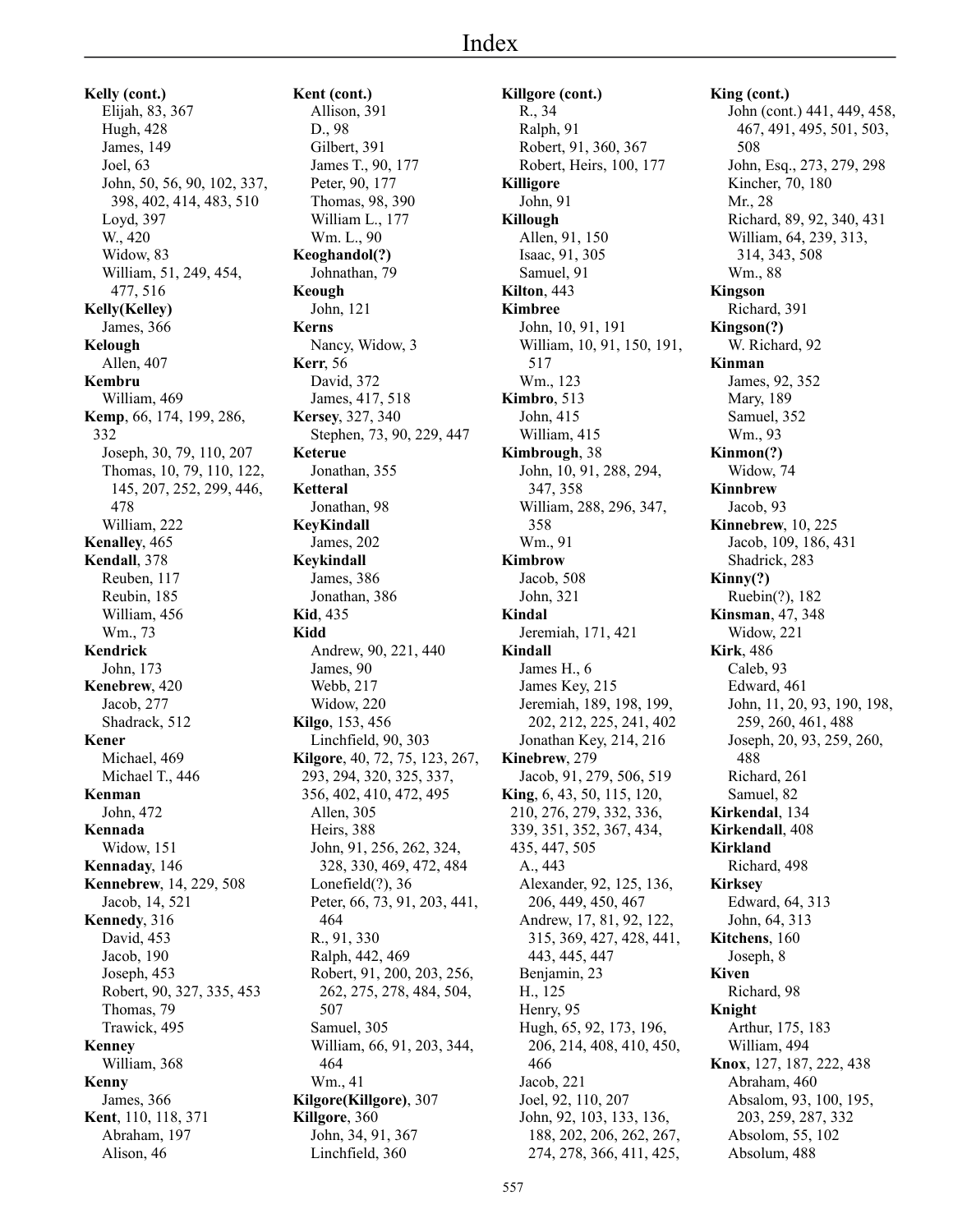# Index

**Kelly (cont.)**
- Elijah, 83, 367
- Hugh, 428
- James, 149
- Joel, 63
- John, 50, 56, 90, 102, 337, 398, 402, 414, 483, 510
- Loyd, 397
- W., 420
- Widow, 83
- William, 51, 249, 454, 477, 516

**Kelly(Kelley)**
- James, 366

**Kelough**
- Allen, 407

**Kembru**
- William, 469

**Kemp**, 66, 174, 199, 286, 332
- Joseph, 30, 79, 110, 207
- Thomas, 10, 79, 110, 122, 145, 207, 252, 299, 446, 478
- William, 222

**Kenalley**, 465

**Kendall**, 378
- Reuben, 117
- Reubin, 185
- William, 456
- Wm., 73

**Kendrick**
- John, 173

**Kenebrew**, 420
- Jacob, 277
- Shadrack, 512

**Kener**
- Michael, 469
- Michael T., 446

**Kenman**
- John, 472

**Kennada**
- Widow, 151

**Kennaday**, 146

**Kennebrew**, 14, 229, 508
- Jacob, 14, 521

**Kennedy**, 316
- David, 453
- Jacob, 190
- Joseph, 453
- Robert, 90, 327, 335, 453
- Thomas, 79
- Trawick, 495

**Kenney**
- William, 368

**Kenny**
- James, 366

**Kent**, 110, 118, 371
- Abraham, 197
- Alison, 46

**Kent (cont.)**
- Allison, 391
- D., 98
- Gilbert, 391
- James T., 90, 177
- Peter, 90, 177
- Thomas, 98, 390
- William L., 177
- Wm. L., 90

**Keoghandol(?)**
- Johnathan, 79

**Keough**
- John, 121

**Kerns**
- Nancy, Widow, 3

**Kerr**, 56
- David, 372
- James, 417, 518

**Kersey**, 327, 340
- Stephen, 73, 90, 229, 447

**Keterue**
- Jonathan, 355

**Ketteral**
- Jonathan, 98

**KeyKindall**
- James, 202

**Keykindall**
- James, 386
- Jonathan, 386

**Kid**, 435

**Kidd**
- Andrew, 90, 221, 440
- James, 90
- Webb, 217
- Widow, 220

**Kilgo**, 153, 456
- Linchfield, 90, 303

**Kilgore**, 40, 72, 75, 123, 267, 293, 294, 320, 325, 337, 356, 402, 410, 472, 495
- Allen, 305
- Heirs, 388
- John, 91, 256, 262, 324, 328, 330, 469, 472, 484
- Lonefield(?), 36
- Peter, 66, 73, 91, 203, 441, 464
- R., 91, 330
- Ralph, 442, 469
- Robert, 91, 200, 203, 256, 262, 275, 278, 484, 504, 507
- Samuel, 305
- William, 66, 91, 203, 344, 464
- Wm., 41

**Kilgore(Killgore)**, 307

**Killgore**, 360
- John, 34, 91, 367
- Linchfield, 360

**Killgore (cont.)**
- R., 34
- Ralph, 91
- Robert, 91, 360, 367
- Robert, Heirs, 100, 177

**Killigore**
- John, 91

**Killough**
- Allen, 91, 150
- Isaac, 91, 305
- Samuel, 91

**Kilton**, 443

**Kimbree**
- John, 10, 91, 191
- William, 10, 91, 150, 191, 517
- Wm., 123

**Kimbro**, 513
- John, 415
- William, 415

**Kimbrough**, 38
- John, 10, 91, 288, 294, 347, 358
- William, 288, 296, 347, 358
- Wm., 91

**Kimbrow**
- Jacob, 508
- John, 321

**Kindal**
- Jeremiah, 171, 421

**Kindall**
- James H., 6
- James Key, 215
- Jeremiah, 189, 198, 199, 202, 212, 225, 241, 402
- Jonathan Key, 214, 216

**Kinebrew**, 279
- Jacob, 91, 279, 506, 519

**King**, 6, 43, 50, 115, 120, 210, 276, 279, 332, 336, 339, 351, 352, 367, 434, 435, 447, 505
- A., 443
- Alexander, 92, 125, 136, 206, 449, 450, 467
- Andrew, 17, 81, 92, 122, 315, 369, 427, 428, 441, 443, 445, 447
- Benjamin, 23
- H., 125
- Henry, 95
- Hugh, 65, 92, 173, 196, 206, 214, 408, 410, 450, 466
- Jacob, 221
- Joel, 92, 110, 207
- John, 92, 103, 133, 136, 188, 202, 206, 262, 267, 274, 278, 366, 411, 425,

**King (cont.)**
- John (cont.) 441, 449, 458, 467, 491, 495, 501, 503, 508
- John, Esq., 273, 279, 298
- Kincher, 70, 180
- Mr., 28
- Richard, 89, 92, 340, 431
- William, 64, 239, 313, 314, 343, 508
- Wm., 88

**Kingson**
- Richard, 391

**Kingson(?)**
- W. Richard, 92

**Kinman**
- James, 92, 352
- Mary, 189
- Samuel, 352
- Wm., 93

**Kinmon(?)**
- Widow, 74

**Kinnbrew**
- Jacob, 93

**Kinnebrew**, 10, 225
- Jacob, 109, 186, 431
- Shadrick, 283

**Kinny(?)**
- Ruebin(?), 182

**Kinsman**, 47, 348
- Widow, 221

**Kirk**, 486
- Caleb, 93
- Edward, 461
- John, 11, 20, 93, 190, 198, 259, 260, 461, 488
- Joseph, 20, 93, 259, 260, 488
- Richard, 261
- Samuel, 82

**Kirkendal**, 134

**Kirkendall**, 408

**Kirkland**
- Richard, 498

**Kirksey**
- Edward, 64, 313
- John, 64, 313

**Kitchens**, 160
- Joseph, 8

**Kiven**
- Richard, 98

**Knight**
- Arthur, 175, 183
- William, 494

**Knox**, 127, 187, 222, 438
- Abraham, 460
- Absalom, 93, 100, 195, 203, 259, 287, 332
- Absolom, 55, 102
- Absolum, 488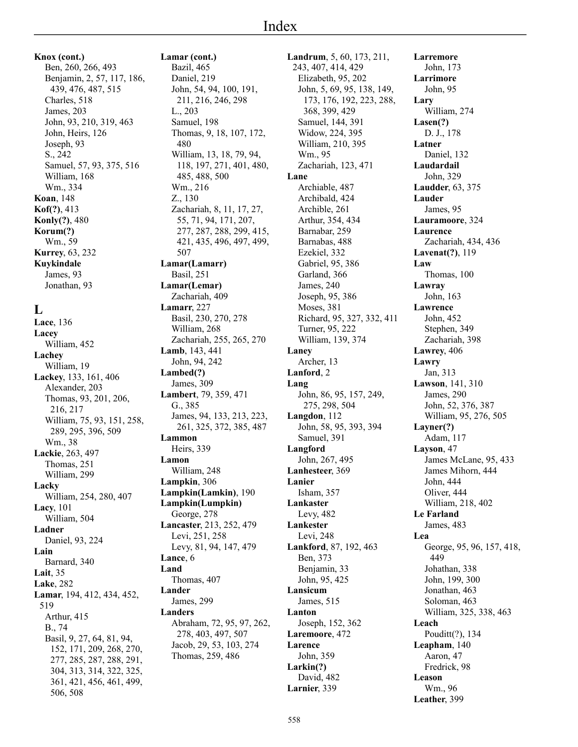# Index

**Knox (cont.)**
Ben, 260, 266, 493
Benjamin, 2, 57, 117, 186, 439, 476, 487, 515
Charles, 518
James, 203
John, 93, 210, 319, 463
John, Heirs, 126
Joseph, 93
S., 242
Samuel, 57, 93, 375, 516
William, 168
Wm., 334

**Koan**, 148
**Kof(?)**, 413
**Konly(?)**, 480
**Korum(?)**
Wm., 59
**Kurrey**, 63, 232
**Kuykindale**
James, 93
Jonathan, 93

## L

**Lace**, 136
**Lacey**
William, 452
**Lachey**
William, 19
**Lackey**, 133, 161, 406
Alexander, 203
Thomas, 93, 201, 206, 216, 217
William, 75, 93, 151, 258, 289, 295, 396, 509
Wm., 38
**Lackie**, 263, 497
Thomas, 251
William, 299
**Lacky**
William, 254, 280, 407
**Lacy**, 101
William, 504
**Ladner**
Daniel, 93, 224
**Lain**
Barnard, 340
**Lait**, 35
**Lake**, 282
**Lamar**, 194, 412, 434, 452, 519
Arthur, 415
B., 74
Basil, 9, 27, 64, 81, 94, 152, 171, 209, 268, 270, 277, 285, 287, 288, 291, 304, 313, 314, 322, 325, 361, 421, 456, 461, 499, 506, 508

**Lamar (cont.)**
Bazil, 465
Daniel, 219
John, 54, 94, 100, 191, 211, 216, 246, 298
L., 203
Samuel, 198
Thomas, 9, 18, 107, 172, 480
William, 13, 18, 79, 94, 118, 197, 271, 401, 480, 485, 488, 500
Wm., 216
Z., 130
Zachariah, 8, 11, 17, 27, 55, 71, 94, 171, 207, 277, 287, 288, 299, 415, 421, 435, 496, 497, 499, 507
**Lamar(Lamarr)**
Basil, 251
**Lamar(Lemar)**
Zachariah, 409
**Lamarr**, 227
Basil, 230, 270, 278
William, 268
Zachariah, 255, 265, 270
**Lamb**, 143, 441
John, 94, 242
**Lambed(?)**
James, 309
**Lambert**, 79, 359, 471
G., 385
James, 94, 133, 213, 223, 261, 325, 372, 385, 487
**Lammon**
Heirs, 339
**Lamon**
William, 248
**Lampkin**, 306
**Lampkin(Lamkin)**, 190
**Lampkin(Lumpkin)**
George, 278
**Lancaster**, 213, 252, 479
Levi, 251, 258
Levy, 81, 94, 147, 479
**Lance**, 6
**Land**
Thomas, 407
**Lander**
James, 299
**Landers**
Abraham, 72, 95, 97, 262, 278, 403, 497, 507
Jacob, 29, 53, 103, 274
Thomas, 259, 486

**Landrum**, 5, 60, 173, 211, 243, 407, 414, 429
Elizabeth, 95, 202
John, 5, 69, 95, 138, 149, 173, 176, 192, 223, 288, 368, 399, 429
Samuel, 144, 391
Widow, 224, 395
William, 210, 395
Wm., 95
Zachariah, 123, 471
**Lane**
Archiable, 487
Archibald, 424
Archible, 261
Arthur, 354, 434
Barnabar, 259
Barnabas, 488
Ezekiel, 332
Gabriel, 95, 386
Garland, 366
James, 240
Joseph, 95, 386
Moses, 381
Richard, 95, 327, 332, 411
Turner, 95, 222
William, 139, 374
**Laney**
Archer, 13
**Lanford**, 2
**Lang**
John, 86, 95, 157, 249, 275, 298, 504
**Langdon**, 112
John, 58, 95, 393, 394
Samuel, 391
**Langford**
John, 267, 495
**Lanhesteer**, 369
**Lanier**
Isham, 357
**Lankaster**
Levy, 482
**Lankester**
Levi, 248
**Lankford**, 87, 192, 463
Ben, 373
Benjamin, 33
John, 95, 425
**Lansicum**
James, 515
**Lanton**
Joseph, 152, 362
**Laremoore**, 472
**Larence**
John, 359
**Larkin(?)**
David, 482
**Larnier**, 339

**Larremore**
John, 173
**Larrimore**
John, 95
**Lary**
William, 274
**Lasen(?)**
D. J., 178
**Latner**
Daniel, 132
**Laudardail**
John, 329
**Laudder**, 63, 375
**Lauder**
James, 95
**Lauramoore**, 324
**Laurence**
Zachariah, 434, 436
**Lavenat(?)**, 119
**Law**
Thomas, 100
**Lawray**
John, 163
**Lawrence**
John, 452
Stephen, 349
Zachariah, 398
**Lawrey**, 406
**Lawry**
Jan, 313
**Lawson**, 141, 310
James, 290
John, 52, 376, 387
William, 95, 276, 505
**Layner(?)**
Adam, 117
**Layson**, 47
James McLane, 95, 433
James Mihorn, 444
John, 444
Oliver, 444
William, 218, 402
**Le Farland**
James, 483
**Lea**
George, 95, 96, 157, 418, 449
Johathan, 338
John, 199, 300
Jonathan, 463
Soloman, 463
William, 325, 338, 463
**Leach**
Pouditt(?), 134
**Leapham**, 140
Aaron, 47
Fredrick, 98
**Leason**
Wm., 96
**Leather**, 399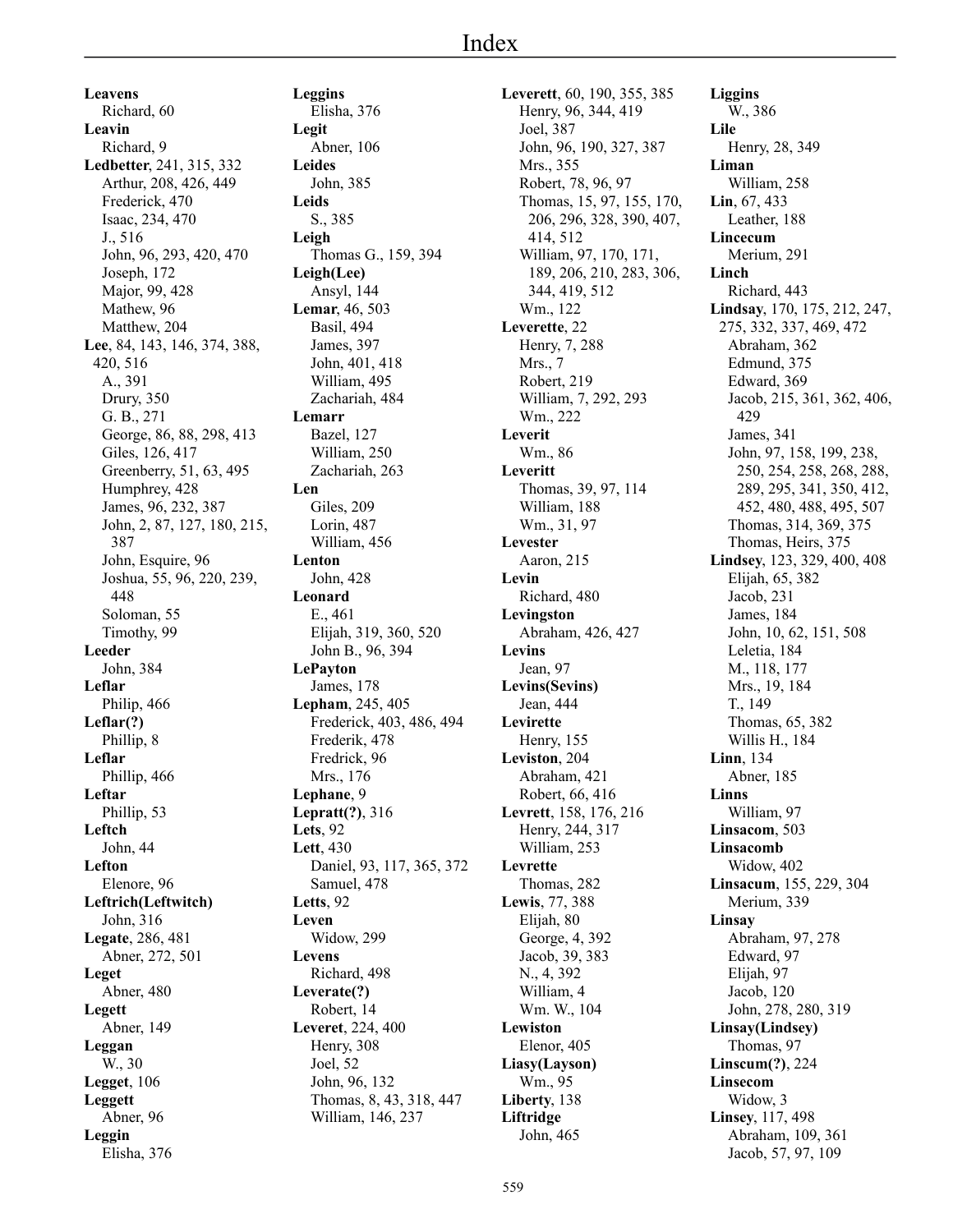# Index

**Leavens**
Richard, 60
**Leavin**
Richard, 9
**Ledbetter**, 241, 315, 332
Arthur, 208, 426, 449
Frederick, 470
Isaac, 234, 470
J., 516
John, 96, 293, 420, 470
Joseph, 172
Major, 99, 428
Mathew, 96
Matthew, 204
**Lee**, 84, 143, 146, 374, 388, 420, 516
A., 391
Drury, 350
G. B., 271
George, 86, 88, 298, 413
Giles, 126, 417
Greenberry, 51, 63, 495
Humphrey, 428
James, 96, 232, 387
John, 2, 87, 127, 180, 215, 387
John, Esquire, 96
Joshua, 55, 96, 220, 239, 448
Soloman, 55
Timothy, 99
**Leeder**
John, 384
**Leflar**
Philip, 466
**Leflar(?)**
Phillip, 8
**Leflar**
Phillip, 466
**Leftar**
Phillip, 53
**Leftch**
John, 44
**Lefton**
Elenore, 96
**Leftrich(Leftwitch)**
John, 316
**Legate**, 286, 481
Abner, 272, 501
**Leget**
Abner, 480
**Legett**
Abner, 149
**Leggan**
W., 30
**Legget**, 106
**Leggett**
Abner, 96
**Leggin**
Elisha, 376
**Leggins**
Elisha, 376
**Legit**
Abner, 106
**Leides**
John, 385
**Leids**
S., 385
**Leigh**
Thomas G., 159, 394
**Leigh(Lee)**
Ansyl, 144
**Lemar**, 46, 503
Basil, 494
James, 397
John, 401, 418
William, 495
Zachariah, 484
**Lemarr**
Bazel, 127
William, 250
Zachariah, 263
**Len**
Giles, 209
Lorin, 487
William, 456
**Lenton**
John, 428
**Leonard**
E., 461
Elijah, 319, 360, 520
John B., 96, 394
**LePayton**
James, 178
**Lepham**, 245, 405
Frederick, 403, 486, 494
Frederik, 478
Fredrick, 96
Mrs., 176
**Lephane**, 9
**Lepratt(?)**, 316
**Lets**, 92
**Lett**, 430
Daniel, 93, 117, 365, 372
Samuel, 478
**Letts**, 92
**Leven**
Widow, 299
**Levens**
Richard, 498
**Leverate(?)**
Robert, 14
**Leveret**, 224, 400
Henry, 308
Joel, 52
John, 96, 132
Thomas, 8, 43, 318, 447
William, 146, 237
**Leverett**, 60, 190, 355, 385
Henry, 96, 344, 419
Joel, 387
John, 96, 190, 327, 387
Mrs., 355
Robert, 78, 96, 97
Thomas, 15, 97, 155, 170, 206, 296, 328, 390, 407, 414, 512
William, 97, 170, 171, 189, 206, 210, 283, 306, 344, 419, 512
Wm., 122
**Leverette**, 22
Henry, 7, 288
Mrs., 7
Robert, 219
William, 7, 292, 293
Wm., 222
**Leverit**
Wm., 86
**Leveritt**
Thomas, 39, 97, 114
William, 188
Wm., 31, 97
**Levester**
Aaron, 215
**Levin**
Richard, 480
**Levingston**
Abraham, 426, 427
**Levins**
Jean, 97
**Levins(Sevins)**
Jean, 444
**Levirette**
Henry, 155
**Leviston**, 204
Abraham, 421
Robert, 66, 416
**Levrett**, 158, 176, 216
Henry, 244, 317
William, 253
**Levrette**
Thomas, 282
**Lewis**, 77, 388
Elijah, 80
George, 4, 392
Jacob, 39, 383
N., 4, 392
William, 4
Wm. W., 104
**Lewiston**
Elenor, 405
**Liasy(Layson)**
Wm., 95
**Liberty**, 138
**Liftridge**
John, 465
**Liggins**
W., 386
**Lile**
Henry, 28, 349
**Liman**
William, 258
**Lin**, 67, 433
Leather, 188
**Lincecum**
Merium, 291
**Linch**
Richard, 443
**Lindsay**, 170, 175, 212, 247, 275, 332, 337, 469, 472
Abraham, 362
Edmund, 375
Edward, 369
Jacob, 215, 361, 362, 406, 429
James, 341
John, 97, 158, 199, 238, 250, 254, 258, 268, 288, 289, 295, 341, 350, 412, 452, 480, 488, 495, 507
Thomas, 314, 369, 375
Thomas, Heirs, 375
**Lindsey**, 123, 329, 400, 408
Elijah, 65, 382
Jacob, 231
James, 184
John, 10, 62, 151, 508
Leletia, 184
M., 118, 177
Mrs., 19, 184
T., 149
Thomas, 65, 382
Willis H., 184
**Linn**, 134
Abner, 185
**Linns**
William, 97
**Linsacom**, 503
**Linsacomb**
Widow, 402
**Linsacum**, 155, 229, 304
Merium, 339
**Linsay**
Abraham, 97, 278
Edward, 97
Elijah, 97
Jacob, 120
John, 278, 280, 319
**Linsay(Lindsey)**
Thomas, 97
**Linscum(?)**, 224
**Linsecom**
Widow, 3
**Linsey**, 117, 498
Abraham, 109, 361
Jacob, 57, 97, 109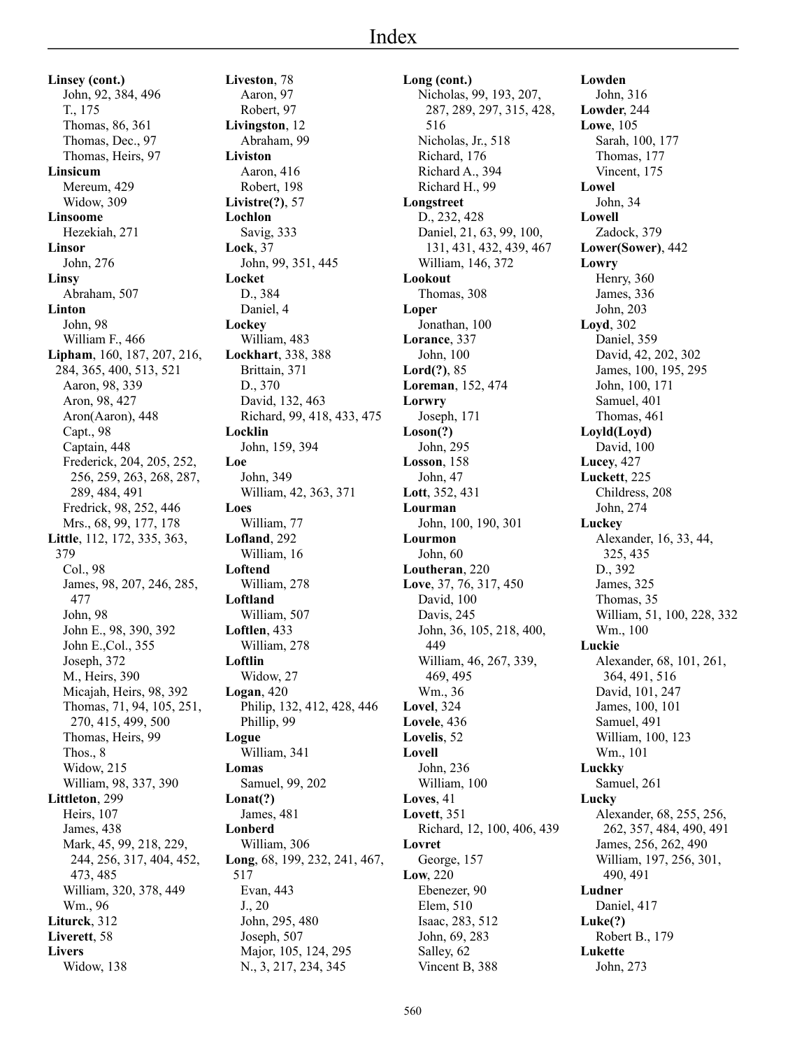# Index

**Linsey (cont.)**
John, 92, 384, 496
T., 175
Thomas, 86, 361
Thomas, Dec., 97
Thomas, Heirs, 97
**Linsicum**
Mereum, 429
Widow, 309
**Linsoome**
Hezekiah, 271
**Linsor**
John, 276
**Linsy**
Abraham, 507
**Linton**
John, 98
William F., 466
**Lipham**, 160, 187, 207, 216, 284, 365, 400, 513, 521
Aaron, 98, 339
Aron, 98, 427
Aron(Aaron), 448
Capt., 98
Captain, 448
Frederick, 204, 205, 252, 256, 259, 263, 268, 287, 289, 484, 491
Fredrick, 98, 252, 446
Mrs., 68, 99, 177, 178
**Little**, 112, 172, 335, 363, 379
Col., 98
James, 98, 207, 246, 285, 477
John, 98
John E., 98, 390, 392
John E.,Col., 355
Joseph, 372
M., Heirs, 390
Micajah, Heirs, 98, 392
Thomas, 71, 94, 105, 251, 270, 415, 499, 500
Thomas, Heirs, 99
Thos., 8
Widow, 215
William, 98, 337, 390
**Littleton**, 299
Heirs, 107
James, 438
Mark, 45, 99, 218, 229, 244, 256, 317, 404, 452, 473, 485
William, 320, 378, 449
Wm., 96
**Liturck**, 312
**Liverett**, 58
**Livers**
Widow, 138
**Liveston**, 78
Aaron, 97
Robert, 97
**Livingston**, 12
Abraham, 99
**Liviston**
Aaron, 416
Robert, 198
**Livistre(?)**, 57
**Lochlon**
Savig, 333
**Lock**, 37
John, 99, 351, 445
**Locket**
D., 384
Daniel, 4
**Lockey**
William, 483
**Lockhart**, 338, 388
Brittain, 371
D., 370
David, 132, 463
Richard, 99, 418, 433, 475
**Locklin**
John, 159, 394
**Loe**
John, 349
William, 42, 363, 371
**Loes**
William, 77
**Lofland**, 292
William, 16
**Loftend**
William, 278
**Loftland**
William, 507
**Loftlen**, 433
William, 278
**Loftlin**
Widow, 27
**Logan**, 420
Philip, 132, 412, 428, 446
Phillip, 99
**Logue**
William, 341
**Lomas**
Samuel, 99, 202
**Lonat(?)**
James, 481
**Lonberd**
William, 306
**Long**, 68, 199, 232, 241, 467, 517
Evan, 443
J., 20
John, 295, 480
Joseph, 507
Major, 105, 124, 295
N., 3, 217, 234, 345
**Long (cont.)**
Nicholas, 99, 193, 207, 287, 289, 297, 315, 428, 516
Nicholas, Jr., 518
Richard, 176
Richard A., 394
Richard H., 99
**Longstreet**
D., 232, 428
Daniel, 21, 63, 99, 100, 131, 431, 432, 439, 467
William, 146, 372
**Lookout**
Thomas, 308
**Loper**
Jonathan, 100
**Lorance**, 337
John, 100
**Lord(?)**, 85
**Loreman**, 152, 474
**Lorwry**
Joseph, 171
**Loson(?)**
John, 295
**Losson**, 158
John, 47
**Lott**, 352, 431
**Lourman**
John, 100, 190, 301
**Lourmon**
John, 60
**Loutheran**, 220
**Love**, 37, 76, 317, 450
David, 100
Davis, 245
John, 36, 105, 218, 400, 449
William, 46, 267, 339, 469, 495
Wm., 36
**Lovel**, 324
**Lovele**, 436
**Lovelis**, 52
**Lovell**
John, 236
William, 100
**Loves**, 41
**Lovett**, 351
Richard, 12, 100, 406, 439
**Lovret**
George, 157
**Low**, 220
Ebenezer, 90
Elem, 510
Isaac, 283, 512
John, 69, 283
Salley, 62
Vincent B, 388
**Lowden**
John, 316
**Lowder**, 244
**Lowe**, 105
Sarah, 100, 177
Thomas, 177
Vincent, 175
**Lowel**
John, 34
**Lowell**
Zadock, 379
**Lower(Sower)**, 442
**Lowry**
Henry, 360
James, 336
John, 203
**Loyd**, 302
Daniel, 359
David, 42, 202, 302
James, 100, 195, 295
John, 100, 171
Samuel, 401
Thomas, 461
**Loyld(Loyd)**
David, 100
**Lucey**, 427
**Luckett**, 225
Childress, 208
John, 274
**Luckey**
Alexander, 16, 33, 44, 325, 435
D., 392
James, 325
Thomas, 35
William, 51, 100, 228, 332
Wm., 100
**Luckie**
Alexander, 68, 101, 261, 364, 491, 516
David, 101, 247
James, 100, 101
Samuel, 491
William, 100, 123
Wm., 101
**Luckky**
Samuel, 261
**Lucky**
Alexander, 68, 255, 256, 262, 357, 484, 490, 491
James, 256, 262, 490
William, 197, 256, 301, 490, 491
**Ludner**
Daniel, 417
**Luke(?)**
Robert B., 179
**Lukette**
John, 273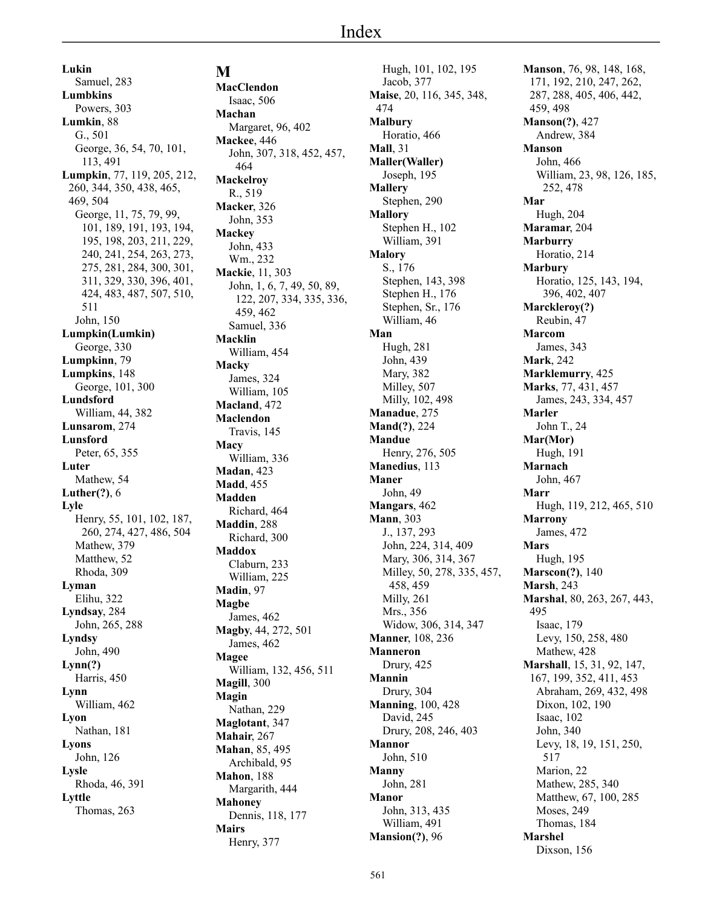# Index

**Lukin**
- Samuel, 283

**Lumbkins**
- Powers, 303

**Lumkin**, 88
- G., 501
- George, 36, 54, 70, 101, 113, 491

**Lumpkin**, 77, 119, 205, 212, 260, 344, 350, 438, 465, 469, 504
- George, 11, 75, 79, 99, 101, 189, 191, 193, 194, 195, 198, 203, 211, 229, 240, 241, 254, 263, 273, 275, 281, 284, 300, 301, 311, 329, 330, 396, 401, 424, 483, 487, 507, 510, 511
- John, 150

**Lumpkin(Lumkin)**
- George, 330

**Lumpkinn**, 79

**Lumpkins**, 148
- George, 101, 300

**Lundsford**
- William, 44, 382

**Lunsarom**, 274

**Lunsford**
- Peter, 65, 355

**Luter**
- Mathew, 54

**Luther(?)**, 6

**Lyle**
- Henry, 55, 101, 102, 187, 260, 274, 427, 486, 504
- Mathew, 379
- Matthew, 52
- Rhoda, 309

**Lyman**
- Elihu, 322

**Lyndsay**, 284
- John, 265, 288

**Lyndsy**
- John, 490

**Lynn(?)**
- Harris, 450

**Lynn**
- William, 462

**Lyon**
- Nathan, 181

**Lyons**
- John, 126

**Lysle**
- Rhoda, 46, 391

**Lyttle**
- Thomas, 263

## M

**MacClendon**
- Isaac, 506

**Machan**
- Margaret, 96, 402

**Mackee**, 446
- John, 307, 318, 452, 457, 464

**Mackelroy**
- R., 519

**Macker**, 326
- John, 353

**Mackey**
- John, 433
- Wm., 232

**Mackie**, 11, 303
- John, 1, 6, 7, 49, 50, 89, 122, 207, 334, 335, 336, 459, 462
- Samuel, 336

**Macklin**
- William, 454

**Macky**
- James, 324
- William, 105

**Macland**, 472

**Maclendon**
- Travis, 145

**Macy**
- William, 336

**Madan**, 423

**Madd**, 455

**Madden**
- Richard, 464

**Maddin**, 288
- Richard, 300

**Maddox**
- Claburn, 233
- William, 225

**Madin**, 97

**Magbe**
- James, 462

**Magby**, 44, 272, 501
- James, 462

**Magee**
- William, 132, 456, 511

**Magill**, 300

**Magin**
- Nathan, 229

**Maglotant**, 347

**Mahair**, 267

**Mahan**, 85, 495
- Archibald, 95

**Mahon**, 188
- Margarith, 444

**Mahoney**
- Dennis, 118, 177

**Mairs**
- Henry, 377
- Hugh, 101, 102, 195
- Jacob, 377

**Maise**, 20, 116, 345, 348, 474

**Malbury**
- Horatio, 466

**Mall**, 31

**Maller(Waller)**
- Joseph, 195

**Mallery**
- Stephen, 290

**Mallory**
- Stephen H., 102
- William, 391

**Malory**
- S., 176
- Stephen, 143, 398
- Stephen H., 176
- Stephen, Sr., 176
- William, 46

**Man**
- Hugh, 281
- John, 439
- Mary, 382
- Milley, 507
- Milly, 102, 498

**Manadue**, 275

**Mand(?)**, 224

**Mandue**
- Henry, 276, 505

**Manedius**, 113

**Maner**
- John, 49

**Mangars**, 462

**Mann**, 303
- J., 137, 293
- John, 224, 314, 409
- Mary, 306, 314, 367
- Milley, 50, 278, 335, 457, 458, 459
- Milly, 261
- Mrs., 356
- Widow, 306, 314, 347

**Manner**, 108, 236

**Manneron**
- Drury, 425

**Mannin**
- Drury, 304

**Manning**, 100, 428
- David, 245
- Drury, 208, 246, 403

**Mannor**
- John, 510

**Manny**
- John, 281

**Manor**
- John, 313, 435
- William, 491

**Mansion(?)**, 96

**Manson**, 76, 98, 148, 168, 171, 192, 210, 247, 262, 287, 288, 405, 406, 442, 459, 498

**Manson(?)**, 427
- Andrew, 384

**Manson**
- John, 466
- William, 23, 98, 126, 185, 252, 478

**Mar**
- Hugh, 204

**Maramar**, 204

**Marburry**
- Horatio, 214

**Marbury**
- Horatio, 125, 143, 194, 396, 402, 407

**Marckleroy(?)**
- Reubin, 47

**Marcom**
- James, 343

**Mark**, 242

**Marklemurry**, 425

**Marks**, 77, 431, 457
- James, 243, 334, 457

**Marler**
- John T., 24

**Mar(Mor)**
- Hugh, 191

**Marnach**
- John, 467

**Marr**
- Hugh, 119, 212, 465, 510

**Marrony**
- James, 472

**Mars**
- Hugh, 195

**Marscon(?)**, 140

**Marsh**, 243

**Marshal**, 80, 263, 267, 443, 495
- Isaac, 179
- Levy, 150, 258, 480
- Mathew, 428

**Marshall**, 15, 31, 92, 147, 167, 199, 352, 411, 453
- Abraham, 269, 432, 498
- Dixon, 102, 190
- Isaac, 102
- John, 340
- Levy, 18, 19, 151, 250, 517
- Marion, 22
- Mathew, 285, 340
- Matthew, 67, 100, 285
- Moses, 249
- Thomas, 184

**Marshel**
- Dixson, 156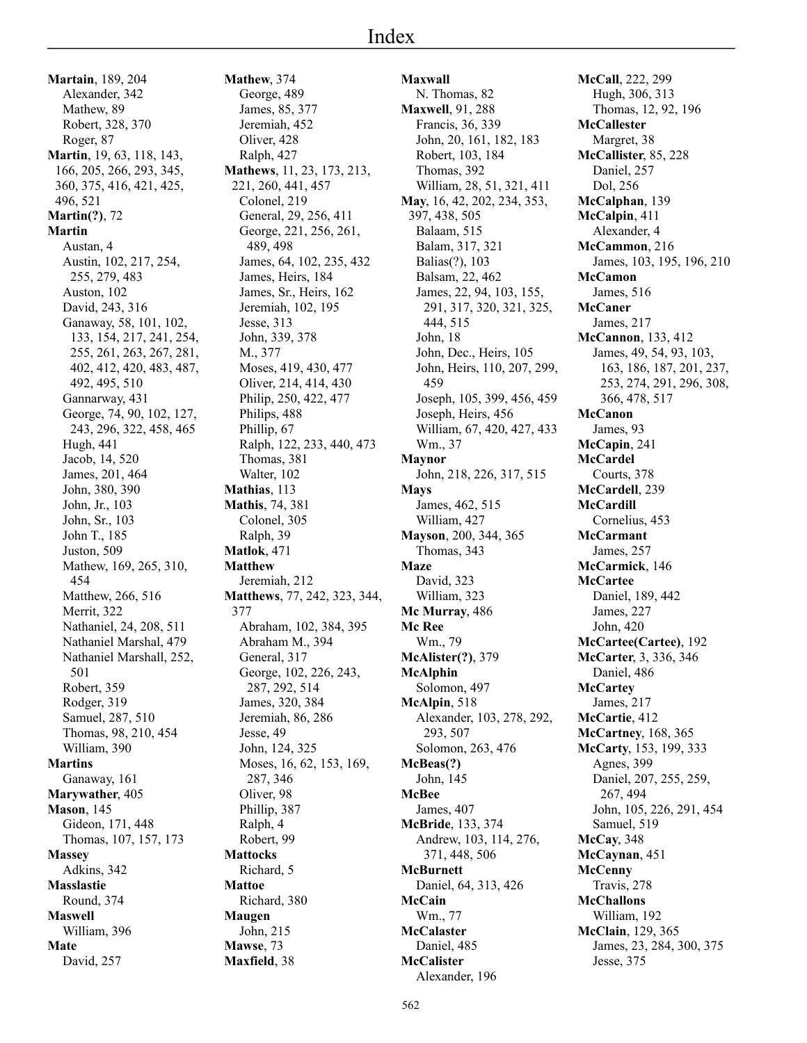# Index

**Martain**, 189, 204
  Alexander, 342
  Mathew, 89
  Robert, 328, 370
  Roger, 87
**Martin**, 19, 63, 118, 143, 166, 205, 266, 293, 345, 360, 375, 416, 421, 425, 496, 521
**Martin(?)**, 72
**Martin**
  Austan, 4
  Austin, 102, 217, 254, 255, 279, 483
  Auston, 102
  David, 243, 316
  Ganaway, 58, 101, 102, 133, 154, 217, 241, 254, 255, 261, 263, 267, 281, 402, 412, 420, 483, 487, 492, 495, 510
  Gannarway, 431
  George, 74, 90, 102, 127, 243, 296, 322, 458, 465
  Hugh, 441
  Jacob, 14, 520
  James, 201, 464
  John, 380, 390
  John, Jr., 103
  John, Sr., 103
  John T., 185
  Juston, 509
  Mathew, 169, 265, 310, 454
  Matthew, 266, 516
  Merrit, 322
  Nathaniel, 24, 208, 511
  Nathaniel Marshal, 479
  Nathaniel Marshall, 252, 501
  Robert, 359
  Rodger, 319
  Samuel, 287, 510
  Thomas, 98, 210, 454
  William, 390
**Martins**
  Ganaway, 161
**Marywather**, 405
**Mason**, 145
  Gideon, 171, 448
  Thomas, 107, 157, 173
**Massey**
  Adkins, 342
**Masslastie**
  Round, 374
**Maswell**
  William, 396
**Mate**
  David, 257
**Mathew**, 374
  George, 489
  James, 85, 377
  Jeremiah, 452
  Oliver, 428
  Ralph, 427
**Mathews**, 11, 23, 173, 213, 221, 260, 441, 457
  Colonel, 219
  General, 29, 256, 411
  George, 221, 256, 261, 489, 498
  James, 64, 102, 235, 432
  James, Heirs, 184
  James, Sr., Heirs, 162
  Jeremiah, 102, 195
  Jesse, 313
  John, 339, 378
  M., 377
  Moses, 419, 430, 477
  Oliver, 214, 414, 430
  Philip, 250, 422, 477
  Philips, 488
  Phillip, 67
  Ralph, 122, 233, 440, 473
  Thomas, 381
  Walter, 102
**Mathias**, 113
**Mathis**, 74, 381
  Colonel, 305
  Ralph, 39
**Matlok**, 471
**Matthew**
  Jeremiah, 212
**Matthews**, 77, 242, 323, 344, 377
  Abraham, 102, 384, 395
  Abraham M., 394
  General, 317
  George, 102, 226, 243, 287, 292, 514
  James, 320, 384
  Jeremiah, 86, 286
  Jesse, 49
  John, 124, 325
  Moses, 16, 62, 153, 169, 287, 346
  Oliver, 98
  Phillip, 387
  Ralph, 4
  Robert, 99
**Mattocks**
  Richard, 5
**Mattoe**
  Richard, 380
**Maugen**
  John, 215
**Mawse**, 73
**Maxfield**, 38
**Maxwall**
  N. Thomas, 82
**Maxwell**, 91, 288
  Francis, 36, 339
  John, 20, 161, 182, 183
  Robert, 103, 184
  Thomas, 392
  William, 28, 51, 321, 411
**May**, 16, 42, 202, 234, 353, 397, 438, 505
  Balaam, 515
  Balam, 317, 321
  Balias(?), 103
  Balsam, 22, 462
  James, 22, 94, 103, 155, 291, 317, 320, 321, 325, 444, 515
  John, 18
  John, Dec., Heirs, 105
  John, Heirs, 110, 207, 299, 459
  Joseph, 105, 399, 456, 459
  Joseph, Heirs, 456
  William, 67, 420, 427, 433
  Wm., 37
**Maynor**
  John, 218, 226, 317, 515
**Mays**
  James, 462, 515
  William, 427
**Mayson**, 200, 344, 365
  Thomas, 343
**Maze**
  David, 323
  William, 323
**Mc Murray**, 486
**Mc Ree**
  Wm., 79
**McAlister(?)**, 379
**McAlphin**
  Solomon, 497
**McAlpin**, 518
  Alexander, 103, 278, 292, 293, 507
  Solomon, 263, 476
**McBeas(?)**
  John, 145
**McBee**
  James, 407
**McBride**, 133, 374
  Andrew, 103, 114, 276, 371, 448, 506
**McBurnett**
  Daniel, 64, 313, 426
**McCain**
  Wm., 77
**McCalaster**
  Daniel, 485
**McCalister**
  Alexander, 196
**McCall**, 222, 299
  Hugh, 306, 313
  Thomas, 12, 92, 196
**McCallester**
  Margret, 38
**McCallister**, 85, 228
  Daniel, 257
  Dol, 256
**McCalphan**, 139
**McCalpin**, 411
  Alexander, 4
**McCammon**, 216
  James, 103, 195, 196, 210
**McCamon**
  James, 516
**McCaner**
  James, 217
**McCannon**, 133, 412
  James, 49, 54, 93, 103, 163, 186, 187, 201, 237, 253, 274, 291, 296, 308, 366, 478, 517
**McCanon**
  James, 93
**McCapin**, 241
**McCardel**
  Courts, 378
**McCardell**, 239
**McCardill**
  Cornelius, 453
**McCarmant**
  James, 257
**McCarmick**, 146
**McCartee**
  Daniel, 189, 442
  James, 227
  John, 420
**McCartee(Cartee)**, 192
**McCarter**, 3, 336, 346
  Daniel, 486
**McCartey**
  James, 217
**McCartie**, 412
**McCartney**, 168, 365
**McCarty**, 153, 199, 333
  Agnes, 399
  Daniel, 207, 255, 259, 267, 494
  John, 105, 226, 291, 454
  Samuel, 519
**McCay**, 348
**McCaynan**, 451
**McCenny**
  Travis, 278
**McChallons**
  William, 192
**McClain**, 129, 365
  James, 23, 284, 300, 375
  Jesse, 375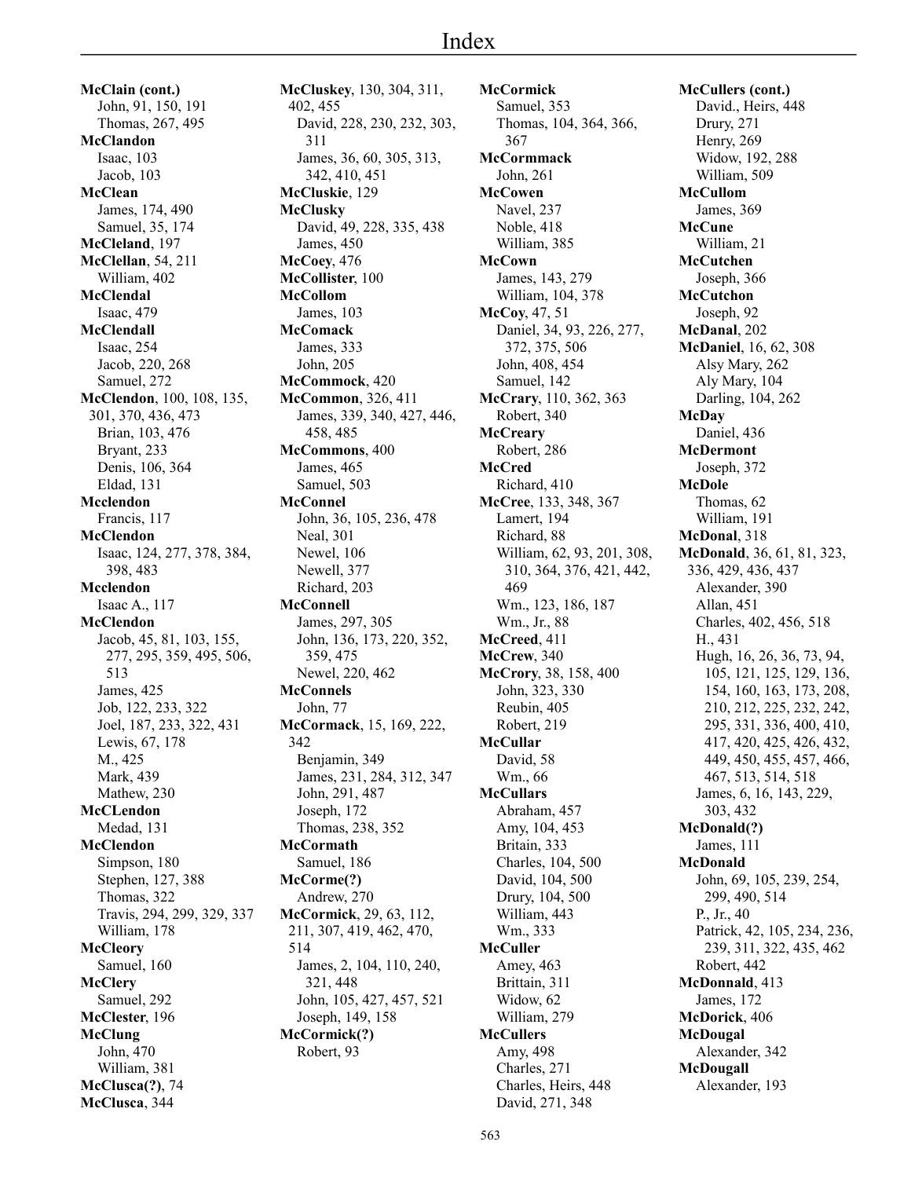# Index

**McClain (cont.)**
John, 91, 150, 191
Thomas, 267, 495

**McClandon**
Isaac, 103
Jacob, 103

**McClean**
James, 174, 490
Samuel, 35, 174

**McCleland**, 197

**McClellan**, 54, 211
William, 402

**McClendal**
Isaac, 479

**McClendall**
Isaac, 254
Jacob, 220, 268
Samuel, 272

**McClendon**, 100, 108, 135, 301, 370, 436, 473
Brian, 103, 476
Bryant, 233
Denis, 106, 364
Eldad, 131

**Mcclendon**
Francis, 117

**McClendon**
Isaac, 124, 277, 378, 384, 398, 483

**Mcclendon**
Isaac A., 117

**McClendon**
Jacob, 45, 81, 103, 155, 277, 295, 359, 495, 506, 513
James, 425
Job, 122, 233, 322
Joel, 187, 233, 322, 431
Lewis, 67, 178
M., 425
Mark, 439
Mathew, 230

**McCLendon**
Medad, 131

**McClendon**
Simpson, 180
Stephen, 127, 388
Thomas, 322
Travis, 294, 299, 329, 337
William, 178

**McCleory**
Samuel, 160

**McClery**
Samuel, 292

**McClester**, 196

**McClung**
John, 470
William, 381

**McClusca(?)**, 74

**McClusca**, 344

**McCluskey**, 130, 304, 311, 402, 455
David, 228, 230, 232, 303, 311
James, 36, 60, 305, 313, 342, 410, 451

**McCluskie**, 129

**McClusky**
David, 49, 228, 335, 438
James, 450

**McCoey**, 476

**McCollister**, 100

**McCollom**
James, 103

**McComack**
James, 333
John, 205

**McCommock**, 420

**McCommon**, 326, 411
James, 339, 340, 427, 446, 458, 485

**McCommons**, 400
James, 465
Samuel, 503

**McConnel**
John, 36, 105, 236, 478
Neal, 301
Newel, 106
Newell, 377
Richard, 203

**McConnell**
James, 297, 305
John, 136, 173, 220, 352, 359, 475
Newel, 220, 462

**McConnels**
John, 77

**McCormack**, 15, 169, 222, 342
Benjamin, 349
James, 231, 284, 312, 347
John, 291, 487
Joseph, 172
Thomas, 238, 352

**McCormath**
Samuel, 186

**McCorme(?)**
Andrew, 270

**McCormick**, 29, 63, 112, 211, 307, 419, 462, 470, 514
James, 2, 104, 110, 240, 321, 448
John, 105, 427, 457, 521
Joseph, 149, 158

**McCormick(?)**
Robert, 93

**McCormick**
Samuel, 353
Thomas, 104, 364, 366, 367

**McCormmack**
John, 261

**McCowen**
Navel, 237
Noble, 418
William, 385

**McCown**
James, 143, 279
William, 104, 378

**McCoy**, 47, 51
Daniel, 34, 93, 226, 277, 372, 375, 506
John, 408, 454
Samuel, 142

**McCrary**, 110, 362, 363
Robert, 340

**McCreary**
Robert, 286

**McCred**
Richard, 410

**McCree**, 133, 348, 367
Lamert, 194
Richard, 88
William, 62, 93, 201, 308, 310, 364, 376, 421, 442, 469
Wm., 123, 186, 187
Wm., Jr., 88

**McCreed**, 411

**McCrew**, 340

**McCrory**, 38, 158, 400
John, 323, 330
Reubin, 405
Robert, 219

**McCullar**
David, 58
Wm., 66

**McCullars**
Abraham, 457
Amy, 104, 453
Britain, 333
Charles, 104, 500
David, 104, 500
Drury, 104, 500
William, 443
Wm., 333

**McCuller**
Amey, 463
Brittain, 311
Widow, 62
William, 279

**McCullers**
Amy, 498
Charles, 271
Charles, Heirs, 448
David, 271, 348

**McCullers (cont.)**
David., Heirs, 448
Drury, 271
Henry, 269
Widow, 192, 288
William, 509

**McCullom**
James, 369

**McCune**
William, 21

**McCutchen**
Joseph, 366

**McCutchon**
Joseph, 92

**McDanal**, 202

**McDaniel**, 16, 62, 308
Alsy Mary, 262
Aly Mary, 104
Darling, 104, 262

**McDay**
Daniel, 436

**McDermont**
Joseph, 372

**McDole**
Thomas, 62
William, 191

**McDonal**, 318

**McDonald**, 36, 61, 81, 323, 336, 429, 436, 437
Alexander, 390
Allan, 451
Charles, 402, 456, 518
H., 431
Hugh, 16, 26, 36, 73, 94, 105, 121, 125, 129, 136, 154, 160, 163, 173, 208, 210, 212, 225, 232, 242, 295, 331, 336, 400, 410, 417, 420, 425, 426, 432, 449, 450, 455, 457, 466, 467, 513, 514, 518
James, 6, 16, 143, 229, 303, 432

**McDonald(?)**
James, 111

**McDonald**
John, 69, 105, 239, 254, 299, 490, 514
P., Jr., 40
Patrick, 42, 105, 234, 236, 239, 311, 322, 435, 462
Robert, 442

**McDonnald**, 413
James, 172

**McDorick**, 406

**McDougal**
Alexander, 342

**McDougall**
Alexander, 193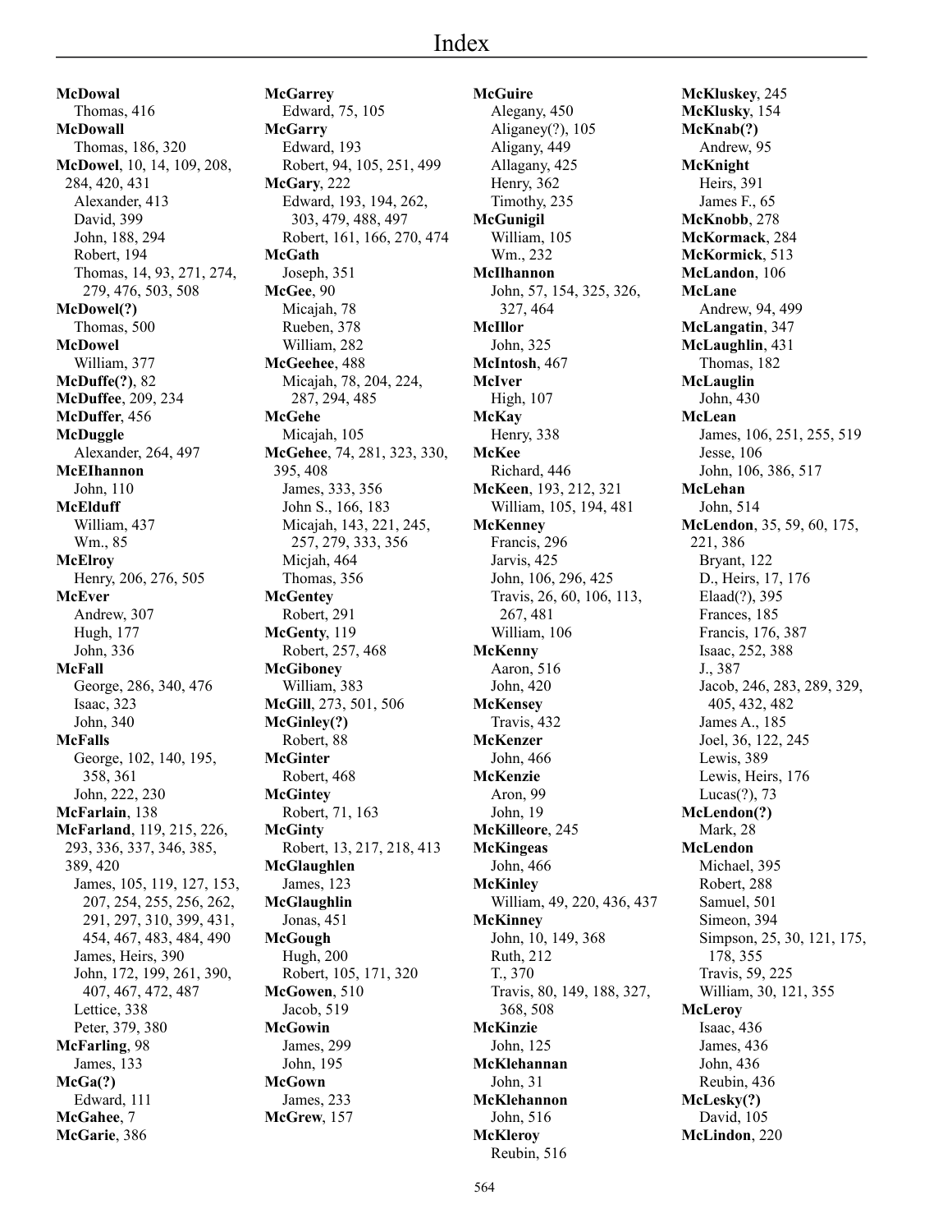# Index

**McDowal**
Thomas, 416
**McDowall**
Thomas, 186, 320
**McDowel**, 10, 14, 109, 208, 284, 420, 431
Alexander, 413
David, 399
John, 188, 288, 294
Robert, 194
Thomas, 14, 93, 271, 274, 279, 476, 503, 508
**McDowel(?)**
Thomas, 500
**McDowel**
William, 377
**McDuffe(?)**, 82
**McDuffee**, 209, 234
**McDuffer**, 456
**McDuggle**
Alexander, 264, 497
**McEIhannon**
John, 110
**McElduff**
William, 437
Wm., 85
**McElroy**
Henry, 206, 276, 505
**McEver**
Andrew, 307
Hugh, 177
John, 336
**McFall**
George, 286, 340, 476
Isaac, 323
John, 340
**McFalls**
George, 102, 140, 195, 358, 361
John, 222, 230
**McFarlain**, 138
**McFarland**, 119, 215, 226, 293, 336, 337, 346, 385, 389, 420
James, 105, 119, 127, 153, 207, 254, 255, 256, 262, 291, 297, 310, 399, 431, 454, 467, 483, 484, 490
James, Heirs, 390
John, 172, 199, 261, 390, 407, 467, 472, 487
Lettice, 338
Peter, 379, 380
**McFarling**, 98
James, 133
**McGa(?)**
Edward, 111
**McGahee**, 7
**McGarie**, 386
**McGarrey**
Edward, 75, 105
**McGarry**
Edward, 193
Robert, 94, 105, 251, 499
**McGary**, 222
Edward, 193, 194, 262, 303, 479, 488, 497
Robert, 161, 166, 270, 474
**McGath**
Joseph, 351
**McGee**, 90
Micajah, 78
Rueben, 378
William, 282
**McGeehee**, 488
Micajah, 78, 204, 224, 287, 294, 485
**McGehe**
Micajah, 105
**McGehee**, 74, 281, 323, 330, 395, 408
James, 333, 356
John S., 166, 183
Micajah, 143, 221, 245, 257, 279, 333, 356
Micjah, 464
Thomas, 356
**McGentey**
Robert, 291
**McGenty**, 119
Robert, 257, 468
**McGiboney**
William, 383
**McGill**, 273, 501, 506
**McGinley(?)**
Robert, 88
**McGinter**
Robert, 468
**McGintey**
Robert, 71, 163
**McGinty**
Robert, 13, 217, 218, 413
**McGlaughlen**
James, 123
**McGlaughlin**
Jonas, 451
**McGough**
Hugh, 200
Robert, 105, 171, 320
**McGowen**, 510
Jacob, 519
**McGowin**
James, 299
John, 195
**McGown**
James, 233
**McGrew**, 157
**McGuire**
Alegany, 450
Aliganey(?), 105
Aligany, 449
Allagany, 425
Henry, 362
Timothy, 235
**McGunigil**
William, 105
Wm., 232
**McIlhannon**
John, 57, 154, 325, 326, 327, 464
**McIllor**
John, 325
**McIntosh**, 467
**McIver**
High, 107
**McKay**
Henry, 338
**McKee**
Richard, 446
**McKeen**, 193, 212, 321
William, 105, 194, 481
**McKenney**
Francis, 296
Jarvis, 425
John, 106, 296, 425
Travis, 26, 60, 106, 113, 267, 481
William, 106
**McKenny**
Aaron, 516
John, 420
**McKensey**
Travis, 432
**McKenzer**
John, 466
**McKenzie**
Aron, 99
John, 19
**McKilleore**, 245
**McKingeas**
John, 466
**McKinley**
William, 49, 220, 436, 437
**McKinney**
John, 10, 149, 368
Ruth, 212
T., 370
Travis, 80, 149, 188, 327, 368, 508
**McKinzie**
John, 125
**McKlehannan**
John, 31
**McKlehannon**
John, 516
**McKleroy**
Reubin, 516
**McKluskey**, 245
**McKlusky**, 154
**McKnab(?)**
Andrew, 95
**McKnight**
Heirs, 391
James F., 65
**McKnobb**, 278
**McKormack**, 284
**McKormick**, 513
**McLandon**, 106
**McLane**
Andrew, 94, 499
**McLangatin**, 347
**McLaughlin**, 431
Thomas, 182
**McLauglin**
John, 430
**McLean**
James, 106, 251, 255, 519
Jesse, 106
John, 106, 386, 517
**McLehan**
John, 514
**McLendon**, 35, 59, 60, 175, 221, 386
Bryant, 122
D., Heirs, 17, 176
Elaad(?), 395
Frances, 185
Francis, 176, 387
Isaac, 252, 388
J., 387
Jacob, 246, 283, 289, 329, 405, 432, 482
James A., 185
Joel, 36, 122, 245
Lewis, 389
Lewis, Heirs, 176
Lucas(?), 73
**McLendon(?)**
Mark, 28
**McLendon**
Michael, 395
Robert, 288
Samuel, 501
Simeon, 394
Simpson, 25, 30, 121, 175, 178, 355
Travis, 59, 225
William, 30, 121, 355
**McLeroy**
Isaac, 436
James, 436
John, 436
Reubin, 436
**McLesky(?)**
David, 105
**McLindon**, 220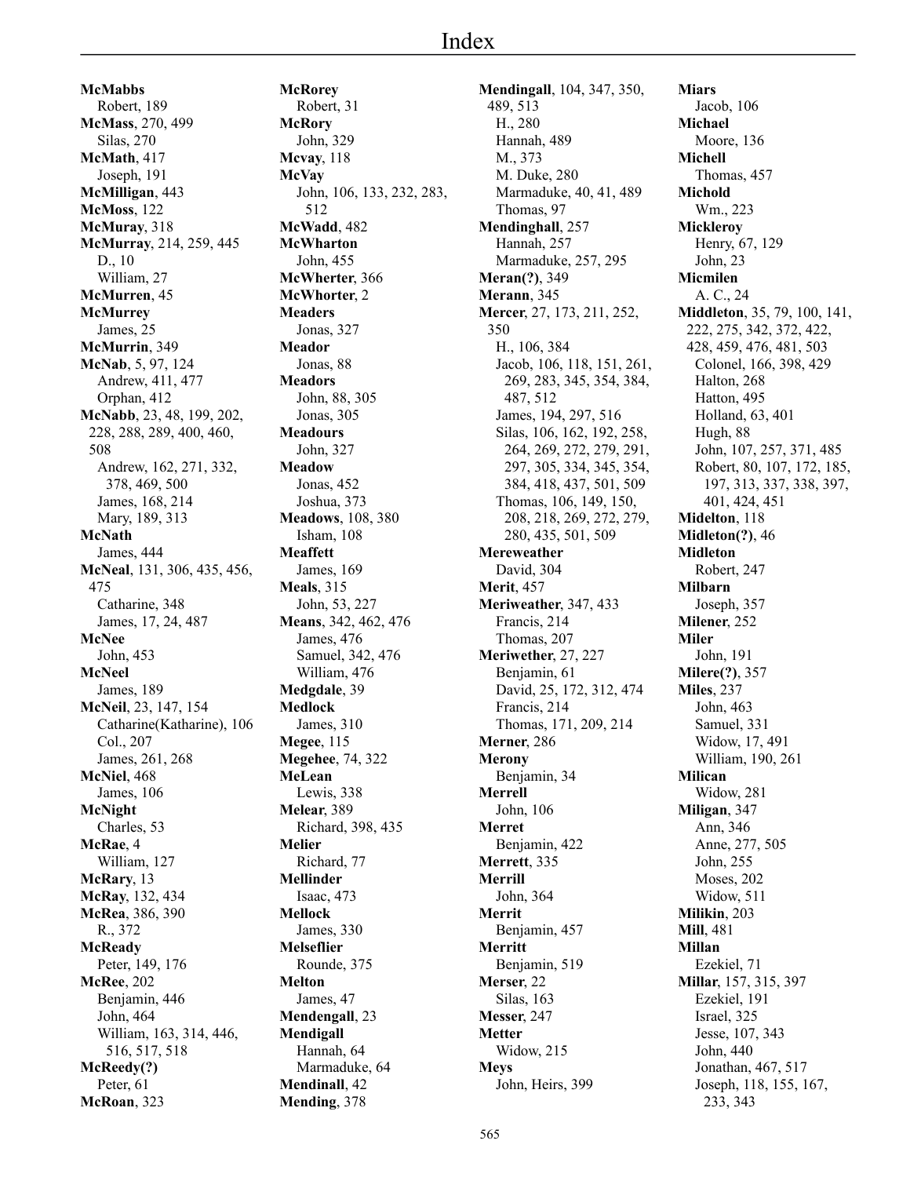# Index

**McMabbs**
Robert, 189
**McMass**, 270, 499
Silas, 270
**McMath**, 417
Joseph, 191
**McMilligan**, 443
**McMoss**, 122
**McMuray**, 318
**McMurray**, 214, 259, 445
D., 10
William, 27
**McMurren**, 45
**McMurrey**
James, 25
**McMurrin**, 349
**McNab**, 5, 97, 124
Andrew, 411, 477
Orphan, 412
**McNabb**, 23, 48, 199, 202, 228, 288, 289, 400, 460, 508
Andrew, 162, 271, 332, 378, 469, 500
James, 168, 214
Mary, 189, 313
**McNath**
James, 444
**McNeal**, 131, 306, 435, 456, 475
Catharine, 348
James, 17, 24, 487
**McNee**
John, 453
**McNeel**
James, 189
**McNeil**, 23, 147, 154
Catharine(Katharine), 106
Col., 207
James, 261, 268
**McNiel**, 468
James, 106
**McNight**
Charles, 53
**McRae**, 4
William, 127
**McRary**, 13
**McRay**, 132, 434
**McRea**, 386, 390
R., 372
**McReady**
Peter, 149, 176
**McRee**, 202
Benjamin, 446
John, 464
William, 163, 314, 446, 516, 517, 518
**McReedy(?)**
Peter, 61
**McRoan**, 323
**McRorey**
Robert, 31
**McRory**
John, 329
**Mcvay**, 118
**McVay**
John, 106, 133, 232, 283, 512
**McWadd**, 482
**McWharton**
John, 455
**McWherter**, 366
**McWhorter**, 2
**Meaders**
Jonas, 327
**Meador**
Jonas, 88
**Meadors**
John, 88, 305
Jonas, 305
**Meadours**
John, 327
**Meadow**
Jonas, 452
Joshua, 373
**Meadows**, 108, 380
Isham, 108
**Meaffett**
James, 169
**Meals**, 315
John, 53, 227
**Means**, 342, 462, 476
James, 476
Samuel, 342, 476
William, 476
**Medgdale**, 39
**Medlock**
James, 310
**Megee**, 115
**Megehee**, 74, 322
**MeLean**
Lewis, 338
**Melear**, 389
Richard, 398, 435
**Melier**
Richard, 77
**Mellinder**
Isaac, 473
**Mellock**
James, 330
**Melseflier**
Rounde, 375
**Melton**
James, 47
**Mendengall**, 23
**Mendigall**
Hannah, 64
Marmaduke, 64
**Mendinall**, 42
**Mending**, 378
**Mendingall**, 104, 347, 350, 489, 513
H., 280
Hannah, 489
M., 373
M. Duke, 280
Marmaduke, 40, 41, 489
Thomas, 97
**Mendinghall**, 257
Hannah, 257
Marmaduke, 257, 295
**Meran(?)**, 349
**Merann**, 345
**Mercer**, 27, 173, 211, 252, 350
H., 106, 384
Jacob, 106, 118, 151, 261, 269, 283, 345, 354, 384, 487, 512
James, 194, 297, 516
Silas, 106, 162, 192, 258, 264, 269, 272, 279, 291, 297, 305, 334, 345, 354, 384, 418, 437, 501, 509
Thomas, 106, 149, 150, 208, 218, 269, 272, 279, 280, 435, 501, 509
**Mereweather**
David, 304
**Merit**, 457
**Meriweather**, 347, 433
Francis, 214
Thomas, 207
**Meriwether**, 27, 227
Benjamin, 61
David, 25, 172, 312, 474
Francis, 214
Thomas, 171, 209, 214
**Merner**, 286
**Merony**
Benjamin, 34
**Merrell**
John, 106
**Merret**
Benjamin, 422
**Merrett**, 335
**Merrill**
John, 364
**Merrit**
Benjamin, 457
**Merritt**
Benjamin, 519
**Merser**, 22
Silas, 163
**Messer**, 247
**Metter**
Widow, 215
**Meys**
John, Heirs, 399
**Miars**
Jacob, 106
**Michael**
Moore, 136
**Michell**
Thomas, 457
**Michold**
Wm., 223
**Mickleroy**
Henry, 67, 129
John, 23
**Micmilen**
A. C., 24
**Middleton**, 35, 79, 100, 141, 222, 275, 342, 372, 422, 428, 459, 476, 481, 503
Colonel, 166, 398, 429
Halton, 268
Hatton, 495
Holland, 63, 401
Hugh, 88
John, 107, 257, 371, 485
Robert, 80, 107, 172, 185, 197, 313, 337, 338, 397, 401, 424, 451
**Midelton**, 118
**Midleton(?)**, 46
**Midleton**
Robert, 247
**Milbarn**
Joseph, 357
**Milener**, 252
**Miler**
John, 191
**Milere(?)**, 357
**Miles**, 237
John, 463
Samuel, 331
Widow, 17, 491
William, 190, 261
**Milican**
Widow, 281
**Miligan**, 347
Ann, 346
Anne, 277, 505
John, 255
Moses, 202
Widow, 511
**Milikin**, 203
**Mill**, 481
**Millan**
Ezekiel, 71
**Millar**, 157, 315, 397
Ezekiel, 191
Israel, 325
Jesse, 107, 343
John, 440
Jonathan, 467, 517
Joseph, 118, 155, 167, 233, 343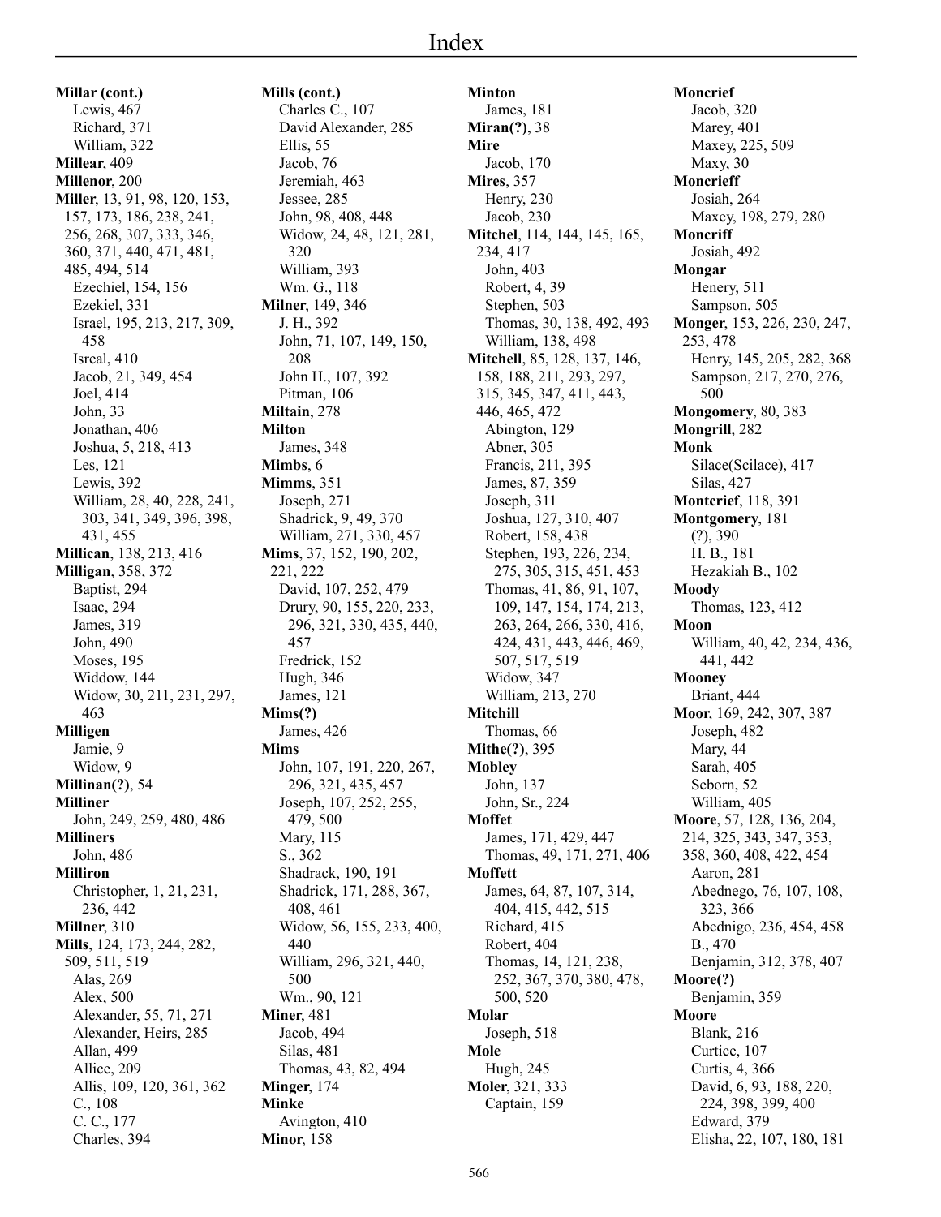# Index

**Millar (cont.)**
Lewis, 467
Richard, 371
William, 322
**Millear**, 409
**Millenor**, 200
**Miller**, 13, 91, 98, 120, 153, 157, 173, 186, 238, 241, 256, 268, 307, 333, 346, 360, 371, 440, 471, 481, 485, 494, 514
Ezechiel, 154, 156
Ezekiel, 331
Israel, 195, 213, 217, 309, 458
Isreal, 410
Jacob, 21, 349, 454
Joel, 414
John, 33
Jonathan, 406
Joshua, 5, 218, 413
Les, 121
Lewis, 392
William, 28, 40, 228, 241, 303, 341, 349, 396, 398, 431, 455
**Millican**, 138, 213, 416
**Milligan**, 358, 372
Baptist, 294
Isaac, 294
James, 319
John, 490
Moses, 195
Widdow, 144
Widow, 30, 211, 231, 297, 463
**Milligen**
Jamie, 9
Widow, 9
**Millinan(?)**, 54
**Milliner**
John, 249, 259, 480, 486
**Milliners**
John, 486
**Milliron**
Christopher, 1, 21, 231, 236, 442
**Millner**, 310
**Mills**, 124, 173, 244, 282, 509, 511, 519
Alas, 269
Alex, 500
Alexander, 55, 71, 271
Alexander, Heirs, 285
Allan, 499
Allice, 209
Allis, 109, 120, 361, 362
C., 108
C. C., 177
Charles, 394

**Mills (cont.)**
Charles C., 107
David Alexander, 285
Ellis, 55
Jacob, 76
Jeremiah, 463
Jessee, 285
John, 98, 408, 448
Widow, 24, 48, 121, 281, 320
William, 393
Wm. G., 118
**Milner**, 149, 346
J. H., 392
John, 71, 107, 149, 150, 208
John H., 107, 392
Pitman, 106
**Miltain**, 278
**Milton**
James, 348
**Mimbs**, 6
**Mimms**, 351
Joseph, 271
Shadrick, 9, 49, 370
William, 271, 330, 457
**Mims**, 37, 152, 190, 202, 221, 222
David, 107, 252, 479
Drury, 90, 155, 220, 233, 296, 321, 330, 435, 440, 457
Fredrick, 152
Hugh, 346
James, 121
**Mims(?)**
James, 426
**Mims**
John, 107, 191, 220, 267, 296, 321, 435, 457
Joseph, 107, 252, 255, 479, 500
Mary, 115
S., 362
Shadrack, 190, 191
Shadrick, 171, 288, 367, 408, 461
Widow, 56, 155, 233, 400, 440
William, 296, 321, 440, 500
Wm., 90, 121
**Miner**, 481
Jacob, 494
Silas, 481
Thomas, 43, 82, 494
**Minger**, 174
**Minke**
Avington, 410
**Minor**, 158

**Minton**
James, 181
**Miran(?)**, 38
**Mire**
Jacob, 170
**Mires**, 357
Henry, 230
Jacob, 230
**Mitchel**, 114, 144, 145, 165, 234, 417
John, 403
Robert, 4, 39
Stephen, 503
Thomas, 30, 138, 492, 493
William, 138, 498
**Mitchell**, 85, 128, 137, 146, 158, 188, 211, 293, 297, 315, 345, 347, 411, 443, 446, 465, 472
Abington, 129
Abner, 305
Francis, 211, 395
James, 87, 359
Joseph, 311
Joshua, 127, 310, 407
Robert, 158, 438
Stephen, 193, 226, 234, 275, 305, 315, 451, 453
Thomas, 41, 86, 91, 107, 109, 147, 154, 174, 213, 263, 264, 266, 330, 416, 424, 431, 443, 446, 469, 507, 517, 519
Widow, 347
William, 213, 270
**Mitchill**
Thomas, 66
**Mithe(?)**, 395
**Mobley**
John, 137
John, Sr., 224
**Moffet**
James, 171, 429, 447
Thomas, 49, 171, 271, 406
**Moffett**
James, 64, 87, 107, 314, 404, 415, 442, 515
Richard, 415
Robert, 404
Thomas, 14, 121, 238, 252, 367, 370, 380, 478, 500, 520
**Molar**
Joseph, 518
**Mole**
Hugh, 245
**Moler**, 321, 333
Captain, 159

**Moncrief**
Jacob, 320
Marey, 401
Maxey, 225, 509
Maxy, 30
**Moncrieff**
Josiah, 264
Maxey, 198, 279, 280
**Moncriff**
Josiah, 492
**Mongar**
Henery, 511
Sampson, 505
**Monger**, 153, 226, 230, 247, 253, 478
Henry, 145, 205, 282, 368
Sampson, 217, 270, 276, 500
**Mongomery**, 80, 383
**Mongrill**, 282
**Monk**
Silace(Scilace), 417
Silas, 427
**Montcrief**, 118, 391
**Montgomery**, 181
(?), 390
H. B., 181
Hezakiah B., 102
**Moody**
Thomas, 123, 412
**Moon**
William, 40, 42, 234, 436, 441, 442
**Mooney**
Briant, 444
**Moor**, 169, 242, 307, 387
Joseph, 482
Mary, 44
Sarah, 405
Seborn, 52
William, 405
**Moore**, 57, 128, 136, 204, 214, 325, 343, 347, 353, 358, 360, 408, 422, 454
Aaron, 281
Abednego, 76, 107, 108, 323, 366
Abednigo, 236, 454, 458
B., 470
Benjamin, 312, 378, 407
**Moore(?)**
Benjamin, 359
**Moore**
Blank, 216
Curtice, 107
Curtis, 4, 366
David, 6, 93, 188, 220, 224, 398, 399, 400
Edward, 379
Elisha, 22, 107, 180, 181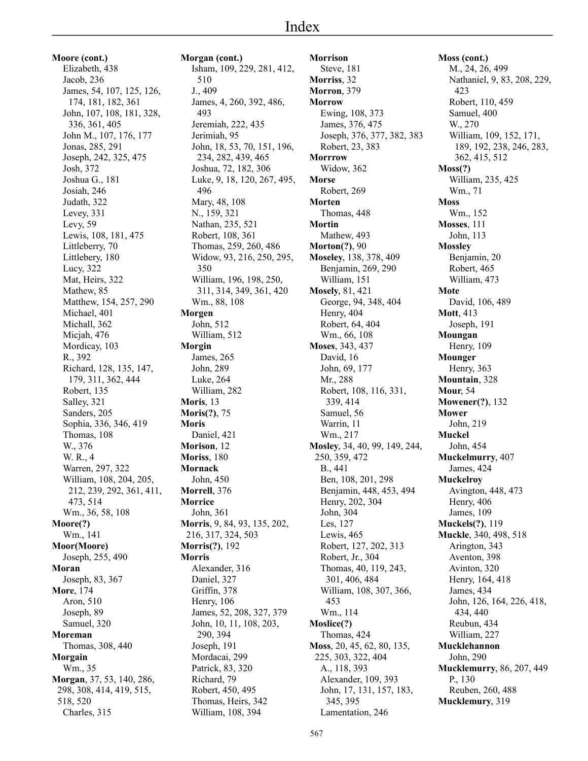# Index

**Moore (cont.)**
- Elizabeth, 438
- Jacob, 236
- James, 54, 107, 125, 126, 174, 181, 182, 361
- John, 107, 108, 181, 328, 336, 361, 405
- John M., 107, 176, 177
- Jonas, 285, 291
- Joseph, 242, 325, 475
- Josh, 372
- Joshua G., 181
- Josiah, 246
- Judath, 322
- Levey, 331
- Levy, 59
- Lewis, 108, 181, 475
- Littleberry, 70
- Littlebery, 180
- Lucy, 322
- Mat, Heirs, 322
- Mathew, 85
- Matthew, 154, 257, 290
- Michael, 401
- Michall, 362
- Micjah, 476
- Mordicay, 103
- R., 392
- Richard, 128, 135, 147, 179, 311, 362, 444
- Robert, 135
- Salley, 321
- Sanders, 205
- Sophia, 336, 346, 419
- Thomas, 108
- W., 376
- W. R., 4
- Warren, 297, 322
- William, 108, 204, 205, 212, 239, 292, 361, 411, 473, 514
- Wm., 36, 58, 108

**Moore(?)**
- Wm., 141

**Moor(Moore)**
- Joseph, 255, 490

**Moran**
- Joseph, 83, 367

**More**, 174
- Aron, 510
- Joseph, 89
- Samuel, 320

**Moreman**
- Thomas, 308, 440

**Morgain**
- Wm., 35

**Morgan**, 37, 53, 140, 286, 298, 308, 414, 419, 515, 518, 520
- Charles, 315

**Morgan (cont.)**
- Isham, 109, 229, 281, 412, 510
- J., 409
- James, 4, 260, 392, 486, 493
- Jeremiah, 222, 435
- Jerimiah, 95
- John, 18, 53, 70, 151, 196, 234, 282, 439, 465
- Joshua, 72, 182, 306
- Luke, 9, 18, 120, 267, 495, 496
- Mary, 48, 108
- N., 159, 321
- Nathan, 235, 521
- Robert, 108, 361
- Thomas, 259, 260, 486
- Widow, 93, 216, 250, 295, 350
- William, 196, 198, 250, 311, 314, 349, 361, 420
- Wm., 88, 108

**Morgen**
- John, 512
- William, 512

**Morgin**
- James, 265
- John, 289
- Luke, 264
- William, 282

**Moris**, 13

**Moris(?)**, 75

**Moris**
- Daniel, 421

**Morison**, 12

**Moriss**, 180

**Mornack**
- John, 450

**Morrell**, 376

**Morrice**
- John, 361

**Morris**, 9, 84, 93, 135, 202, 216, 317, 324, 503

**Morris(?)**, 192

**Morris**
- Alexander, 316
- Daniel, 327
- Griffin, 378
- Henry, 106
- James, 52, 208, 327, 379
- John, 10, 11, 108, 203, 290, 394
- Joseph, 191
- Mordacai, 299
- Patrick, 83, 320
- Richard, 79
- Robert, 450, 495
- Thomas, Heirs, 342
- William, 108, 394

**Morrison**
- Steve, 181

**Morriss**, 32

**Morron**, 379

**Morrow**
- Ewing, 108, 373
- James, 376, 475
- Joseph, 376, 377, 382, 383
- Robert, 23, 383

**Morrrow**
- Widow, 362

**Morse**
- Robert, 269

**Morten**
- Thomas, 448

**Mortin**
- Mathew, 493

**Morton(?)**, 90

**Moseley**, 138, 378, 409
- Benjamin, 269, 290
- William, 151

**Mosely**, 81, 421
- George, 94, 348, 404
- Henry, 404
- Robert, 64, 404
- Wm., 66, 108

**Moses**, 343, 437
- David, 16
- John, 69, 177
- Mr., 288
- Robert, 108, 116, 331, 339, 414
- Samuel, 56
- Warrin, 11
- Wm., 217

**Mosley**, 34, 40, 99, 149, 244, 250, 359, 472
- B., 441
- Ben, 108, 201, 298
- Benjamin, 448, 453, 494
- Henry, 202, 304
- John, 304
- Les, 127
- Lewis, 465
- Robert, 127, 202, 313
- Robert, Jr., 304
- Thomas, 40, 119, 243, 301, 406, 484
- William, 108, 307, 366, 453
- Wm., 114

**Moslice(?)**
- Thomas, 424

**Moss**, 20, 45, 62, 80, 135, 225, 303, 322, 404
- A., 118, 393
- Alexander, 109, 393
- John, 17, 131, 157, 183, 345, 395
- Lamentation, 246

**Moss (cont.)**
- M., 24, 26, 499
- Nathaniel, 9, 83, 208, 229, 423
- Robert, 110, 459
- Samuel, 400
- W., 270
- William, 109, 152, 171, 189, 192, 238, 246, 283, 362, 415, 512

**Moss(?)**
- William, 235, 425
- Wm., 71

**Moss**
- Wm., 152

**Mosses**, 111
- John, 113

**Mossley**
- Benjamin, 20
- Robert, 465
- William, 473

**Mote**
- David, 106, 489

**Mott**, 413
- Joseph, 191

**Moungan**
- Henry, 109

**Mounger**
- Henry, 363

**Mountain**, 328

**Mour**, 54

**Mowener(?)**, 132

**Mower**
- John, 219

**Muckel**
- John, 454

**Muckelmurry**, 407
- James, 424

**Muckelroy**
- Avington, 448, 473
- Henry, 406
- James, 109

**Muckels(?)**, 119

**Muckle**, 340, 498, 518
- Arington, 343
- Aventon, 398
- Avinton, 320
- Henry, 164, 418
- James, 434
- John, 126, 164, 226, 418, 434, 440
- Reubun, 434
- William, 227

**Mucklehannon**
- John, 290

**Mucklemurry**, 86, 207, 449
- P., 130
- Reuben, 260, 488

**Mucklemury**, 319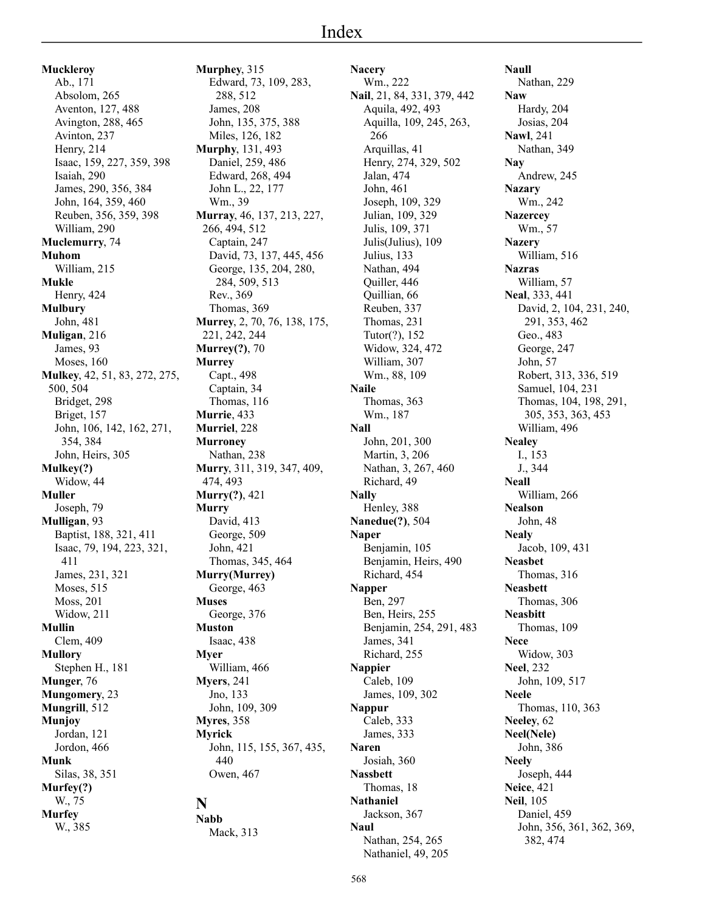# Index

**Muckleroy**
- Ab., 171
- Absolom, 265
- Aventon, 127, 488
- Avington, 288, 465
- Avinton, 237
- Henry, 214
- Isaac, 159, 227, 359, 398
- Isaiah, 290
- James, 290, 356, 384
- John, 164, 359, 460
- Reuben, 356, 359, 398
- William, 290

**Muclemurry**, 74

**Muhom**
- William, 215

**Mukle**
- Henry, 424

**Mulbury**
- John, 481

**Muligan**, 216
- James, 93
- Moses, 160

**Mulkey**, 42, 51, 83, 272, 275, 500, 504
- Bridget, 298
- Briget, 157
- John, 106, 142, 162, 271, 354, 384
- John, Heirs, 305

**Mulkey(?)**
- Widow, 44

**Muller**
- Joseph, 79

**Mulligan**, 93
- Baptist, 188, 321, 411
- Isaac, 79, 194, 223, 321, 411
- James, 231, 321
- Moses, 515
- Moss, 201
- Widow, 211

**Mullin**
- Clem, 409

**Mullory**
- Stephen H., 181

**Munger**, 76

**Mungomery**, 23

**Mungrill**, 512

**Munjoy**
- Jordan, 121
- Jordon, 466

**Munk**
- Silas, 38, 351

**Murfey(?)**
- W., 75

**Murfey**
- W., 385

**Murphey**, 315
- Edward, 73, 109, 283, 288, 512
- James, 208
- John, 135, 375, 388
- Miles, 126, 182

**Murphy**, 131, 493
- Daniel, 259, 486
- Edward, 268, 494
- John L., 22, 177
- Wm., 39

**Murray**, 46, 137, 213, 227, 266, 494, 512
- Captain, 247
- David, 73, 137, 445, 456
- George, 135, 204, 280, 284, 509, 513
- Rev., 369
- Thomas, 369

**Murrey**, 2, 70, 76, 138, 175, 221, 242, 244

**Murrey(?)**, 70

**Murrey**
- Capt., 498
- Captain, 34
- Thomas, 116

**Murrie**, 433

**Murriel**, 228

**Murroney**
- Nathan, 238

**Murry**, 311, 319, 347, 409, 474, 493

**Murry(?)**, 421

**Murry**
- David, 413
- George, 509
- John, 421
- Thomas, 345, 464

**Murry(Murrey)**
- George, 463

**Muses**
- George, 376

**Muston**
- Isaac, 438

**Myer**
- William, 466

**Myers**, 241
- Jno, 133
- John, 109, 309

**Myres**, 358

**Myrick**
- John, 115, 155, 367, 435, 440
- Owen, 467

## N

**Nabb**
- Mack, 313

**Nacery**
- Wm., 222

**Nail**, 21, 84, 331, 379, 442
- Aquila, 492, 493
- Aquilla, 109, 245, 263, 266
- Arquillas, 41
- Henry, 274, 329, 502
- Jalan, 474
- John, 461
- Joseph, 109, 329
- Julian, 109, 329
- Julis, 109, 371
- Julis(Julius), 109
- Julius, 133
- Nathan, 494
- Quiller, 446
- Quillian, 66
- Reuben, 337
- Thomas, 231
- Tutor(?), 152
- Widow, 324, 472
- William, 307
- Wm., 88, 109

**Naile**
- Thomas, 363
- Wm., 187

**Nall**
- John, 201, 300
- Martin, 3, 206
- Nathan, 3, 267, 460
- Richard, 49

**Nally**
- Henley, 388

**Nanedue(?)**, 504

**Naper**
- Benjamin, 105
- Benjamin, Heirs, 490
- Richard, 454

**Napper**
- Ben, 297
- Ben, Heirs, 255
- Benjamin, 254, 291, 483
- James, 341
- Richard, 255

**Nappier**
- Caleb, 109
- James, 109, 302

**Nappur**
- Caleb, 333
- James, 333

**Naren**
- Josiah, 360

**Nassbett**
- Thomas, 18

**Nathaniel**
- Jackson, 367

**Naul**
- Nathan, 254, 265
- Nathaniel, 49, 205

**Naull**
- Nathan, 229

**Naw**
- Hardy, 204
- Josias, 204

**Nawl**, 241
- Nathan, 349

**Nay**
- Andrew, 245

**Nazary**
- Wm., 242

**Nazercey**
- Wm., 57

**Nazery**
- William, 516

**Nazras**
- William, 57

**Neal**, 333, 441
- David, 2, 104, 231, 240, 291, 353, 462
- Geo., 483
- George, 247
- John, 57
- Robert, 313, 336, 519
- Samuel, 104, 231
- Thomas, 104, 198, 291, 305, 353, 363, 453
- William, 496

**Nealey**
- I., 153
- J., 344

**Neall**
- William, 266

**Nealson**
- John, 48

**Nealy**
- Jacob, 109, 431

**Neasbet**
- Thomas, 316

**Neasbett**
- Thomas, 306

**Neasbitt**
- Thomas, 109

**Nece**
- Widow, 303

**Neel**, 232
- John, 109, 517

**Neele**
- Thomas, 110, 363

**Neeley**, 62

**Neel(Nele)**
- John, 386

**Neely**
- Joseph, 444

**Neice**, 421

**Neil**, 105
- Daniel, 459
- John, 356, 361, 362, 369, 382, 474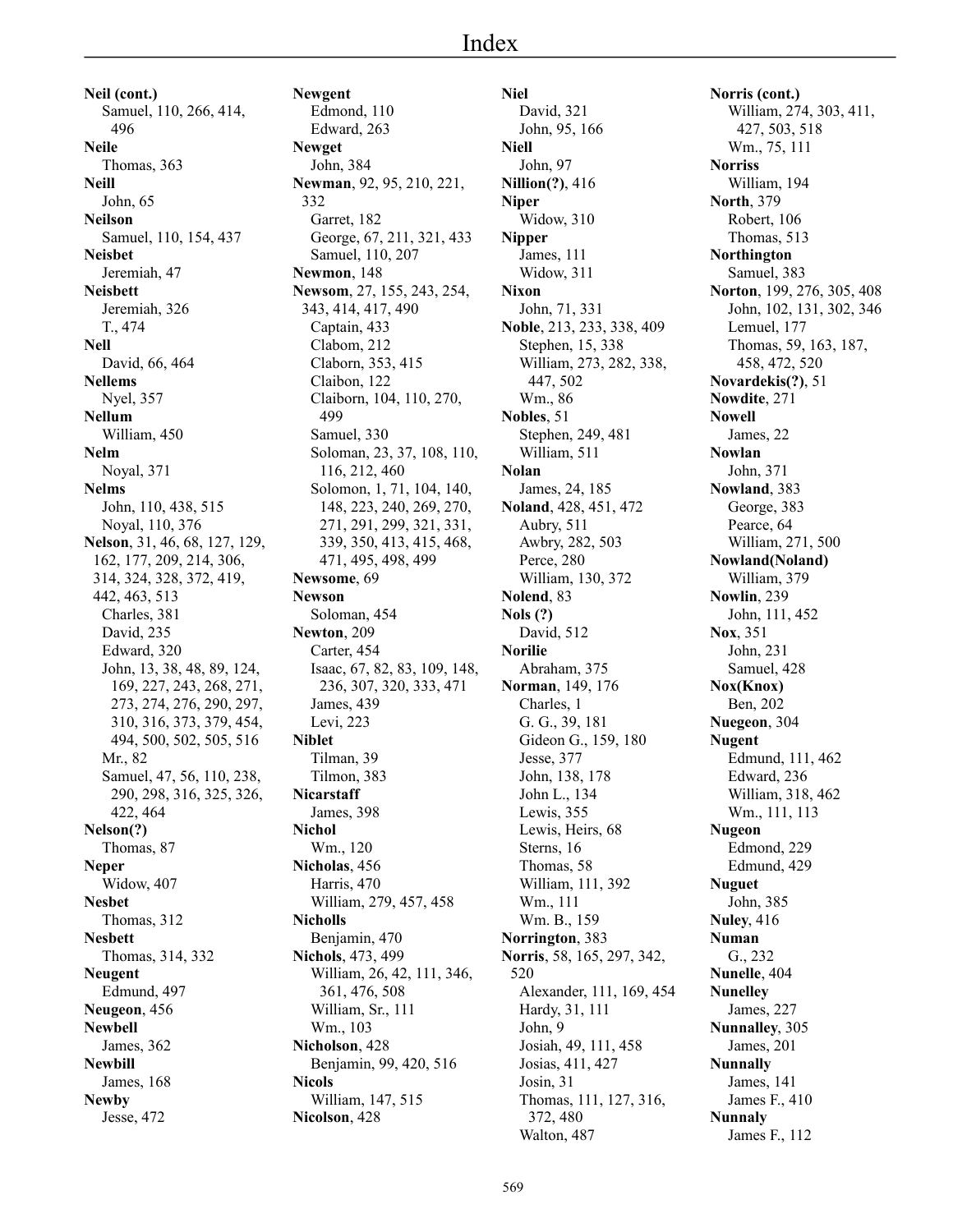# Index

**Neil (cont.)**
Samuel, 110, 266, 414, 496
**Neile**
Thomas, 363
**Neill**
John, 65
**Neilson**
Samuel, 110, 154, 437
**Neisbet**
Jeremiah, 47
**Neisbett**
Jeremiah, 326
T., 474
**Nell**
David, 66, 464
**Nellems**
Nyel, 357
**Nellum**
William, 450
**Nelm**
Noyal, 371
**Nelms**
John, 110, 438, 515
Noyal, 110, 376
**Nelson**, 31, 46, 68, 127, 129, 162, 177, 209, 214, 306, 314, 324, 328, 372, 419, 442, 463, 513
Charles, 381
David, 235
Edward, 320
John, 13, 38, 48, 89, 124, 169, 227, 243, 268, 271, 273, 274, 276, 290, 297, 310, 316, 373, 379, 454, 494, 500, 502, 505, 516
Mr., 82
Samuel, 47, 56, 110, 238, 290, 298, 316, 325, 326, 422, 464
**Nelson(?)**
Thomas, 87
**Neper**
Widow, 407
**Nesbet**
Thomas, 312
**Nesbett**
Thomas, 314, 332
**Neugent**
Edmund, 497
**Neugeon**, 456
**Newbell**
James, 362
**Newbill**
James, 168
**Newby**
Jesse, 472

**Newgent**
Edmond, 110
Edward, 263
**Newget**
John, 384
**Newman**, 92, 95, 210, 221, 332
Garret, 182
George, 67, 211, 321, 433
Samuel, 110, 207
**Newmon**, 148
**Newsom**, 27, 155, 243, 254, 343, 414, 417, 490
Captain, 433
Clabom, 212
Claborn, 353, 415
Claibon, 122
Claiborn, 104, 110, 270, 499
Samuel, 330
Soloman, 23, 37, 108, 110, 116, 212, 460
Solomon, 1, 71, 104, 140, 148, 223, 240, 269, 270, 271, 291, 299, 321, 331, 339, 350, 413, 415, 468, 471, 495, 498, 499
**Newsome**, 69
**Newson**
Soloman, 454
**Newton**, 209
Carter, 454
Isaac, 67, 82, 83, 109, 148, 236, 307, 320, 333, 471
James, 439
Levi, 223
**Niblet**
Tilman, 39
Tilmon, 383
**Nicarstaff**
James, 398
**Nichol**
Wm., 120
**Nicholas**, 456
Harris, 470
William, 279, 457, 458
**Nicholls**
Benjamin, 470
**Nichols**, 473, 499
William, 26, 42, 111, 346, 361, 476, 508
William, Sr., 111
Wm., 103
**Nicholson**, 428
Benjamin, 99, 420, 516
**Nicols**
William, 147, 515
**Nicolson**, 428

**Niel**
David, 321
John, 95, 166
**Niell**
John, 97
**Nillion(?)**, 416
**Niper**
Widow, 310
**Nipper**
James, 111
Widow, 311
**Nixon**
John, 71, 331
**Noble**, 213, 233, 338, 409
Stephen, 15, 338
William, 273, 282, 338, 447, 502
Wm., 86
**Nobles**, 51
Stephen, 249, 481
William, 511
**Nolan**
James, 24, 185
**Noland**, 428, 451, 472
Aubry, 511
Awbry, 282, 503
Perce, 280
William, 130, 372
**Nolend**, 83
**Nols (?)**
David, 512
**Norilie**
Abraham, 375
**Norman**, 149, 176
Charles, 1
G. G., 39, 181
Gideon G., 159, 180
Jesse, 377
John, 138, 178
John L., 134
Lewis, 355
Lewis, Heirs, 68
Sterns, 16
Thomas, 58
William, 111, 392
Wm., 111
Wm. B., 159
**Norrington**, 383
**Norris**, 58, 165, 297, 342, 520
Alexander, 111, 169, 454
Hardy, 31, 111
John, 9
Josiah, 49, 111, 458
Josias, 411, 427
Josin, 31
Thomas, 111, 127, 316, 372, 480
Walton, 487

**Norris (cont.)**
William, 274, 303, 411, 427, 503, 518
Wm., 75, 111
**Norriss**
William, 194
**North**, 379
Robert, 106
Thomas, 513
**Northington**
Samuel, 383
**Norton**, 199, 276, 305, 408
John, 102, 131, 302, 346
Lemuel, 177
Thomas, 59, 163, 187, 458, 472, 520
**Novardekis(?)**, 51
**Nowdite**, 271
**Nowell**
James, 22
**Nowlan**
John, 371
**Nowland**, 383
George, 383
Pearce, 64
William, 271, 500
**Nowland(Noland)**
William, 379
**Nowlin**, 239
John, 111, 452
**Nox**, 351
John, 231
Samuel, 428
**Nox(Knox)**
Ben, 202
**Nuegeon**, 304
**Nugent**
Edmund, 111, 462
Edward, 236
William, 318, 462
Wm., 111, 113
**Nugeon**
Edmond, 229
Edmund, 429
**Nuguet**
John, 385
**Nuley**, 416
**Numan**
G., 232
**Nunelle**, 404
**Nunelley**
James, 227
**Nunnalley**, 305
James, 201
**Nunnally**
James, 141
James F., 410
**Nunnaly**
James F., 112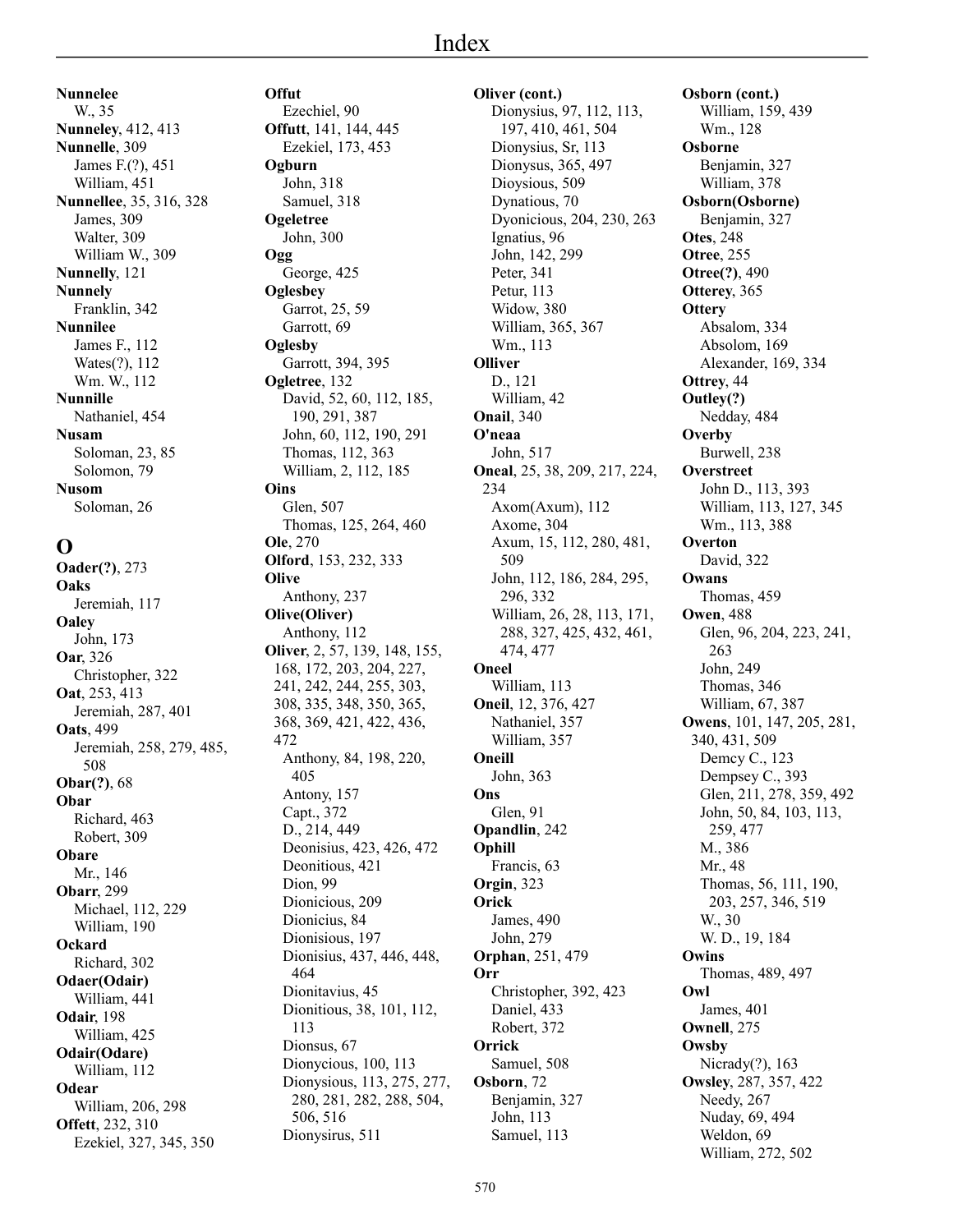# Index

**Nunnelee**
W., 35
**Nunneley**, 412, 413
**Nunnelle**, 309
James F.(?), 451
William, 451
**Nunnellee**, 35, 316, 328
James, 309
Walter, 309
William W., 309
**Nunnelly**, 121
**Nunnely**
Franklin, 342
**Nunnilee**
James F., 112
Wates(?), 112
Wm. W., 112
**Nunnille**
Nathaniel, 454
**Nusam**
Soloman, 23, 85
Solomon, 79
**Nusom**
Soloman, 26

## O

**Oader(?)**, 273
**Oaks**
Jeremiah, 117
**Oaley**
John, 173
**Oar**, 326
Christopher, 322
**Oat**, 253, 413
Jeremiah, 287, 401
**Oats**, 499
Jeremiah, 258, 279, 485, 508
**Obar(?)**, 68
**Obar**
Richard, 463
Robert, 309
**Obare**
Mr., 146
**Obarr**, 299
Michael, 112, 229
William, 190
**Ockard**
Richard, 302
**Odaer(Odair)**
William, 441
**Odair**, 198
William, 425
**Odair(Odare)**
William, 112
**Odear**
William, 206, 298
**Offett**, 232, 310
Ezekiel, 327, 345, 350
**Offut**
Ezechiel, 90
**Offutt**, 141, 144, 445
Ezekiel, 173, 453
**Ogburn**
John, 318
Samuel, 318
**Ogeletree**
John, 300
**Ogg**
George, 425
**Oglesbey**
Garrot, 25, 59
Garrott, 69
**Oglesby**
Garrott, 394, 395
**Ogletree**, 132
David, 52, 60, 112, 185, 190, 291, 387
John, 60, 112, 190, 291
Thomas, 112, 363
William, 2, 112, 185
**Oins**
Glen, 507
Thomas, 125, 264, 460
**Ole**, 270
**Olford**, 153, 232, 333
**Olive**
Anthony, 237
**Olive(Oliver)**
Anthony, 112
**Oliver**, 2, 57, 139, 148, 155, 168, 172, 203, 204, 227, 241, 242, 244, 255, 303, 308, 335, 348, 350, 365, 368, 369, 421, 422, 436, 472
Anthony, 84, 198, 220, 405
Antony, 157
Capt., 372
D., 214, 449
Deonisius, 423, 426, 472
Deonitious, 421
Dion, 99
Dionicious, 209
Dionicius, 84
Dionisious, 197
Dionisius, 437, 446, 448, 464
Dionitavius, 45
Dionitious, 38, 101, 112, 113
Dionsus, 67
Dionycious, 100, 113
Dionysious, 113, 275, 277, 280, 281, 282, 288, 504, 506, 516
Dionysirus, 511
**Oliver (cont.)**
Dionysius, 97, 112, 113, 197, 410, 461, 504
Dionysius, Sr, 113
Dionysus, 365, 497
Dioysious, 509
Dynatious, 70
Dyonicious, 204, 230, 263
Ignatius, 96
John, 142, 299
Peter, 341
Petur, 113
Widow, 380
William, 365, 367
Wm., 113
**Olliver**
D., 121
William, 42
**Onail**, 340
**O'neaa**
John, 517
**Oneal**, 25, 38, 209, 217, 224, 234
Axom(Axum), 112
Axome, 304
Axum, 15, 112, 280, 481, 509
John, 112, 186, 284, 295, 296, 332
William, 26, 28, 113, 171, 288, 327, 425, 432, 461, 474, 477
**Oneel**
William, 113
**Oneil**, 12, 376, 427
Nathaniel, 357
William, 357
**Oneill**
John, 363
**Ons**
Glen, 91
**Opandlin**, 242
**Ophill**
Francis, 63
**Orgin**, 323
**Orick**
James, 490
John, 279
**Orphan**, 251, 479
**Orr**
Christopher, 392, 423
Daniel, 433
Robert, 372
**Orrick**
Samuel, 508
**Osborn**, 72
Benjamin, 327
John, 113
Samuel, 113
**Osborn (cont.)**
William, 159, 439
Wm., 128
**Osborne**
Benjamin, 327
William, 378
**Osborn(Osborne)**
Benjamin, 327
**Otes**, 248
**Otree**, 255
**Otree(?)**, 490
**Otterey**, 365
**Ottery**
Absalom, 334
Absolom, 169
Alexander, 169, 334
**Ottrey**, 44
**Outley(?)**
Nedday, 484
**Overby**
Burwell, 238
**Overstreet**
John D., 113, 393
William, 113, 127, 345
Wm., 113, 388
**Overton**
David, 322
**Owans**
Thomas, 459
**Owen**, 488
Glen, 96, 204, 223, 241, 263
John, 249
Thomas, 346
William, 67, 387
**Owens**, 101, 147, 205, 281, 340, 431, 509
Demcy C., 123
Dempsey C., 393
Glen, 211, 278, 359, 492
John, 50, 84, 103, 113, 259, 477
M., 386
Mr., 48
Thomas, 56, 111, 190, 203, 257, 346, 519
W., 30
W. D., 19, 184
**Owins**
Thomas, 489, 497
**Owl**
James, 401
**Ownell**, 275
**Owsby**
Nicrady(?), 163
**Owsley**, 287, 357, 422
Needy, 267
Nuday, 69, 494
Weldon, 69
William, 272, 502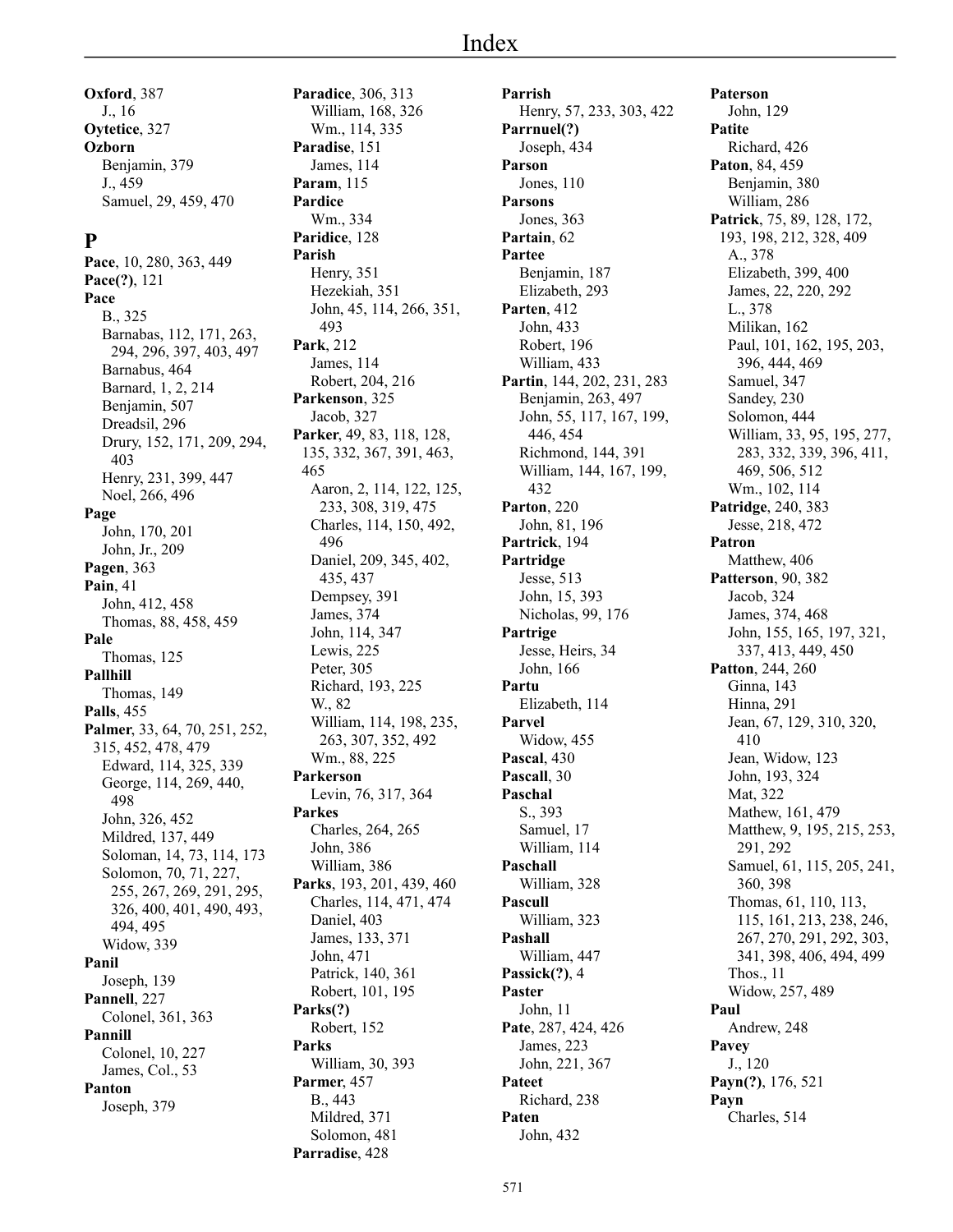# Index

**Oxford**, 387
J., 16
**Oytetice**, 327
**Ozborn**
Benjamin, 379
J., 459
Samuel, 29, 459, 470

## P

**Pace**, 10, 280, 363, 449
**Pace(?)**, 121
**Pace**
B., 325
Barnabas, 112, 171, 263, 294, 296, 397, 403, 497
Barnabus, 464
Barnard, 1, 2, 214
Benjamin, 507
Dreadsil, 296
Drury, 152, 171, 209, 294, 403
Henry, 231, 399, 447
Noel, 266, 496
**Page**
John, 170, 201
John, Jr., 209
**Pagen**, 363
**Pain**, 41
John, 412, 458
Thomas, 88, 458, 459
**Pale**
Thomas, 125
**Pallhill**
Thomas, 149
**Palls**, 455
**Palmer**, 33, 64, 70, 251, 252, 315, 452, 478, 479
Edward, 114, 325, 339
George, 114, 269, 440, 498
John, 326, 452
Mildred, 137, 449
Soloman, 14, 73, 114, 173
Solomon, 70, 71, 227, 255, 267, 269, 291, 295, 326, 400, 401, 490, 493, 494, 495
Widow, 339
**Panil**
Joseph, 139
**Pannell**, 227
Colonel, 361, 363
**Pannill**
Colonel, 10, 227
James, Col., 53
**Panton**
Joseph, 379
**Paradice**, 306, 313
William, 168, 326
Wm., 114, 335
**Paradise**, 151
James, 114
**Param**, 115
**Pardice**
Wm., 334
**Paridice**, 128
**Parish**
Henry, 351
Hezekiah, 351
John, 45, 114, 266, 351, 493
**Park**, 212
James, 114
Robert, 204, 216
**Parkenson**, 325
Jacob, 327
**Parker**, 49, 83, 118, 128, 135, 332, 367, 391, 463, 465
Aaron, 2, 114, 122, 125, 233, 308, 319, 475
Charles, 114, 150, 492, 496
Daniel, 209, 345, 402, 435, 437
Dempsey, 391
James, 374
John, 114, 347
Lewis, 225
Peter, 305
Richard, 193, 225
W., 82
William, 114, 198, 235, 263, 307, 352, 492
Wm., 88, 225
**Parkerson**
Levin, 76, 317, 364
**Parkes**
Charles, 264, 265
John, 386
William, 386
**Parks**, 193, 201, 439, 460
Charles, 114, 471, 474
Daniel, 403
James, 133, 371
John, 471
Patrick, 140, 361
Robert, 101, 195
**Parks(?)**
Robert, 152
**Parks**
William, 30, 393
**Parmer**, 457
B., 443
Mildred, 371
Solomon, 481
**Parradise**, 428
**Parrish**
Henry, 57, 233, 303, 422
**Parrnuel(?)**
Joseph, 434
**Parson**
Jones, 110
**Parsons**
Jones, 363
**Partain**, 62
**Partee**
Benjamin, 187
Elizabeth, 293
**Parten**, 412
John, 433
Robert, 196
William, 433
**Partin**, 144, 202, 231, 283
Benjamin, 263, 497
John, 55, 117, 167, 199, 446, 454
Richmond, 144, 391
William, 144, 167, 199, 432
**Parton**, 220
John, 81, 196
**Partrick**, 194
**Partridge**
Jesse, 513
John, 15, 393
Nicholas, 99, 176
**Partrige**
Jesse, Heirs, 34
John, 166
**Partu**
Elizabeth, 114
**Parvel**
Widow, 455
**Pascal**, 430
**Pascall**, 30
**Paschal**
S., 393
Samuel, 17
William, 114
**Paschall**
William, 328
**Pascull**
William, 323
**Pashall**
William, 447
**Passick(?)**, 4
**Paster**
John, 11
**Pate**, 287, 424, 426
James, 223
John, 221, 367
**Pateet**
Richard, 238
**Paten**
John, 432
**Paterson**
John, 129
**Patite**
Richard, 426
**Paton**, 84, 459
Benjamin, 380
William, 286
**Patrick**, 75, 89, 128, 172, 193, 198, 212, 328, 409
A., 378
Elizabeth, 399, 400
James, 22, 220, 292
L., 378
Milikan, 162
Paul, 101, 162, 195, 203, 396, 444, 469
Samuel, 347
Sandey, 230
Solomon, 444
William, 33, 95, 195, 277, 283, 332, 339, 396, 411, 469, 506, 512
Wm., 102, 114
**Patridge**, 240, 383
Jesse, 218, 472
**Patron**
Matthew, 406
**Patterson**, 90, 382
Jacob, 324
James, 374, 468
John, 155, 165, 197, 321, 337, 413, 449, 450
**Patton**, 244, 260
Ginna, 143
Hinna, 291
Jean, 67, 129, 310, 320, 410
Jean, Widow, 123
John, 193, 324
Mat, 322
Mathew, 161, 479
Matthew, 9, 195, 215, 253, 291, 292
Samuel, 61, 115, 205, 241, 360, 398
Thomas, 61, 110, 113, 115, 161, 213, 238, 246, 267, 270, 291, 292, 303, 341, 398, 406, 494, 499
Thos., 11
Widow, 257, 489
**Paul**
Andrew, 248
**Pavey**
J., 120
**Payn(?)**, 176, 521
**Payn**
Charles, 514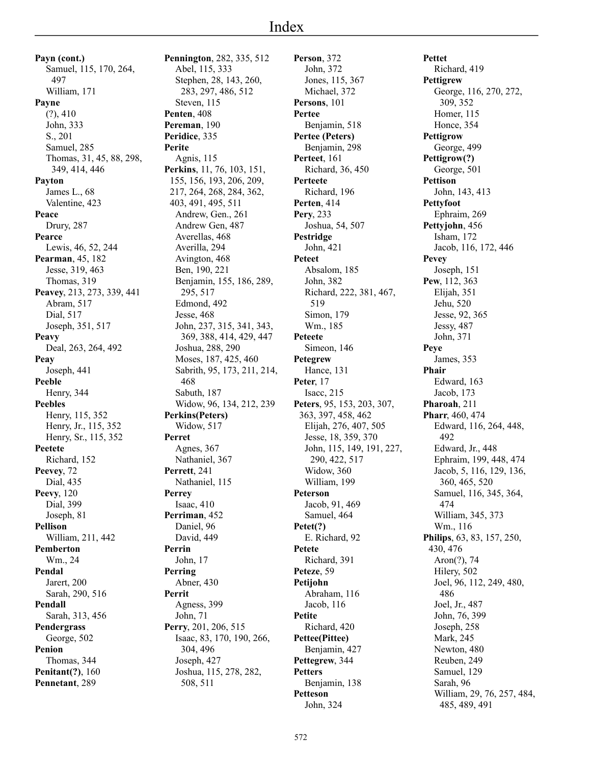# Index

**Payn (cont.)**
- Samuel, 115, 170, 264, 497
- William, 171

**Payne**
- (?), 410
- John, 333
- S., 201
- Samuel, 285
- Thomas, 31, 45, 88, 298, 349, 414, 446

**Payton**
- James L., 68
- Valentine, 423

**Peace**
- Drury, 287

**Pearce**
- Lewis, 46, 52, 244

**Pearman**, 45, 182
- Jesse, 319, 463
- Thomas, 319

**Peavey**, 213, 273, 339, 441
- Abram, 517
- Dial, 517
- Joseph, 351, 517

**Peavy**
- Deal, 263, 264, 492

**Peay**
- Joseph, 441

**Peeble**
- Henry, 344

**Peebles**
- Henry, 115, 352
- Henry, Jr., 115, 352
- Henry, Sr., 115, 352

**Peetete**
- Richard, 152

**Peevey**, 72
- Dial, 435

**Peevy**, 120
- Dial, 399
- Joseph, 81

**Pellison**
- William, 211, 442

**Pemberton**
- Wm., 24

**Pendal**
- Jarert, 200
- Sarah, 290, 516

**Pendall**
- Sarah, 313, 456

**Pendergrass**
- George, 502

**Penion**
- Thomas, 344

**Penitant(?)**, 160

**Pennetant**, 289

**Pennington**, 282, 335, 512
- Abel, 115, 333
- Stephen, 28, 143, 260, 283, 297, 486, 512
- Steven, 115

**Penten**, 408

**Pereman**, 190

**Peridice**, 335

**Perite**
- Agnis, 115

**Perkins**, 11, 76, 103, 151, 155, 156, 193, 206, 209, 217, 264, 268, 284, 362, 403, 491, 495, 511
- Andrew, Gen., 261
- Andrew Gen, 487
- Averellas, 468
- Averilla, 294
- Avington, 468
- Ben, 190, 221
- Benjamin, 155, 186, 289, 295, 517
- Edmond, 492
- Jesse, 468
- John, 237, 315, 341, 343, 369, 388, 414, 429, 447
- Joshua, 288, 290
- Moses, 187, 425, 460
- Sabrith, 95, 173, 211, 214, 468
- Sabuth, 187
- Widow, 96, 134, 212, 239

**Perkins(Peters)**
- Widow, 517

**Perret**
- Agnes, 367
- Nathaniel, 367

**Perrett**, 241
- Nathaniel, 115

**Perrey**
- Isaac, 410

**Perriman**, 452
- Daniel, 96
- David, 449

**Perrin**
- John, 17

**Perring**
- Abner, 430

**Perrit**
- Agness, 399
- John, 71

**Perry**, 201, 206, 515
- Isaac, 83, 170, 190, 266, 304, 496
- Joseph, 427
- Joshua, 115, 278, 282, 508, 511

**Person**, 372
- John, 372
- Jones, 115, 367
- Michael, 372

**Persons**, 101

**Pertee**
- Benjamin, 518

**Pertee (Peters)**
- Benjamin, 298

**Perteet**, 161
- Richard, 36, 450

**Perteete**
- Richard, 196

**Perten**, 414

**Pery**, 233
- Joshua, 54, 507

**Pestridge**
- John, 421

**Peteet**
- Absalom, 185
- John, 382
- Richard, 222, 381, 467, 519
- Simon, 179
- Wm., 185

**Peteete**
- Simeon, 146

**Petegrew**
- Hance, 131

**Peter**, 17
- Isacc, 215

**Peters**, 95, 153, 203, 307, 363, 397, 458, 462
- Elijah, 276, 407, 505
- Jesse, 18, 359, 370
- John, 115, 149, 191, 227, 290, 422, 517
- Widow, 360
- William, 199

**Peterson**
- Jacob, 91, 469
- Samuel, 464

**Petet(?)**
- E. Richard, 92

**Petete**
- Richard, 391

**Peteze**, 59

**Petijohn**
- Abraham, 116
- Jacob, 116

**Petite**
- Richard, 420

**Pettee(Pittee)**
- Benjamin, 427

**Pettegrew**, 344

**Petters**
- Benjamin, 138

**Petteson**
- John, 324

**Pettet**
- Richard, 419

**Pettigrew**
- George, 116, 270, 272, 309, 352
- Homer, 115
- Honce, 354

**Pettigrow**
- George, 499

**Pettigrow(?)**
- George, 501

**Pettison**
- John, 143, 413

**Pettyfoot**
- Ephraim, 269

**Pettyjohn**, 456
- Isham, 172
- Jacob, 116, 172, 446

**Pevey**
- Joseph, 151

**Pew**, 112, 363
- Elijah, 351
- Jehu, 520
- Jesse, 92, 365
- Jessy, 487
- John, 371

**Peye**
- James, 353

**Phair**
- Edward, 163
- Jacob, 173

**Pharoah**, 211

**Pharr**, 460, 474
- Edward, 116, 264, 448, 492
- Edward, Jr., 448
- Ephraim, 199, 448, 474
- Jacob, 5, 116, 129, 136, 360, 465, 520
- Samuel, 116, 345, 364, 474
- William, 345, 373
- Wm., 116

**Philips**, 63, 83, 157, 250, 430, 476
- Aron(?), 74
- Hilery, 502
- Joel, 96, 112, 249, 480, 486
- Joel, Jr., 487
- John, 76, 399
- Joseph, 258
- Mark, 245
- Newton, 480
- Reuben, 249
- Samuel, 129
- Sarah, 96
- William, 29, 76, 257, 484, 485, 489, 491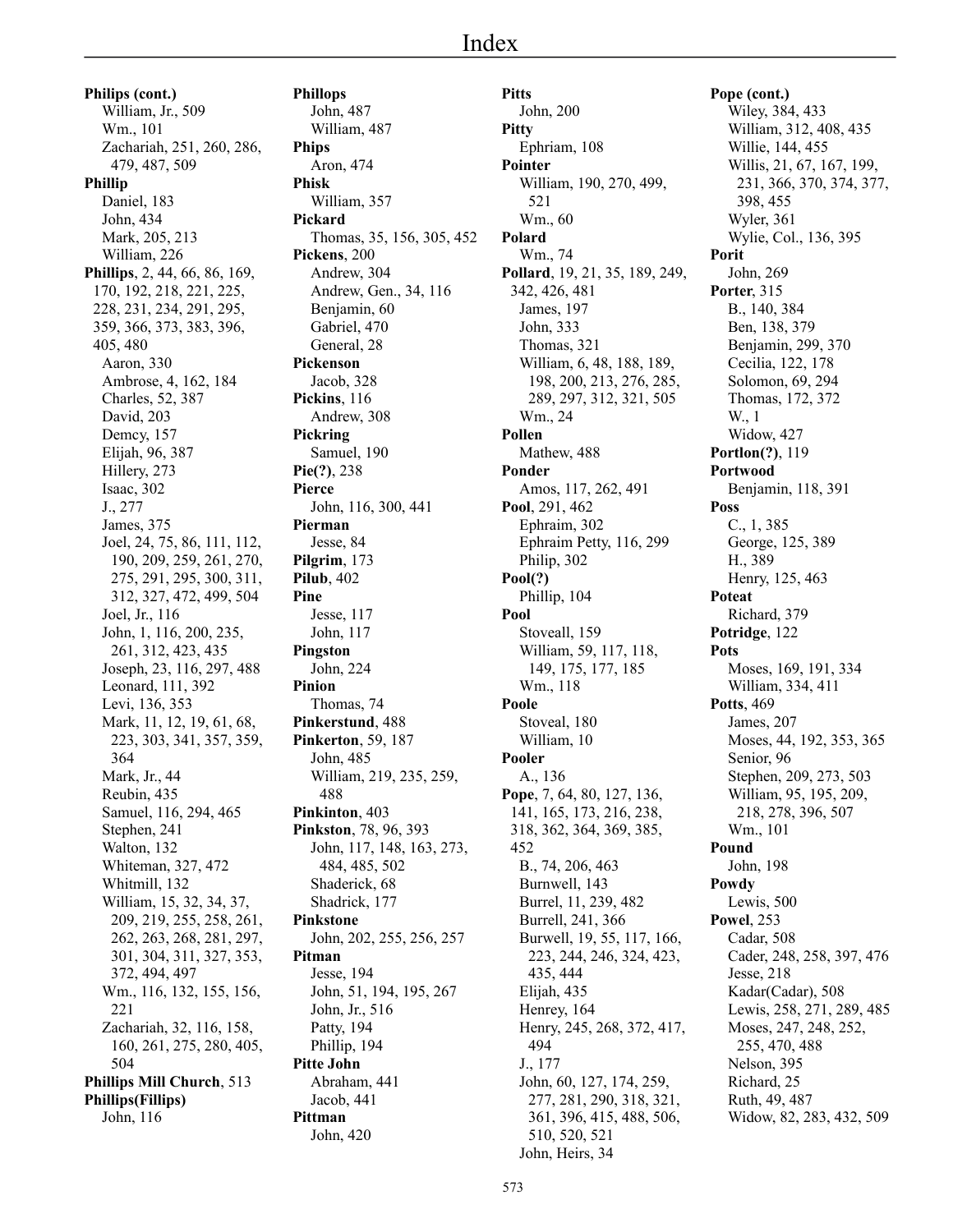# Index

**Philips (cont.)**
William, Jr., 509
Wm., 101
Zachariah, 251, 260, 286, 479, 487, 509

**Phillip**
Daniel, 183
John, 434
Mark, 205, 213
William, 226

**Phillips**, 2, 44, 66, 86, 169, 170, 192, 218, 221, 225, 228, 231, 234, 291, 295, 359, 366, 373, 383, 396, 405, 480
Aaron, 330
Ambrose, 4, 162, 184
Charles, 52, 387
David, 203
Demcy, 157
Elijah, 96, 387
Hillery, 273
Isaac, 302
J., 277
James, 375
Joel, 24, 75, 86, 111, 112, 190, 209, 259, 261, 270, 275, 291, 295, 300, 311, 312, 327, 472, 499, 504
Joel, Jr., 116
John, 1, 116, 200, 235, 261, 312, 423, 435
Joseph, 23, 116, 297, 488
Leonard, 111, 392
Levi, 136, 353
Mark, 11, 12, 19, 61, 68, 223, 303, 341, 357, 359, 364
Mark, Jr., 44
Reubin, 435
Samuel, 116, 294, 465
Stephen, 241
Walton, 132
Whiteman, 327, 472
Whitmill, 132
William, 15, 32, 34, 37, 209, 219, 255, 258, 261, 262, 263, 268, 281, 297, 301, 304, 311, 327, 353, 372, 494, 497
Wm., 116, 132, 155, 156, 221
Zachariah, 32, 116, 158, 160, 261, 275, 280, 405, 504

**Phillips Mill Church**, 513

**Phillips(Fillips)**
John, 116

**Phillops**
John, 487
William, 487

**Phips**
Aron, 474

**Phisk**
William, 357

**Pickard**
Thomas, 35, 156, 305, 452

**Pickens**, 200
Andrew, 304
Andrew, Gen., 34, 116
Benjamin, 60
Gabriel, 470
General, 28

**Pickenson**
Jacob, 328

**Pickins**, 116
Andrew, 308

**Pickring**
Samuel, 190

**Pie(?)**, 238

**Pierce**
John, 116, 300, 441

**Pierman**
Jesse, 84

**Pilgrim**, 173

**Pilub**, 402

**Pine**
Jesse, 117
John, 117

**Pingston**
John, 224

**Pinion**
Thomas, 74

**Pinkerstund**, 488

**Pinkerton**, 59, 187
John, 485
William, 219, 235, 259, 488

**Pinkinton**, 403

**Pinkston**, 78, 96, 393
John, 117, 148, 163, 273, 484, 485, 502
Shaderick, 68
Shadrick, 177

**Pinkstone**
John, 202, 255, 256, 257

**Pitman**
Jesse, 194
John, 51, 194, 195, 267
John, Jr., 516
Patty, 194
Phillip, 194

**Pitte John**
Abraham, 441
Jacob, 441

**Pittman**
John, 420

**Pitts**
John, 200

**Pitty**
Ephriam, 108

**Pointer**
William, 190, 270, 499, 521
Wm., 60

**Polard**
Wm., 74

**Pollard**, 19, 21, 35, 189, 249, 342, 426, 481
James, 197
John, 333
Thomas, 321
William, 6, 48, 188, 189, 198, 200, 213, 276, 285, 289, 297, 312, 321, 505
Wm., 24

**Pollen**
Mathew, 488

**Ponder**
Amos, 117, 262, 491

**Pool**, 291, 462
Ephraim, 302
Ephraim Petty, 116, 299
Philip, 302

**Pool(?)**
Phillip, 104

**Pool**
Stoveall, 159
William, 59, 117, 118, 149, 175, 177, 185
Wm., 118

**Poole**
Stoveal, 180
William, 10

**Pooler**
A., 136

**Pope**, 7, 64, 80, 127, 136, 141, 165, 173, 216, 238, 318, 362, 364, 369, 385, 452
B., 74, 206, 463
Burnwell, 143
Burrel, 11, 239, 482
Burrell, 241, 366
Burwell, 19, 55, 117, 166, 223, 244, 246, 324, 423, 435, 444
Elijah, 435
Henrey, 164
Henry, 245, 268, 372, 417, 494
J., 177
John, 60, 127, 174, 259, 277, 281, 290, 318, 321, 361, 396, 415, 488, 506, 510, 520, 521
John, Heirs, 34

**Pope (cont.)**
Wiley, 384, 433
William, 312, 408, 435
Willie, 144, 455
Willis, 21, 67, 167, 199, 231, 366, 370, 374, 377, 398, 455
Wyler, 361
Wylie, Col., 136, 395

**Porit**
John, 269

**Porter**, 315
B., 140, 384
Ben, 138, 379
Benjamin, 299, 370
Cecilia, 122, 178
Solomon, 69, 294
Thomas, 172, 372
W., 1
Widow, 427

**Portlon(?)**, 119

**Portwood**
Benjamin, 118, 391

**Poss**
C., 1, 385
George, 125, 389
H., 389
Henry, 125, 463

**Poteat**
Richard, 379

**Potridge**, 122

**Pots**
Moses, 169, 191, 334
William, 334, 411

**Potts**, 469
James, 207
Moses, 44, 192, 353, 365
Senior, 96
Stephen, 209, 273, 503
William, 95, 195, 209, 218, 278, 396, 507
Wm., 101

**Pound**
John, 198

**Powdy**
Lewis, 500

**Powel**, 253
Cadar, 508
Cader, 248, 258, 397, 476
Jesse, 218
Kadar(Cadar), 508
Lewis, 258, 271, 289, 485
Moses, 247, 248, 252, 255, 470, 488
Nelson, 395
Richard, 25
Ruth, 49, 487
Widow, 82, 283, 432, 509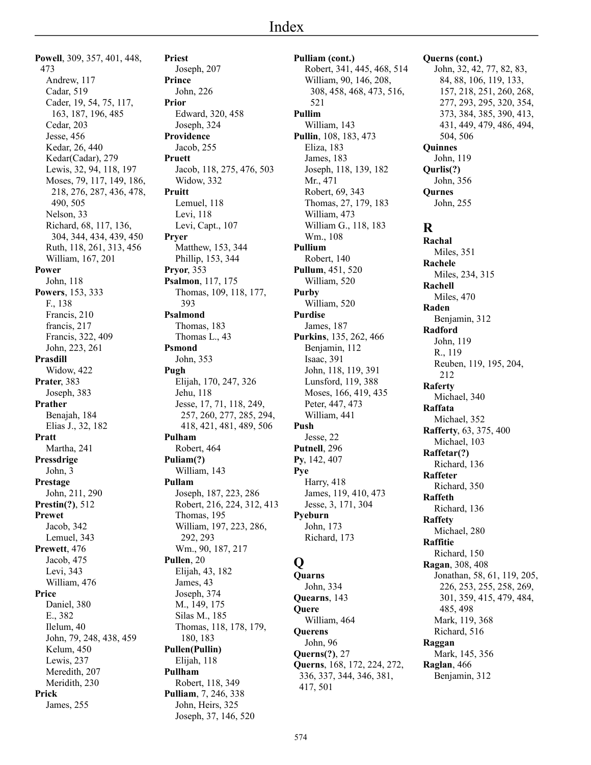# Index

**Powell**, 309, 357, 401, 448, 473
Andrew, 117
Cadar, 519
Cader, 19, 54, 75, 117, 163, 187, 196, 485
Cedar, 203
Jesse, 456
Kedar, 26, 440
Kedar(Cadar), 279
Lewis, 32, 94, 118, 197
Moses, 79, 117, 149, 186, 218, 276, 287, 436, 478, 490, 505
Nelson, 33
Richard, 68, 117, 136, 304, 344, 434, 439, 450
Ruth, 118, 261, 313, 456
William, 167, 201

**Power**
John, 118

**Powers**, 153, 333
F., 138
Francis, 210
francis, 217
Francis, 322, 409
John, 223, 261

**Prasdill**
Widow, 422

**Prater**, 383
Joseph, 383

**Prather**
Benajah, 184
Elias J., 32, 182

**Pratt**
Martha, 241

**Pressdrige**
John, 3

**Prestage**
John, 211, 290

**Prestin(?)**, 512

**Prewet**
Jacob, 342
Lemuel, 343

**Prewett**, 476
Jacob, 475
Levi, 343
William, 476

**Price**
Daniel, 380
E., 382
Ilelum, 40
John, 79, 248, 438, 459
Kelum, 450
Lewis, 237
Meredith, 207
Meridith, 230

**Prick**
James, 255

**Priest**
Joseph, 207

**Prince**
John, 226

**Prior**
Edward, 320, 458
Joseph, 324

**Providence**
Jacob, 255

**Pruett**
Jacob, 118, 275, 476, 503
Widow, 332

**Pruitt**
Lemuel, 118
Levi, 118
Levi, Capt., 107

**Pryer**
Matthew, 153, 344
Phillip, 153, 344

**Pryor**, 353

**Psalmon**, 117, 175
Thomas, 109, 118, 177, 393

**Psalmond**
Thomas, 183
Thomas L., 43

**Psmond**
John, 353

**Pugh**
Elijah, 170, 247, 326
Jehu, 118
Jesse, 17, 71, 118, 249, 257, 260, 277, 285, 294, 418, 421, 481, 489, 506

**Pulham**
Robert, 464

**Puliam(?)**
William, 143

**Pullam**
Joseph, 187, 223, 286
Robert, 216, 224, 312, 413
Thomas, 195
William, 197, 223, 286, 292, 293
Wm., 90, 187, 217

**Pullen**, 20
Elijah, 43, 182
James, 43
Joseph, 374
M., 149, 175
Silas M., 185
Thomas, 118, 178, 179, 180, 183

**Pullen(Pullin)**
Elijah, 118

**Pullham**
Robert, 118, 349

**Pulliam**, 7, 246, 338
John, Heirs, 325
Joseph, 37, 146, 520

**Pulliam (cont.)**
Robert, 341, 445, 468, 514
William, 90, 146, 208, 308, 458, 468, 473, 516, 521

**Pullim**
William, 143

**Pullin**, 108, 183, 473
Eliza, 183
James, 183
Joseph, 118, 139, 182
Mr., 471
Robert, 69, 343
Thomas, 27, 179, 183
William, 473
William G., 118, 183
Wm., 108

**Pullium**
Robert, 140

**Pullum**, 451, 520
William, 520

**Purby**
William, 520

**Purdise**
James, 187

**Purkins**, 135, 262, 466
Benjamin, 112
Isaac, 391
John, 118, 119, 391
Lunsford, 119, 388
Moses, 166, 419, 435
Peter, 447, 473
William, 441

**Push**
Jesse, 22

**Putnell**, 296

**Py**, 142, 407

**Pye**
Harry, 418
James, 119, 410, 473
Jesse, 3, 171, 304

**Pyeburn**
John, 173
Richard, 173

## Q

**Quarns**
John, 334

**Quearns**, 143

**Quere**
William, 464

**Querens**
John, 96

**Querns(?)**, 27

**Querns**, 168, 172, 224, 272, 336, 337, 344, 346, 381, 417, 501

**Querns (cont.)**
John, 32, 42, 77, 82, 83, 84, 88, 106, 119, 133, 157, 218, 251, 260, 268, 277, 293, 295, 320, 354, 373, 384, 385, 390, 413, 431, 449, 479, 486, 494, 504, 506

**Quinnes**
John, 119

**Qurlis(?)**
John, 356

**Qurnes**
John, 255

## R

**Rachal**
Miles, 351

**Rachele**
Miles, 234, 315

**Rachell**
Miles, 470

**Raden**
Benjamin, 312

**Radford**
John, 119
R., 119
Reuben, 119, 195, 204, 212

**Raferty**
Michael, 340

**Raffata**
Michael, 352

**Rafferty**, 63, 375, 400
Michael, 103

**Raffetar(?)**
Richard, 136

**Raffeter**
Richard, 350

**Raffeth**
Richard, 136

**Raffety**
Michael, 280

**Raffitie**
Richard, 150

**Ragan**, 308, 408
Jonathan, 58, 61, 119, 205, 226, 253, 255, 258, 269, 301, 359, 415, 479, 484, 485, 498
Mark, 119, 368
Richard, 516

**Raggan**
Mark, 145, 356

**Raglan**, 466
Benjamin, 312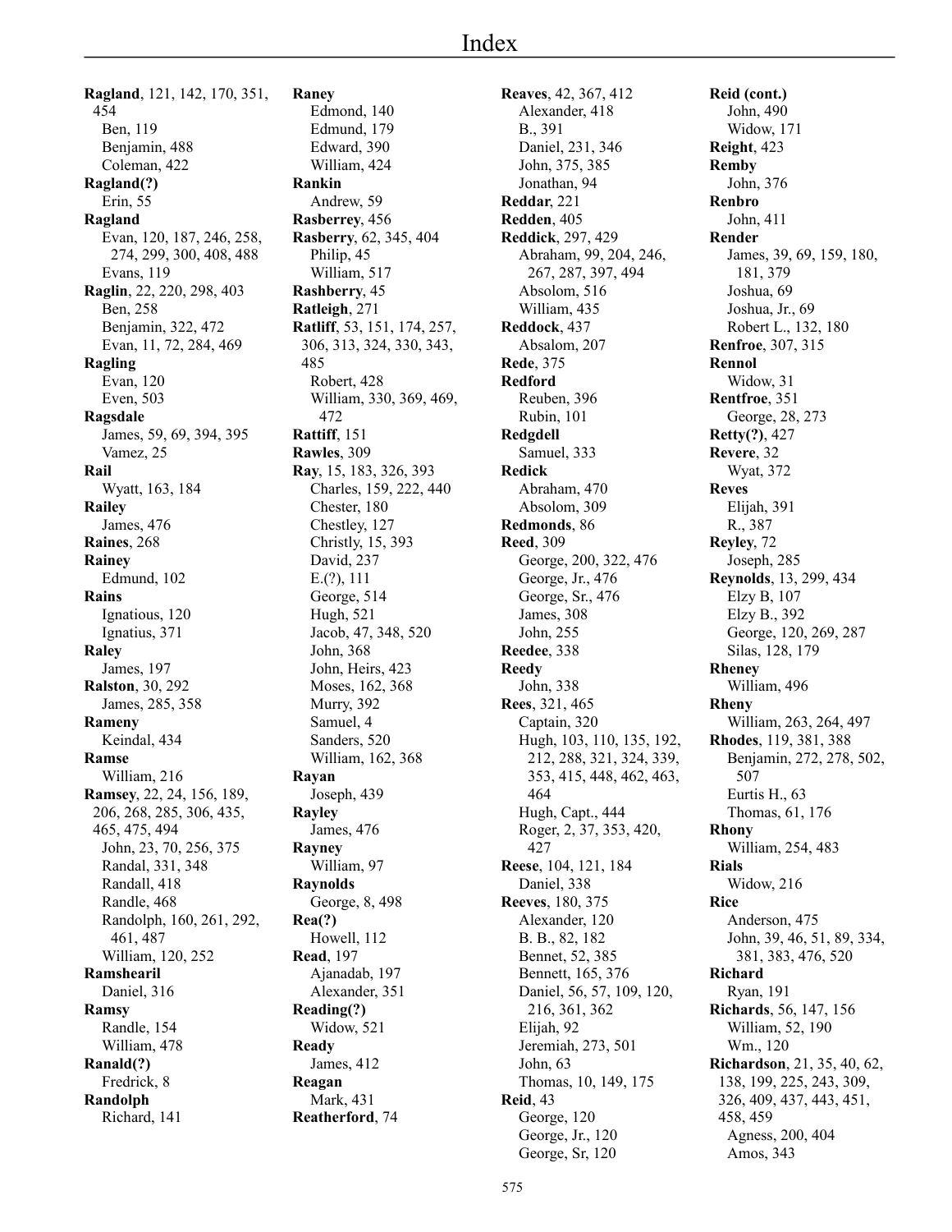# Index

**Ragland**, 121, 142, 170, 351, 454
- Ben, 119
- Benjamin, 488
- Coleman, 422

**Ragland(?)**
- Erin, 55

**Ragland**
- Evan, 120, 187, 246, 258, 274, 299, 300, 408, 488
- Evans, 119

**Raglin**, 22, 220, 298, 403
- Ben, 258
- Benjamin, 322, 472
- Evan, 11, 72, 284, 469

**Ragling**
- Evan, 120
- Even, 503

**Ragsdale**
- James, 59, 69, 394, 395
- Vamez, 25

**Rail**
- Wyatt, 163, 184

**Railey**
- James, 476

**Raines**, 268

**Rainey**
- Edmund, 102

**Rains**
- Ignatious, 120
- Ignatius, 371

**Raley**
- James, 197

**Ralston**, 30, 292
- James, 285, 358

**Rameny**
- Keindal, 434

**Ramse**
- William, 216

**Ramsey**, 22, 24, 156, 189, 206, 268, 285, 306, 435, 465, 475, 494
- John, 23, 70, 256, 375
- Randal, 331, 348
- Randall, 418
- Randle, 468
- Randolph, 160, 261, 292, 461, 487
- William, 120, 252

**Ramshearil**
- Daniel, 316

**Ramsy**
- Randle, 154
- William, 478

**Ranald(?)**
- Fredrick, 8

**Randolph**
- Richard, 141

**Raney**
- Edmond, 140
- Edmund, 179
- Edward, 390
- William, 424

**Rankin**
- Andrew, 59

**Rasberrey**, 456

**Rasberry**, 62, 345, 404
- Philip, 45
- William, 517

**Rashberry**, 45

**Ratleigh**, 271

**Ratliff**, 53, 151, 174, 257, 306, 313, 324, 330, 343, 485
- Robert, 428
- William, 330, 369, 469, 472

**Rattiff**, 151

**Rawles**, 309

**Ray**, 15, 183, 326, 393
- Charles, 159, 222, 440
- Chester, 180
- Chestley, 127
- Christly, 15, 393
- David, 237
- E.(?), 111
- George, 514
- Hugh, 521
- Jacob, 47, 348, 520
- John, 368
- John, Heirs, 423
- Moses, 162, 368
- Murry, 392
- Samuel, 4
- Sanders, 520
- William, 162, 368

**Rayan**
- Joseph, 439

**Rayley**
- James, 476

**Rayney**
- William, 97

**Raynolds**
- George, 8, 498

**Rea(?)**
- Howell, 112

**Read**, 197
- Ajanadab, 197
- Alexander, 351

**Reading(?)**
- Widow, 521

**Ready**
- James, 412

**Reagan**
- Mark, 431

**Reatherford**, 74

**Reaves**, 42, 367, 412
- Alexander, 418
- B., 391
- Daniel, 231, 346
- John, 375, 385
- Jonathan, 94

**Reddar**, 221

**Redden**, 405

**Reddick**, 297, 429
- Abraham, 99, 204, 246, 267, 287, 397, 494
- Absolom, 516
- William, 435

**Reddock**, 437
- Absalom, 207

**Rede**, 375

**Redford**
- Reuben, 396
- Rubin, 101

**Redgdell**
- Samuel, 333

**Redick**
- Abraham, 470
- Absolom, 309

**Redmonds**, 86

**Reed**, 309
- George, 200, 322, 476
- George, Jr., 476
- George, Sr., 476
- James, 308
- John, 255

**Reedee**, 338

**Reedy**
- John, 338

**Rees**, 321, 465
- Captain, 320
- Hugh, 103, 110, 135, 192, 212, 288, 321, 324, 339, 353, 415, 448, 462, 463, 464
- Hugh, Capt., 444
- Roger, 2, 37, 353, 420, 427

**Reese**, 104, 121, 184
- Daniel, 338

**Reeves**, 180, 375
- Alexander, 120
- B. B., 82, 182
- Bennet, 52, 385
- Bennett, 165, 376
- Daniel, 56, 57, 109, 120, 216, 361, 362
- Elijah, 92
- Jeremiah, 273, 501
- John, 63
- Thomas, 10, 149, 175

**Reid**, 43
- George, 120
- George, Jr., 120
- George, Sr, 120

**Reid (cont.)**
- John, 490
- Widow, 171

**Reight**, 423

**Remby**
- John, 376

**Renbro**
- John, 411

**Render**
- James, 39, 69, 159, 180, 181, 379
- Joshua, 69
- Joshua, Jr., 69
- Robert L., 132, 180

**Renfroe**, 307, 315

**Rennol**
- Widow, 31

**Rentfroe**, 351
- George, 28, 273

**Retty(?)**, 427

**Revere**, 32
- Wyat, 372

**Reves**
- Elijah, 391
- R., 387

**Reyley**, 72
- Joseph, 285

**Reynolds**, 13, 299, 434
- Elzy B, 107
- Elzy B., 392
- George, 120, 269, 287
- Silas, 128, 179

**Rheney**
- William, 496

**Rheny**
- William, 263, 264, 497

**Rhodes**, 119, 381, 388
- Benjamin, 272, 278, 502, 507
- Eurtis H., 63
- Thomas, 61, 176

**Rhony**
- William, 254, 483

**Rials**
- Widow, 216

**Rice**
- Anderson, 475
- John, 39, 46, 51, 89, 334, 381, 383, 476, 520

**Richard**
- Ryan, 191

**Richards**, 56, 147, 156
- William, 52, 190
- Wm., 120

**Richardson**, 21, 35, 40, 62, 138, 199, 225, 243, 309, 326, 409, 437, 443, 451, 458, 459
- Agness, 200, 404
- Amos, 343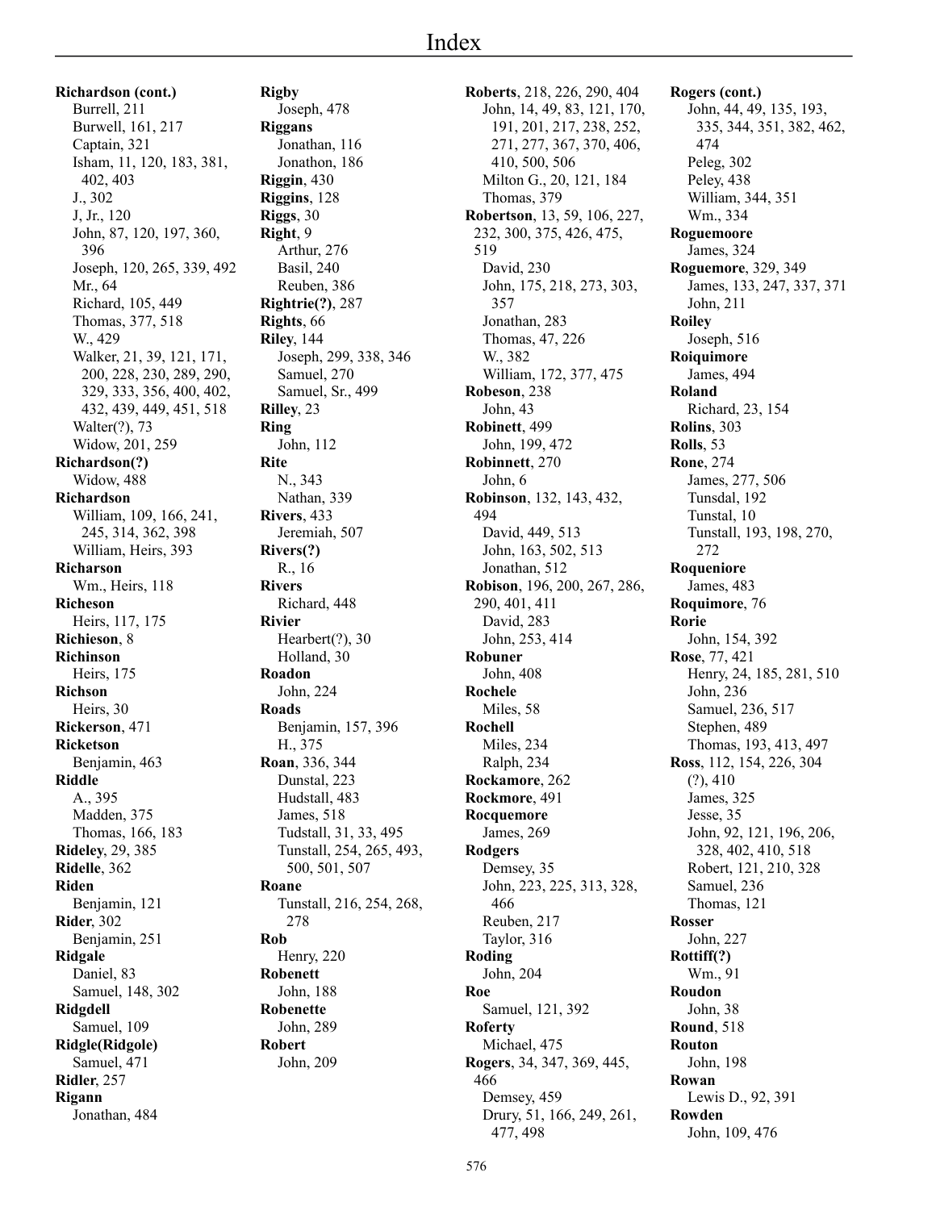# Index

**Richardson (cont.)**
- Burrell, 211
- Burwell, 161, 217
- Captain, 321
- Isham, 11, 120, 183, 381, 402, 403
- J., 302
- J, Jr., 120
- John, 87, 120, 197, 360, 396
- Joseph, 120, 265, 339, 492
- Mr., 64
- Richard, 105, 449
- Thomas, 377, 518
- W., 429
- Walker, 21, 39, 121, 171, 200, 228, 230, 289, 290, 329, 333, 356, 400, 402, 432, 439, 449, 451, 518
- Walter(?), 73
- Widow, 201, 259

**Richardson(?)**
- Widow, 488

**Richardson**
- William, 109, 166, 241, 245, 314, 362, 398
- William, Heirs, 393

**Richarson**
- Wm., Heirs, 118

**Richeson**
- Heirs, 117, 175

**Richieson**, 8

**Richinson**
- Heirs, 175

**Richson**
- Heirs, 30

**Rickerson**, 471

**Ricketson**
- Benjamin, 463

**Riddle**
- A., 395
- Madden, 375
- Thomas, 166, 183

**Rideley**, 29, 385

**Ridelle**, 362

**Riden**
- Benjamin, 121

**Rider**, 302
- Benjamin, 251

**Ridgale**
- Daniel, 83
- Samuel, 148, 302

**Ridgdell**
- Samuel, 109

**Ridgle(Ridgole)**
- Samuel, 471

**Ridler**, 257

**Rigann**
- Jonathan, 484

**Rigby**
- Joseph, 478

**Riggans**
- Jonathan, 116
- Jonathon, 186

**Riggin**, 430

**Riggins**, 128

**Riggs**, 30

**Right**, 9
- Arthur, 276
- Basil, 240
- Reuben, 386

**Rightrie(?)**, 287

**Rights**, 66

**Riley**, 144
- Joseph, 299, 338, 346
- Samuel, 270
- Samuel, Sr., 499

**Rilley**, 23

**Ring**
- John, 112

**Rite**
- N., 343
- Nathan, 339

**Rivers**, 433
- Jeremiah, 507

**Rivers(?)**
- R., 16

**Rivers**
- Richard, 448

**Rivier**
- Hearbert(?), 30
- Holland, 30

**Roadon**
- John, 224

**Roads**
- Benjamin, 157, 396
- H., 375

**Roan**, 336, 344
- Dunstal, 223
- Hudstall, 483
- James, 518
- Tudstall, 31, 33, 495
- Tunstall, 254, 265, 493, 500, 501, 507

**Roane**
- Tunstall, 216, 254, 268, 278

**Rob**
- Henry, 220

**Robenett**
- John, 188

**Robenette**
- John, 289

**Robert**
- John, 209

**Roberts**, 218, 226, 290, 404
- John, 14, 49, 83, 121, 170, 191, 201, 217, 238, 252, 271, 277, 367, 370, 406, 410, 500, 506
- Milton G., 20, 121, 184
- Thomas, 379

**Robertson**, 13, 59, 106, 227, 232, 300, 375, 426, 475, 519
- David, 230
- John, 175, 218, 273, 303, 357
- Jonathan, 283
- Thomas, 47, 226
- W., 382
- William, 172, 377, 475

**Robeson**, 238
- John, 43

**Robinett**, 499
- John, 199, 472

**Robinnett**, 270
- John, 6

**Robinson**, 132, 143, 432, 494
- David, 449, 513
- John, 163, 502, 513
- Jonathan, 512

**Robison**, 196, 200, 267, 286, 290, 401, 411
- David, 283
- John, 253, 414

**Robuner**
- John, 408

**Rochele**
- Miles, 58

**Rochell**
- Miles, 234
- Ralph, 234

**Rockamore**, 262

**Rockmore**, 491

**Rocquemore**
- James, 269

**Rodgers**
- Demsey, 35
- John, 223, 225, 313, 328, 466
- Reuben, 217
- Taylor, 316

**Roding**
- John, 204

**Roe**
- Samuel, 121, 392

**Roferty**
- Michael, 475

**Rogers**, 34, 347, 369, 445, 466
- Demsey, 459
- Drury, 51, 166, 249, 261, 477, 498

**Rogers (cont.)**
- John, 44, 49, 135, 193, 335, 344, 351, 382, 462, 474
- Peleg, 302
- Peley, 438
- William, 344, 351
- Wm., 334

**Roguemoore**
- James, 324

**Roguemore**, 329, 349
- James, 133, 247, 337, 371
- John, 211

**Roiley**
- Joseph, 516

**Roiquimore**
- James, 494

**Roland**
- Richard, 23, 154

**Rolins**, 303

**Rolls**, 53

**Rone**, 274
- James, 277, 506
- Tunsdal, 192
- Tunstal, 10
- Tunstall, 193, 198, 270, 272

**Roqueniore**
- James, 483

**Roquimore**, 76

**Rorie**
- John, 154, 392

**Rose**, 77, 421
- Henry, 24, 185, 281, 510
- John, 236
- Samuel, 236, 517
- Stephen, 489
- Thomas, 193, 413, 497

**Ross**, 112, 154, 226, 304
- (?), 410
- James, 325
- Jesse, 35
- John, 92, 121, 196, 206, 328, 402, 410, 518
- Robert, 121, 210, 328
- Samuel, 236
- Thomas, 121

**Rosser**
- John, 227

**Rottiff(?)**
- Wm., 91

**Roudon**
- John, 38

**Round**, 518

**Routon**
- John, 198

**Rowan**
- Lewis D., 92, 391

**Rowden**
- John, 109, 476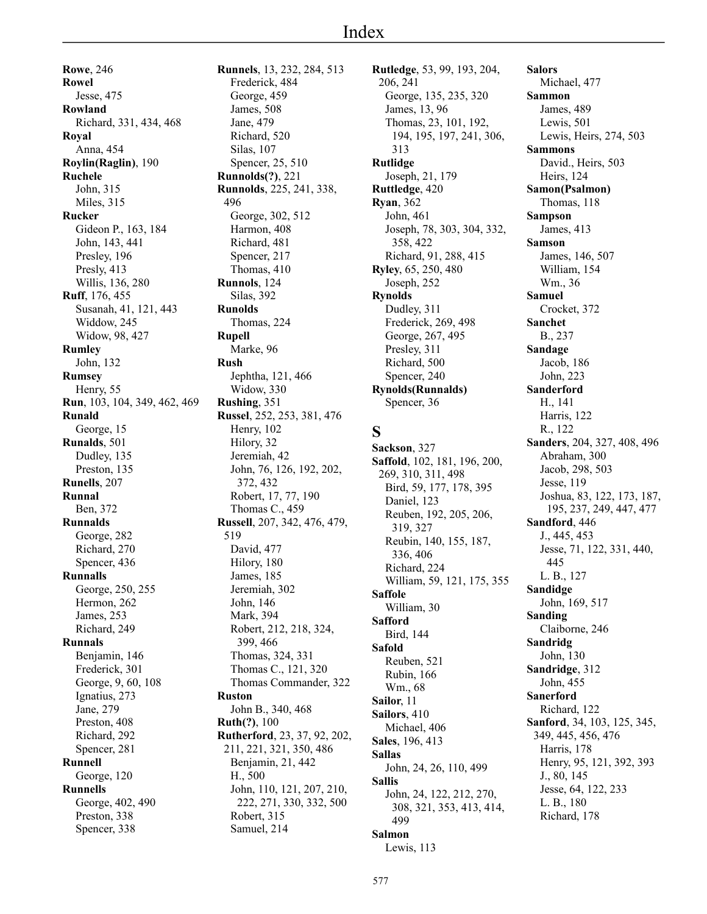# Index

**Rowe**, 246
**Rowel**
  Jesse, 475
**Rowland**
  Richard, 331, 434, 468
**Royal**
  Anna, 454
**Roylin(Raglin)**, 190
**Ruchele**
  John, 315
  Miles, 315
**Rucker**
  Gideon P., 163, 184
  John, 143, 441
  Presley, 196
  Presly, 413
  Willis, 136, 280
**Ruff**, 176, 455
  Susanah, 41, 121, 443
  Widdow, 245
  Widow, 98, 427
**Rumley**
  John, 132
**Rumsey**
  Henry, 55
**Run**, 103, 104, 349, 462, 469
**Runald**
  George, 15
**Runalds**, 501
  Dudley, 135
  Preston, 135
**Runells**, 207
**Runnal**
  Ben, 372
**Runnalds**
  George, 282
  Richard, 270
  Spencer, 436
**Runnalls**
  George, 250, 255
  Hermon, 262
  James, 253
  Richard, 249
**Runnals**
  Benjamin, 146
  Frederick, 301
  George, 9, 60, 108
  Ignatius, 273
  Jane, 279
  Preston, 408
  Richard, 292
  Spencer, 281
**Runnell**
  George, 120
**Runnells**
  George, 402, 490
  Preston, 338
  Spencer, 338
**Runnels**, 13, 232, 284, 513
  Frederick, 484
  George, 459
  James, 508
  Jane, 479
  Richard, 520
  Silas, 107
  Spencer, 25, 510
**Runnolds(?)**, 221
**Runnolds**, 225, 241, 338, 496
  George, 302, 512
  Harmon, 408
  Richard, 481
  Spencer, 217
  Thomas, 410
**Runnols**, 124
  Silas, 392
**Runolds**
  Thomas, 224
**Rupell**
  Marke, 96
**Rush**
  Jephtha, 121, 466
  Widow, 330
**Rushing**, 351
**Russel**, 252, 253, 381, 476
  Henry, 102
  Hilory, 32
  Jeremiah, 42
  John, 76, 126, 192, 202, 372, 432
  Robert, 17, 77, 190
  Thomas C., 459
**Russell**, 207, 342, 476, 479, 519
  David, 477
  Hilory, 180
  James, 185
  Jeremiah, 302
  John, 146
  Mark, 394
  Robert, 212, 218, 324, 399, 466
  Thomas, 324, 331
  Thomas C., 121, 320
  Thomas Commander, 322
**Ruston**
  John B., 340, 468
**Ruth(?)**, 100
**Rutherford**, 23, 37, 92, 202, 211, 221, 321, 350, 486
  Benjamin, 21, 442
  H., 500
  John, 110, 121, 207, 210, 222, 271, 330, 332, 500
  Robert, 315
  Samuel, 214
**Rutledge**, 53, 99, 193, 204, 206, 241
  George, 135, 235, 320
  James, 13, 96
  Thomas, 23, 101, 192, 194, 195, 197, 241, 306, 313
**Rutlidge**
  Joseph, 21, 179
**Ruttledge**, 420
**Ryan**, 362
  John, 461
  Joseph, 78, 303, 304, 332, 358, 422
  Richard, 91, 288, 415
**Ryley**, 65, 250, 480
  Joseph, 252
**Rynolds**
  Dudley, 311
  Frederick, 269, 498
  George, 267, 495
  Presley, 311
  Richard, 500
  Spencer, 240
**Rynolds(Runnalds)**
  Spencer, 36

## S

**Sackson**, 327
**Saffold**, 102, 181, 196, 200, 269, 310, 311, 498
  Bird, 59, 177, 178, 395
  Daniel, 123
  Reuben, 192, 205, 206, 319, 327
  Reubin, 140, 155, 187, 336, 406
  Richard, 224
  William, 59, 121, 175, 355
**Saffole**
  William, 30
**Safford**
  Bird, 144
**Safold**
  Reuben, 521
  Rubin, 166
  Wm., 68
**Sailor**, 11
**Sailors**, 410
  Michael, 406
**Sales**, 196, 413
**Sallas**
  John, 24, 26, 110, 499
**Sallis**
  John, 24, 122, 212, 270, 308, 321, 353, 413, 414, 499
**Salmon**
  Lewis, 113
**Salors**
  Michael, 477
**Sammon**
  James, 489
  Lewis, 501
  Lewis, Heirs, 274, 503
**Sammons**
  David., Heirs, 503
  Heirs, 124
**Samon(Psalmon)**
  Thomas, 118
**Sampson**
  James, 413
**Samson**
  James, 146, 507
  William, 154
  Wm., 36
**Samuel**
  Crocket, 372
**Sanchet**
  B., 237
**Sandage**
  Jacob, 186
  John, 223
**Sanderford**
  H., 141
  Harris, 122
  R., 122
**Sanders**, 204, 327, 408, 496
  Abraham, 300
  Jacob, 298, 503
  Jesse, 119
  Joshua, 83, 122, 173, 187, 195, 237, 249, 447, 477
**Sandford**, 446
  J., 445, 453
  Jesse, 71, 122, 331, 440, 445
  L. B., 127
**Sandidge**
  John, 169, 517
**Sanding**
  Claiborne, 246
**Sandridg**
  John, 130
**Sandridge**, 312
  John, 455
**Sanerford**
  Richard, 122
**Sanford**, 34, 103, 125, 345, 349, 445, 456, 476
  Harris, 178
  Henry, 95, 121, 392, 393
  J., 80, 145
  Jesse, 64, 122, 233
  L. B., 180
  Richard, 178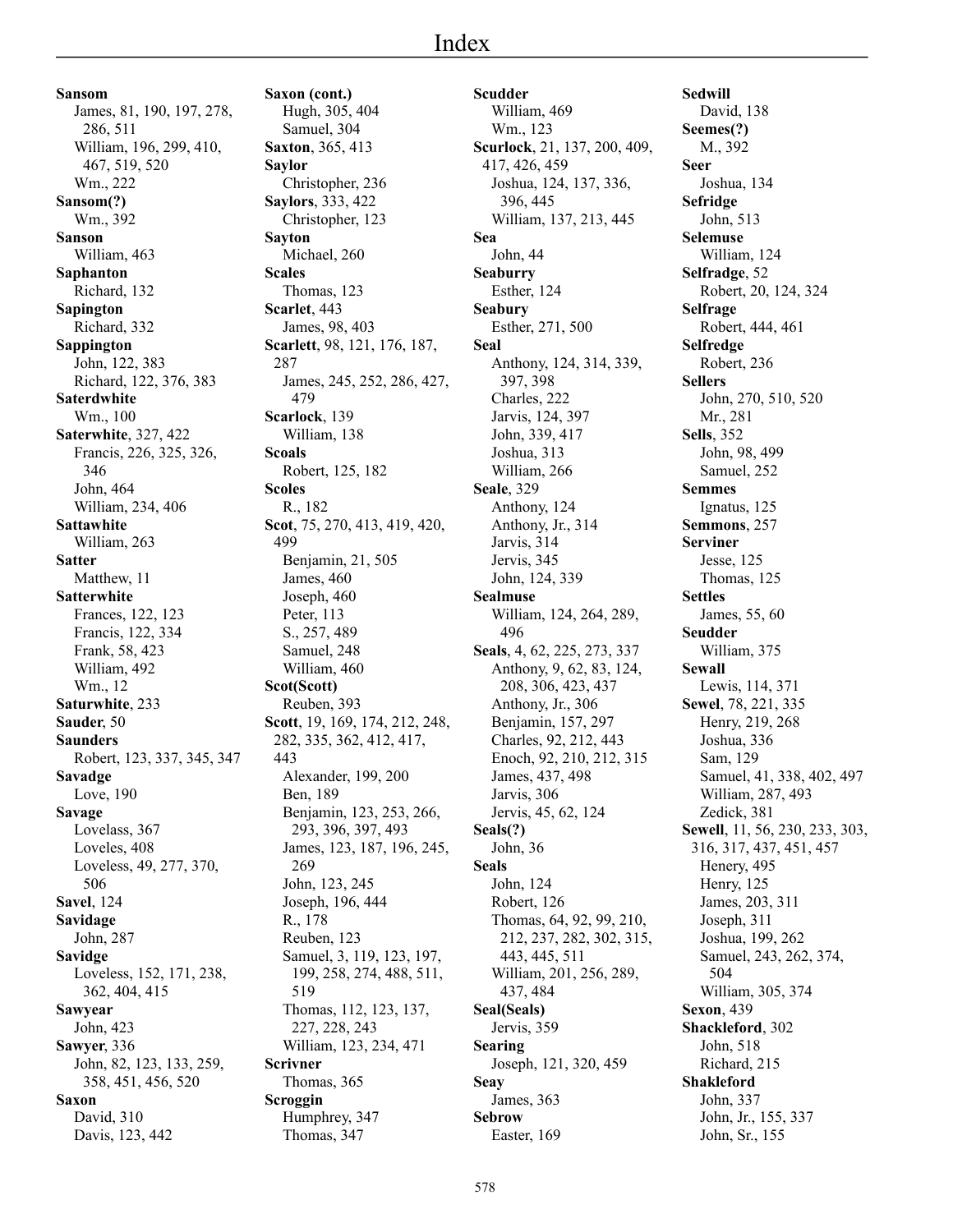# Index

**Sansom**
James, 81, 190, 197, 278, 286, 511
William, 196, 299, 410, 467, 519, 520
Wm., 222

**Sansom(?)**
Wm., 392

**Sanson**
William, 463

**Saphanton**
Richard, 132

**Sapington**
Richard, 332

**Sappington**
John, 122, 383
Richard, 122, 376, 383

**Saterdwhite**
Wm., 100

**Saterwhite**, 327, 422
Francis, 226, 325, 326, 346
John, 464
William, 234, 406

**Sattawhite**
William, 263

**Satter**
Matthew, 11

**Satterwhite**
Frances, 122, 123
Francis, 122, 334
Frank, 58, 423
William, 492
Wm., 12

**Saturwhite**, 233

**Sauder**, 50

**Saunders**
Robert, 123, 337, 345, 347

**Savadge**
Love, 190

**Savage**
Lovelass, 367
Loveles, 408
Loveless, 49, 277, 370, 506

**Savel**, 124

**Savidage**
John, 287

**Savidge**
Loveless, 152, 171, 238, 362, 404, 415

**Sawyear**
John, 423

**Sawyer**, 336
John, 82, 123, 133, 259, 358, 451, 456, 520

**Saxon**
David, 310
Davis, 123, 442

**Saxon (cont.)**
Hugh, 305, 404
Samuel, 304

**Saxton**, 365, 413

**Saylor**
Christopher, 236

**Saylors**, 333, 422
Christopher, 123

**Sayton**
Michael, 260

**Scales**
Thomas, 123

**Scarlet**, 443
James, 98, 403

**Scarlett**, 98, 121, 176, 187, 287
James, 245, 252, 286, 427, 479

**Scarlock**, 139
William, 138

**Scoals**
Robert, 125, 182

**Scoles**
R., 182

**Scot**, 75, 270, 413, 419, 420, 499
Benjamin, 21, 505
James, 460
Joseph, 460
Peter, 113
S., 257, 489
Samuel, 248
William, 460

**Scot(Scott)**
Reuben, 393

**Scott**, 19, 169, 174, 212, 248, 282, 335, 362, 412, 417, 443
Alexander, 199, 200
Ben, 189
Benjamin, 123, 253, 266, 293, 396, 397, 493
James, 123, 187, 196, 245, 269
John, 123, 245
Joseph, 196, 444
R., 178
Reuben, 123
Samuel, 3, 119, 123, 197, 199, 258, 274, 488, 511, 519
Thomas, 112, 123, 137, 227, 228, 243
William, 123, 234, 471

**Scrivner**
Thomas, 365

**Scroggin**
Humphrey, 347
Thomas, 347

**Scudder**
William, 469
Wm., 123

**Scurlock**, 21, 137, 200, 409, 417, 426, 459
Joshua, 124, 137, 336, 396, 445
William, 137, 213, 445

**Sea**
John, 44

**Seaburry**
Esther, 124

**Seabury**
Esther, 271, 500

**Seal**
Anthony, 124, 314, 339, 397, 398
Charles, 222
Jarvis, 124, 397
John, 339, 417
Joshua, 313
William, 266

**Seale**, 329
Anthony, 124
Anthony, Jr., 314
Jarvis, 314
Jervis, 345
John, 124, 339

**Sealmuse**
William, 124, 264, 289, 496

**Seals**, 4, 62, 225, 273, 337
Anthony, 9, 62, 83, 124, 208, 306, 423, 437
Anthony, Jr., 306
Benjamin, 157, 297
Charles, 92, 212, 443
Enoch, 92, 210, 212, 315
James, 437, 498
Jarvis, 306
Jervis, 45, 62, 124

**Seals(?)**
John, 36

**Seals**
John, 124
Robert, 126
Thomas, 64, 92, 99, 210, 212, 237, 282, 302, 315, 443, 445, 511
William, 201, 256, 289, 437, 484

**Seal(Seals)**
Jervis, 359

**Searing**
Joseph, 121, 320, 459

**Seay**
James, 363

**Sebrow**
Easter, 169

**Sedwill**
David, 138

**Seemes(?)**
M., 392

**Seer**
Joshua, 134

**Sefridge**
John, 513

**Selemuse**
William, 124

**Selfradge**, 52
Robert, 20, 124, 324

**Selfrage**
Robert, 444, 461

**Selfredge**
Robert, 236

**Sellers**
John, 270, 510, 520
Mr., 281

**Sells**, 352
John, 98, 499
Samuel, 252

**Semmes**
Ignatus, 125

**Semmons**, 257

**Serviner**
Jesse, 125
Thomas, 125

**Settles**
James, 55, 60

**Seudder**
William, 375

**Sewall**
Lewis, 114, 371

**Sewel**, 78, 221, 335
Henry, 219, 268
Joshua, 336
Sam, 129
Samuel, 41, 338, 402, 497
William, 287, 493
Zedick, 381

**Sewell**, 11, 56, 230, 233, 303, 316, 317, 437, 451, 457
Henery, 495
Henry, 125
James, 203, 311
Joseph, 311
Joshua, 199, 262
Samuel, 243, 262, 374, 504
William, 305, 374

**Sexon**, 439

**Shackleford**, 302
John, 518
Richard, 215

**Shakleford**
John, 337
John, Jr., 155, 337
John, Sr., 155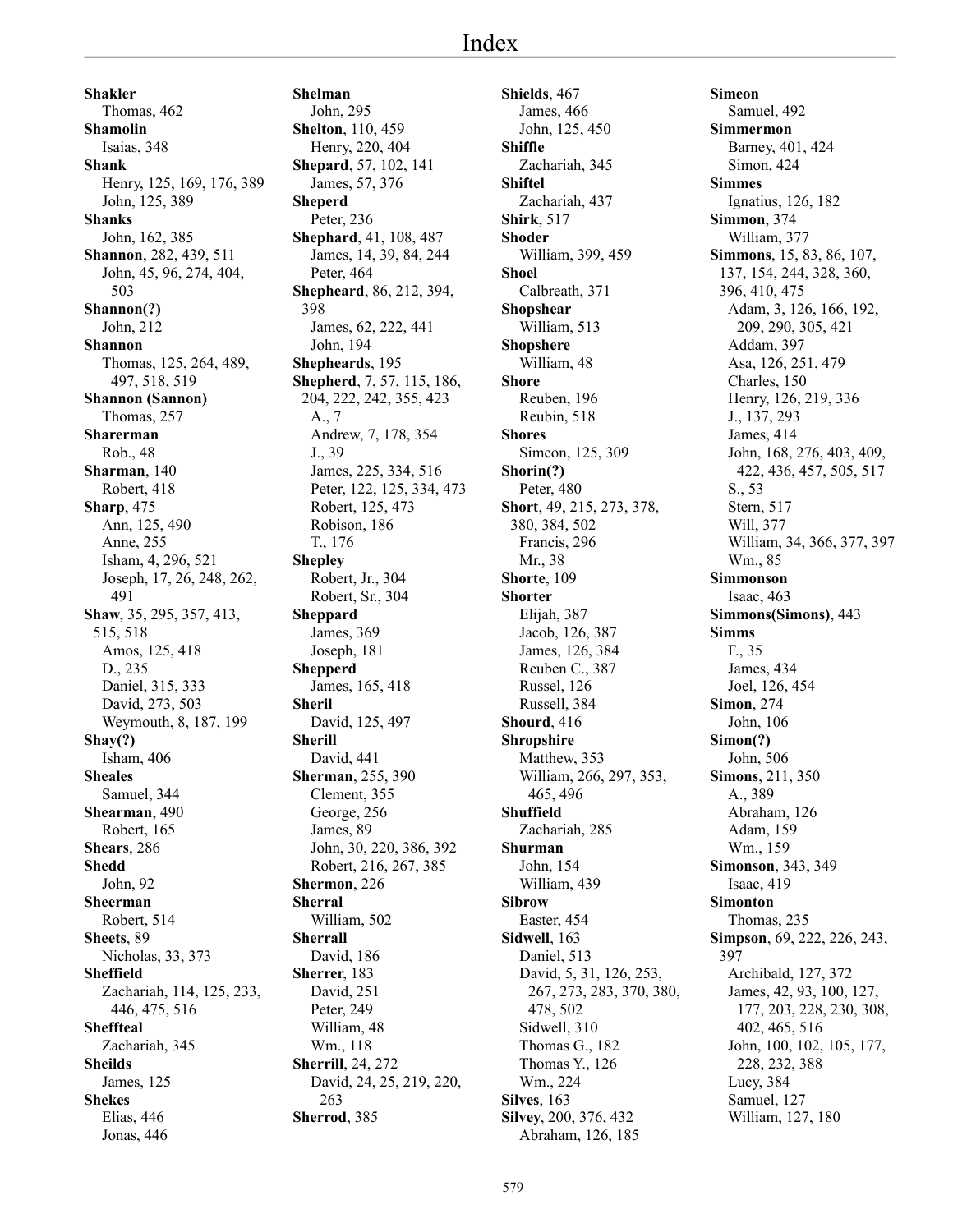# Index

**Shakler**
Thomas, 462
**Shamolin**
Isaias, 348
**Shank**
Henry, 125, 169, 176, 389
John, 125, 389
**Shanks**
John, 162, 385
**Shannon**, 282, 439, 511
John, 45, 96, 274, 404, 503
**Shannon(?)**
John, 212
**Shannon**
Thomas, 125, 264, 489, 497, 518, 519
**Shannon (Sannon)**
Thomas, 257
**Sharerman**
Rob., 48
**Sharman**, 140
Robert, 418
**Sharp**, 475
Ann, 125, 490
Anne, 255
Isham, 4, 296, 521
Joseph, 17, 26, 248, 262, 491
**Shaw**, 35, 295, 357, 413, 515, 518
Amos, 125, 418
D., 235
Daniel, 315, 333
David, 273, 503
Weymouth, 8, 187, 199
**Shay(?)**
Isham, 406
**Sheales**
Samuel, 344
**Shearman**, 490
Robert, 165
**Shears**, 286
**Shedd**
John, 92
**Sheerman**
Robert, 514
**Sheets**, 89
Nicholas, 33, 373
**Sheffield**
Zachariah, 114, 125, 233, 446, 475, 516
**Sheffteal**
Zachariah, 345
**Sheilds**
James, 125
**Shekes**
Elias, 446
Jonas, 446

**Shelman**
John, 295
**Shelton**, 110, 459
Henry, 220, 404
**Shepard**, 57, 102, 141
James, 57, 376
**Sheperd**
Peter, 236
**Shephard**, 41, 108, 487
James, 14, 39, 84, 244
Peter, 464
**Shepheard**, 86, 212, 394, 398
James, 62, 222, 441
John, 194
**Shepheards**, 195
**Shepherd**, 7, 57, 115, 186, 204, 222, 242, 355, 423
A., 7
Andrew, 7, 178, 354
J., 39
James, 225, 334, 516
Peter, 122, 125, 334, 473
Robert, 125, 473
Robison, 186
T., 176
**Shepley**
Robert, Jr., 304
Robert, Sr., 304
**Sheppard**
James, 369
Joseph, 181
**Shepperd**
James, 165, 418
**Sheril**
David, 125, 497
**Sherill**
David, 441
**Sherman**, 255, 390
Clement, 355
George, 256
James, 89
John, 30, 220, 386, 392
Robert, 216, 267, 385
**Shermon**, 226
**Sherral**
William, 502
**Sherrall**
David, 186
**Sherrer**, 183
David, 251
Peter, 249
William, 48
Wm., 118
**Sherrill**, 24, 272
David, 24, 25, 219, 220, 263
**Sherrod**, 385

**Shields**, 467
James, 466
John, 125, 450
**Shiffle**
Zachariah, 345
**Shiftel**
Zachariah, 437
**Shirk**, 517
**Shoder**
William, 399, 459
**Shoel**
Calbreath, 371
**Shopshear**
William, 513
**Shopshere**
William, 48
**Shore**
Reuben, 196
Reubin, 518
**Shores**
Simeon, 125, 309
**Shorin(?)**
Peter, 480
**Short**, 49, 215, 273, 378, 380, 384, 502
Francis, 296
Mr., 38
**Shorte**, 109
**Shorter**
Elijah, 387
Jacob, 126, 387
James, 126, 384
Reuben C., 387
Russel, 126
Russell, 384
**Shourd**, 416
**Shropshire**
Matthew, 353
William, 266, 297, 353, 465, 496
**Shuffield**
Zachariah, 285
**Shurman**
John, 154
William, 439
**Sibrow**
Easter, 454
**Sidwell**, 163
Daniel, 513
David, 5, 31, 126, 253, 267, 273, 283, 370, 380, 478, 502
Sidwell, 310
Thomas G., 182
Thomas Y., 126
Wm., 224
**Silves**, 163
**Silvey**, 200, 376, 432
Abraham, 126, 185

**Simeon**
Samuel, 492
**Simmermon**
Barney, 401, 424
Simon, 424
**Simmes**
Ignatius, 126, 182
**Simmon**, 374
William, 377
**Simmons**, 15, 83, 86, 107, 137, 154, 244, 328, 360, 396, 410, 475
Adam, 3, 126, 166, 192, 209, 290, 305, 421
Addam, 397
Asa, 126, 251, 479
Charles, 150
Henry, 126, 219, 336
J., 137, 293
James, 414
John, 168, 276, 403, 409, 422, 436, 457, 505, 517
S., 53
Stern, 517
Will, 377
William, 34, 366, 377, 397
Wm., 85
**Simmonson**
Isaac, 463
**Simmons(Simons)**, 443
**Simms**
F., 35
James, 434
Joel, 126, 454
**Simon**, 274
John, 106
**Simon(?)**
John, 506
**Simons**, 211, 350
A., 389
Abraham, 126
Adam, 159
Wm., 159
**Simonson**, 343, 349
Isaac, 419
**Simonton**
Thomas, 235
**Simpson**, 69, 222, 226, 243, 397
Archibald, 127, 372
James, 42, 93, 100, 127, 177, 203, 228, 230, 308, 402, 465, 516
John, 100, 102, 105, 177, 228, 232, 388
Lucy, 384
Samuel, 127
William, 127, 180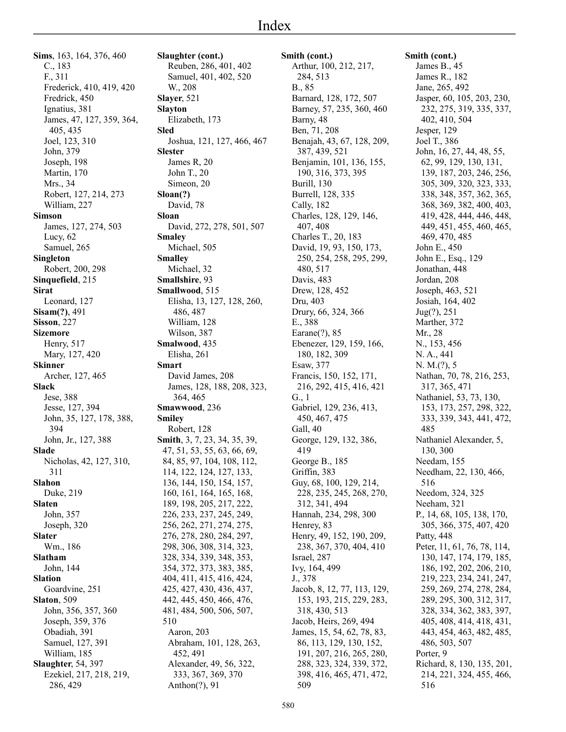# Index

**Sims**, 163, 164, 376, 460
- C., 183
- F., 311
- Frederick, 410, 419, 420
- Fredrick, 450
- Ignatius, 381
- James, 47, 127, 359, 364, 405, 435
- Joel, 123, 310
- John, 379
- Joseph, 198
- Martin, 170
- Mrs., 34
- Robert, 127, 214, 273
- William, 227

**Simson**
- James, 127, 274, 503
- Lucy, 62
- Samuel, 265

**Singleton**
- Robert, 200, 298

**Sinquefield**, 215

**Sirat**
- Leonard, 127

**Sisam(?)**, 491

**Sisson**, 227

**Sizemore**
- Henry, 517
- Mary, 127, 420

**Skinner**
- Archer, 127, 465

**Slack**
- Jese, 388
- Jesse, 127, 394
- John, 35, 127, 178, 388, 394
- John, Jr., 127, 388

**Slade**
- Nicholas, 42, 127, 310, 311

**Slahon**
- Duke, 219

**Slaten**
- John, 357
- Joseph, 320

**Slater**
- Wm., 186

**Slatham**
- John, 144

**Slation**
- Goardvine, 251

**Slaton**, 509
- John, 356, 357, 360
- Joseph, 359, 376
- Obadiah, 391
- Samuel, 127, 391
- William, 185

**Slaughter**, 54, 397
- Ezekiel, 217, 218, 219, 286, 429

**Slaughter (cont.)**
- Reuben, 286, 401, 402
- Samuel, 401, 402, 520
- W., 208

**Slayer**, 521

**Slayton**
- Elizabeth, 173

**Sled**
- Joshua, 121, 127, 466, 467

**Slester**
- James R, 20
- John T., 20
- Simeon, 20

**Sloan(?)**
- David, 78

**Sloan**
- David, 272, 278, 501, 507

**Smaley**
- Michael, 505

**Smalley**
- Michael, 32

**Smallshire**, 93

**Smallwood**, 515
- Elisha, 13, 127, 128, 260, 486, 487
- William, 128
- Wilson, 387

**Smalwood**, 435
- Elisha, 261

**Smart**
- David James, 208
- James, 128, 188, 208, 323, 364, 465

**Smawwood**, 236

**Smiley**
- Robert, 128

**Smith**, 3, 7, 23, 34, 35, 39, 47, 51, 53, 55, 63, 66, 69, 84, 85, 97, 104, 108, 112, 114, 122, 124, 127, 133, 136, 144, 150, 154, 157, 160, 161, 164, 165, 168, 189, 198, 205, 217, 222, 226, 233, 237, 245, 249, 256, 262, 271, 274, 275, 276, 278, 280, 284, 297, 298, 306, 308, 314, 323, 328, 334, 339, 348, 353, 354, 372, 373, 383, 385, 404, 411, 415, 416, 424, 425, 427, 430, 436, 437, 442, 445, 450, 466, 476, 481, 484, 500, 506, 507, 510
- Aaron, 203
- Abraham, 101, 128, 263, 452, 491
- Alexander, 49, 56, 322, 333, 367, 369, 370
- Anthon(?), 91

**Smith (cont.)**
- Arthur, 100, 212, 217, 284, 513
- B., 85
- Barnard, 128, 172, 507
- Barney, 57, 235, 360, 460
- Barny, 48
- Ben, 71, 208
- Benajah, 43, 67, 128, 209, 387, 439, 521
- Benjamin, 101, 136, 155, 190, 316, 373, 395
- Burill, 130
- Burrell, 128, 335
- Cally, 182
- Charles, 128, 129, 146, 407, 408
- Charles T., 20, 183
- David, 19, 93, 150, 173, 250, 254, 258, 295, 299, 480, 517
- Davis, 483
- Drew, 128, 452
- Dru, 403
- Drury, 66, 324, 366
- E., 388
- Earane(?), 85
- Ebenezer, 129, 159, 166, 180, 182, 309
- Esaw, 377
- Francis, 150, 152, 171, 216, 292, 415, 416, 421
- G., 1
- Gabriel, 129, 236, 413, 450, 467, 475
- Gall, 40
- George, 129, 132, 386, 419
- George B., 185
- Griffin, 383
- Guy, 68, 100, 129, 214, 228, 235, 245, 268, 270, 312, 341, 494
- Hannah, 234, 298, 300
- Henrey, 83
- Henry, 49, 152, 190, 209, 238, 367, 370, 404, 410
- Israel, 287
- Ivy, 164, 499
- J., 378
- Jacob, 8, 12, 77, 113, 129, 153, 193, 215, 229, 283, 318, 430, 513
- Jacob, Heirs, 269, 494
- James, 15, 54, 62, 78, 83, 86, 113, 129, 130, 152, 191, 207, 216, 265, 280, 288, 323, 324, 339, 372, 398, 416, 465, 471, 472, 509

**Smith (cont.)**
- James B., 45
- James R., 182
- Jane, 265, 492
- Jasper, 60, 105, 203, 230, 232, 275, 319, 335, 337, 402, 410, 504
- Jesper, 129
- Joel T., 386
- John, 16, 27, 44, 48, 55, 62, 99, 129, 130, 131, 139, 187, 203, 246, 256, 305, 309, 320, 323, 333, 338, 348, 357, 362, 365, 368, 369, 382, 400, 403, 419, 428, 444, 446, 448, 449, 451, 455, 460, 465, 469, 470, 485
- John E., 450
- John E., Esq., 129
- Jonathan, 448
- Jordan, 208
- Joseph, 463, 521
- Josiah, 164, 402
- Jug(?), 251
- Marther, 372
- Mr., 28
- N., 153, 456
- N. A., 441
- N. M.(?), 5
- Nathan, 70, 78, 216, 253, 317, 365, 471
- Nathaniel, 53, 73, 130, 153, 173, 257, 298, 322, 333, 339, 343, 441, 472, 485
- Nathaniel Alexander, 5, 130, 300
- Needam, 155
- Needham, 22, 130, 466, 516
- Needom, 324, 325
- Neeham, 321
- P., 14, 68, 105, 138, 170, 305, 366, 375, 407, 420
- Patty, 448
- Peter, 11, 61, 76, 78, 114, 130, 147, 174, 179, 185, 186, 192, 202, 206, 210, 219, 223, 234, 241, 247, 259, 269, 274, 278, 284, 289, 295, 300, 312, 317, 328, 334, 362, 383, 397, 405, 408, 414, 418, 431, 443, 454, 463, 482, 485, 486, 503, 507
- Porter, 9
- Richard, 8, 130, 135, 201, 214, 221, 324, 455, 466, 516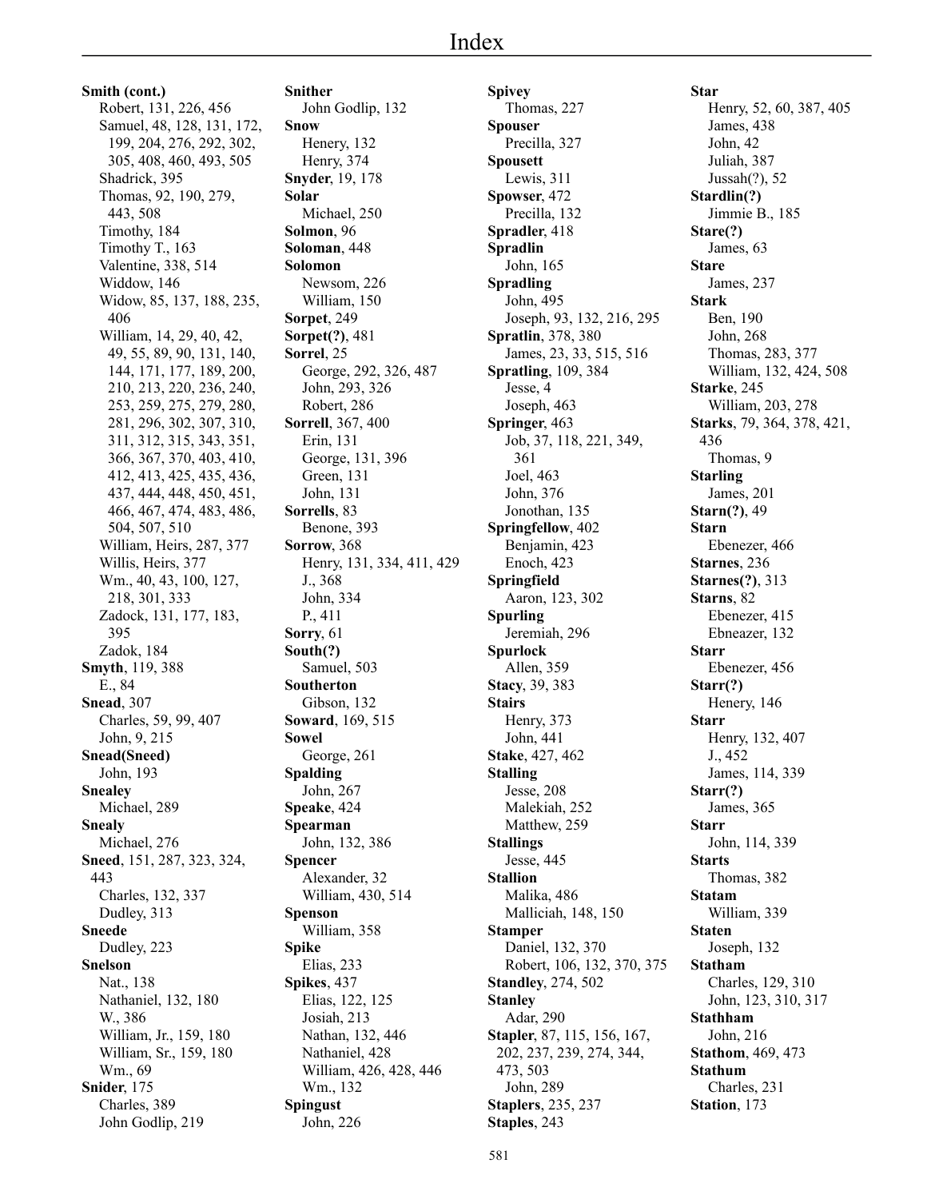# Index

**Smith (cont.)**
- Robert, 131, 226, 456
- Samuel, 48, 128, 131, 172, 199, 204, 276, 292, 302, 305, 408, 460, 493, 505
- Shadrick, 395
- Thomas, 92, 190, 279, 443, 508
- Timothy, 184
- Timothy T., 163
- Valentine, 338, 514
- Widdow, 146
- Widow, 85, 137, 188, 235, 406
- William, 14, 29, 40, 42, 49, 55, 89, 90, 131, 140, 144, 171, 177, 189, 200, 210, 213, 220, 236, 240, 253, 259, 275, 279, 280, 281, 296, 302, 307, 310, 311, 312, 315, 343, 351, 366, 367, 370, 403, 410, 412, 413, 425, 435, 436, 437, 444, 448, 450, 451, 466, 467, 474, 483, 486, 504, 507, 510
- William, Heirs, 287, 377
- Willis, Heirs, 377
- Wm., 40, 43, 100, 127, 218, 301, 333
- Zadock, 131, 177, 183, 395
- Zadok, 184

**Smyth**, 119, 388
- E., 84

**Snead**, 307
- Charles, 59, 99, 407
- John, 9, 215

**Snead(Sneed)**
- John, 193

**Snealey**
- Michael, 289

**Snealy**
- Michael, 276

**Sneed**, 151, 287, 323, 324, 443
- Charles, 132, 337
- Dudley, 313

**Sneede**
- Dudley, 223

**Snelson**
- Nat., 138
- Nathaniel, 132, 180
- W., 386
- William, Jr., 159, 180
- William, Sr., 159, 180
- Wm., 69

**Snider**, 175
- Charles, 389
- John Godlip, 219

**Snither**
- John Godlip, 132

**Snow**
- Henery, 132
- Henry, 374

**Snyder**, 19, 178

**Solar**
- Michael, 250

**Solmon**, 96

**Soloman**, 448

**Solomon**
- Newsom, 226
- William, 150

**Sorpet**, 249

**Sorpet(?)**, 481

**Sorrel**, 25
- George, 292, 326, 487
- John, 293, 326
- Robert, 286

**Sorrell**, 367, 400
- Erin, 131
- George, 131, 396
- Green, 131
- John, 131

**Sorrells**, 83
- Benone, 393

**Sorrow**, 368
- Henry, 131, 334, 411, 429
- J., 368
- John, 334
- P., 411

**Sorry**, 61

**South(?)**
- Samuel, 503

**Southerton**
- Gibson, 132

**Soward**, 169, 515

**Sowel**
- George, 261

**Spalding**
- John, 267

**Speake**, 424

**Spearman**
- John, 132, 386

**Spencer**
- Alexander, 32
- William, 430, 514

**Spenson**
- William, 358

**Spike**
- Elias, 233

**Spikes**, 437
- Elias, 122, 125
- Josiah, 213
- Nathan, 132, 446
- Nathaniel, 428
- William, 426, 428, 446
- Wm., 132

**Spingust**
- John, 226

**Spivey**
- Thomas, 227

**Spouser**
- Precilla, 327

**Spousett**
- Lewis, 311

**Spowser**, 472
- Precilla, 132

**Spradler**, 418

**Spradlin**
- John, 165

**Spradling**
- John, 495
- Joseph, 93, 132, 216, 295

**Spratlin**, 378, 380
- James, 23, 33, 515, 516

**Spratling**, 109, 384
- Jesse, 4
- Joseph, 463

**Springer**, 463
- Job, 37, 118, 221, 349, 361
- Joel, 463
- John, 376
- Jonothan, 135

**Springfellow**, 402
- Benjamin, 423
- Enoch, 423

**Springfield**
- Aaron, 123, 302

**Spurling**
- Jeremiah, 296

**Spurlock**
- Allen, 359

**Stacy**, 39, 383

**Stairs**
- Henry, 373
- John, 441

**Stake**, 427, 462

**Stalling**
- Jesse, 208
- Malekiah, 252
- Matthew, 259

**Stallings**
- Jesse, 445

**Stallion**
- Malika, 486
- Malliciah, 148, 150

**Stamper**
- Daniel, 132, 370
- Robert, 106, 132, 370, 375

**Standley**, 274, 502

**Stanley**
- Adar, 290

**Stapler**, 87, 115, 156, 167, 202, 237, 239, 274, 344, 473, 503
- John, 289

**Staplers**, 235, 237

**Staples**, 243

**Star**
- Henry, 52, 60, 387, 405
- James, 438
- John, 42
- Juliah, 387
- Jussah(?), 52

**Stardlin(?)**
- Jimmie B., 185

**Stare(?)**
- James, 63

**Stare**
- James, 237

**Stark**
- Ben, 190
- John, 268
- Thomas, 283, 377
- William, 132, 424, 508

**Starke**, 245
- William, 203, 278

**Starks**, 79, 364, 378, 421, 436
- Thomas, 9

**Starling**
- James, 201

**Starn(?)**, 49

**Starn**
- Ebenezer, 466

**Starnes**, 236

**Starnes(?)**, 313

**Starns**, 82
- Ebenezer, 415
- Ebneazer, 132

**Starr**
- Ebenezer, 456

**Starr(?)**
- Henery, 146

**Starr**
- Henry, 132, 407
- J., 452
- James, 114, 339

**Starr(?)**
- James, 365

**Starr**
- John, 114, 339

**Starts**
- Thomas, 382

**Statam**
- William, 339

**Staten**
- Joseph, 132

**Statham**
- Charles, 129, 310
- John, 123, 310, 317

**Stathham**
- John, 216

**Stathom**, 469, 473

**Stathum**
- Charles, 231

**Station**, 173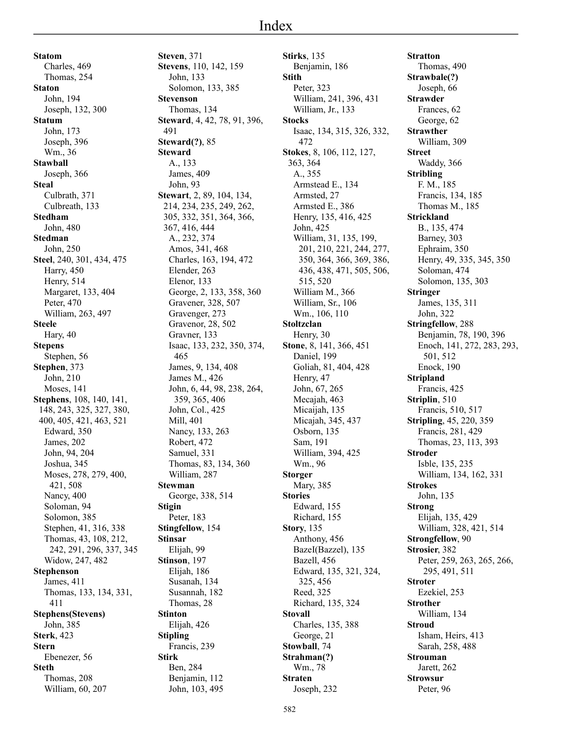# Index

**Statom**
Charles, 469
Thomas, 254
**Staton**
John, 194
Joseph, 132, 300
**Statum**
John, 173
Joseph, 396
Wm., 36
**Stawball**
Joseph, 366
**Steal**
Culbrath, 371
Culbreath, 133
**Stedham**
John, 480
**Stedman**
John, 250
**Steel**, 240, 301, 434, 475
Harry, 450
Henry, 514
Margaret, 133, 404
Peter, 470
William, 263, 497
**Steele**
Hary, 40
**Stepens**
Stephen, 56
**Stephen**, 373
John, 210
Moses, 141
**Stephens**, 108, 140, 141, 148, 243, 325, 327, 380, 400, 405, 421, 463, 521
Edward, 350
James, 202
John, 94, 204
Joshua, 345
Moses, 278, 279, 400, 421, 508
Nancy, 400
Soloman, 94
Solomon, 385
Stephen, 41, 316, 338
Thomas, 43, 108, 212, 242, 291, 296, 337, 345
Widow, 247, 482
**Stephenson**
James, 411
Thomas, 133, 134, 331, 411
**Stephens(Stevens)**
John, 385
**Sterk**, 423
**Stern**
Ebenezer, 56
**Steth**
Thomas, 208
William, 60, 207
**Steven**, 371
**Stevens**, 110, 142, 159
John, 133
Solomon, 133, 385
**Stevenson**
Thomas, 134
**Steward**, 4, 42, 78, 91, 396, 491
**Steward(?)**, 85
**Steward**
A., 133
James, 409
John, 93
**Stewart**, 2, 89, 104, 134, 214, 234, 235, 249, 262, 305, 332, 351, 364, 366, 367, 416, 444
A., 232, 374
Amos, 341, 468
Charles, 163, 194, 472
Elender, 263
Elenor, 133
George, 2, 133, 358, 360
Gravener, 328, 507
Gravenger, 273
Gravenor, 28, 502
Gravner, 133
Isaac, 133, 232, 350, 374, 465
James, 9, 134, 408
James M., 426
John, 6, 44, 98, 238, 264, 359, 365, 406
John, Col., 425
Mill, 401
Nancy, 133, 263
Robert, 472
Samuel, 331
Thomas, 83, 134, 360
William, 287
**Stewman**
George, 338, 514
**Stigin**
Peter, 183
**Stingfellow**, 154
**Stinsar**
Elijah, 99
**Stinson**, 197
Elijah, 186
Susanah, 134
Susannah, 182
Thomas, 28
**Stinton**
Elijah, 426
**Stipling**
Francis, 239
**Stirk**
Ben, 284
Benjamin, 112
John, 103, 495
**Stirks**, 135
Benjamin, 186
**Stith**
Peter, 323
William, 241, 396, 431
William, Jr., 133
**Stocks**
Isaac, 134, 315, 326, 332, 472
**Stokes**, 8, 106, 112, 127, 363, 364
A., 355
Armstead E., 134
Armsted, 27
Armsted E., 386
Henry, 135, 416, 425
John, 425
William, 31, 135, 199, 201, 210, 221, 244, 277, 350, 364, 366, 369, 386, 436, 438, 471, 505, 506, 515, 520
William M., 366
William, Sr., 106
Wm., 106, 110
**Stoltzclan**
Henry, 30
**Stone**, 8, 141, 366, 451
Daniel, 199
Goliah, 81, 404, 428
Henry, 47
John, 67, 265
Mecajah, 463
Micaijah, 135
Micajah, 345, 437
Osborn, 135
Sam, 191
William, 394, 425
Wm., 96
**Storger**
Mary, 385
**Stories**
Edward, 155
Richard, 155
**Story**, 135
Anthony, 456
BazeI(Bazzel), 135
Bazell, 456
Edward, 135, 321, 324, 325, 456
Reed, 325
Richard, 135, 324
**Stovall**
Charles, 135, 388
George, 21
**Stowball**, 74
**Strahman(?)**
Wm., 78
**Straten**
Joseph, 232
**Stratton**
Thomas, 490
**Strawbale(?)**
Joseph, 66
**Strawder**
Frances, 62
George, 62
**Strawther**
William, 309
**Street**
Waddy, 366
**Stribling**
F. M., 185
Francis, 134, 185
Thomas M., 185
**Strickland**
B., 135, 474
Barney, 303
Ephraim, 350
Henry, 49, 335, 345, 350
Soloman, 474
Solomon, 135, 303
**Stringer**
James, 135, 311
John, 322
**Stringfellow**, 288
Benjamin, 78, 190, 396
Enoch, 141, 272, 283, 293, 501, 512
Enock, 190
**Stripland**
Francis, 425
**Striplin**, 510
Francis, 510, 517
**Stripling**, 45, 220, 359
Francis, 281, 429
Thomas, 23, 113, 393
**Stroder**
Isble, 135, 235
William, 134, 162, 331
**Strokes**
John, 135
**Strong**
Elijah, 135, 429
William, 328, 421, 514
**Strongfellow**, 90
**Strosier**, 382
Peter, 259, 263, 265, 266, 295, 491, 511
**Stroter**
Ezekiel, 253
**Strother**
William, 134
**Stroud**
Isham, Heirs, 413
Sarah, 258, 488
**Strouman**
Jarett, 262
**Strowsur**
Peter, 96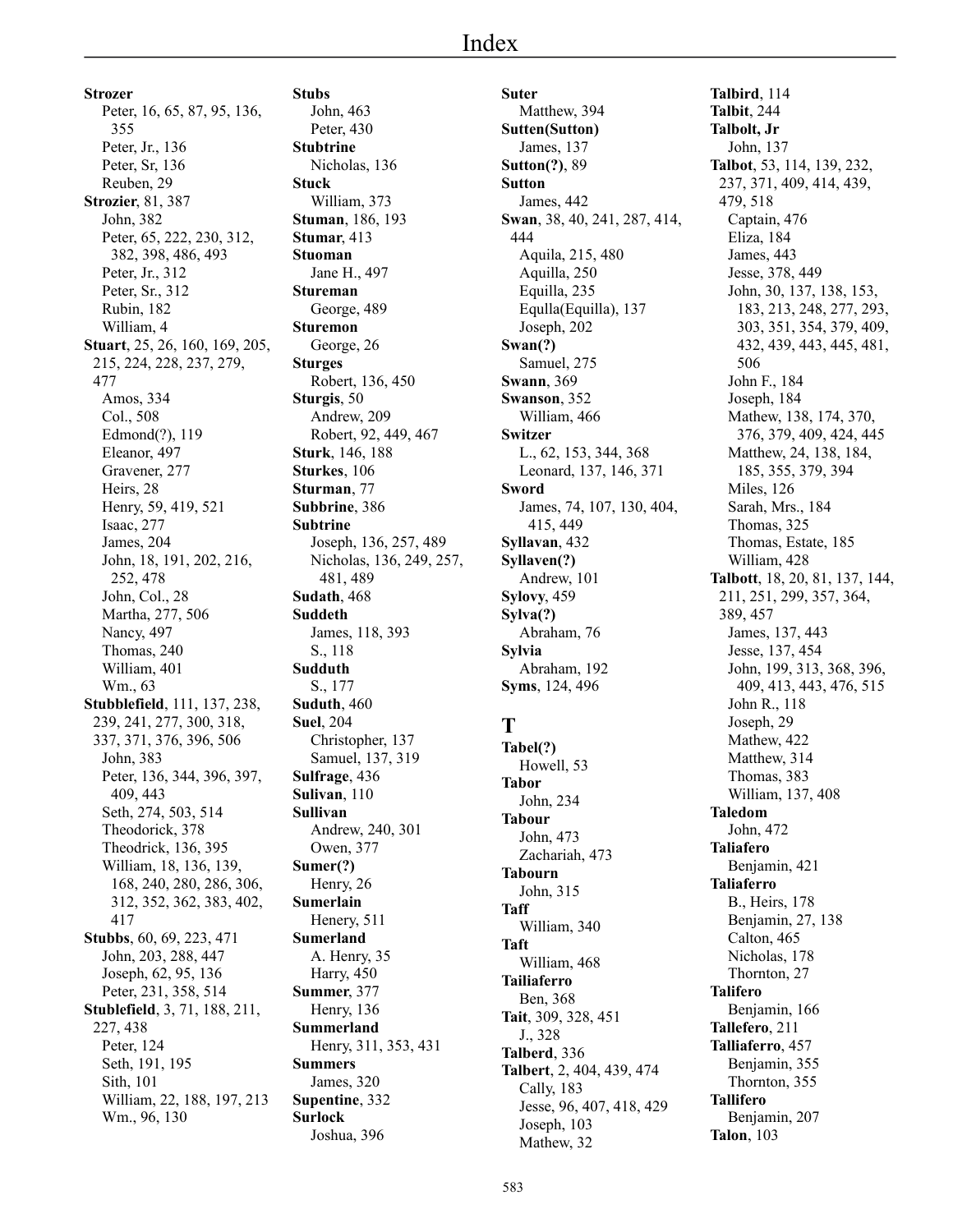# Index

**Strozer**
- Peter, 16, 65, 87, 95, 136, 355
- Peter, Jr., 136
- Peter, Sr, 136
- Reuben, 29

**Strozier**, 81, 387
- John, 382
- Peter, 65, 222, 230, 312, 382, 398, 486, 493
- Peter, Jr., 312
- Peter, Sr., 312
- Rubin, 182
- William, 4

**Stuart**, 25, 26, 160, 169, 205, 215, 224, 228, 237, 279, 477
- Amos, 334
- Col., 508
- Edmond(?), 119
- Eleanor, 497
- Gravener, 277
- Heirs, 28
- Henry, 59, 419, 521
- Isaac, 277
- James, 204
- John, 18, 191, 202, 216, 252, 478
- John, Col., 28
- Martha, 277, 506
- Nancy, 497
- Thomas, 240
- William, 401
- Wm., 63

**Stubblefield**, 111, 137, 238, 239, 241, 277, 300, 318, 337, 371, 376, 396, 506
- John, 383
- Peter, 136, 344, 396, 397, 409, 443
- Seth, 274, 503, 514
- Theodorick, 378
- Theodrick, 136, 395
- William, 18, 136, 139, 168, 240, 280, 286, 306, 312, 352, 362, 383, 402, 417

**Stubbs**, 60, 69, 223, 471
- John, 203, 288, 447
- Joseph, 62, 95, 136
- Peter, 231, 358, 514

**Stublefield**, 3, 71, 188, 211, 227, 438
- Peter, 124
- Seth, 191, 195
- Sith, 101
- William, 22, 188, 197, 213
- Wm., 96, 130

**Stubs**
- John, 463
- Peter, 430

**Stubtrine**
- Nicholas, 136

**Stuck**
- William, 373

**Stuman**, 186, 193

**Stumar**, 413

**Stuoman**
- Jane H., 497

**Stureman**
- George, 489

**Sturemon**
- George, 26

**Sturges**
- Robert, 136, 450

**Sturgis**, 50
- Andrew, 209
- Robert, 92, 449, 467

**Sturk**, 146, 188

**Sturkes**, 106

**Sturman**, 77

**Subbrine**, 386

**Subtrine**
- Joseph, 136, 257, 489
- Nicholas, 136, 249, 257, 481, 489

**Sudath**, 468

**Suddeth**
- James, 118, 393
- S., 118

**Sudduth**
- S., 177

**Suduth**, 460

**Suel**, 204
- Christopher, 137
- Samuel, 137, 319

**Sulfrage**, 436

**Sulivan**, 110

**Sullivan**
- Andrew, 240, 301
- Owen, 377

**Sumer(?)**
- Henry, 26

**Sumerlain**
- Henery, 511

**Sumerland**
- A. Henry, 35
- Harry, 450

**Summer**, 377
- Henry, 136

**Summerland**
- Henry, 311, 353, 431

**Summers**
- James, 320

**Supentine**, 332

**Surlock**
- Joshua, 396

**Suter**
- Matthew, 394

**Sutten(Sutton)**
- James, 137

**Sutton(?)**, 89

**Sutton**
- James, 442

**Swan**, 38, 40, 241, 287, 414, 444
- Aquila, 215, 480
- Aquilla, 250
- Equilla, 235
- Equlla(Equilla), 137
- Joseph, 202

**Swan(?)**
- Samuel, 275

**Swann**, 369

**Swanson**, 352
- William, 466

**Switzer**
- L., 62, 153, 344, 368
- Leonard, 137, 146, 371

**Sword**
- James, 74, 107, 130, 404, 415, 449

**Syllavan**, 432

**Syllaven(?)**
- Andrew, 101

**Sylovy**, 459

**Sylva(?)**
- Abraham, 76

**Sylvia**
- Abraham, 192

**Syms**, 124, 496

## T

**Tabel(?)**
- Howell, 53

**Tabor**
- John, 234

**Tabour**
- John, 473
- Zachariah, 473

**Tabourn**
- John, 315

**Taff**
- William, 340

**Taft**
- William, 468

**Tailiaferro**
- Ben, 368

**Tait**, 309, 328, 451
- J., 328

**Talberd**, 336

**Talbert**, 2, 404, 439, 474
- Cally, 183
- Jesse, 96, 407, 418, 429
- Joseph, 103
- Mathew, 32

**Talbird**, 114

**Talbit**, 244

**Talbolt, Jr**
- John, 137

**Talbot**, 53, 114, 139, 232, 237, 371, 409, 414, 439, 479, 518
- Captain, 476
- Eliza, 184
- James, 443
- Jesse, 378, 449
- John, 30, 137, 138, 153, 183, 213, 248, 277, 293, 303, 351, 354, 379, 409, 432, 439, 443, 445, 481, 506
- John F., 184
- Joseph, 184
- Mathew, 138, 174, 370, 376, 379, 409, 424, 445
- Matthew, 24, 138, 184, 185, 355, 379, 394
- Miles, 126
- Sarah, Mrs., 184
- Thomas, 325
- Thomas, Estate, 185
- William, 428

**Talbott**, 18, 20, 81, 137, 144, 211, 251, 299, 357, 364, 389, 457
- James, 137, 443
- Jesse, 137, 454
- John, 199, 313, 368, 396, 409, 413, 443, 476, 515
- John R., 118
- Joseph, 29
- Mathew, 422
- Matthew, 314
- Thomas, 383
- William, 137, 408

**Taledom**
- John, 472

**Taliafero**
- Benjamin, 421

**Taliaferro**
- B., Heirs, 178
- Benjamin, 27, 138
- Calton, 465
- Nicholas, 178
- Thornton, 27

**Talifero**
- Benjamin, 166

**Tallefero**, 211

**Talliaferro**, 457
- Benjamin, 355
- Thornton, 355

**Tallifero**
- Benjamin, 207

**Talon**, 103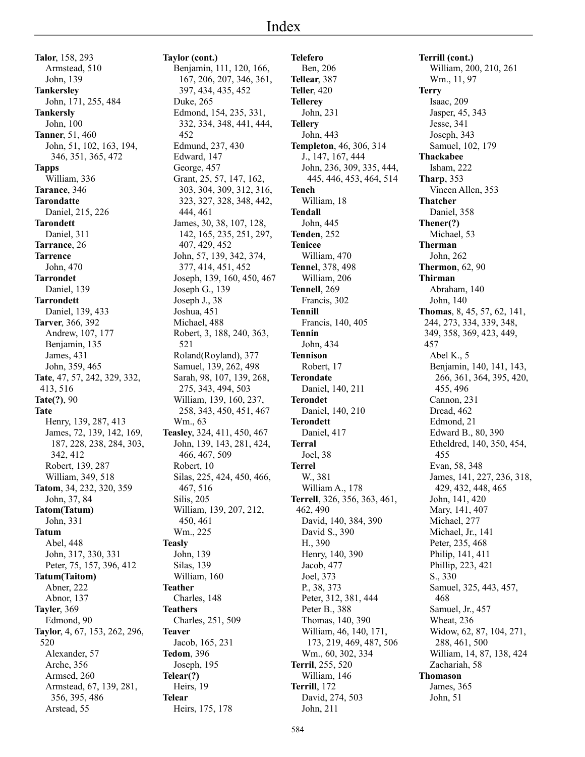# Index

**Talor**, 158, 293
- Armstead, 510
- John, 139

**Tankersley**
- John, 171, 255, 484

**Tankersly**
- John, 100

**Tanner**, 51, 460
- John, 51, 102, 163, 194, 346, 351, 365, 472

**Tapps**
- William, 336

**Tarance**, 346

**Tarondatte**
- Daniel, 215, 226

**Tarondett**
- Daniel, 311

**Tarrance**, 26

**Tarrence**
- John, 470

**Tarrondet**
- Daniel, 139

**Tarrondett**
- Daniel, 139, 433

**Tarver**, 366, 392
- Andrew, 107, 177
- Benjamin, 135
- James, 431
- John, 359, 465

**Tate**, 47, 57, 242, 329, 332, 413, 516

**Tate(?)**, 90

**Tate**
- Henry, 139, 287, 413
- James, 72, 139, 142, 169, 187, 228, 238, 284, 303, 342, 412
- Robert, 139, 287
- William, 349, 518

**Tatom**, 34, 232, 320, 359
- John, 37, 84

**Tatom(Tatum)**
- John, 331

**Tatum**
- Abel, 448
- John, 317, 330, 331
- Peter, 75, 157, 396, 412

**Tatum(Taitom)**
- Abner, 222
- Abnor, 137

**Tayler**, 369
- Edmond, 90

**Taylor**, 4, 67, 153, 262, 296, 520
- Alexander, 57
- Arche, 356
- Armsed, 260
- Armstead, 67, 139, 281, 356, 395, 486
- Arstead, 55

**Taylor (cont.)**
- Benjamin, 111, 120, 166, 167, 206, 207, 346, 361, 397, 434, 435, 452
- Duke, 265
- Edmond, 154, 235, 331, 332, 334, 348, 441, 444, 452
- Edmund, 237, 430
- Edward, 147
- George, 457
- Grant, 25, 57, 147, 162, 303, 304, 309, 312, 316, 323, 327, 328, 348, 442, 444, 461
- James, 30, 38, 107, 128, 142, 165, 235, 251, 297, 407, 429, 452
- John, 57, 139, 342, 374, 377, 414, 451, 452
- Joseph, 139, 160, 450, 467
- Joseph G., 139
- Joseph J., 38
- Joshua, 451
- Michael, 488
- Robert, 3, 188, 240, 363, 521
- Roland(Royland), 377
- Samuel, 139, 262, 498
- Sarah, 98, 107, 139, 268, 275, 343, 494, 503
- William, 139, 160, 237, 258, 343, 450, 451, 467
- Wm., 63

**Teasley**, 324, 411, 450, 467
- John, 139, 143, 281, 424, 466, 467, 509
- Robert, 10
- Silas, 225, 424, 450, 466, 467, 516
- Silis, 205
- William, 139, 207, 212, 450, 461
- Wm., 225

**Teasly**
- John, 139
- Silas, 139
- William, 160

**Teather**
- Charles, 148

**Teathers**
- Charles, 251, 509

**Teaver**
- Jacob, 165, 231

**Tedom**, 396
- Joseph, 195

**Telear(?)**
- Heirs, 19

**Telear**
- Heirs, 175, 178

**Telefero**
- Ben, 206

**Tellear**, 387

**Teller**, 420

**Tellerey**
- John, 231

**Tellery**
- John, 443

**Templeton**, 46, 306, 314
- J., 147, 167, 444
- John, 236, 309, 335, 444, 445, 446, 453, 464, 514

**Tench**
- William, 18

**Tendall**
- John, 445

**Tenden**, 252

**Tenicee**
- William, 470

**Tennel**, 378, 498
- William, 206

**Tennell**, 269
- Francis, 302

**Tennill**
- Francis, 140, 405

**Tennin**
- John, 434

**Tennison**
- Robert, 17

**Terondate**
- Daniel, 140, 211

**Terondet**
- Daniel, 140, 210

**Terondett**
- Daniel, 417

**Terral**
- Joel, 38

**Terrel**
- W., 381
- William A., 178

**Terrell**, 326, 356, 363, 461, 462, 490
- David, 140, 384, 390
- David S., 390
- H., 390
- Henry, 140, 390
- Jacob, 477
- Joel, 373
- P., 38, 373
- Peter, 312, 381, 444
- Peter B., 388
- Thomas, 140, 390
- William, 46, 140, 171, 173, 219, 469, 487, 506
- Wm., 60, 302, 334

**Terril**, 255, 520
- William, 146

**Terrill**, 172
- David, 274, 503
- John, 211

**Terrill (cont.)**
- William, 200, 210, 261
- Wm., 11, 97

**Terry**
- Isaac, 209
- Jasper, 45, 343
- Jesse, 341
- Joseph, 343
- Samuel, 102, 179

**Thackabee**
- Isham, 222

**Tharp**, 353
- Vincen Allen, 353

**Thatcher**
- Daniel, 358

**Thener(?)**
- Michael, 53

**Therman**
- John, 262

**Thermon**, 62, 90

**Thirman**
- Abraham, 140
- John, 140

**Thomas**, 8, 45, 57, 62, 141, 244, 273, 334, 339, 348, 349, 358, 369, 423, 449, 457
- Abel K., 5
- Benjamin, 140, 141, 143, 266, 361, 364, 395, 420, 455, 496
- Cannon, 231
- Dread, 462
- Edmond, 21
- Edward B., 80, 390
- Etheldred, 140, 350, 454, 455
- Evan, 58, 348
- James, 141, 227, 236, 318, 429, 432, 448, 465
- John, 141, 420
- Mary, 141, 407
- Michael, 277
- Michael, Jr., 141
- Peter, 235, 468
- Philip, 141, 411
- Phillip, 223, 421
- S., 330
- Samuel, 325, 443, 457, 468
- Samuel, Jr., 457
- Wheat, 236
- Widow, 62, 87, 104, 271, 288, 461, 500
- William, 14, 87, 138, 424
- Zachariah, 58

**Thomason**
- James, 365
- John, 51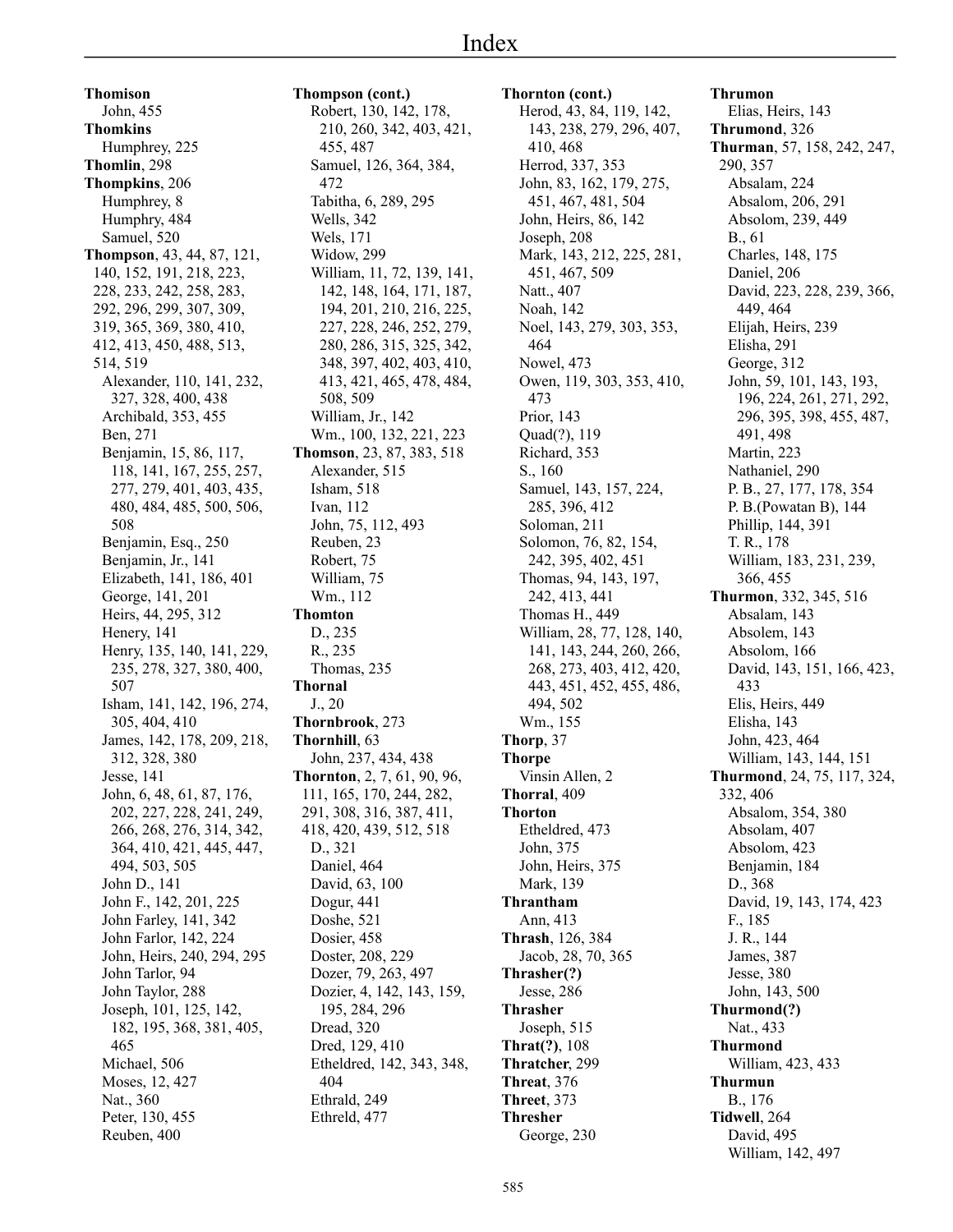# Index

**Thomison**
- John, 455

**Thomkins**
- Humphrey, 225

**Thomlin**, 298

**Thompkins**, 206
- Humphrey, 8
- Humphry, 484
- Samuel, 520

**Thompson**, 43, 44, 87, 121, 140, 152, 191, 218, 223, 228, 233, 242, 258, 283, 292, 296, 299, 307, 309, 319, 365, 369, 380, 410, 412, 413, 450, 488, 513, 514, 519
- Alexander, 110, 141, 232, 327, 328, 400, 438
- Archibald, 353, 455
- Ben, 271
- Benjamin, 15, 86, 117, 118, 141, 167, 255, 257, 277, 279, 401, 403, 435, 480, 484, 485, 500, 506, 508
- Benjamin, Esq., 250
- Benjamin, Jr., 141
- Elizabeth, 141, 186, 401
- George, 141, 201
- Heirs, 44, 295, 312
- Henery, 141
- Henry, 135, 140, 141, 229, 235, 278, 327, 380, 400, 507
- Isham, 141, 142, 196, 274, 305, 404, 410
- James, 142, 178, 209, 218, 312, 328, 380
- Jesse, 141
- John, 6, 48, 61, 87, 176, 202, 227, 228, 241, 249, 266, 268, 276, 314, 342, 364, 410, 421, 445, 447, 494, 503, 505
- John D., 141
- John F., 142, 201, 225
- John Farley, 141, 342
- John Farlor, 142, 224
- John, Heirs, 240, 294, 295
- John Tarlor, 94
- John Taylor, 288
- Joseph, 101, 125, 142, 182, 195, 368, 381, 405, 465
- Michael, 506
- Moses, 12, 427
- Nat., 360
- Peter, 130, 455
- Reuben, 400

**Thompson (cont.)**
- Robert, 130, 142, 178, 210, 260, 342, 403, 421, 455, 487
- Samuel, 126, 364, 384, 472
- Tabitha, 6, 289, 295
- Wells, 342
- Wels, 171
- Widow, 299
- William, 11, 72, 139, 141, 142, 148, 164, 171, 187, 194, 201, 210, 216, 225, 227, 228, 246, 252, 279, 280, 286, 315, 325, 342, 348, 397, 402, 403, 410, 413, 421, 465, 478, 484, 508, 509
- William, Jr., 142
- Wm., 100, 132, 221, 223

**Thomson**, 23, 87, 383, 518
- Alexander, 515
- Isham, 518
- Ivan, 112
- John, 75, 112, 493
- Reuben, 23
- Robert, 75
- William, 75
- Wm., 112

**Thomton**
- D., 235
- R., 235
- Thomas, 235

**Thornal**
- J., 20

**Thornbrook**, 273

**Thornhill**, 63
- John, 237, 434, 438

**Thornton**, 2, 7, 61, 90, 96, 111, 165, 170, 244, 282, 291, 308, 316, 387, 411, 418, 420, 439, 512, 518
- D., 321
- Daniel, 464
- David, 63, 100
- Dogur, 441
- Doshe, 521
- Dosier, 458
- Doster, 208, 229
- Dozer, 79, 263, 497
- Dozier, 4, 142, 143, 159, 195, 284, 296
- Dread, 320
- Dred, 129, 410
- Etheldred, 142, 343, 348, 404
- Ethrald, 249
- Ethreld, 477

**Thornton (cont.)**
- Herod, 43, 84, 119, 142, 143, 238, 279, 296, 407, 410, 468
- Herrod, 337, 353
- John, 83, 162, 179, 275, 451, 467, 481, 504
- John, Heirs, 86, 142
- Joseph, 208
- Mark, 143, 212, 225, 281, 451, 467, 509
- Natt., 407
- Noah, 142
- Noel, 143, 279, 303, 353, 464
- Nowel, 473
- Owen, 119, 303, 353, 410, 473
- Prior, 143
- Quad(?), 119
- Richard, 353
- S., 160
- Samuel, 143, 157, 224, 285, 396, 412
- Soloman, 211
- Solomon, 76, 82, 154, 242, 395, 402, 451
- Thomas, 94, 143, 197, 242, 413, 441
- Thomas H., 449
- William, 28, 77, 128, 140, 141, 143, 244, 260, 266, 268, 273, 403, 412, 420, 443, 451, 452, 455, 486, 494, 502
- Wm., 155

**Thorp**, 37

**Thorpe**
- Vinsin Allen, 2

**Thorral**, 409

**Thorton**
- Etheldred, 473
- John, 375
- John, Heirs, 375
- Mark, 139

**Thrantham**
- Ann, 413

**Thrash**, 126, 384
- Jacob, 28, 70, 365

**Thrasher(?)**
- Jesse, 286

**Thrasher**
- Joseph, 515

**Thrat(?)**, 108

**Thratcher**, 299

**Threat**, 376

**Threet**, 373

**Thresher**
- George, 230

**Thrumon**
- Elias, Heirs, 143

**Thrumond**, 326

**Thurman**, 57, 158, 242, 247, 290, 357
- Absalam, 224
- Absalom, 206, 291
- Absolom, 239, 449
- B., 61
- Charles, 148, 175
- Daniel, 206
- David, 223, 228, 239, 366, 449, 464
- Elijah, Heirs, 239
- Elisha, 291
- George, 312
- John, 59, 101, 143, 193, 196, 224, 261, 271, 292, 296, 395, 398, 455, 487, 491, 498
- Martin, 223
- Nathaniel, 290
- P. B., 27, 177, 178, 354
- P. B.(Powatan B), 144
- Phillip, 144, 391
- T. R., 178
- William, 183, 231, 239, 366, 455

**Thurmon**, 332, 345, 516
- Absalam, 143
- Absolem, 143
- Absolom, 166
- David, 143, 151, 166, 423, 433
- Elis, Heirs, 449
- Elisha, 143
- John, 423, 464
- William, 143, 144, 151

**Thurmond**, 24, 75, 117, 324, 332, 406
- Absalom, 354, 380
- Absolam, 407
- Absolom, 423
- Benjamin, 184
- D., 368
- David, 19, 143, 174, 423
- F., 185
- J. R., 144
- James, 387
- Jesse, 380
- John, 143, 500

**Thurmond(?)**
- Nat., 433

**Thurmond**
- William, 423, 433

**Thurmun**
- B., 176

**Tidwell**, 264
- David, 495
- William, 142, 497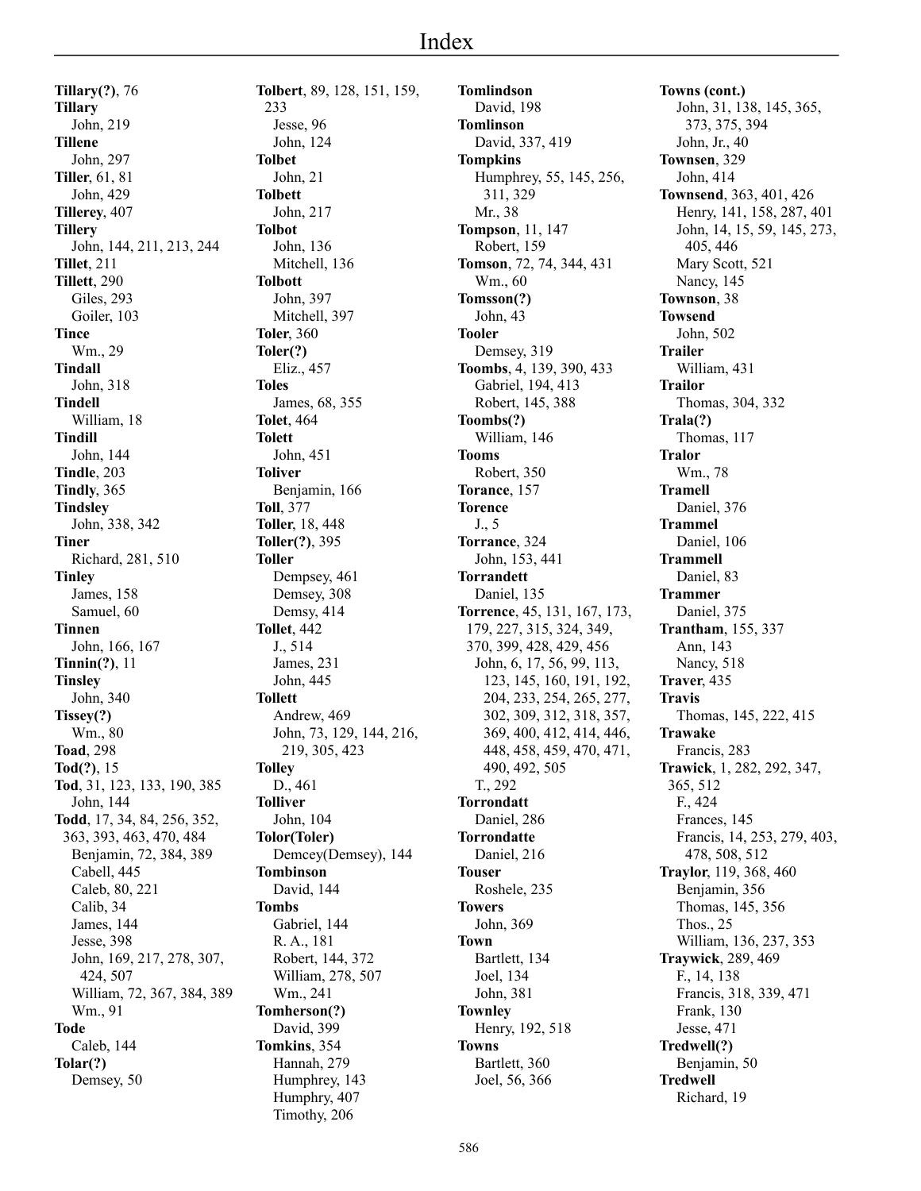# Index

**Tillary(?)**, 76
**Tillary**
John, 219
**Tillene**
John, 297
**Tiller**, 61, 81
John, 429
**Tillerey**, 407
**Tillery**
John, 144, 211, 213, 244
**Tillet**, 211
**Tillett**, 290
Giles, 293
Goiler, 103
**Tince**
Wm., 29
**Tindall**
John, 318
**Tindell**
William, 18
**Tindill**
John, 144
**Tindle**, 203
**Tindly**, 365
**Tindsley**
John, 338, 342
**Tiner**
Richard, 281, 510
**Tinley**
James, 158
Samuel, 60
**Tinnen**
John, 166, 167
**Tinnin(?)**, 11
**Tinsley**
John, 340
**Tissey(?)**
Wm., 80
**Toad**, 298
**Tod(?)**, 15
**Tod**, 31, 123, 133, 190, 385
John, 144
**Todd**, 17, 34, 84, 256, 352, 363, 393, 463, 470, 484
Benjamin, 72, 384, 389
Cabell, 445
Caleb, 80, 221
Calib, 34
James, 144
Jesse, 398
John, 169, 217, 278, 307, 424, 507
William, 72, 367, 384, 389
Wm., 91
**Tode**
Caleb, 144
**Tolar(?)**
Demsey, 50

**Tolbert**, 89, 128, 151, 159, 233
Jesse, 96
John, 124
**Tolbet**
John, 21
**Tolbett**
John, 217
**Tolbot**
John, 136
Mitchell, 136
**Tolbott**
John, 397
Mitchell, 397
**Toler**, 360
**Toler(?)**
Eliz., 457
**Toles**
James, 68, 355
**Tolet**, 464
**Tolett**
John, 451
**Toliver**
Benjamin, 166
**Toll**, 377
**Toller**, 18, 448
**Toller(?)**, 395
**Toller**
Dempsey, 461
Demsey, 308
Demsy, 414
**Tollet**, 442
J., 514
James, 231
John, 445
**Tollett**
Andrew, 469
John, 73, 129, 144, 216, 219, 305, 423
**Tolley**
D., 461
**Tolliver**
John, 104
**Tolor(Toler)**
Demcey(Demsey), 144
**Tombinson**
David, 144
**Tombs**
Gabriel, 144
R. A., 181
Robert, 144, 372
William, 278, 507
Wm., 241
**Tomherson(?)**
David, 399
**Tomkins**, 354
Hannah, 279
Humphrey, 143
Humphry, 407
Timothy, 206

**Tomlindson**
David, 198
**Tomlinson**
David, 337, 419
**Tompkins**
Humphrey, 55, 145, 256, 311, 329
Mr., 38
**Tompson**, 11, 147
Robert, 159
**Tomson**, 72, 74, 344, 431
Wm., 60
**Tomsson(?)**
John, 43
**Tooler**
Demsey, 319
**Toombs**, 4, 139, 390, 433
Gabriel, 194, 413
Robert, 145, 388
**Toombs(?)**
William, 146
**Tooms**
Robert, 350
**Torance**, 157
**Torence**
J., 5
**Torrance**, 324
John, 153, 441
**Torrandett**
Daniel, 135
**Torrence**, 45, 131, 167, 173, 179, 227, 315, 324, 349, 370, 399, 428, 429, 456
John, 6, 17, 56, 99, 113, 123, 145, 160, 191, 192, 204, 233, 254, 265, 277, 302, 309, 312, 318, 357, 369, 400, 412, 414, 446, 448, 458, 459, 470, 471, 490, 492, 505
T., 292
**Torrondatt**
Daniel, 286
**Torrondatte**
Daniel, 216
**Touser**
Roshele, 235
**Towers**
John, 369
**Town**
Bartlett, 134
Joel, 134
John, 381
**Townley**
Henry, 192, 518
**Towns**
Bartlett, 360
Joel, 56, 366

**Towns (cont.)**
John, 31, 138, 145, 365, 373, 375, 394
John, Jr., 40
**Townsen**, 329
John, 414
**Townsend**, 363, 401, 426
Henry, 141, 158, 287, 401
John, 14, 15, 59, 145, 273, 405, 446
Mary Scott, 521
Nancy, 145
**Townson**, 38
**Towsend**
John, 502
**Trailer**
William, 431
**Trailor**
Thomas, 304, 332
**Trala(?)**
Thomas, 117
**Tralor**
Wm., 78
**Tramell**
Daniel, 376
**Trammel**
Daniel, 106
**Trammell**
Daniel, 83
**Trammer**
Daniel, 375
**Trantham**, 155, 337
Ann, 143
Nancy, 518
**Traver**, 435
**Travis**
Thomas, 145, 222, 415
**Trawake**
Francis, 283
**Trawick**, 1, 282, 292, 347, 365, 512
F., 424
Frances, 145
Francis, 14, 253, 279, 403, 478, 508, 512
**Traylor**, 119, 368, 460
Benjamin, 356
Thomas, 145, 356
Thos., 25
William, 136, 237, 353
**Traywick**, 289, 469
F., 14, 138
Francis, 318, 339, 471
Frank, 130
Jesse, 471
**Tredwell(?)**
Benjamin, 50
**Tredwell**
Richard, 19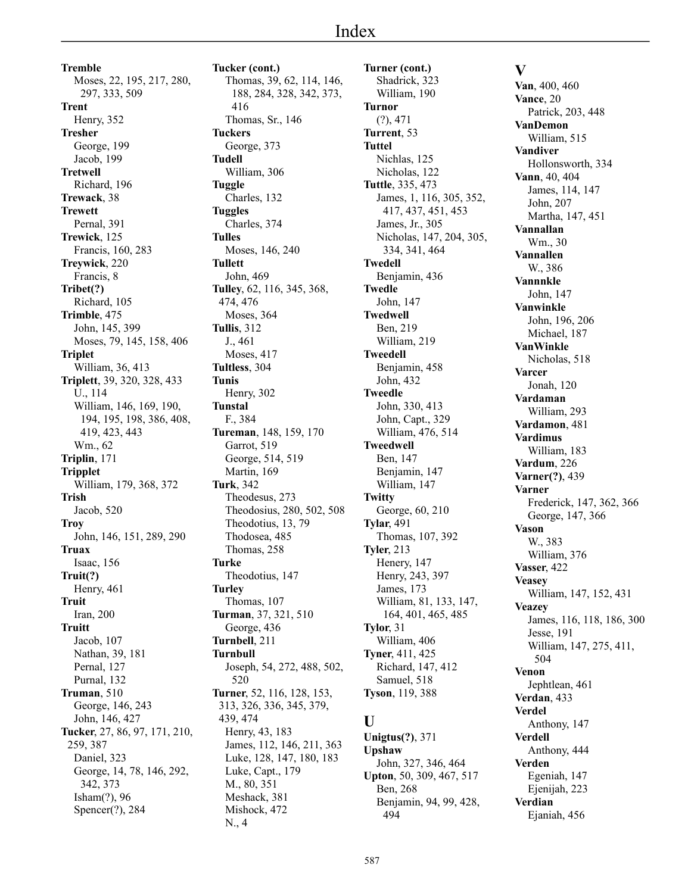# Index

**Tremble**
- Moses, 22, 195, 217, 280, 297, 333, 509

**Trent**
- Henry, 352

**Tresher**
- George, 199
- Jacob, 199

**Tretwell**
- Richard, 196

**Trewack**, 38

**Trewett**
- Pernal, 391

**Trewick**, 125
- Francis, 160, 283

**Treywick**, 220
- Francis, 8

**Tribet(?)**
- Richard, 105

**Trimble**, 475
- John, 145, 399
- Moses, 79, 145, 158, 406

**Triplet**
- William, 36, 413

**Triplett**, 39, 320, 328, 433
- U., 114
- William, 146, 169, 190, 194, 195, 198, 386, 408, 419, 423, 443
- Wm., 62

**Triplin**, 171

**Tripplet**
- William, 179, 368, 372

**Trish**
- Jacob, 520

**Troy**
- John, 146, 151, 289, 290

**Truax**
- Isaac, 156

**Truit(?)**
- Henry, 461

**Truit**
- Iran, 200

**Truitt**
- Jacob, 107
- Nathan, 39, 181
- Pernal, 127
- Purnal, 132

**Truman**, 510
- George, 146, 243
- John, 146, 427

**Tucker**, 27, 86, 97, 171, 210, 259, 387
- Daniel, 323
- George, 14, 78, 146, 292, 342, 373
- Isham(?), 96
- Spencer(?), 284

**Tucker (cont.)**
- Thomas, 39, 62, 114, 146, 188, 284, 328, 342, 373, 416
- Thomas, Sr., 146

**Tuckers**
- George, 373

**Tudell**
- William, 306

**Tuggle**
- Charles, 132

**Tuggles**
- Charles, 374

**Tulles**
- Moses, 146, 240

**Tullett**
- John, 469

**Tulley**, 62, 116, 345, 368, 474, 476
- Moses, 364

**Tullis**, 312
- J., 461
- Moses, 417

**Tultless**, 304

**Tunis**
- Henry, 302

**Tunstal**
- F., 384

**Tureman**, 148, 159, 170
- Garrot, 519
- George, 514, 519
- Martin, 169

**Turk**, 342
- Theodesus, 273
- Theodosius, 280, 502, 508
- Theodotius, 13, 79
- Thodosea, 485
- Thomas, 258

**Turke**
- Theodotius, 147

**Turley**
- Thomas, 107

**Turman**, 37, 321, 510
- George, 436

**Turnbell**, 211

**Turnbull**
- Joseph, 54, 272, 488, 502, 520

**Turner**, 52, 116, 128, 153, 313, 326, 336, 345, 379, 439, 474
- Henry, 43, 183
- James, 112, 146, 211, 363
- Luke, 128, 147, 180, 183
- Luke, Capt., 179
- M., 80, 351
- Meshack, 381
- Mishock, 472
- N., 4

**Turner (cont.)**
- Shadrick, 323
- William, 190

**Turnor**
- (?), 471

**Turrent**, 53

**Tuttel**
- Nichlas, 125
- Nicholas, 122

**Tuttle**, 335, 473
- James, 1, 116, 305, 352, 417, 437, 451, 453
- James, Jr., 305
- Nicholas, 147, 204, 305, 334, 341, 464

**Twedell**
- Benjamin, 436

**Twedle**
- John, 147

**Twedwell**
- Ben, 219
- William, 219

**Tweedell**
- Benjamin, 458
- John, 432

**Tweedle**
- John, 330, 413
- John, Capt., 329
- William, 476, 514

**Tweedwell**
- Ben, 147
- Benjamin, 147
- William, 147

**Twitty**
- George, 60, 210

**Tylar**, 491
- Thomas, 107, 392

**Tyler**, 213
- Henery, 147
- Henry, 243, 397
- James, 173
- William, 81, 133, 147, 164, 401, 465, 485

**Tylor**, 31
- William, 406

**Tyner**, 411, 425
- Richard, 147, 412
- Samuel, 518

**Tyson**, 119, 388

## U

**Unigtus(?)**, 371

**Upshaw**
- John, 327, 346, 464

**Upton**, 50, 309, 467, 517
- Ben, 268
- Benjamin, 94, 99, 428, 494

## V

**Van**, 400, 460

**Vance**, 20
- Patrick, 203, 448

**VanDemon**
- William, 515

**Vandiver**
- Hollonsworth, 334

**Vann**, 40, 404
- James, 114, 147
- John, 207
- Martha, 147, 451

**Vannallan**
- Wm., 30

**Vannallen**
- W., 386

**Vannnkle**
- John, 147

**Vanwinkle**
- John, 196, 206
- Michael, 187

**VanWinkle**
- Nicholas, 518

**Varcer**
- Jonah, 120

**Vardaman**
- William, 293

**Vardamon**, 481

**Vardimus**
- William, 183

**Vardum**, 226

**Varner(?)**, 439

**Varner**
- Frederick, 147, 362, 366
- George, 147, 366

**Vason**
- W., 383
- William, 376

**Vasser**, 422

**Veasey**
- William, 147, 152, 431

**Veazey**
- James, 116, 118, 186, 300
- Jesse, 191
- William, 147, 275, 411, 504

**Venon**
- Jephtlean, 461

**Verdan**, 433

**Verdel**
- Anthony, 147

**Verdell**
- Anthony, 444

**Verden**
- Egeniah, 147
- Ejenijah, 223

**Verdian**
- Ejaniah, 456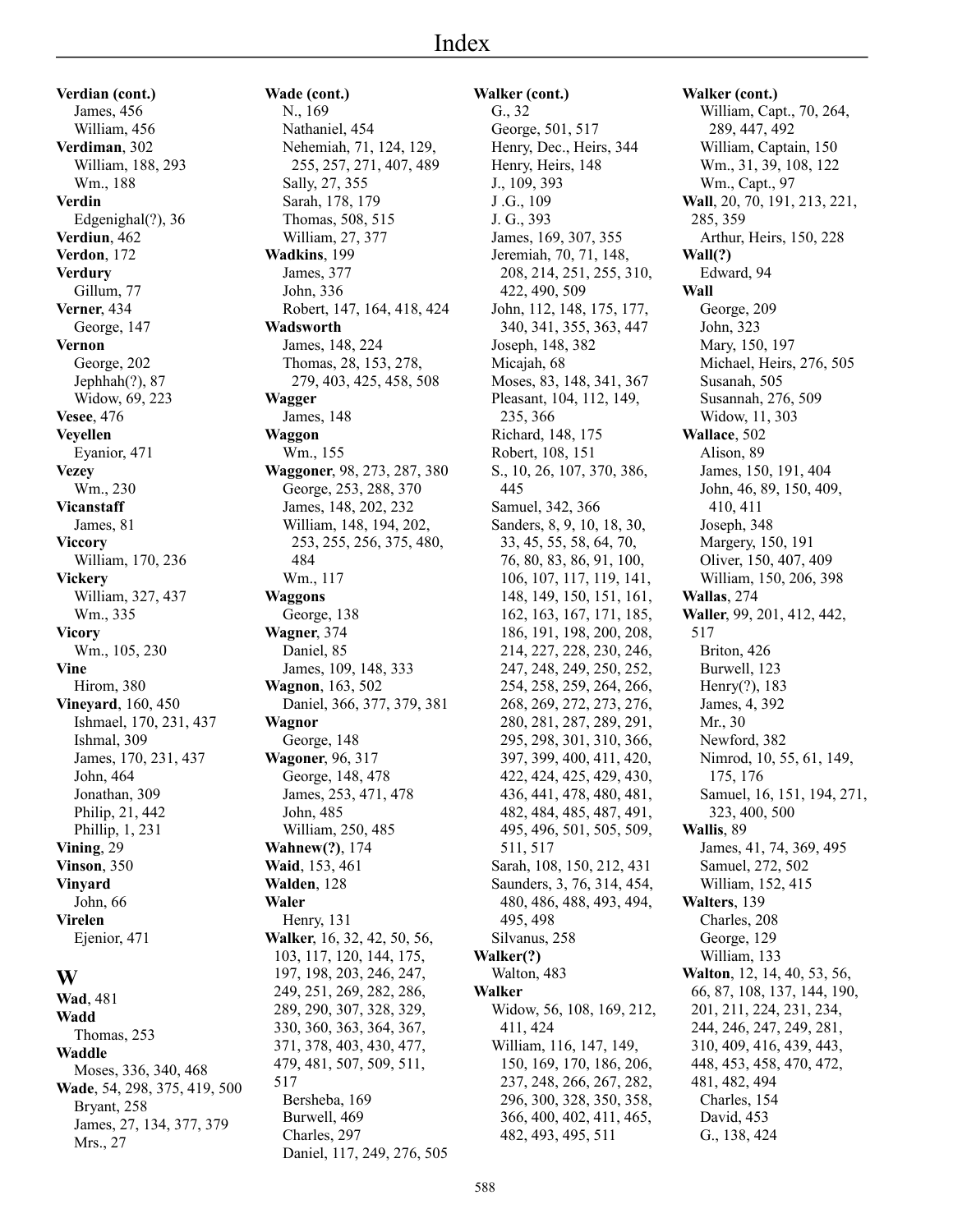# Index

**Verdian (cont.)**
James, 456
William, 456
**Verdiman**, 302
William, 188, 293
Wm., 188
**Verdin**
Edgenighal(?), 36
**Verdiun**, 462
**Verdon**, 172
**Verdury**
Gillum, 77
**Verner**, 434
George, 147
**Vernon**
George, 202
Jephhah(?), 87
Widow, 69, 223
**Vesee**, 476
**Veyellen**
Eyanior, 471
**Vezey**
Wm., 230
**Vicanstaff**
James, 81
**Viccory**
William, 170, 236
**Vickery**
William, 327, 437
Wm., 335
**Vicory**
Wm., 105, 230
**Vine**
Hirom, 380
**Vineyard**, 160, 450
Ishmael, 170, 231, 437
Ishmal, 309
James, 170, 231, 437
John, 464
Jonathan, 309
Philip, 21, 442
Phillip, 1, 231
**Vining**, 29
**Vinson**, 350
**Vinyard**
John, 66
**Virelen**
Ejenior, 471

## W

**Wad**, 481
**Wadd**
Thomas, 253
**Waddle**
Moses, 336, 340, 468
**Wade**, 54, 298, 375, 419, 500
Bryant, 258
James, 27, 134, 377, 379
Mrs., 27

**Wade (cont.)**
N., 169
Nathaniel, 454
Nehemiah, 71, 124, 129, 255, 257, 271, 407, 489
Sally, 27, 355
Sarah, 178, 179
Thomas, 508, 515
William, 27, 377
**Wadkins**, 199
James, 377
John, 336
Robert, 147, 164, 418, 424
**Wadsworth**
James, 148, 224
Thomas, 28, 153, 278, 279, 403, 425, 458, 508
**Wagger**
James, 148
**Waggon**
Wm., 155
**Waggoner**, 98, 273, 287, 380
George, 253, 288, 370
James, 148, 202, 232
William, 148, 194, 202, 253, 255, 256, 375, 480, 484
Wm., 117
**Waggons**
George, 138
**Wagner**, 374
Daniel, 85
James, 109, 148, 333
**Wagnon**, 163, 502
Daniel, 366, 377, 379, 381
**Wagnor**
George, 148
**Wagoner**, 96, 317
George, 148, 478
James, 253, 471, 478
John, 485
William, 250, 485
**Wahnew(?)**, 174
**Waid**, 153, 461
**Walden**, 128
**Waler**
Henry, 131
**Walker**, 16, 32, 42, 50, 56, 103, 117, 120, 144, 175, 197, 198, 203, 246, 247, 249, 251, 269, 282, 286, 289, 290, 307, 328, 329, 330, 360, 363, 364, 367, 371, 378, 403, 430, 477, 479, 481, 507, 509, 511, 517
Bersheba, 169
Burwell, 469
Charles, 297
Daniel, 117, 249, 276, 505

**Walker (cont.)**
G., 32
George, 501, 517
Henry, Dec., Heirs, 344
Henry, Heirs, 148
J., 109, 393
J .G., 109
J. G., 393
James, 169, 307, 355
Jeremiah, 70, 71, 148, 208, 214, 251, 255, 310, 422, 490, 509
John, 112, 148, 175, 177, 340, 341, 355, 363, 447
Joseph, 148, 382
Micajah, 68
Moses, 83, 148, 341, 367
Pleasant, 104, 112, 149, 235, 366
Richard, 148, 175
Robert, 108, 151
S., 10, 26, 107, 370, 386, 445
Samuel, 342, 366
Sanders, 8, 9, 10, 18, 30, 33, 45, 55, 58, 64, 70, 76, 80, 83, 86, 91, 100, 106, 107, 117, 119, 141, 148, 149, 150, 151, 161, 162, 163, 167, 171, 185, 186, 191, 198, 200, 208, 214, 227, 228, 230, 246, 247, 248, 249, 250, 252, 254, 258, 259, 264, 266, 268, 269, 272, 273, 276, 280, 281, 287, 289, 291, 295, 298, 301, 310, 366, 397, 399, 400, 411, 420, 422, 424, 425, 429, 430, 436, 441, 478, 480, 481, 482, 484, 485, 487, 491, 495, 496, 501, 505, 509, 511, 517
Sarah, 108, 150, 212, 431
Saunders, 3, 76, 314, 454, 480, 486, 488, 493, 494, 495, 498
Silvanus, 258
**Walker(?)**
Walton, 483
**Walker**
Widow, 56, 108, 169, 212, 411, 424
William, 116, 147, 149, 150, 169, 170, 186, 206, 237, 248, 266, 267, 282, 296, 300, 328, 350, 358, 366, 400, 402, 411, 465, 482, 493, 495, 511

**Walker (cont.)**
William, Capt., 70, 264, 289, 447, 492
William, Captain, 150
Wm., 31, 39, 108, 122
Wm., Capt., 97
**Wall**, 20, 70, 191, 213, 221, 285, 359
Arthur, Heirs, 150, 228
**Wall(?)**
Edward, 94
**Wall**
George, 209
John, 323
Mary, 150, 197
Michael, Heirs, 276, 505
Susanah, 505
Susannah, 276, 509
Widow, 11, 303
**Wallace**, 502
Alison, 89
James, 150, 191, 404
John, 46, 89, 150, 409, 410, 411
Joseph, 348
Margery, 150, 191
Oliver, 150, 407, 409
William, 150, 206, 398
**Wallas**, 274
**Waller**, 99, 201, 412, 442, 517
Briton, 426
Burwell, 123
Henry(?), 183
James, 4, 392
Mr., 30
Newford, 382
Nimrod, 10, 55, 61, 149, 175, 176
Samuel, 16, 151, 194, 271, 323, 400, 500
**Wallis**, 89
James, 41, 74, 369, 495
Samuel, 272, 502
William, 152, 415
**Walters**, 139
Charles, 208
George, 129
William, 133
**Walton**, 12, 14, 40, 53, 56, 66, 87, 108, 137, 144, 190, 201, 211, 224, 231, 234, 244, 246, 247, 249, 281, 310, 409, 416, 439, 443, 448, 453, 458, 470, 472, 481, 482, 494
Charles, 154
David, 453
G., 138, 424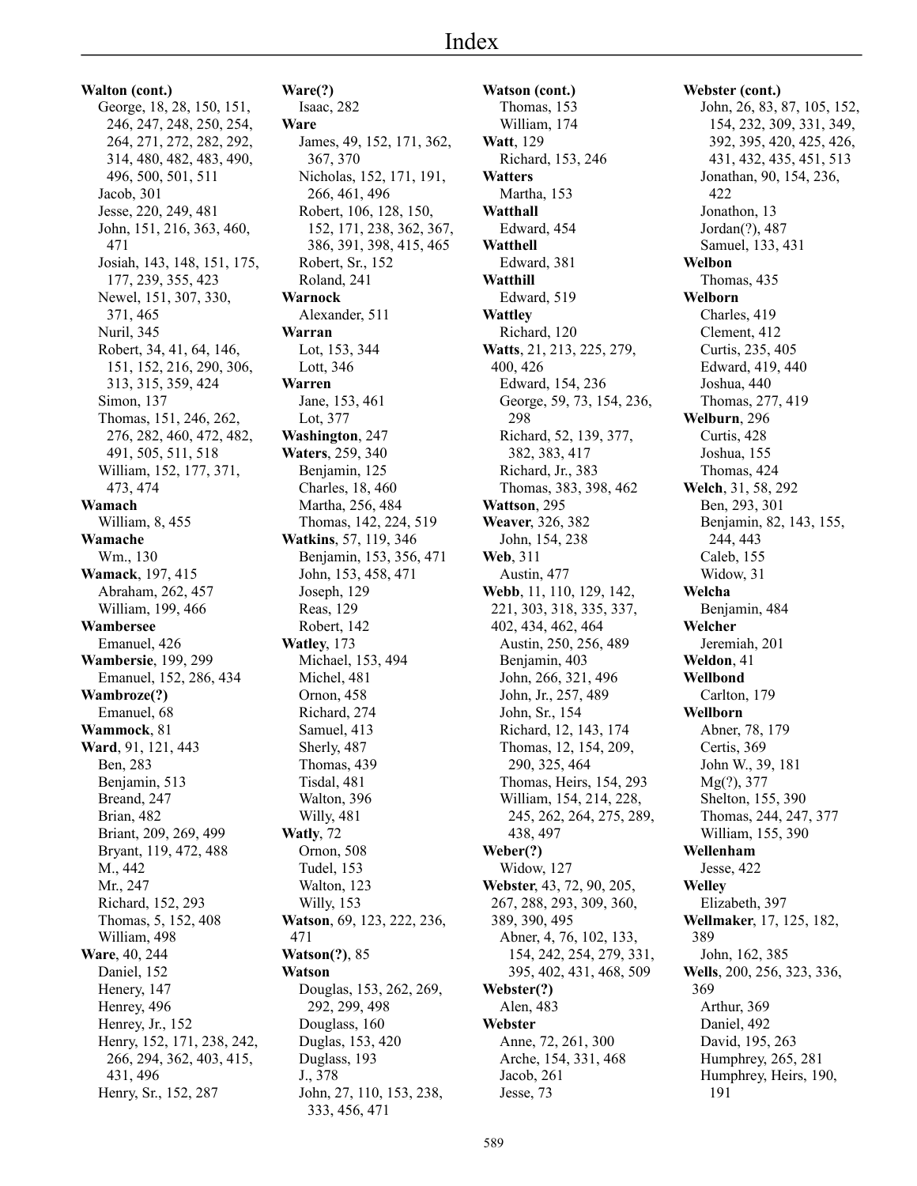# Index

**Walton (cont.)**
- George, 18, 28, 150, 151, 246, 247, 248, 250, 254, 264, 271, 272, 282, 292, 314, 480, 482, 483, 490, 496, 500, 501, 511
- Jacob, 301
- Jesse, 220, 249, 481
- John, 151, 216, 363, 460, 471
- Josiah, 143, 148, 151, 175, 177, 239, 355, 423
- Newel, 151, 307, 330, 371, 465
- Nuril, 345
- Robert, 34, 41, 64, 146, 151, 152, 216, 290, 306, 313, 315, 359, 424
- Simon, 137
- Thomas, 151, 246, 262, 276, 282, 460, 472, 482, 491, 505, 511, 518
- William, 152, 177, 371, 473, 474

**Wamach**
- William, 8, 455

**Wamache**
- Wm., 130

**Wamack**, 197, 415
- Abraham, 262, 457
- William, 199, 466

**Wambersee**
- Emanuel, 426

**Wambersie**, 199, 299
- Emanuel, 152, 286, 434

**Wambroze(?)**
- Emanuel, 68

**Wammock**, 81

**Ward**, 91, 121, 443
- Ben, 283
- Benjamin, 513
- Breand, 247
- Brian, 482
- Briant, 209, 269, 499
- Bryant, 119, 472, 488
- M., 442
- Mr., 247
- Richard, 152, 293
- Thomas, 5, 152, 408
- William, 498

**Ware**, 40, 244
- Daniel, 152
- Henery, 147
- Henrey, 496
- Henrey, Jr., 152
- Henry, 152, 171, 238, 242, 266, 294, 362, 403, 415, 431, 496
- Henry, Sr., 152, 287

**Ware(?)**
- Isaac, 282

**Ware**
- James, 49, 152, 171, 362, 367, 370
- Nicholas, 152, 171, 191, 266, 461, 496
- Robert, 106, 128, 150, 152, 171, 238, 362, 367, 386, 391, 398, 415, 465
- Robert, Sr., 152
- Roland, 241

**Warnock**
- Alexander, 511

**Warran**
- Lot, 153, 344
- Lott, 346

**Warren**
- Jane, 153, 461
- Lot, 377

**Washington**, 247

**Waters**, 259, 340
- Benjamin, 125
- Charles, 18, 460
- Martha, 256, 484
- Thomas, 142, 224, 519

**Watkins**, 57, 119, 346
- Benjamin, 153, 356, 471
- John, 153, 458, 471
- Joseph, 129
- Reas, 129
- Robert, 142

**Watley**, 173
- Michael, 153, 494
- Michel, 481
- Ornon, 458
- Richard, 274
- Samuel, 413
- Sherly, 487
- Thomas, 439
- Tisdal, 481
- Walton, 396
- Willy, 481

**Watly**, 72
- Ornon, 508
- Tudel, 153
- Walton, 123
- Willy, 153

**Watson**, 69, 123, 222, 236, 471

**Watson(?)**, 85

**Watson**
- Douglas, 153, 262, 269, 292, 299, 498
- Douglass, 160
- Duglas, 153, 420
- Duglass, 193
- J., 378
- John, 27, 110, 153, 238, 333, 456, 471

**Watson (cont.)**
- Thomas, 153
- William, 174

**Watt**, 129
- Richard, 153, 246

**Watters**
- Martha, 153

**Watthall**
- Edward, 454

**Watthell**
- Edward, 381

**Watthill**
- Edward, 519

**Wattley**
- Richard, 120

**Watts**, 21, 213, 225, 279, 400, 426
- Edward, 154, 236
- George, 59, 73, 154, 236, 298
- Richard, 52, 139, 377, 382, 383, 417
- Richard, Jr., 383
- Thomas, 383, 398, 462

**Wattson**, 295

**Weaver**, 326, 382
- John, 154, 238

**Web**, 311
- Austin, 477

**Webb**, 11, 110, 129, 142, 221, 303, 318, 335, 337, 402, 434, 462, 464
- Austin, 250, 256, 489
- Benjamin, 403
- John, 266, 321, 496
- John, Jr., 257, 489
- John, Sr., 154
- Richard, 12, 143, 174
- Thomas, 12, 154, 209, 290, 325, 464
- Thomas, Heirs, 154, 293
- William, 154, 214, 228, 245, 262, 264, 275, 289, 438, 497

**Weber(?)**
- Widow, 127

**Webster**, 43, 72, 90, 205, 267, 288, 293, 309, 360, 389, 390, 495
- Abner, 4, 76, 102, 133, 154, 242, 254, 279, 331, 395, 402, 431, 468, 509

**Webster(?)**
- Alen, 483

**Webster**
- Anne, 72, 261, 300
- Arche, 154, 331, 468
- Jacob, 261
- Jesse, 73

**Webster (cont.)**
- John, 26, 83, 87, 105, 152, 154, 232, 309, 331, 349, 392, 395, 420, 425, 426, 431, 432, 435, 451, 513
- Jonathan, 90, 154, 236, 422
- Jonathon, 13
- Jordan(?), 487
- Samuel, 133, 431

**Welbon**
- Thomas, 435

**Welborn**
- Charles, 419
- Clement, 412
- Curtis, 235, 405
- Edward, 419, 440
- Joshua, 440
- Thomas, 277, 419

**Welburn**, 296
- Curtis, 428
- Joshua, 155
- Thomas, 424

**Welch**, 31, 58, 292
- Ben, 293, 301
- Benjamin, 82, 143, 155, 244, 443
- Caleb, 155
- Widow, 31

**Welcha**
- Benjamin, 484

**Welcher**
- Jeremiah, 201

**Weldon**, 41

**Wellbond**
- Carlton, 179

**Wellborn**
- Abner, 78, 179
- Certis, 369
- John W., 39, 181
- Mg(?), 377
- Shelton, 155, 390
- Thomas, 244, 247, 377
- William, 155, 390

**Wellenham**
- Jesse, 422

**Welley**
- Elizabeth, 397

**Wellmaker**, 17, 125, 182, 389
- John, 162, 385

**Wells**, 200, 256, 323, 336, 369
- Arthur, 369
- Daniel, 492
- David, 195, 263
- Humphrey, 265, 281
- Humphrey, Heirs, 190, 191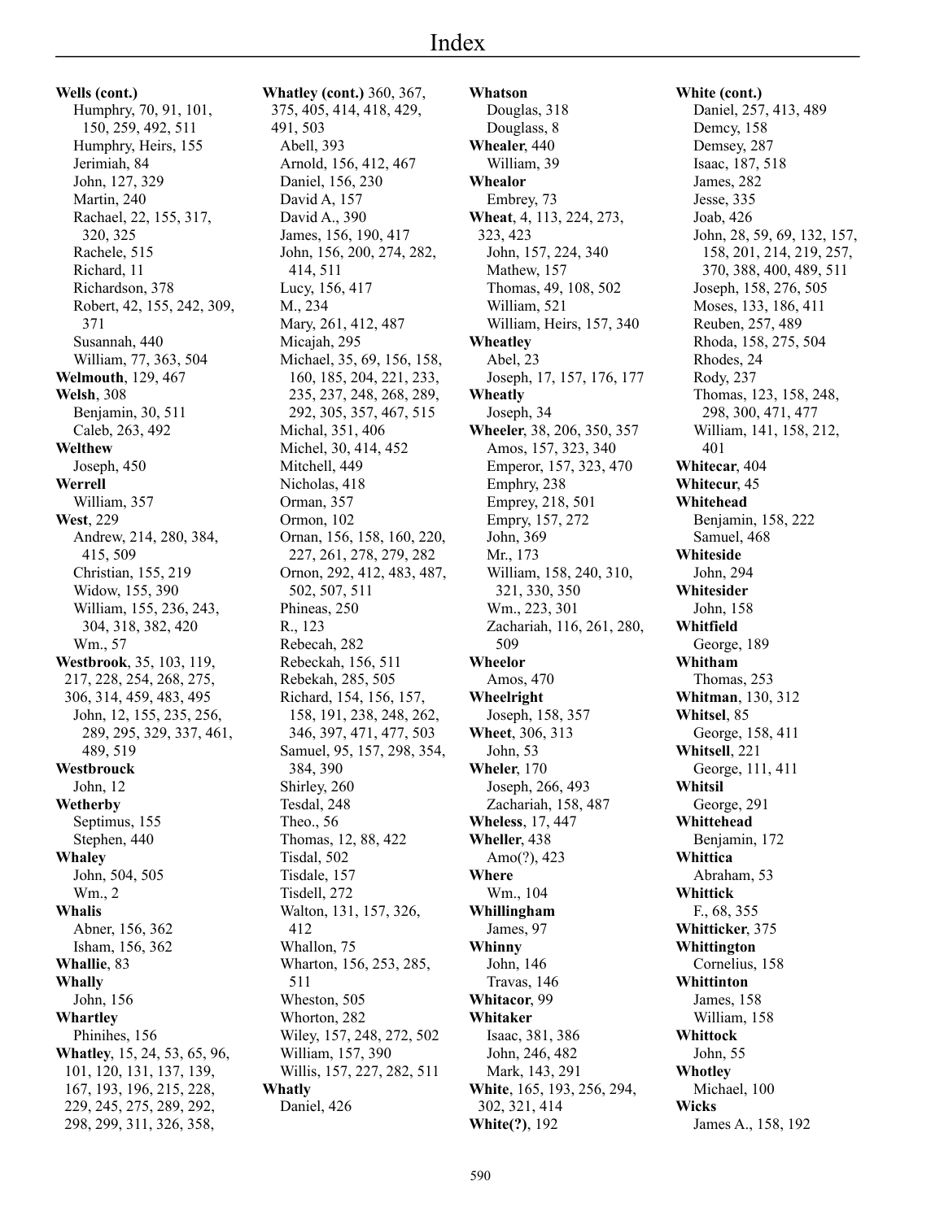# Index

**Wells (cont.)**
Humphry, 70, 91, 101, 150, 259, 492, 511
Humphry, Heirs, 155
Jerimiah, 84
John, 127, 329
Martin, 240
Rachael, 22, 155, 317, 320, 325
Rachele, 515
Richard, 11
Richardson, 378
Robert, 42, 155, 242, 309, 371
Susannah, 440
William, 77, 363, 504

**Welmouth**, 129, 467

**Welsh**, 308
Benjamin, 30, 511
Caleb, 263, 492

**Welthew**
Joseph, 450

**Werrell**
William, 357

**West**, 229
Andrew, 214, 280, 384, 415, 509
Christian, 155, 219
Widow, 155, 390
William, 155, 236, 243, 304, 318, 382, 420
Wm., 57

**Westbrook**, 35, 103, 119, 217, 228, 254, 268, 275, 306, 314, 459, 483, 495
John, 12, 155, 235, 256, 289, 295, 329, 337, 461, 489, 519

**Westbrouck**
John, 12

**Wetherby**
Septimus, 155
Stephen, 440

**Whaley**
John, 504, 505
Wm., 2

**Whalis**
Abner, 156, 362
Isham, 156, 362

**Whallie**, 83

**Whally**
John, 156

**Whartley**
Phinihes, 156

**Whatley**, 15, 24, 53, 65, 96, 101, 120, 131, 137, 139, 167, 193, 196, 215, 228, 229, 245, 275, 289, 292, 298, 299, 311, 326, 358,

**Whatley (cont.)** 360, 367, 375, 405, 414, 418, 429, 491, 503
Abell, 393
Arnold, 156, 412, 467
Daniel, 156, 230
David A, 157
David A., 390
James, 156, 190, 417
John, 156, 200, 274, 282, 414, 511
Lucy, 156, 417
M., 234
Mary, 261, 412, 487
Micajah, 295
Michael, 35, 69, 156, 158, 160, 185, 204, 221, 233, 235, 237, 248, 268, 289, 292, 305, 357, 467, 515
Michal, 351, 406
Michel, 30, 414, 452
Mitchell, 449
Nicholas, 418
Orman, 357
Ormon, 102
Ornan, 156, 158, 160, 220, 227, 261, 278, 279, 282
Ornon, 292, 412, 483, 487, 502, 507, 511
Phineas, 250
R., 123
Rebecah, 282
Rebeckah, 156, 511
Rebekah, 285, 505
Richard, 154, 156, 157, 158, 191, 238, 248, 262, 346, 397, 471, 477, 503
Samuel, 95, 157, 298, 354, 384, 390
Shirley, 260
Tesdal, 248
Theo., 56
Thomas, 12, 88, 422
Tisdal, 502
Tisdale, 157
Tisdell, 272
Walton, 131, 157, 326, 412
Whallon, 75
Wharton, 156, 253, 285, 511
Wheston, 505
Whorton, 282
Wiley, 157, 248, 272, 502
William, 157, 390
Willis, 157, 227, 282, 511

**Whatly**
Daniel, 426

**Whatson**
Douglas, 318
Douglass, 8

**Whealer**, 440
William, 39

**Whealor**
Embrey, 73

**Wheat**, 4, 113, 224, 273, 323, 423
John, 157, 224, 340
Mathew, 157
Thomas, 49, 108, 502
William, 521
William, Heirs, 157, 340

**Wheatley**
Abel, 23
Joseph, 17, 157, 176, 177

**Wheatly**
Joseph, 34

**Wheeler**, 38, 206, 350, 357
Amos, 157, 323, 340
Emperor, 157, 323, 470
Emphry, 238
Emprey, 218, 501
Empry, 157, 272
John, 369
Mr., 173
William, 158, 240, 310, 321, 330, 350
Wm., 223, 301
Zachariah, 116, 261, 280, 509

**Wheelor**
Amos, 470

**Wheelright**
Joseph, 158, 357

**Wheet**, 306, 313
John, 53

**Wheler**, 170
Joseph, 266, 493
Zachariah, 158, 487

**Wheless**, 17, 447

**Wheller**, 438
Amo(?), 423

**Where**
Wm., 104

**Whillingham**
James, 97

**Whinny**
John, 146
Travas, 146

**Whitacor**, 99

**Whitaker**
Isaac, 381, 386
John, 246, 482
Mark, 143, 291

**White**, 165, 193, 256, 294, 302, 321, 414

**White(?)**, 192

**White (cont.)**
Daniel, 257, 413, 489
Demcy, 158
Demsey, 287
Isaac, 187, 518
James, 282
Jesse, 335
Joab, 426
John, 28, 59, 69, 132, 157, 158, 201, 214, 219, 257, 370, 388, 400, 489, 511
Joseph, 158, 276, 505
Moses, 133, 186, 411
Reuben, 257, 489
Rhoda, 158, 275, 504
Rhodes, 24
Rody, 237
Thomas, 123, 158, 248, 298, 300, 471, 477
William, 141, 158, 212, 401

**Whitecar**, 404

**Whitecur**, 45

**Whitehead**
Benjamin, 158, 222
Samuel, 468

**Whiteside**
John, 294

**Whitesider**
John, 158

**Whitfield**
George, 189

**Whitham**
Thomas, 253

**Whitman**, 130, 312

**Whitsel**, 85
George, 158, 411

**Whitsell**, 221
George, 111, 411

**Whitsil**
George, 291

**Whittehead**
Benjamin, 172

**Whittica**
Abraham, 53

**Whittick**
F., 68, 355

**Whitticker**, 375

**Whittington**
Cornelius, 158

**Whittinton**
James, 158
William, 158

**Whittock**
John, 55

**Whotley**
Michael, 100

**Wicks**
James A., 158, 192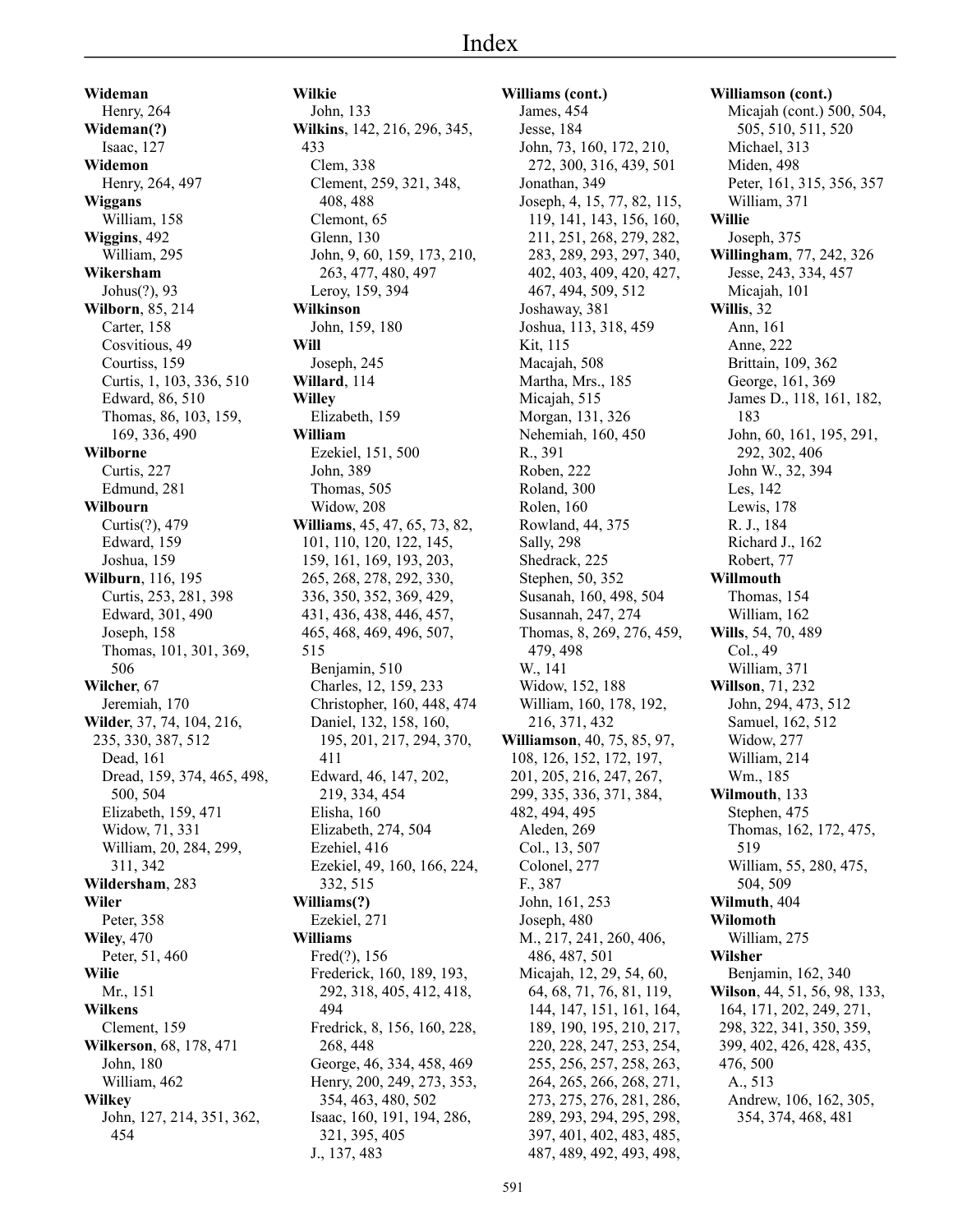# Index

**Wideman**
Henry, 264
**Wideman(?)**
Isaac, 127
**Widemon**
Henry, 264, 497
**Wiggans**
William, 158
**Wiggins**, 492
William, 295
**Wikersham**
Johus(?), 93
**Wilborn**, 85, 214
Carter, 158
Cosvitious, 49
Courtiss, 159
Curtis, 1, 103, 336, 510
Edward, 86, 510
Thomas, 86, 103, 159, 169, 336, 490
**Wilborne**
Curtis, 227
Edmund, 281
**Wilbourn**
Curtis(?), 479
Edward, 159
Joshua, 159
**Wilburn**, 116, 195
Curtis, 253, 281, 398
Edward, 301, 490
Joseph, 158
Thomas, 101, 301, 369, 506
**Wilcher**, 67
Jeremiah, 170
**Wilder**, 37, 74, 104, 216, 235, 330, 387, 512
Dead, 161
Dread, 159, 374, 465, 498, 500, 504
Elizabeth, 159, 471
Widow, 71, 331
William, 20, 284, 299, 311, 342
**Wildersham**, 283
**Wiler**
Peter, 358
**Wiley**, 470
Peter, 51, 460
**Wilie**
Mr., 151
**Wilkens**
Clement, 159
**Wilkerson**, 68, 178, 471
John, 180
William, 462
**Wilkey**
John, 127, 214, 351, 362, 454
**Wilkie**
John, 133
**Wilkins**, 142, 216, 296, 345, 433
Clem, 338
Clement, 259, 321, 348, 408, 488
Clemont, 65
Glenn, 130
John, 9, 60, 159, 173, 210, 263, 477, 480, 497
Leroy, 159, 394
**Wilkinson**
John, 159, 180
**Will**
Joseph, 245
**Willard**, 114
**Willey**
Elizabeth, 159
**William**
Ezekiel, 151, 500
John, 389
Thomas, 505
Widow, 208
**Williams**, 45, 47, 65, 73, 82, 101, 110, 120, 122, 145, 159, 161, 169, 193, 203, 265, 268, 278, 292, 330, 336, 350, 352, 369, 429, 431, 436, 438, 446, 457, 465, 468, 469, 496, 507, 515
Benjamin, 510
Charles, 12, 159, 233
Christopher, 160, 448, 474
Daniel, 132, 158, 160, 195, 201, 217, 294, 370, 411
Edward, 46, 147, 202, 219, 334, 454
Elisha, 160
Elizabeth, 274, 504
Ezehiel, 416
Ezekiel, 49, 160, 166, 224, 332, 515
**Williams(?)**
Ezekiel, 271
**Williams**
Fred(?), 156
Frederick, 160, 189, 193, 292, 318, 405, 412, 418, 494
Fredrick, 8, 156, 160, 228, 268, 448
George, 46, 334, 458, 469
Henry, 200, 249, 273, 353, 354, 463, 480, 502
Isaac, 160, 191, 194, 286, 321, 395, 405
J., 137, 483
**Williams (cont.)**
James, 454
Jesse, 184
John, 73, 160, 172, 210, 272, 300, 316, 439, 501
Jonathan, 349
Joseph, 4, 15, 77, 82, 115, 119, 141, 143, 156, 160, 211, 251, 268, 279, 282, 283, 289, 293, 297, 340, 402, 403, 409, 420, 427, 467, 494, 509, 512
Joshaway, 381
Joshua, 113, 318, 459
Kit, 115
Macajah, 508
Martha, Mrs., 185
Micajah, 515
Morgan, 131, 326
Nehemiah, 160, 450
R., 391
Roben, 222
Roland, 300
Rolen, 160
Rowland, 44, 375
Sally, 298
Shedrack, 225
Stephen, 50, 352
Susanah, 160, 498, 504
Susannah, 247, 274
Thomas, 8, 269, 276, 459, 479, 498
W., 141
Widow, 152, 188
William, 160, 178, 192, 216, 371, 432
**Williamson**, 40, 75, 85, 97, 108, 126, 152, 172, 197, 201, 205, 216, 247, 267, 299, 335, 336, 371, 384, 482, 494, 495
Aleden, 269
Col., 13, 507
Colonel, 277
F., 387
John, 161, 253
Joseph, 480
M., 217, 241, 260, 406, 486, 487, 501
Micajah, 12, 29, 54, 60, 64, 68, 71, 76, 81, 119, 144, 147, 151, 161, 164, 189, 190, 195, 210, 217, 220, 228, 247, 253, 254, 255, 256, 257, 258, 263, 264, 265, 266, 268, 271, 273, 275, 276, 281, 286, 289, 293, 294, 295, 298, 397, 401, 402, 483, 485, 487, 489, 492, 493, 498,
**Williamson (cont.)**
Micajah (cont.) 500, 504, 505, 510, 511, 520
Michael, 313
Miden, 498
Peter, 161, 315, 356, 357
William, 371
**Willie**
Joseph, 375
**Willingham**, 77, 242, 326
Jesse, 243, 334, 457
Micajah, 101
**Willis**, 32
Ann, 161
Anne, 222
Brittain, 109, 362
George, 161, 369
James D., 118, 161, 182, 183
John, 60, 161, 195, 291, 292, 302, 406
John W., 32, 394
Les, 142
Lewis, 178
R. J., 184
Richard J., 162
Robert, 77
**Willmouth**
Thomas, 154
William, 162
**Wills**, 54, 70, 489
Col., 49
William, 371
**Willson**, 71, 232
John, 294, 473, 512
Samuel, 162, 512
Widow, 277
William, 214
Wm., 185
**Wilmouth**, 133
Stephen, 475
Thomas, 162, 172, 475, 519
William, 55, 280, 475, 504, 509
**Wilmuth**, 404
**Wilomoth**
William, 275
**Wilsher**
Benjamin, 162, 340
**Wilson**, 44, 51, 56, 98, 133, 164, 171, 202, 249, 271, 298, 322, 341, 350, 359, 399, 402, 426, 428, 435, 476, 500
A., 513
Andrew, 106, 162, 305, 354, 374, 468, 481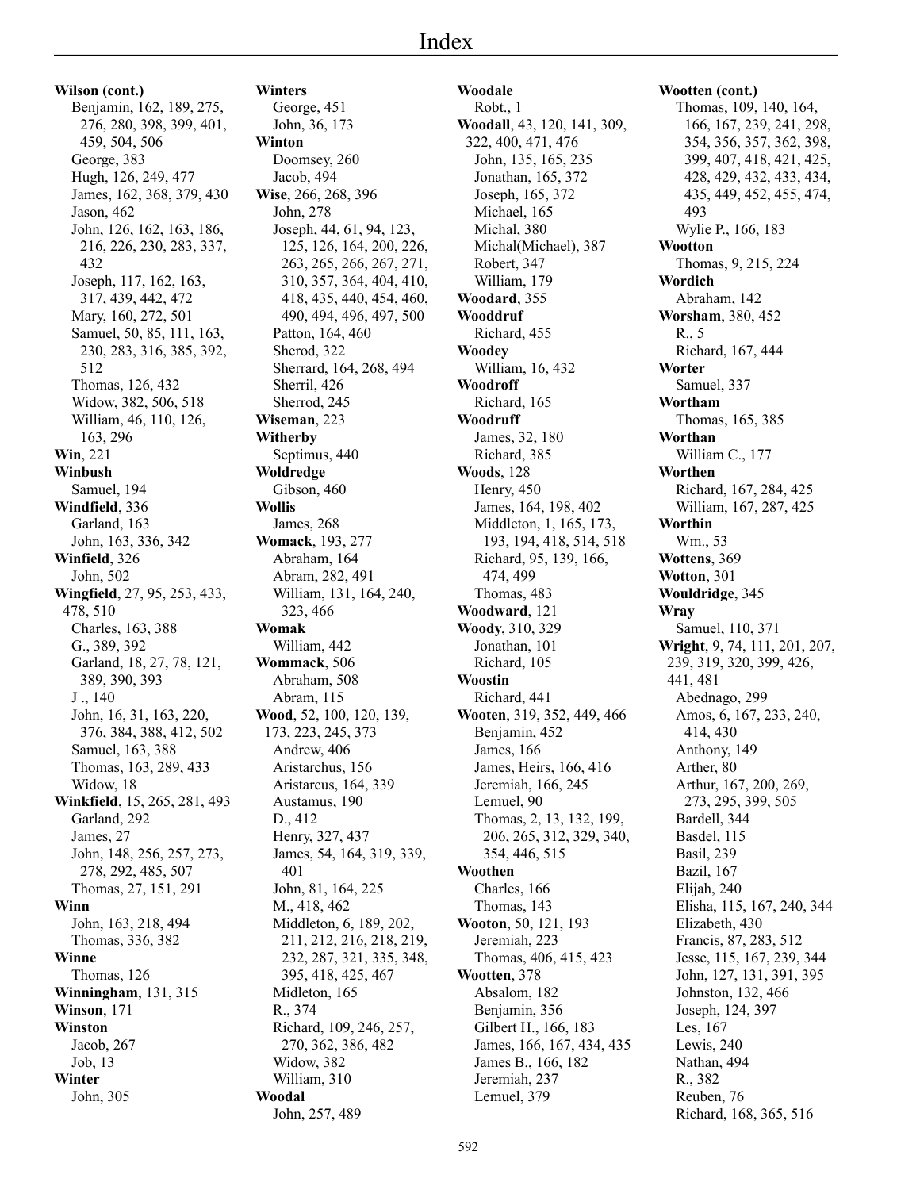# Index

**Wilson (cont.)**
- Benjamin, 162, 189, 275, 276, 280, 398, 399, 401, 459, 504, 506
- George, 383
- Hugh, 126, 249, 477
- James, 162, 368, 379, 430
- Jason, 462
- John, 126, 162, 163, 186, 216, 226, 230, 283, 337, 432
- Joseph, 117, 162, 163, 317, 439, 442, 472
- Mary, 160, 272, 501
- Samuel, 50, 85, 111, 163, 230, 283, 316, 385, 392, 512
- Thomas, 126, 432
- Widow, 382, 506, 518
- William, 46, 110, 126, 163, 296

**Win**, 221

**Winbush**
- Samuel, 194

**Windfield**, 336
- Garland, 163
- John, 163, 336, 342

**Winfield**, 326
- John, 502

**Wingfield**, 27, 95, 253, 433, 478, 510
- Charles, 163, 388
- G., 389, 392
- Garland, 18, 27, 78, 121, 389, 390, 393
- J ., 140
- John, 16, 31, 163, 220, 376, 384, 388, 412, 502
- Samuel, 163, 388
- Thomas, 163, 289, 433
- Widow, 18

**Winkfield**, 15, 265, 281, 493
- Garland, 292
- James, 27
- John, 148, 256, 257, 273, 278, 292, 485, 507
- Thomas, 27, 151, 291

**Winn**
- John, 163, 218, 494
- Thomas, 336, 382

**Winne**
- Thomas, 126

**Winningham**, 131, 315

**Winson**, 171

**Winston**
- Jacob, 267
- Job, 13

**Winter**
- John, 305

**Winters**
- George, 451
- John, 36, 173

**Winton**
- Doomsey, 260
- Jacob, 494

**Wise**, 266, 268, 396
- John, 278
- Joseph, 44, 61, 94, 123, 125, 126, 164, 200, 226, 263, 265, 266, 267, 271, 310, 357, 364, 404, 410, 418, 435, 440, 454, 460, 490, 494, 496, 497, 500
- Patton, 164, 460
- Sherod, 322
- Sherrard, 164, 268, 494
- Sherril, 426
- Sherrod, 245

**Wiseman**, 223

**Witherby**
- Septimus, 440

**Woldredge**
- Gibson, 460

**Wollis**
- James, 268

**Womack**, 193, 277
- Abraham, 164
- Abram, 282, 491
- William, 131, 164, 240, 323, 466

**Womak**
- William, 442

**Wommack**, 506
- Abraham, 508
- Abram, 115

**Wood**, 52, 100, 120, 139, 173, 223, 245, 373
- Andrew, 406
- Aristarchus, 156
- Aristarcus, 164, 339
- Austamus, 190
- D., 412
- Henry, 327, 437
- James, 54, 164, 319, 339, 401
- John, 81, 164, 225
- M., 418, 462
- Middleton, 6, 189, 202, 211, 212, 216, 218, 219, 232, 287, 321, 335, 348, 395, 418, 425, 467
- Midleton, 165
- R., 374
- Richard, 109, 246, 257, 270, 362, 386, 482
- Widow, 382
- William, 310

**Woodal**
- John, 257, 489

**Woodale**
- Robt., 1

**Woodall**, 43, 120, 141, 309, 322, 400, 471, 476
- John, 135, 165, 235
- Jonathan, 165, 372
- Joseph, 165, 372
- Michael, 165
- Michal, 380
- Michal(Michael), 387
- Robert, 347
- William, 179

**Woodard**, 355

**Wooddruf**
- Richard, 455

**Woodey**
- William, 16, 432

**Woodroff**
- Richard, 165

**Woodruff**
- James, 32, 180
- Richard, 385

**Woods**, 128
- Henry, 450
- James, 164, 198, 402
- Middleton, 1, 165, 173, 193, 194, 418, 514, 518
- Richard, 95, 139, 166, 474, 499
- Thomas, 483

**Woodward**, 121

**Woody**, 310, 329
- Jonathan, 101
- Richard, 105

**Woostin**
- Richard, 441

**Wooten**, 319, 352, 449, 466
- Benjamin, 452
- James, 166
- James, Heirs, 166, 416
- Jeremiah, 166, 245
- Lemuel, 90
- Thomas, 2, 13, 132, 199, 206, 265, 312, 329, 340, 354, 446, 515

**Woothen**
- Charles, 166
- Thomas, 143

**Wooton**, 50, 121, 193
- Jeremiah, 223
- Thomas, 406, 415, 423

**Wootten**, 378
- Absalom, 182
- Benjamin, 356
- Gilbert H., 166, 183
- James, 166, 167, 434, 435
- James B., 166, 182
- Jeremiah, 237
- Lemuel, 379

**Wootten (cont.)**
- Thomas, 109, 140, 164, 166, 167, 239, 241, 298, 354, 356, 357, 362, 398, 399, 407, 418, 421, 425, 428, 429, 432, 433, 434, 435, 449, 452, 455, 474, 493
- Wylie P., 166, 183

**Wootton**
- Thomas, 9, 215, 224

**Wordich**
- Abraham, 142

**Worsham**, 380, 452
- R., 5
- Richard, 167, 444

**Worter**
- Samuel, 337

**Wortham**
- Thomas, 165, 385

**Worthan**
- William C., 177

**Worthen**
- Richard, 167, 284, 425
- William, 167, 287, 425

**Worthin**
- Wm., 53

**Wottens**, 369

**Wotton**, 301

**Wouldridge**, 345

**Wray**
- Samuel, 110, 371

**Wright**, 9, 74, 111, 201, 207, 239, 319, 320, 399, 426, 441, 481
- Abednago, 299
- Amos, 6, 167, 233, 240, 414, 430
- Anthony, 149
- Arther, 80
- Arthur, 167, 200, 269, 273, 295, 399, 505
- Bardell, 344
- Basdel, 115
- Basil, 239
- Bazil, 167
- Elijah, 240
- Elisha, 115, 167, 240, 344
- Elizabeth, 430
- Francis, 87, 283, 512
- Jesse, 115, 167, 239, 344
- John, 127, 131, 391, 395
- Johnston, 132, 466
- Joseph, 124, 397
- Les, 167
- Lewis, 240
- Nathan, 494
- R., 382
- Reuben, 76
- Richard, 168, 365, 516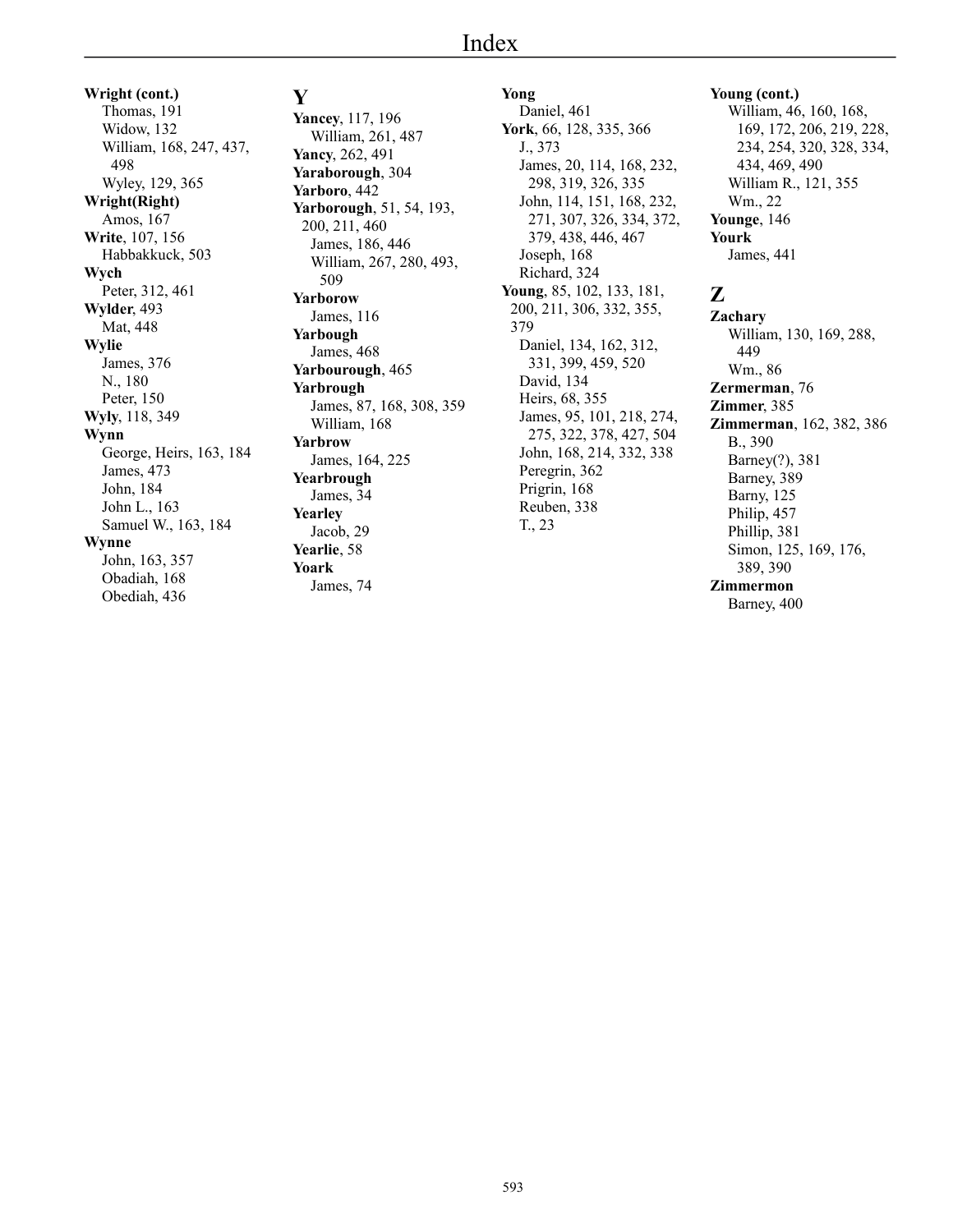# Index

**Wright (cont.)**
- Thomas, 191
- Widow, 132
- William, 168, 247, 437, 498
- Wyley, 129, 365

**Wright(Right)**
- Amos, 167

**Write**, 107, 156
- Habbakkuck, 503

**Wych**
- Peter, 312, 461

**Wylder**, 493
- Mat, 448

**Wylie**
- James, 376
- N., 180
- Peter, 150

**Wyly**, 118, 349

**Wynn**
- George, Heirs, 163, 184
- James, 473
- John, 184
- John L., 163
- Samuel W., 163, 184

**Wynne**
- John, 163, 357
- Obadiah, 168
- Obediah, 436

## Y

**Yancey**, 117, 196
- William, 261, 487

**Yancy**, 262, 491

**Yaraborough**, 304

**Yarboro**, 442

**Yarborough**, 51, 54, 193, 200, 211, 460
- James, 186, 446
- William, 267, 280, 493, 509

**Yarborow**
- James, 116

**Yarbough**
- James, 468

**Yarbourough**, 465

**Yarbrough**
- James, 87, 168, 308, 359
- William, 168

**Yarbrow**
- James, 164, 225

**Yearbrough**
- James, 34

**Yearley**
- Jacob, 29

**Yearlie**, 58

**Yoark**
- James, 74

**Yong**
- Daniel, 461

**York**, 66, 128, 335, 366
- J., 373
- James, 20, 114, 168, 232, 298, 319, 326, 335
- John, 114, 151, 168, 232, 271, 307, 326, 334, 372, 379, 438, 446, 467
- Joseph, 168
- Richard, 324

**Young**, 85, 102, 133, 181, 200, 211, 306, 332, 355, 379
- Daniel, 134, 162, 312, 331, 399, 459, 520
- David, 134
- Heirs, 68, 355
- James, 95, 101, 218, 274, 275, 322, 378, 427, 504
- John, 168, 214, 332, 338
- Peregrin, 362
- Prigrin, 168
- Reuben, 338
- T., 23

**Young (cont.)**
- William, 46, 160, 168, 169, 172, 206, 219, 228, 234, 254, 320, 328, 334, 434, 469, 490
- William R., 121, 355
- Wm., 22

**Younge**, 146

**Yourk**
- James, 441

## Z

**Zachary**
- William, 130, 169, 288, 449
- Wm., 86

**Zermerman**, 76

**Zimmer**, 385

**Zimmerman**, 162, 382, 386
- B., 390
- Barney(?), 381
- Barney, 389
- Barny, 125
- Philip, 457
- Phillip, 381
- Simon, 125, 169, 176, 389, 390

**Zimmermon**
- Barney, 400